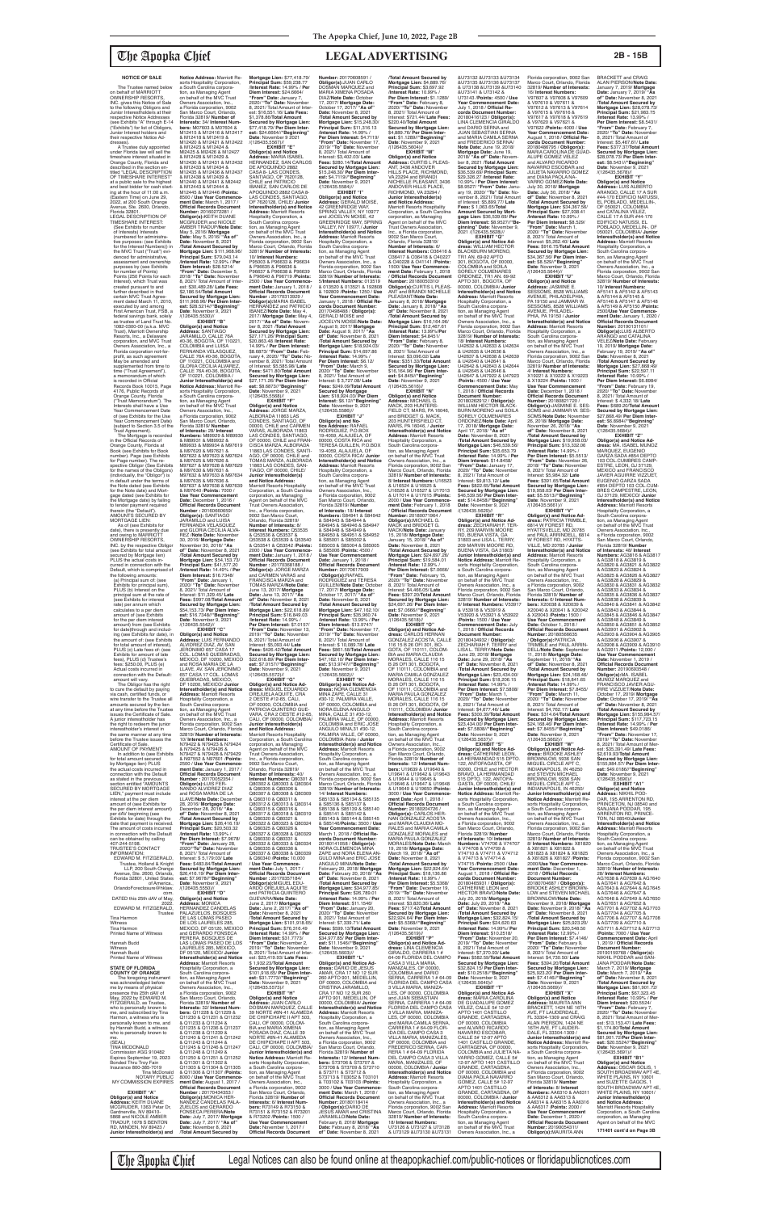**NOTICE OF SALE**

The Trustee named below on behalf of MARRIOTT OWNERSHIP RESORTS, INC. gives this Notice of Sale to the following Obligors and Junior Interestholder(s) at their respective Notice Addresses (see Exhibits "A" through "E14" ("Exhibits") for list of Obligors, Junior Interest holders and their respective Notice Addresses).

A Trustee duly appointed under Florida law will sell the timeshare interest situated in Orange County, Florida and described in the section entitled "LEGAL DESCRIPTION OF TIMESHARE INTEREST" at a public sale to the highest and best bidder for cash starting at the hour of 11:00 a.m. (Eastern Time) on June 29, 2022 at 200 South Orange Avenue, Ste. 2600, Orlando, Florida 32801.

LEGAL DESCRIPTION OF TIMESHARE INTEREST: (See Exhibits for number of Interests) Interests (numbered for administrative purposes: (see Exhibits for the Interest Numbers)) in the MVC Trust ("Trust") evidenced for administrative, assessment and ownership purposes by (see Exhibits for number of Points) Points (250 Points for each Interest), which Trust was created pursuant to and further described in that certain MVC Trust Agreement dated March 11, 2010, executed by and among First American Trust, FSB, a federal savings bank, solely as trustee of Land Trust No. 1082-0300-00 (a.k.a. MVC Trust), Marriott Ownership Resorts, Inc., a Delaware corporation, and MVC Trust Owners Association, Inc., a Florida corporation not-for-profit, as such agreement may be amended and supplemented from time to time ("Trust Agreement"), a memorandum of which is recorded in Official Records Book 10015, Page 4176, Public Records of Orange County, Florida ("Trust Memorandum"). The Interests shall have a Use Year Commencement Date of (see Exhibits for the Use Year Commencement Date) (subject to Section 3.5 of the Trust Agreement).

The Mortgage is recorded in the Official Records of Orange County, Florida at Book (see Exhibits for Book number), Page (see Exhibits for Page number). The respective Obligor (See Exhibits for the names of the Obligors) (individually, the "Obligor") is in default under the terms of the Note dated (see Exhibits for the Note date) and Mortgage dated (see Exhibits for the Mortgage date) by failing to tender payment required therein (the "Default").

AMOUNT SECURED BY MORTGAGE LIEN:

As of (see Exhibits for date), there is presently due and owing to MARRIOTT OWNERSHIP RESORTS, INC. by the respective Obligor (see Exhibits for total amount secured by Mortgage lien) PLUS the actual costs incurred in connection with the Default, which is comprised of the following amounts:

(a) Principal sum of: (see Exhibits for principal sum), PLUS (b) Interest on the principal sum at the rate of (see Exhibits for interest rate) per annum which calculates to a per diem amount of (see Exhibits for the per diem interest amount) from (see Exhibits for date)through and including (see Exhibits for date), in the amount of: (see Exhibits for total amount of interest), PLUS (c) Late fees of: (see Exhibits for amount of late fees), PLUS (d) Trustee's fees: $250.00, PLUS (e) Actual costs incurred in connection with the Default: amount will vary.

The Obligor has the right to cure this Default by paying via cash, certified funds, or wire transfer to the Trustee all amounts secured by the lien at any time before the Trustee issues the Certificate of Sale. A junior interestholder has the right to redeem the junior interestholder's interest in the same manner at any time before the Trustee issues the Certificate of Sale.

AMOUNT OF PAYMENT:

In addition to (see Exhibits for total amount secured by Mortgage lien) PLUS the actual costs incurred in connection with the Default as stated in the previous section entitled "AMOUNTS SECURED BY MORTGAGE LIEN," payment must include interest at the per diem amount of (see Exhibits for the per diem interest amount) per day beginning (see Exhibits for date) through the date that payment is received. The amount of costs incurred in connection with the Default can be obtained by calling 407-244-5198.

TRUSTEE'S CONTACT INFORMATION:

EDWARD M. FITZGERALD, Trustee, Holland & Knight LLP, 200 South Orange Avenue, Ste. 2600, Orlando, Florida 32801, United States of America, OrlandoForeclosure@hklaw.com.

DATED this 25th day of May, 2022.

EDWARD M. FITZGERALD, Trustee

Tina Harmon
Witness
Tina Harmon
Printed Name of Witness

Hannah Budd
Witness
Hannah Budd
Printed Name of Witness

**STATE OF FLORIDA COUNTY OF ORANGE**

The foregoing instrument was acknowledged before me by means of physical presence this 25th day of May, 2022 by EDWARD M. FITZGERALD, as Trustee, who is personally known to me, and subscribed by Tina Harmon, a witness who is personally known to me, and by Hannah Budd, a witness who is personally known to me.

(SEAL)
TINA MCDONALD
Commission #GG 910482
Expires September 19, 2023
Bonded Thru Troy Fain Insurance 800-385-7019
Tina McDonald
NOTARY PUBLIC
MY COMMISSION EXPIRES

**EXHIBIT "A"**

**Obligor(s) and Notice Address:** KEITH DUANE MCGRUDER, 1383 Peter Dr, Gardnerville, NV 89410-5868 and NICOLE AMBER TRADUP, 1678 S BENTON RD, MINDEN, NV 89423 / **Junior Interestholder(s) and Notice Address:** Marriott Resorts Hospitality Corporation, a South Carolina corporation, as Managing Agent on behalf of the MVC Trust Owners Association, Inc., a Florida corporation, 9002 San Marco Court, Orlando, Florida 32819/ **Number of Interests:** 34/ **Interest Numbers:** M07603 & M07604 & M12415 & M12416 & M12417 & M12418 & M12419 & M12420 & M12421 & M12422 & M12423 & M12424 & M02425 & M12426 & M12427 & M12428 & M12429 & M12430 & M12431 & M12432 & M12433 & M12434 & M12435 & M12436 & M12437 & M12439 & M12439 & M12440 & M12441 & M62442 & M12443 & M12444 & M12445 & M12446 /**Points:** 8500 / **Use Year Commencement Date:** March 1, 2017 / **Official Records Document Number:** 20160272261 / **Obligor(s):**KEITH DUANE MCGRUDER and NICOLE AMBER TRADUP/**Note Date:** May 5, 2016/ **Mortgage Date:** May 5, 2016/ **"As of" Date:** November 8, 2021 /**Total Amount Secured by Mortgage Lien:** $111,968.96/ **Principal Sum:** $79,043.14 /**Interest Rate:** 12.99% / **Per Diem Interest:** $28.5214/ **"From" Date:** December 5, 2018/ **"To" Date:** November 8, 2021/ Total Amount of Interest: $30,489.28/ **Late Fees:** $2,186.54/**Total Amount Secured by Mortgage Lien:** $111,968.96/ **Per Diem Interest:** $28.5214//**Beginning Date:** November 9, 2021 /(126435.5530)//

**EXHIBIT "B"**

**Obligor(s) and Notice Address:** SANTIAGO JARAMILLO, CALLE 76A #0-36, BOGOTA, OF 110221, COLOMBIA and LUISA FERNANDA VELASQUEZ, CALLE 76A #0-36, BOGOTA, OF 110221, COLOMBIA and GLORIA CECILIA ALVAREZ, CALLE 76A #0-36, BOGOTA, OF 110221, COLOMBIA / **Junior Interestholder(s) and Notice Address:** Marriott Resorts Hospitality Corporation, a South Carolina corporation, as Managing Agent on behalf of the MVC Trust Owners Association, Inc., a Florida corporation, 9002 San Marco Court, Orlando, Florida 32819/ **Number of Interests:** 20 /**Interest Numbers:** M89928 & M89930 & M89931 & M89932 & M89933 & M89934 & M97619 & M97620 & M97621 & M97622 & M97623 & M97624 & M97625 & M97626 & M97627 & M97628 & M97629 & M97630 & M97631 & M97632 & M97633 & M97634 & M97635 & M97636 & M97637 & M97638 & M97639 & M97640 /**Points:** 7000 / **Use Year Commencement Date:** December 1, 2016 / **Official Records Document Number:** 20160560659 / **Obligor(s):** SANTIAGO JARAMILLO and LUISA FERNANDA VELASQUEZ and GLORIA CECILIA ALVAREZ /**Note Date:** November 30, 2016/ **Mortgage Date:** November 30, 2016/ **"As of" Date:** November 8, 2021 /**Total Amount Secured by Mortgage Lien:** $54,153.73/ **Principal Sum:** $41,577.20 /**Interest Rate:** 14.49% / **Per Diem Interest:** $16.7346/ **"From" Date:** January 1, 2020/ **"To" Date:** November 8, 2021/ Total Amount of Interest: $11,326.45/ **Late Fees:** $997.08/**Total Amount Secured by Mortgage Lien:** $54,153.73/ **Per Diem Interest:** $16.7346//**Beginning Date:** November 9, 2021 /(126435.5542)//

**EXHIBIT "C"**

**Obligor(s) and Notice Address:** LUIS FERNANDO ALVAREZ DIAZ, AV. SAN JERONIMO 657 CASA 17 COL. LOMAS QUEBRADAS, MEXICO, DF 10200, MEXICO and ROSA MARIA DE LA LLAVE, AV. SAN JERONIMO 657 CASA 17 COL. LOMAS QUEBRADAS, MEXICO, DF 10200, MEXICO / **Junior Interestholder(s) and Notice Address:** Marriott Resorts Hospitality Corporation, a South Carolina corporation, as Managing Agent on behalf of the MVC Trust Owners Association, Inc., a Florida corporation, 9002 San Marco Court, Orlando, Florida 32819/ **Number of Interests:** 10/ **Interest Numbers:** N79422 & N79423 & N79424 & N79425 & N79426 & N79427 & N79428 & N79429 & N79502 & N79501 /**Points:** 2500 / **Use Year Commencement Date:** January 1, 2017 / **Official Records Document Number:** 20170052344 / **Obligor(s):**LUIS FERNANDO ALVAREZ DIAZ and ROSA MARIA DE LA LLAVE/**Note Date:** December 28, 2016/ **Mortgage Date:** December 28, 2016/ **"As of" Date:** November 8, 2021 /**Total Amount Secured by Mortgage Lien:** $26,416.19/ **Principal Sum:** $20,503.32 /**Interest Rate:** 13.99% / **Per Diem Interest:** $7.9678/ **"From" Date:** January 28, 2020/ **"To" Date:** November 8, 2021/ Total Amount of Interest: $ 5,179.03/ **Late Fees:** $483.84/**Total Amount Secured by Mortgage Lien:** $26,416.19/ **Per Diem Interest:** $7.9678//**Beginning Date:** November 9, 2021 /(126435.5550)//

**EXHIBIT "D"**

**Obligor(s) and Notice Address:** MONICA HERNANDEZ CANDELAS PALAZUELOS, BOSQUES DE LAS LOMAS PASEO DE LOS LAURELES 285, MEXICO, DF 05120, MEXICO and GERARDO FONSECA PEREIRA, BOSQUES DE LAS LOMAS PASEO DE LOS LAURELES 285, MEXICO, DF 05120, MEXICO/ **Junior Interestholder(s) and Notice Address:** Marriott Resorts Hospitality Corporation, a South Carolina corporation, as Managing Agent on behalf of the MVC Trust Owners Association, Inc., a Florida corporation, 9002 San Marco Court, Orlando, Florida 32819/ **Number of Interests:** 32/ **Interest Numbers:** Q11228 & Q11229 & Q11230 & Q11231 & Q11232 & Q11233 & Q11234 & Q11235 & Q11236 & Q11237 & Q11238 & Q11239 & Q11240 & Q11241 & Q11242 & Q11243 & Q11244 & Q11245 & Q11246 & Q11247 & Q11248 & Q11249 & Q11250 & Q11251 & Q11252 & Q11301 & Q11302 & Q11303 & Q11304 & Q11305 & Q11306 & Q11307 /**Points:** 8000 / **Use Year Commencement Date:** August 1, 2017 / **Official Records Document Number:** 20170404263 / **Obligor(s):**MONICA HERNANDEZ CANDELAS PALAZUELOS and GERARDO FONSECA PEREIRA/**Note Date:** July 7, 2017/ **Mortgage Date:** July 7, 2017/ **"As of" Date:** November 8, 2021 /**Total Amount Secured by Mortgage Lien:** $77,418.79/ **Principal Sum:** $59,238.77 /**Interest Rate:** 14.99% / **Per Diem Interest:** $24.6664/ **"From" Date:** January 7, 2020/ **"To" Date:** November 8, 2021/ Total Amount of Interest: $16,551.16/ **Late Fees:** $1,378.86/**Total Amount Secured by Mortgage Lien:** $77,418.79/ **Per Diem Interest:** $24.6664//**Beginning Date:** November 9, 2021 /(126435.5567)//

**EXHIBIT "E"**

**Obligor(s) and Notice Address:** MARIA ISABEL HERNANDEZ, SAN CARLOS DE APOQUINDO 2882 CASA B- LAS CONDES, SANTIAGO, OF 7620128, CHILE and PATRICIO IBANEZ, SAN CARLOS DE APOQUINDO 2882 CASA B- LAS CONDES, SANTIAGO, OF 7620128, CHILE/ **Junior Interestholder(s) and Notice Address:** Marriott Resorts Hospitality Corporation, a South Carolina corporation, as Managing Agent on behalf of the MVC Trust Owners Association, Inc., a Florida corporation, 9002 San Marco Court, Orlando, Florida 32819/ **Number of Interests:** 8/ **Interest Numbers:** P96605 & P96633 & P96634 & P96635 & P96636 & P96637 & P96638 & P96639 & P96640 & P96719 /**Points:** 2500 / **Use Year Commencement Date:** January 1, 2018 / **Official Records Document Number:** 20170313929 / **Obligor(s):**MARIA ISABEL HERNANDEZ and PATRICIO IBANEZ/**Note Date:** May 4, 2017/ **Mortgage Date:** May 4, 2017/ **"As of" Date:** November 8, 2021 /**Total Amount Secured by Mortgage Lien:** $27,171.20/ **Principal Sum:** $20,863.48 /**Interest Rate:** 14.99% / **Per Diem Interest:** $8.6873/ **"From" Date:** February 4, 2020/ **"To" Date:** November 8, 2021/ Total Amount of Interest: $5,585.96/ **Late Fees:** $471.80/**Total Amount Secured by Mortgage Lien:** $27,171.20/ **Per Diem Interest:** $8.6873//**Beginning Date:** November 9, 2021 /(126435.5575)//

**EXHIBIT "F"**

**Obligor(s) and Notice Address:** JORGE NARANJO ALBORNOZ, 11863 LAS CONDES, SANTIAGO, OF 00000, CHILE and CARMEN VIAL ALBORNOZ, 11863 LAS CONDES, SANTIAGO, OF 00000, CHILE and CISCA MARIA ALBORNOZ, 11863 LAS CONDES, SANTIAGO, OF 00000, CHILE and TOMAS MARIA ALBORNOZ, 11863 LAS CONDES, SANTIAGO, OF 00000, CHILE/ **Junior Interestholder(s) and Notice Address:** Marriott Resorts Hospitality Corporation, a South Carolina corporation, as Managing Agent on behalf of the MVC Trust Owners Association, Inc., a Florida corporation, 9002 San Marco Court, Orlando, Florida 32819/ **Number of Interests:** 8 / **Interest Numbers:** Q35535 & Q35536 & Q35537 & Q35538 & Q35539 & Q35540 & Q35541 & Q35542 /**Points:** 2000 / **Use Year Commencement Date:** January 1, 2018 / **Official Records Document Number:** 20170417381 / **Obligor(s):** JORGE NARANJO ALBORNOZ and CARMEN VIAL and FRANCISCA MARIA and TOMAS MARIA/**Note Date:** June 13, 2017/ **Mortgage Date:** June 13, 2017/ **"As of" Date:** November 8, 2021 /**Total Amount Secured by Mortgage Lien:** $22,618.89/ **Principal Sum:** $16,849.05 /**Interest Rate:** 14.99% / **Per Diem Interest:** $7.0157/ **"From" Date:** November 13, 2019/ **"To" Date:** November 8, 2021/ Total Amount of Interest: $5,044.19/ **Late Fees:** $426.40/**Total Amount Secured by Mortgage Lien:** $22,618.89/ **Per Diem Interest:** $7.0157//**Beginning Date:** November 9, 2021 /(126435.5573)//

**EXHIBIT "G"**

**Obligor(s) and Notice Address:** MIGUEL EDUARDO OREJUELA AGUITE, CRA 2 OESTE # 12-65, CALI, OF 00000, COLOMBIA and PATRICIA QUINTERO GUEVARA, CRA 2 OESTE # 12-65, CALI, OF 00000, COLOMBIA/ **Junior Interestholder(s) and Notice Address:** Marriott Resorts Hospitality Corporation, a South Carolina corporation, as Managing Agent on behalf of the MVC Trust Owners Association, Inc., a Florida corporation, 9002 San Marco Court, Orlando, Florida 32819/ **Number of Interests:** 40 / **Interest Numbers:** Q80001 & Q80002 & Q80003 & Q80004 & Q80005 & Q80006 & Q80007 & Q80008 & Q80009 & Q80010 & Q80011 & Q80012 & Q80013 & Q80014 & Q80015 & Q80016 & Q80017 & Q80018 & Q80019 & Q80020 & Q80021 & Q80022 & Q80023 & Q80024 & Q80025 & Q80026 & Q80027 & Q80028 & Q80029 & Q80030 & Q80031 & Q80032 & Q80033 & Q80034 & Q80035 & Q80036 & Q80037 & Q80038 & Q80039 & Q80040 /**Points:** 10,000 / **Use Year Commencement Date:** July 1, 2017 / **Official Records Document Number:** 20170551164 / **Obligor(s):**MIGUEL EDUARDO OREJUELA AGUITE and PATRICIA QUINTERO GUEVARA/**Note Date:** June 2, 2017/ **Mortgage Date:** June 2, 2017/ **"As of" Date:** November 8, 2021 /**Total Amount Secured by Mortgage Lien:** $101,918.65/ **Principal Sum:** $76,316.49 /**Interest Rate:** 14.99% / **Per Diem Interest:** $31.7773/ **"From" Date:** November 2, 2019/ **"To" Date:** November 8, 2021/ Total Amount of Interest: $23,419.93/ **Late Fees:** $ 1,932.23/**Total Amount Secured by Mortgage Lien:** $101,918.65/ **Per Diem Interest:** $31.7773//**Beginning Date:** November 9, 2021 /(126435.5573)//

**EXHIBIT "H"**

**Obligor(s) and Notice Address:** JUAN CARLO DOMIAN MARQUEZ, CALLE 36 NORTE #6N-41 ALAMEDA DE CHIPICHAPE II APT 503, CALI, OF 00000, COLOMBIA and MARIA XIMENA POSADA DIAZ, CALLE 39 NORTE #6N-41 ALAMEDA DE CHIPICHAPE II APT 503, CALI, OF 00000, COLOMBIA / **Junior Interestholder(s) and Notice Address:** Marriott Resorts Hospitality Corporation, a South Carolina corporation, as Managing Agent on behalf of the MVC Trust Owners Association, Inc., a Florida corporation, 9002 San Marco Court, Orlando, Florida 32819/ **Number of Interests:** 6/ **Interest Numbers:** R73149 & R73150 & R73151 & R73152 & R73201 & R73202 /**Points:** 1500 / **Use Year Commencement Date:** November 1, 2017 / **Official Records Document Number:** 20170608591 / **Obligor(s):**JUAN CARLO DOMIAN MARQUEZ and MARIA XIMENA POSADA DIAZ/**Note Date:** October 17, 2017/ **Mortgage Date:** October 17, 2017/ **"As of" Date:** November 8, 2021 /**Total Amount Secured by Mortgage Lien:** $15,248.30/ **Principal Sum:** $11,316.13 /**Interest Rate:** 14.99% / **Per Diem Interest:** $4.7119/ **"From" Date:** November 17, 2019/ **"To" Date:** November 8, 2021/ Total Amount of Interest: $3,402.03/ **Late Fees:** $280.14/**Total Amount Secured by Mortgage Lien:** $15,248.30/ **Per Diem Interest:** $4.7119//**Beginning Date:** November 9, 2021 /(126435.5584)//

**EXHIBIT "I"**

**Obligor(s) and Notice Address:** GERALD MOISE, 42 GREENRIDGE WAY, SPRING VALLEY, NY 10977 and JOCELYN MOISE, 42 GREENRIDGE WAY, SPRING VALLEY, NY 10977/ **Junior Interestholder(s) and Notice Address:** Marriott Resorts Hospitality Corporation, a South Carolina corporation, as Managing Agent on behalf of the MVC Trust Owners Association, Inc., a Florida corporation, 9002 San Marco Court, Orlando, Florida 32819/ **Number of Interests:** 4/ **Interest Numbers:** 013520 & 013521 & 192808 & 192809 /**Points:** 1250 / **Use Year Commencement Date:** January 1, 2018 / **Official Records Document Number:** 20170494661 / **Obligor(s):**GERALD MOISE and JOCELYN MOISE/**Note Date:** August 3, 2017/ **Mortgage Date:** August 3, 2017/ **"As of" Date:** November 8, 2021 /**Total Amount Secured by Mortgage Lien:** $18,624.05/ **Principal Sum:** $14,627.86 /**Interest Rate:** 13.99% / **Per Diem Interest:** $5.6845/ **"From" Date:** March 3, 2020/ **"To" Date:** November 8, 2021/ Total Amount of Interest: $ 3,727.04/ **Late Fees:** $249.05/**Total Amount Secured by Mortgage Lien:** $18,624.05/ **Per Diem Interest:** $6.121//**Beginning Date:** November 9, 2021 /(126435.5586)//

**EXHIBIT "J"**

**Obligor(s) and Notice Address:** RAFAEL RODRIGUEZ, P.O.BOX 19-4936, ALAJUELA, OF 00000, COSTA RICA and TERESA GUILLEN, P.O.BOX 19-4936, ALAJUELA, OF 00000, COSTA RICA/ **Junior Interestholder(s) and Notice Address:** Marriott Resorts Hospitality Corporation, a South Carolina corporation, as Managing Agent on behalf of the MVC Trust Owners Association, Inc., a Florida corporation, 9002 San Marco Court, Orlando, Florida 32819/ **Number of Interests:** 18 /**Interest Numbers:** S84941 & S84942 & S84943 & S84944 & S84945 & S84946 & S84947 & S84948 & S84949 & S84950 & S84951 & S84952 & S85001 & S85002 & S85003 & S85004 & S85005 & S85006 /**Points:** 4500 / **Use Year Commencement Date:** January 1, 2018 / **Official Records Document Number:** 20170617909 / **Obligor(s):**RAFAEL RODRIGUEZ and TERESA GUILLEN/**Note Date:** October 17, 2017/ **Mortgage Date:** October 17, 2017/ **"As of" Date:** November 8, 2021 /**Total Amount Secured by Mortgage Lien:** $47,162.10/ **Principal Sum:** $35,960.74 /**Interest Rate:** 13.99% / **Per Diem Interest:** $13.9747/ **"From" Date:** November 17, 2019/ **"To" Date:** November 8, 2021/ Total Amount of Interest: $10,089.74/ **Late Fees:** $861.58/**Total Amount Secured by Mortgage Lien:** $47,162.10/ **Per Diem Interest:** $13.9747//**Beginning Date:** November 9, 2021 /(126435.5602)//

**EXHIBIT "K"**

**Obligor(s) and Notice Address:** NORMA ZAPE, CALLE 31 #30-12, PALMIRA VALLE, OF 00000, COLOMBIA and NORHA ELENA GUILLO NINA, CALLE 31 #30-12, PALMIRA VALLE, OF 00000, COLOMBIA and ERIC JOSE ANGULO MINA,CALLE 31 #30-12, PALMIRA VALLE, OF 00000, COLOMBIA /**Note** / **Junior Interestholder(s) and Notice Address:** Marriott Resorts Hospitality Corporation, a South Carolina corporation, as Managing Agent on behalf of the MVC Trust Owners Association, Inc., a Florida corporation, 9002 San Marco Court, Orlando, Florida 32819/ **Number of Interests:** 14 /**Interest Numbers:** S85133 & S85134 & S85135 & S85136 & S85137 & S85138 & S85139 & S85140 & S85141 & S85142 & S85143 & S85144 & S85145 & S85146/**Points:** 3500 / **Use Year Commencement Date:** March 1, 2018 / **Official Records Document Number:** 20180141258 / **Obligor(s):**NORMA ZAPE and NORHA ELENA GUILLO MINA and ERIC JOSE ANGULO MINA/**Note Date:** February 20, 2018/ **Mortgage Date:** February 20, 2018/ **"As of" Date:** November 8, 2021 /**Total Amount Secured by Mortgage Lien:** $39,377.05/ **Principal Sum:** $28,392.38 /**Interest Rate:** 14.99% / **Per Diem Interest:** $11.1549/ **"From" Date:** January 20, 2020/ **"To" Date:** November 8, 2021/ Total Amount of Interest: $7,339.71/ **Late Fees:** $639.13/**Total Amount Secured by Mortgage Lien:** $39,377.05/ **Per Diem Interest:** $11.1549//**Beginning Date:** November 9, 2021 /(126435.5603)//

**EXHIBIT "L"**

**Obligor(s) and Notice Address:** CARLOS JESUS DIAZ CATANO, CIRCULAR 2 #60 APTO 601, MEDELLIN, OF 00000, COLOMBIA and CRISTINA JARAMILLO, CRA 17 NO 12 SUR 260 APTO 901, MEDELLIN, OF 00000, COLOMBIA/ **Junior Interestholder(s) and Notice Address:** Marriott Resorts Hospitality Corporation, a South Carolina corporation, as Managing Agent on behalf of the MVC Trust Owners Association, Inc., a Florida corporation, 9002 San Marco Court, Orlando, Florida 32819/ **Number of Interests:** 12/ **Interest Numbers:** S73706 & S73707 & S73708 & S73709 & S73710 & S73711 & S73712 & S73713 & T00052 & T00101 & T00102 & T00103 /**Points:** 3000 / **Use Year Commencement Date:** March 1, 2018 / **Official Records Document Number:** 20180118414 / **Obligor(s):**CARLOS JESUS DIAZ CATANO and CRISTINA JARAMILLO/**Note Date:** February 8, 2018/ **Mortgage Date:** February 8, 2018/ **"As of" Date:** November 8, 2021 /**Total Amount Secured by Mortgage Lien:** $4,886.76/ **Principal Sum:** $3,697.32 /**Interest Rate:** 10.99% / **Per Diem Interest:** $1.1287/ **"From" Date:** February 8, 2020/ **"To" Date:** November 8, 2021/ Total Amount of Interest: $712.44/ **Late Fees:** $228.00/**Total Amount Secured by Mortgage Lien:** $4,886.76/ **Per Diem Interest:** $1.1287//**Beginning Date:** November 9, 2021 /(126435.5608)//

**EXHIBIT "M"**

**Obligor(s) and Notice Address:** CURTIS L PLEASANT, 3438 ARDOVER HILLS PLACE, RICHMOND, VA 23294 and BRANDI NICHELLE PLEASANT, 3438 ARDOVER HILLS PLACE, RICHMOND, VA 23294/ **Junior Interestholder(s) and Notice Address:** Marriott Resorts Hospitality Corporation, a South Carolina corporation, as Managing Agent on behalf of the MVC Trust Owners Association, Inc., a Florida corporation, 9002 San Marco Court, Orlando, Florida 32819/ **Number of Interests:** 6/ **Interest Numbers:** C08416 & C08417 & C08418 & C40227 & C40228 & C40141 /**Points:** 1500 / **Use Year Commencement Date:** January 1, 2019 / **Official Records Document Number:** 20180004119 / **Obligor(s):**CURTIS L PLEASANT and BRANDI NICHELLE PLEASANT/**Note Date:** January 8, 2018/ **Mortgage Date:** January 8, 2018/ **"As of" Date:** November 8, 2021 /**Total Amount Secured by Mortgage Lien:** $16,154.96/ **Principal Sum:** $12,467.61 /**Interest Rate:** 13.99% /**Per Diem Interest:** $4.8451/ **"From" Date:** February 8, 2020/ **"To" Date:** November 8, 2021/ Total Amount of Interest: $3,058.02/ **Late Fees:** $379.33/**Total Amount Secured by Mortgage Lien:** $16,154.96/ **Per Diem Interest:** $4.8451//**Beginning Date:** November 9, 2021 /(126435.5616)//

**EXHIBIT "N"**

**Obligor(s) and Notice Address:** MICHAEL G. MACK, 203 HUNTERSFIELD CT, MARS, PA 16046, and BRIDGET G. MACK, 203 HUNTERSFIELD CT, MARS, PA 16046, / **Junior Interestholder(s) and Notice Address:** Marriott Resorts Hospitality Corporation, a South Carolina corporation, as Managing Agent on behalf of the MVC Trust Owners Association, Inc., a Florida corporation, 9002 San Marco Court, Orlando, Florida 32819/ **Number of Interests:** 8 / **Interest Numbers:** U18525 & U18526 & U18527 & U18528 & U18526 & U16527 & U17013 & U17014 & U17015 /**Points:** 2000 / **Use Year Commencement Date:** February 1, 2018 / **Official Records Document Number:** 20180071964 / **Obligor(s):**MICHAEL G. MACK and BRIDGET G. MACK/**Note Date:** January 15, 2018/ **Mortgage Date:** January 15, 2018/ **"As of" Date:** November 8, 2021 /**Total Amount Secured by Mortgage Lien:** $24,697.26/ **Principal Sum:** $19,584.01 /**Interest Rate:** 11.99% / **Per Diem Interest:** $7.0666/ **"From" Date:** February 15, 2020/ **"To" Date:** November 8, 2021/ Total Amount of Interest: $4,465.05/ **Late Fees:** $397.05/**Total Amount Secured by Mortgage Lien:** $24,697.26/ **Per Diem Interest:** $7.0666//**Beginning Date:** November 9, 2021 /(126435.5618)//

**EXHIBIT "O"**

**Obligor(s) and Notice Address:** CARLOS HERNAN GONZALEZ ACOSTA, CALLE 116 15 B 26 OF 301, BOGOTA, OF 110111, COLOMBIA and MARIA CLAUDIA MADRIGAL MORALES, CALLE 116 15 B 26 OF 301, BOGOTA, OF 110111, COLOMBIA and MARIA PAULA GONZALEZ MORALES, CALLE 116 15 B 26 OF 301, BOGOTA, OF 110111, COLOMBIA and MARIA PAULA GONZALEZ MORALES, CALLE 116 15 B 26 OF 301, BOGOTA, OF 110111, COLOMBIA / **Junior Interestholder(s) and Notice Address:** Marriott Resorts Hospitality Corporation, a South Carolina corporation, as Managing Agent on behalf of the MVC Trust Owners Association, Inc., a Florida corporation, 9002 San Marco Court, Orlando, Florida 32819/ **Number of Interests:** 12/ **Interest Numbers:** U19641 & U19642 & U19643 & U19644 & U19645 & U19646 & U19647 & U19648 & U19649 & U19650 /**Points:** 3000 / **Use Year Commencement Date:** April 1, 2018 / **Official Records Document Number:** 20180204726 / **Obligor(s):**CARLOS HERNAN GONZALEZ ACOSTA and MARIA CLAUDIA MORALES and MARIA CAMILA GONZALEZ MORALES and MARIA PAULA GONZALEZ MORALES/**Note Date:** March 19, 2018/ **Mortgage Date:** March 19, 2018/ **"As of" Date:** November 8, 2021 /**Total Amount Secured by Mortgage Lien:** $22,924.64/ **Principal Sum:** $18,126.86 /**Interest Rate:** 11.99% / **Per Diem Interest:** $6.5088/ **"From" Date:** December 19, 2019/ **"To" Date:** November 8, 2021/ Total Amount of Interest: $3,820.26/ **Late Fees:** $717.42/**Total Amount Secured by Mortgage Lien:** $22,924.64/ **Per Diem Interest:** $6.5088//**Beginning Date:** November 9, 2021 /(126435.5624)//

**EXHIBIT "P"**

**Obligor(s) and Notice Address:** LINA CLEMENCIA GIRALDO, CARRERA 1 # 64-09 FLORIDA DEL CAMPO CASA 3 VILLA MARIA, MANIZALES, OF 00000, COLOMBIA and JUAN SEBASTIAN SERNA, CARRERA 1 # 64-09 FLORIDA DEL CAMPO CASA 3 VILLA MARIA, MANIZALES, OF 00000, COLOMBIA and DARIO SERNA, CARRERA 1 # 64-09 FLORIDA DEL CAMPO CASA 3 VILLA MARIA, MANIZALES, OF 00000, COLOMBIA and MARIA CAMILA SERNA, CARRERA 1 # 64-09 FLORIDA DEL CAMPO CASA 3 VILLA MARIA, MANIZALES, OF 00000, COLOMBIA / **Junior Interestholder(s) and Notice Address:** Marriott Resorts Hospitality Corporation, a South Carolina corporation, as Managing Agent on behalf of the MVC Trust Owners Association, Inc., a Florida corporation, 9002 San Marco Court, Orlando, Florida 32819/ **Number of Interests:** 10/ **Interest Numbers:** U73128 & U73129 & U73130 & U73131 &U73132 &U73133 &U73134 &U73135 &U73136 &U73137 & U73138 &U73139 &U73140 &U73141 & U73142 & U73143 /**Points:** 4500 / **Use Year Commencement Date:** July 1, 2018 / **Official Records Document Number:** 20180416123 / **Obligor(s):** LINA CLEMENCIA GIRALDO and DARIO SERNA and JUAN SEBASTIAN SERNA and MARIA CAMILA SERNA and FEDERICO SERNA/**Note Date:** June 19, 2018/ **Mortgage Date:** June 19, 2018/ **"As of" Date:** November 8, 2021 /**Total Amount Secured by Mortgage Lien:** $36,539.69/ **Principal Sum:** $29,326.27 /**Interest Rate:** 10.99% / **Per Diem Interest:** $8.9527/ **"From" Date:** January 19, 2020/ **"To" Date:** November 8, 2021/ Total Amount of Interest: $5,899.77/ **Late Fees:** $ 1,063.65/**Total Amount Secured by Mortgage Lien:** $36,539.69/ **Per Diem Interest:** $8.9527//**Beginning Date:** November 9, 2021 /(126435.5628)//

**EXHIBIT "Q"**

**Obligor(s) and Notice Address:** WILLIAM HECTOR BLACKBURN MORENO, TR1 AN. 69-92 APTO 301, BOGOTA, OF 00000, COLOMBIA and SONIA SORELY COLMENARES ORDONEZ, TR1 AN. 69-92 APTO 301, BOGOTA, OF 00000, COLOMBIA/ **Junior Interestholder(s) and Notice Address:** Marriott Resorts Hospitality Corporation, a South Carolina corporation, as Managing Agent on behalf of the MVC Trust Owners Association, Inc., a Florida corporation, 9002 San Marco Court, Orlando, Florida 32819/ **Number of Interests:** 14/ **Interest Numbers:** U42632 & U42633 & U42634 & U42635 & U42636 & U42637 & U42638 & U42639 & U42640 & U42641 & U42642 & U42643 & U42644 & U47647 & U47922 & U47923 /**Points:** 4000 / **Use Year Commencement Date:** May 1, 2018 / **Official Records Document Number:** 20180262912 / **Obligor(s):** WILLIAM HECTOR BLACKBURN MORENO and SONIA SORELY COLMENARES ORDONEZ/**Note Date:** April 17, 2018/ **Mortgage Date:** April 17, 2018/ **"As of" Date:** November 8, 2021 /**Total Amount Secured by Mortgage Lien:** $46,539.56/ **Principal Sum:** $35,653.79 /**Interest Rate:** 14.99% / **Per Diem Interest:** $14.8458/ **"From" Date:** January 17, 2020/ **"To" Date:** November 8, 2021/ Total Amount of Interest: $9,813.10/ **Late Fees:** $822.65/**Total Amount Secured by Mortgage Lien:** $46,539.56/ **Per Diem Interest:** $14.8458//**Beginning Date:** November 9, 2021 /(126435.5629)//

**EXHIBIT "R"**

**Obligor(s) and Notice Address:** ZECHARIAH F. TERRY, 209 MARVIN MOORE RD, BUENA VISTA, GA 31803 and LISA L. TERRY, 209 MARVIN MOORE RD, BUENA VISTA, GA 31803/ **Junior Interestholder(s) and Notice Address:** Marriott Resorts Hospitality Corporation, a South Carolina corporation, as Managing Agent on behalf of the MVC Trust Owners Association, Inc., a Florida corporation, 9002 San Marco Court, Orlando, Florida 32819/ **Number of Interests:** 6/ **Interest Numbers:** V53917 & V53918 & V53919 & V53920 & V53921 & V53922 /**Points:** 1500 / **Use Year Commencement Date:** July 1, 2018 / **Official Records Document Number:** 20180404092 / **Obligor(s):** ZECHARIAH F. TERRY and LISA L. TERRY/**Note Date:** June 29, 2018/ **Mortgage Date:** June 29, 2018/ **"As of" Date:** November 8, 2021 /**Total Amount Secured by Mortgage Lien:** $23,434.00/ **Principal Sum:** $18,206.15 /**Interest Rate:** 14.99% / **Per Diem Interest:** $7.5808/ **"From" Date:** March 1, 2020/ **"To" Date:** November 8, 2021/ Total Amount of Interest: $4,677.46/ **Late Fees:** $300.39/**Total Amount Secured by Mortgage Lien:** $23,434.00/ **Per Diem Interest:** $7.5808//**Beginning Date:** November 9, 2021 /(126435.5637)//

**EXHIBIT "S"**

**Obligor(s) and Notice Address:** CATHERINE LEON, LA HERMANDAD 515 DPTO. 122, ANTOFAGASTA, OF 00000, CHILE and HECTOR BRAVO, LA HERMANDAD 515 DPTO. 122, ANTOFAGASTA, OF 00000, CHILE/ **Junior Interestholder(s) and Notice Address:** Marriott Resorts Hospitality Corporation, a South Carolina corporation, as Managing Agent on behalf of the MVC Trust Owners Association, Inc., a Florida corporation, 9002 San Marco Court, Orlando, Florida 32819/ **Number of Interests:** 10/ **Interest Numbers:** V74707 & V74708 & V74709 & V74710 & V74711 & V74712 & V74713 & V74714 & V74715 /**Points:** 2500 / **Use Year Commencement Date:** August 1, 2018 / **Official Records Document Number:** 20180461851 / **Obligor(s):** CATHERINE LEON and HECTOR BRAVO/**Note Date:** July 20, 2018/ **Mortgage Date:** July 20, 2018/ **"As of" Date:** November 8, 2021 /**Total Amount Secured by Mortgage Lien:** $32,824.15/ **Principal Sum:** $24,620.63 /**Interest Rate:** 14.99% / **Per Diem Interest:** $10.2518/ **"From" Date:** November 20, 2019/ **"To" Date:** November 8, 2021/ Total Amount of Interest: $7,370.93/ **Late Fees:** $582.59/**Total Amount Secured by Mortgage Lien:** $32,824.15/ **Per Diem Interest:** $10.2518//**Beginning Date:** November 9, 2021 /(126435.5640)//

**EXHIBIT "T"**

**Obligor(s) and Notice Address:** MARIA DE GUADALUPE GOMEZ VELEZ, CALLE 54 12-97 APTO 1401 CASTILLO GRANDE, CARTAGENA, OF 00000, COLOMBIA and ALVARO RICARDO NAVARRO ESCOBAR, CALLE 54 12-97 APTO 1401 CASTILLO GRANDE, CARTAGENA, OF 00000, COLOMBIA and CAROLINA NAVARRO GOMEZ, CALLE 54 12-97 APTO 1401 CASTILLO GRANDE, CARTAGENA, OF 00000, COLOMBIA and DIANA PAOLA NAVARRO GOMEZ, CALLE 54 12-97 APTO 1401 CASTILLO GRANDE, CARTAGENA, OF 00000, COLOMBIA / **Junior Interestholder(s) and Notice Address:** Marriott Resorts Hospitality Corporation, a South Carolina corporation, as Managing Agent on behalf of the MVC Trust Owners Association, Inc., a Florida corporation, 9002 San Marco Court, Orlando, Florida 32819/ **Number of Interests:** 16/ **Interest Numbers:** V97607 & V97608 & V97609 & V97610 & V97611 & V97612 & V97613 & V97614 & V97615 & V97616 & V97617 & V97618 & V97619 & V97620 & V97621 & V97622 /**Points:** 4000 / **Use Year Commencement Date:** August 1, 2018 / **Official Records Document Number:** 20180496705 / **Obligor(s):** MARIA CAROLINA DE GUADALUPE GOMEZ VELEZ and ALVARO RICARDO NAVARRO ESCOBAR and JULIETA NAVARRO GOMEZ and DIANA PAOLA NAVARRO GOMEZ/**Note Date:** July 30, 2018/ **Mortgage Date:** July 30, 2018/ **"As of" Date:** November 8, 2021 /**Total Amount Secured by Mortgage Lien:** $34,367.56/ **Principal Sum:** $27,938.41 /**Interest Rate:** 10.99% / **Per Diem Interest:** $8.529/ **"From" Date:** March 1, 2020/ **"To" Date:** November 8, 2021/ Total Amount of Interest: $5,262.40/ **Late Fees:** $916.75/**Total Amount Secured by Mortgage Lien:** $34,367.56/ **Per Diem Interest:** $8.529//**Beginning Date:** November 9, 2021 /(126435.5644)//

**EXHIBIT "U"**

**Obligor(s) and Notice Address:** JASMINE E. SESSOMS, 8528 WILLIAMS AVENUE, PHILADELPHIA, PA 19150 and JAMMAR W. SESSOMS, 8528 WILLIAMS AVENUE, PHILADELPHIA, PA 19150 / **Junior Interestholder(s) and Notice Address:** Marriott Resorts Hospitality Corporation, a South Carolina corporation, as Managing Agent on behalf of the MVC Trust Owners Association, Inc., a Florida corporation, 9002 San Marco Court, Orlando, Florida 32819/ **Number of Interests:** 4/ **Interest Numbers:** X19221 & X19222 & X19223 & X19224 /**Points:** 1000 / **Use Year Commencement Date:** December 1, 2018 / **Official Records Document Number:** 20180821720 / **Obligor(s):**JASMINE E. SESSOMS and JAMMAR W. SESSOMS/**Note Date:** November 26, 2018/ **Mortgage Date:** November 26, 2018/ **"As of" Date:** November 8, 2021 /**Total Amount Secured by Mortgage Lien:** $19,958.03/ **Principal Sum:** $13,332.06 /**Interest Rate:** 14.99% / **Per Diem Interest:** $5.5513/ **"From" Date:** November 26, 2018/ **"To" Date:** November 8, 2021/ Total Amount of Interest: $5,984.32/ **Late Fees:** $391.65/**Total Amount Secured by Mortgage Lien:** $19,958.03/ **Per Diem Interest:** $5.5513//**Beginning Date:** November 9, 2021 /(126435.5651)//

**EXHIBIT "V"**

**Obligor(s) and Notice Address:** PATRICIA TRIMBLE, 6814 W FOREST RD, HYATTSVILLE, MD 20785 and PAUL ARRINDELL, 6814 W FOREST RD, HYATTSVILLE, MD 20785 / **Junior Interestholder(s) and Notice Address:** Marriott Resorts Hospitality Corporation, a South Carolina corporation, as Managing Agent on behalf of the MVC Trust Owners Association, Inc., a Florida corporation, 9002 San Marco Court, Orlando, Florida 32819/ **Number of Interests:** 6/ **Interest Numbers:** X20038 & X20039 & X20040 & X20041 & X20042 & X20043 /**Points:** 1500 / **Use Year Commencement Date:** October 1, 2018 / **Official Records Document Number:** 20180566678 / **Obligor(s):**PATRICIA TRIMBLE and PAUL ARRINDELL/**Note Date:** September 11, 2018/ **Mortgage Date:** September 11, 2018/ **"As of" Date:** November 8, 2021 /**Total Amount Secured by Mortgage Lien:** $24,168.46/ **Principal Sum:** $18,847.65 /**Interest Rate:** 14.99% / **Per Diem Interest:** $7.8479/ **"From" Date:** January 11, 2020/ **"To" Date:** November 8, 2021/ Total Amount of Interest: $ 4,762.17/ **Late Fees:** $314.64/**Total Amount Secured by Mortgage Lien:** $24,168.46/ **Per Diem Interest:** $7.8479//**Beginning Date:** November 9, 2021 /(126435.5652)//

**EXHIBIT "W"**

**Obligor(s) and Notice Address:** BROOKE ASHLEY BROWNLOW, 5936 SAN MIGUEL CIRCLE APT C, INDIANAPOLIS, IN 46250 and STEVEN MICHAEL BROWNLOW, 5936 SAN MIGUEL CIRCLE APT C, INDIANAPOLIS, IN 46250/ **Junior Interestholder(s) and Notice Address:** Marriott Resorts Hospitality Corporation, a South Carolina corporation, as Managing Agent on behalf of the MVC Trust Owners Association, Inc., a Florida corporation, 9002 San Marco Court, Orlando, Florida 32819/ **Number of Interests:** 4/ **Interest Numbers:** X81820 & X81821 & X81822 & X81823 & X81824 & X81825 & X81826 & X81827 /**Points:** 2000/**Use Year Commencement Date:** December 1, 2018 / **Official Records Document Number:** 20180704567 / **Obligor(s):** BROOKE ASHLEY BROWNLOW and STEVEN MICHAEL BROWNLOW/**Note Date:** November 9, 2018/ **Mortgage Date:** November 9, 2018/ **"As of" Date:** November 8, 2021 /**Total Amount Secured by Mortgage Lien:** $25,923.20/ **Principal Sum:** $20,548.50 /**Interest Rate:** 13.99% / **Per Diem Interest:** $7.4147/ **"From" Date:** February 9, 2020/ **"To" Date:** November 8, 2021/ Total Amount of Interest: $4,730.50/ **Late Fees:** $394.20/**Total Amount Secured by Mortgage Lien:** $25,923.20/ **Per Diem Interest:** $7.4147//**Beginning Date:** November 9, 2021 /(126435.5669)//

**EXHIBIT "X"**

**Obligor(s) and Notice Address:** MAURITA ANN BRACKETT, 1424 NE 16TH AVE, FT LAUDERDALE, FL 33304-1309 and CRAIG ALAN PIERSON, 1424 NE 16TH AVE, FT. LAUDERDALE, FL 33304-1309 / **Junior Interestholder(s) and Notice Address:** Marriott Resorts Hospitality Corporation, a South Carolina corporation, as Managing Agent on behalf of the MVC Trust Owners Association, Inc., a Florida corporation, 9002 San Marco Court, Orlando, Florida 32819/ **Number of Interests:** 6/ **Interest Numbers:** AA6311 & AA6312 & AA6313 & AA6314 & AA6315 & AA6316 & AA6317 /**Points:** 2000 / **Use Year Commencement Date:** December 1, 2020 / **Official Records Document Number:** 20190054311 / **Obligor(s):**MAURITA ANN BRACKETT and CRAIG ALAN PIERSON/**Note Date:** January 7, 2019/ **Mortgage Date:** January 7, 2019/ **"As of" Date:** November 8, 2021 /**Total Amount Secured by Mortgage Lien:** $28,078.73/ **Principal Sum:** $21,983.75 /**Interest Rate:** 13.99% / **Per Diem Interest:** $8.5431/ **"From" Date:** February 7, 2020/ **"To" Date:** November 8, 2021/ Total Amount of Interest: $5,467.61/ **Late Fees:** $377.37/**Total Amount Secured by Mortgage Lien:** $28,078.73/ **Per Diem Interest:** $8.5431//**Beginning Date:** November 9, 2021 /(126435.5676)//

**EXHIBIT "Y"**

**Obligor(s) and Notice Address:** LUIS ALBERTO ARANGO JARAMILLO, AV 44-170 EDIFICIO NATUSSI, EL POBLADO, MEDELLIN, OF 050021, COLOMBIA and CATALINA VELEZ, CALLE 17 A SUR 44-170 EDIFICIO NATUSSI, EL POBLADO, MEDELLIN, OF 050021, COLOMBIA/ **Junior Interestholder(s) and Notice Address:** Marriott Resorts Hospitality Corporation, a South Carolina corporation, as Managing Agent on behalf of the MVC Trust Owners Association, Inc., a Florida corporation, 9002 San Marco Court, Orlando, Florida 32819/ **Number of Interests:** 10/ **Interest Numbers:** AF5141 & AF5142 & AF5143 & AF5144 & AF5145 & AF5146 & AF5147 & AF5148 & AF5149 & AF5150 /**Points:** 2500/**Use Year Commencement Date:** January 1, 2020 / **Official Records Document Number:** 20190131001 / **Obligor(s):**LUIS ALBERTO ARANGO and CATALINA VELEZ/**Note Date:** February 19, 2019/ **Mortgage Date:** February 19, 2019/ **"As of" Date:** November 8, 2021 /**Total Amount Secured by Mortgage Lien:** $27,868.49/ **Principal Sum:** $22,597.11 /**Interest Rate:** 10.99% / **Per Diem Interest:** $6.8984/ **"From" Date:** February 19, 2020/ **"To" Date:** November 8, 2021/ Total Amount of Interest: $ 4,332.16/ **Late Fees:** $689.22/**Total Amount Secured by Mortgage Lien:** $27,868.49/ **Per Diem Interest:** $6.8984//**Beginning Date:** November 9, 2021 /(126435.5684)//

**EXHIBIT "Z"**

**Obligor(s) and Notice Address:** MA ISABEL MUNOZ MARQUEZ, EUGENIO GARZA SADA #84 DEPTO 103 COL CUMBRES CAMPESTRE, LEON, GJ 37129, MEXICO and FRANCISCO JAVIER AGUILAR VIZQUET, EUGENIO GARZA SADA #854 DEPTO 103 COL CUMBRES CAMPESTRE, LEON, GJ 37129, MEXICO/ **Junior Interestholder(s) and Notice Address:** Marriott Resorts Hospitality Corporation, a South Carolina corporation, as Managing Agent on behalf of the MVC Trust Owners Association, Inc., a Florida corporation, 9002 San Marco Court, Orlando, Florida 32819/ **Number of Interests:** AG3816 & AG3817 & AG3818 & AG3819 & AG3820 & AG3821 & AG3822 & AG3823 & AG3824 & AG3825 & AG3826 & AG3827 & AG3828 & AG3829 & AG3830 & AG3831 & AG3832 & AG3833 & AG3834 & AG3835 & AG3836 & AG3837 & AG3838 & AG3839 & AG3840 & AG3841 & AG3842 & AG3843 & AG3844 & AG3845 & AG3846 & AG3847 & AG3848 & AG3849 & AG3850 & AG3851 & AG3852 & AG3901 & AG3902 & AG3903 & AG3904 & AG3905 & AG3906 & AG3907 & AG3908 & AG3909 & AG3910 & AG3911 /**Points:** 12,000 / **Use Year Commencement Date:** November 1, 2019 / **Official Records Document Number:** 20190695346 / **Obligor(s):**MA. ISABEL MUNOZ MARQUEZ and FRANCISCO JAVIER AGUILAR VIZQUET/**Note Date:** October 17, 2019/ **Mortgage Date:** October 17, 2019/ **"As of" Date:** November 8, 2021 /**Total Amount Secured by Mortgage Lien:** $159,884.57/ **Principal Sum:** $117,722.15 /**Interest Rate:** 14.99% / **Per Diem Interest:** $49.0184/ **"From" Date:** November 17, 2019/ **"To" Date:** November 8, 2021/ Total Amount of Interest: $35,391.49/ **Late Fees:** $2,519.93/**Total Amount Secured by Mortgage Lien:** $159,884.57/ **Per Diem Interest:** $49.0184//**Beginning Date:** November 9, 2021 /(126435.5691)//

**EXHIBIT "A1"**

**Obligor(s) and Notice Address:** NIKHIL PODDAR, 195 WREN DR, PRINCETON, NJ 08540 and SWALINA PODDAR, 195 WREN DR, PRINCETON, NJ 08540/**Junior Interestholder(s) and Notice Address:** Marriott Resorts Hospitality Corporation, a South Carolina corporation, as Managing Agent on behalf of the MVC Trust Owners Association, Inc., a Florida corporation, 9002 San Marco Court, Orlando, Florida 32819/ **Number of Interests:** 26/ **Interest Numbers:** AG7638 & AG7639 & AG7640 & AG7641 & AG7642 & AG7643 & AG7644 & AG7645 & AG7646 & AG7647 & AG7648 & AG7649 & AG7650 & AG7651 & AG7652 & AG7701 & AG7702 & AG7703 & AG7704 & AG7705 & AG7706 & AG7707 & AG7708 & AG7709 & AG7710 & AG7711 & AG7712 & AG7713 /**Points:** 7000 / **Use Year Commencement Date:** January 1, 2019 / **Official Records Document Number:** 20190176768 / **Obligor(s):**NIKHIL PODDAR and SWALINA PODDAR/**Note Date:** February 11, 2019/ **Mortgage Date:** February 11, 2019/ **"As of" Date:** November 8, 2021 /**Total Amount Secured by Mortgage Lien:** $81,901.72/ **Principal Sum:** $67,325.45 /**Interest Rate:** 10.99% / **Per Diem Interest:** $20.5534/ **"From" Date:** February 11, 2020/ **"To" Date:** November 8, 2021/ Total Amount of Interest: $ 13,153.47/ **Late Fees:** $1,174.80/**Total Amount Secured by Mortgage Lien:** $81,901.72/ **Per Diem Interest:** $20.5534//**Beginning Date:** November 9, 2021 /(126435.5694)//

**EXHIBIT "B1"**

**Obligor(s) and Notice Address:** OSCAR SOLIS, 1 SOUTH BROADWAY APT 4E, WHITE PLAINS, NY 10601 and SUZETTE GADOS, 1 SOUTH BROADWAY APT 4E, WHITE PLAINS, NY 10601 / **Junior Interestholder(s) and Notice Address:** Marriott Resorts Hospitality Corporation, a South Carolina corporation, as Managing Agent on behalf of the MVC

**171401 cont'd on Page 3B**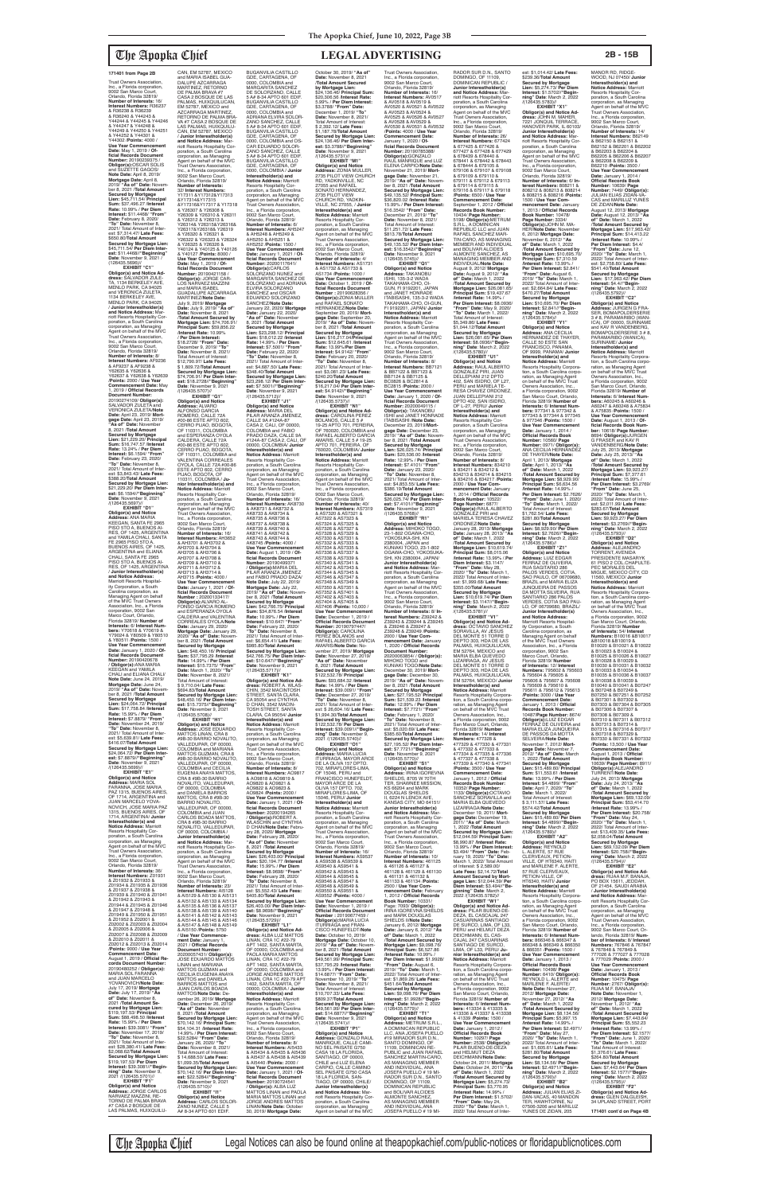171401 from Page 2B

Trust Owners Association, Inc., a Florida corporation, 9002 San Marco Court, Orlando, Florida 32819/ **Number of Interests:** 16/ **Interest Numbers:** F08237 & F08238 & F08239 & F08240 & Y44243 & Y44244 & Y44245 & Y44246 & Y44247 & Y44248 & Y44249 & Y44250 & Y44251 & Y44252 & Y44301 & Y44302 /**Points:** 4000 / **Use Year Commencement Date:** May 1, 2019 / **Official Records Document Number:** 20190238375 / **Obligor(s):**OSCAR SOLIS and SUZETTE GAGOS/ **Note Date:** April 8, 2019/ **Mortgage Date:** April 8, 2019/ **"As of" Date:** November 8, 2021 /**Total Amount Secured by Mortgage Lien:** $45,711.54/ **Principal Sum:** $37,496.27 /**Interest Rate:** 10.99% / **Per Diem Interest:** $11.4466/ **"From" Date:** February 8, 2020/ **"To" Date:** November 8, 2021/ Total Amount of Interest: $ 7,164.47/ **Late Fees:** $650.80/**Total Amount Secured by Mortgage Lien:** $45,711.54/ **Per Diem Interest:** $11.4466//**"Beginning" Date:** November 9, 2021 /(126435.5666)//

**EXHIBIT "C1"**

**Obligor(s) and Notice Address:** SALVADOR ZULETA, 1134 BERKELEY AVE, MENLO PARK, CA 94025 and VERONICA ZULETA, 1134 BERKELEY AVE, MENLO PARK, CA 94025 / **Junior Interestholder(s) and Notice Address:** Marriott Resorts Hospitality Corporation, a South Carolina corporation, as Managing Agent on behalf of the MVC Trust Owners Association, Inc., a Florida corporation, 9002 San Marco Court, Orlando, Florida 32819/ **Number of Interests:** 8/ **Interest Numbers:** AF9236 & AF9237 & AF9238 & Y26835 & Y26836 & Y26837 & Y26838 & Y26839 /**Points:** 2000 / **Use Year Commencement Date:** May 1, 2019 / **Official Records Document Number:** 20190271409/ **Obligor(s):** SALVADOR ZULETA and VERONICA ZULETA/**Note Date:** April 23, 2019/ **Mortgage Date:** April 23, 2019/ **"As of" Date:** November 8, 2021 /**Total Amount Secured by Mortgage Lien:** $21,229.20/ **Principal Sum:** $17,447.57 /**Interest Rate:** 13.24% / **Per Diem Interest:** $6.1594/ **"From" Date:** February 23, 2020/ **"To" Date:** November 8, 2021/ Total Amount of Interest: $3,842.42/ **Late Fees:** $388.26/**Total Amount Secured by Mortgage Lien:** $21,229.20/ **Per Diem Interest:** $6.1594//**"Beginning" Date:** November 9, 2021 /(126435.5667)//

**EXHIBIT "D1"**

**Obligor(s) and Notice Address:** ANA MARIA KEEGAN, SANTA FE 2965 PISO 5TO A, BUENOS AIRES, DF 1425, ARGENTINA and YAMILA CHALI, SANTA FE 2965 PISO 5TO A, BUENOS AIRES, DF 1425, ARGENTINA and ELIANA CHALI, SANTA FE 2965 PISO 5TO A, BUENOS AIRES, DF 1425, ARGENTINA / **Junior Interestholder(s) and Notice Address:** Marriott Resorts Hospitality Corporation, a South Carolina corporation, as Managing Agent on behalf of the MVC Trust Owners Association, Inc., a Florida corporation, 9002 San Marco Court, Orlando, Florida 32819/ **Number of Interests:** 6/ **Interest Numbers:** Y76518 & Y76519 & Y76520 & Y80509 & Y80510 & Y80511 /**Points:** 1500 / **Use Year Commencement Date:** January 1, 2020 / **Official Records Document Number:** 20190420678 / **Obligor(s):**ANA MARIA KEEGAN and YAMILA CHALI and ELIANA CHALI/ **Note Date:** June 24, 2019/ **Mortgage Date:** June 24, 2019/ **"As of" Date:** November 8, 2021 /**Total Amount Secured by Mortgage Lien:** $24,056.72/ **Principal Sum:** $17,758.84 /**Interest Rate:** 15.99% / **Per Diem Interest:** $7.8879/ **"From" Date:** November 24, 2019/ **"To" Date:** November 8, 2021/ Total Amount of Interest: $5,639.81/ **Late Fees:** $416.07/**Total Amount Secured by Mortgage Lien:** $24,056.72/ **Per Diem Interest:** $7.8879//**"Beginning" Date:** November 9, 2021 /(126435.5669)//

**EXHIBIT "E1"**

**Obligor(s) and Notice Address:** MARIA SOL FARANNA, JOSE MARIA PAZ 1315, BUENOS AIRES, OF 1714, ARGENTINA and JUAN MARCELO YOVANOVICH, JOSE MARIA PAZ 1315, BUENOS AIRES, OF 1714, ARGENTINA/ **Junior Interestholder(s) and Notice Address:** Marriott Resorts Hospitality Corporation, a South Carolina corporation, as Managing Agent on behalf of the MVC Trust Owners Association, Inc., a Florida corporation, 9002 San Marco Court, Orlando, Florida 32819/ **Number of Interests:** 36/ **Interest Numbers:** Z01931 & Z01932 & Z01933 & Z01934 & Z01935 & Z01936 & Z01937 & Z01938 & Z01939 & Z01940 & Z01941 & Z01942 & Z01943 & Z01944 & Z01945 & Z01946 & Z01947 & Z01948 & Z01949 & Z01950 & Z01951 & Z01952 & Z02001 & Z02002 & Z02003 & Z02004 & Z02005 & Z02006 & Z02007 & Z02008 & Z02009 & Z02010 & Z02011 & Z02012 & Z02013 & Z02014 /**Points:** 9000 / **Use Year Commencement Date:** August 1, 2019 / **Official Records Document Number:** 20190452452 / **Obligor(s):** MARIA SOL FARANNA and JUAN MARCELO YOVANOVICH/**Note Date:** July 17, 2019/ **Mortgage Date:** July 17, 2019/ **"As of" Date:** November 8, 2021 /**Total Amount Secured by Mortgage Lien:** $119,197.53/ **Principal Sum:** $88,498.50 /**Interest Rate:** 15.99% / **Per Diem Interest:** $39.3081/ **"From" Date:** November 17, 2019/ **"To" Date:** November 8, 2021/ Total Amount of Interest: $28,380.41/ **Late Fees:** $2,068.62/**Total Amount Secured by Mortgage Lien:** $119,197.53/ **Per Diem Interest:** $39.3081//**"Beginning" Date:** November 9, 2021 /(126435.5701)//

**EXHIBIT "F1"**

**Obligor(s) and Notice Address:** JORGE CARLOS NARVAEZ MAZZINI, RETORNO DE PALMA BRAVA #7 CASA 2 BOSQUE DE LAS PALMAS, HUIXQUILUCAN, EM 52787, MEXICO and MARIA ISABEL GUADALUPE AZCARRAGA MARTINEZ, RETORNO DE PALMA BRAVA #7 CASA 2 BOSQUE DE LAS PALMAS, HUIXQUILUCAN, EM 52787, MEXICO and ADRIANA AZCARRAGA MARTINEZ, RETORNO DE PALMA BRAVA #7 CASA 2 BOSQUE DE LAS PALMAS, HUIXQUILUCAN, EM 52787, MEXICO / **Junior Interestholder(s) and Notice Address:** Marriott Resorts Hospitality Corporation, a South Carolina corporation, as Managing Agent on behalf of the MVC Trust Owners Association, Inc., a Florida corporation, 9002 San Marco Court, Orlando, Florida 32819/ **Number of Interests:** 32/ **Interest Numbers:** Y17311 & Y17312 & Y17313 & Y17314 & Y17315 & Y17316 & Y17317 & Y17318 & Y26307 & Y26308 & Y26309 & Y26310 & Y26311 & Y26312 & Y26313 & Y26314 & Y26315 & Y26316 & Y26317 & Y26318 & Y26319 & Y26320 & Y26321 & Y26322 & Y26323 & Y26324 & Y26325 & Y26326 & Y40124 & Y40125 & Y40126 & Y40127 /**Points:** 8000 / **Use Year Commencement Date:** May 1, 2019 / **Official Records Document Number:** 20190421158 / **Obligor(s):** JORGE CARLOS NARVAEZ MAZZINI and MARIA ISABEL GUADALUPE AZCARRAGA MARTINEZ/**Note Date:** July 9, 2019/ **Mortgage Date:** July 9, 2019/ **"As of" Date:** November 8, 2021 /**Total Amount Secured by Mortgage Lien:** $74,706.91/ **Principal Sum:** $59,856.22 /**Interest Rate:** 10.99% / **Per Diem Interest:** $18.2728/ **"From" Date:** November 9, 2019/ **"To" Date:** November 8, 2021/ Total Amount of Interest: $12,790.97/ **Late Fees:** $ 1,809.72/**Total Amount Secured by Mortgage Lien:** $74,706.91/ **Per Diem Interest:** $18.2728//**"Beginning" Date:** November 9, 2021 /(126435.5707)//

**EXHIBIT "G1"**

**Obligor(s) and Notice Address:** ALVARO ALFONSO GARCIA ROMERO, CALLE 72A #00-86 ESTE APTO 602, CERRO PIJAO, BOGOTA, OF 110311, COLOMBIA and ESPERANZA OYOLA CALDERA, CALLE 72A #00-86 ESTE APTO 602, CERRO PIJAO, BOGOTA, OF 110311, COLOMBIA and VALENTINA CORREALES OYOLA, CALLE 72A #00-86 ESTE APTO 602, CERRO PIJAO, BOGOTA, OF 110311, COLOMBIA / **Junior Interestholder(s) and Notice Address:** Marriott Resorts Hospitality Corporation, a South Carolina corporation, as Managing Agent on behalf of the MVC Trust Owners Association, Inc., a Florida corporation, 9002 San Marco Court, Orlando, Florida 32819/ **Number of Interests:** 16/ **Interest Numbers:** AH3652 & AH3701 & AH3702 & AH3703 & AH3704 & AH3705 & AH3706 & AH3707 & AH3708 & AH3709 & AH3710 & AH3711 & AH3712 & AH3713 & AH3714 & AH3715 /**Points:** 4000 / **Use Year Commencement Date:** January 1, 2021 / **Official Records Document Number:** 20200132417/ **Obligor(s):**ALVARO ALFONSO GARCIA ROMERO and ESPERANZA OYOLA CALDERA and VALENTINA CORREALES OYOLA/**Note Date:** January 29, 2020/ **Mortgage Date:** January 29, 2020/ **"As of" Date:** November 8, 2021 /**Total Amount Secured by Mortgage Lien:** $48,450.16/ **Principal Sum:** $37,795.29 /**Interest Rate:** 14.99% / **Per Diem Interest:** $15.7375/ **"From" Date:** March 1, 2020/ **"To" Date:** November 8, 2021/ Total Amount of Interest: $ 9,710.04/ **Late Fees:** $694.83/**Total Amount Secured by Mortgage Lien:** $48,450.16/ **Per Diem Interest:** $15.7375//**"Beginning" Date:** November 9, 2021 /(126435.5708)//

**EXHIBIT "H1"**

**Obligor(s) and Notice Address:** JOSE EDUARDO MATTOS LINAN, CRA 8 #9B-30 BARRIO NOVALITO, VALLEDUPAR, OF 00000, COLOMBIA and MARIANA MATTOS GUZMAN, CRA 8 #9B-30 BARRIO NOVALITO, VALLEDUPAR, OF 00000, COLOMBIA and CECILIA EUGENIA ANAYA MATTOS, CRA 8 #9B-30 BARRIO NOVALITO, VALLEDUPAR, OF 00000, COLOMBIA and DANIELA BARRIOS MATTOS, CRA 8 #9B-30 BARRIO NOVALITO, VALLEDUPAR, OF 00000, COLOMBIA and JUAN CARLOS BOADA MATTOS, CRA 8 #9B-30 BARRIO NOVALITO, VALLEDUPAR, OF 00000, COLOMBIA / **Junior Interestholder(s) and Notice Address:** Marriott Resorts Hospitality Corporation, a South Carolina corporation, as Managing Agent on behalf of the MVC Trust Owners Association, Inc., a Florida corporation, 9002 San Marco Court, Orlando, Florida 32819/ **Number of Interests:** 23/ **Interest Numbers:** AI5128 & AI5129 & AI5130 & AI5131 & AI5132 & AI5133 & AI5134 & AI5135 & AI5136 & AI5137 & AI5138 & AI5139 & AI5140 & AI5141 & AI5142 & AI5143 & AI5144 & AI5145 & AI5146 & AI5147 & AI5148 & AI5149 & AI5150 /**Points:** 5750 / **Use Year Commencement Date:** January 1, 2021 / **Official Records Document Number:** 20200257431/ **Obligor(s):** JOSE EDUARDO MATTOS LINAN and MARIANA MATTOS GUZMAN and CECILIA EUGENIA ANAYA MATTOS and DANIELA BARRIOS MATTOS and JUAN CARLOS BOADA MATTOS/**Note Date:** December 26, 2019/ **Mortgage Date:** December 26, 2019/ **"As of" Date:** November 8, 2021 /**Total Amount Secured by Mortgage Lien:** $70,142.16/ **Principal Sum:** $54,104.31 /**Interest Rate:** 14.99% / **Per Diem Interest:** $22.5284/ **"From" Date:** January 26, 2020/ **"To" Date:** November 8, 2021/ Total Amount of Interest: $ 14,688.50/ **Late Fees:** $1,099.35/**Total Amount Secured by Mortgage Lien:** $70,142.16/ **Per Diem Interest:** $22.5284//**"Beginning" Date:** November 9, 2021 /(126435.5710)//

**EXHIBIT "I1"**

**Obligor(s) and Notice Address:** CARLOS SOLORZANO NUNEZ, CALLE 5 A# 8-34 APTO 601 EDIF. BUGANVILIA CASTILLO GDE, CARTAGENA, OF 0000, COLOMBIA and MARGARITA SANCHEZ DE SOLORZANO, CALLE 5 A# 8-34 APTO 601 EDIF. BUGANVILIA CASTILLO GDE, CARTAGENA, OF 0000, COLOMBIA and ADRIANA ELVIRA SOLORZANO SANCHEZ, CALLE 5 A# 8-34 APTO 601 EDIF. BUGANVILIA CASTILLO GDE, CARTAGENA, OF 0000, COLOMBIA and OSCAR EDUARDO SOLORZANO SANCHEZ, CALLE 5 A# 8-34 APTO 601 EDIF. BUGANVILIA CASTILLO GDE, CARTAGENA, OF 0000, COLOMBIA / **Junior Interestholder(s) and Notice Address:** Marriott Resorts Hospitality Corporation, a South Carolina corporation, as Managing Agent on behalf of the MVC Trust Owners Association, Inc., a Florida corporation, 9002 San Marco Court, Orlando, Florida 32819/ **Number of Interests:** 6/ **Interest Numbers:** AH5247 & AH5248 & AH5249 & AH5250 & AH5251 & AH5252 /**Points:** 1500 / **Use Year Commencement Date:** January 1, 2021 / **Official Records Document Number:** 20200171693/ **Obligor(s):**CARLOS SOLORZANO NUNEZ and MARGARITA SANCHEZ DE SOLORZANO and ADRIANA ELVIRA SOLORZANO SANCHEZ and OSCAR EDUARDO SOLORZANO SANCHEZ/**Note Date:** January 22, 2020/ **Mortgage Date:** January 22, 2020/ **"As of" Date:** November 8, 2021 /**Total Amount Secured by Mortgage Lien:** $23,298.12/ **Principal Sum:** $18,012.22 /**Interest Rate:** 14.99% / **Per Diem Interest:** $7.5001/ **"From" Date:** February 22, 2020/ **"To" Date:** November 8, 2021/ Total Amount of Interest: $ 4,897.53/ **Late Fees:** $348.40/**Total Amount Secured by Mortgage Lien:** $23,298.12/ **Per Diem Interest:** $7.5001//**"Beginning" Date:** November 9, 2021 /(126435.5712)//

**EXHIBIT "J1"**

**Obligor(s) and Notice Address:** MARIA DEL PILAR ARANZA JIMENEZ, CALLE 94 #12A 45 CASA 2, CALI, OF 00000, COLOMBIA and FABIO PRADO DAZA, CALLE 94 #12A 45 CASA 2, CALI, OF 00000, COLOMBIA / **Junior Interestholder(s) and Notice Address:** Marriott Resorts Hospitality Corporation, a South Carolina corporation, as Managing Agent on behalf of the MVC Trust Owners Association, Inc., a Florida corporation, 9002 San Marco Court, Orlando, Florida 32819/ **Number of Interests:** 16/ **Interest Numbers:** AK8730 & AK8731 & AK8732 & AK8733 & AK8734 & AK8735 & AK8736 & AK8737 & AK8738 & AK8739 & AK8740 & AK8741 & AK8742 & AK8743 & AK8744 & AK8745 /**Points:** 4000 / **Use Year Commencement Date:** August 1, 2019 / **Official Records Document Number:** 20190460217/ **Obligor(s):** MARIA DEL PILAR ARANZA JIMENEZ and FABIO PRADO DAZA/ **Note Date:** July 22, 2019/ **Mortgage Date:** July 22, 2019/ **"As of" Date:** November 8, 2021 /**Total Amount Secured by Mortgage Lien:** $42,676.75/ **Principal Sum:** $34,878.70 /**Interest Rate:** 10.99% / **Per Diem Interest:** $10.647/ **"From" Date:** February 22, 2020/ **"To" Date:** November 8, 2021/ Total Amount of Interest: $6,804.41/ **Late Fees:** $993.64/**Total Amount Secured by Mortgage Lien:** $42,676.75/ **Per Diem Interest:** $10.647//**"Beginning" Date:** November 9, 2021 /(126435.5717)//

**EXHIBIT "K1"**

**Obligor(s) and Notice Address:** ROBERT A. WLASICHIN, 3431 WEBSTER STREET, SANTA CLARA, CA 95054 and CYNTHIA D CHAN, 3342 MACINTOSH STREET, SANTA CLARA, CA 95054 / **Junior Interestholder(s) and Notice Address:** Marriott Resorts Hospitality Corporation, a South Carolina corporation, as Managing Agent on behalf of the MVC Trust Owners Association, Inc., a Florida corporation, 9002 San Marco Court, Orlando, Florida 32819/ **Number of Interests:** 6/ **Interest Numbers:** AC9819 & AC9820 & AC9821 & AC9822 & AC9823 & AC9824 /**Points:** 2000 / **Use Year Commencement Date:** January 1, 2020 / **Official Records Document Number:** 20190534960 / **Obligor(s):**ROBERT A. WLASICHIN and CYNTHIA D CHAN/**Note Date:** February 26, 2020/ **Mortgage Date:** February 26, 2020/ **"As of" Date:** November 8, 2021 /**Total Amount Secured by Mortgage Lien:** $26,403.00/ **Principal Sum:** $20,144.77 /**Interest Rate:** 15.99% / **Per Diem Interest:** $8.9698/ **"From" Date:** February 26, 2020/ **"To" Date:** November 8, 2021/ Total Amount of Interest: $5,815.85/ **Late Fees:** $443.38/**Total Amount Secured by Mortgage Lien:** $26,403.00/ **Per Diem Interest:** $8.9698//**"Beginning" Date:** November 9, 2021 /(126435.5720)//

**EXHIBIT "L1"**

**Obligor(s) and Notice Address:** ALBA LUZ MATTOS LINAN, CRA 1C #22-79 APT 1402, SANTA MARTA, OF 00000, COLOMBIA and PAOLA MARIA MATTOS LINAN, CRA 1C #22-79 APT 1402, SANTA MARTA, OF 00000, COLOMBIA and JORGE ANDRES MATTOS LINAN, CRA 1C #22-79 APT 1402, SANTA MARTA, OF 00000, COLOMBIA / **Junior Interestholder(s) and Notice Address:** Marriott Resorts Hospitality Corporation, a South Carolina corporation, as Managing Agent on behalf of the MVC Trust Owners Association, Inc., a Florida corporation, 9002 San Marco Court, Orlando, Florida 32819/ **Number of Interests:** 8/ **Interest Numbers:** AI5433 & AI5434 & AI5435 & AI5436 & AI5437 & AI5438 & AI5439 & AI5440 /**Points:** 2000 / **Use Year Commencement Date:** January 1, 2021 / **Official Records Document Number:** 20190272244 / **Obligor(s):** ALBA LUZ MATTOS LINAN and PAOLA MARIA MATTOS LINAN and JORGE ANDRES MATTOS LINAN/**Note Date:** October 30, 2019/ **Mortgage Date:** October 30, 2019/ **"As of" Date:** November 8, 2021 /**Total Amount Secured by Mortgage Lien:** $24,136.40/ **Principal Sum:** $20,306.56 /**Interest Rate:** 5.99% / **Per Diem Interest:** $3.3788/ **"From" Date:** December 1, 2019/ **"To" Date:** November 8, 2021/ Total Amount of Interest: $ 2,392.12/ **Late Fees:** $1,187.72/**Total Amount Secured by Mortgage Lien:** $24,136.40/ **Per Diem Interest:** $3.3788//**"Beginning" Date:** November 9, 2021 /(126435.5721)//

**EXHIBIT "M1"**

**Obligor(s) and Notice Address:** ZONIA MULLER, 2735 PILOT VIEW CHURCH RD, YADKINVILLE, NC 27055 and RAFAEL SONATO HERNANDEZ, 2735 PILOT VIEW CHURCH RD, YADKINVILLE, NC 27055, / **Junior Interestholder(s) and Notice Address:** Marriott Resorts Hospitality Corporation, a South Carolina corporation, as Managing Agent on behalf of the MVC Trust Owners Association, Inc., a Florida corporation, 9002 San Marco Court, Orlando, Florida 32819/ **Number of Interests:** 4/ **Interest Numbers:** A51731 & A51732 & A51733 & A51734 /**Points:** 1000 / **Use Year Commencement Date:** October 1, 2019 / **Official Records Document Number:** 20190628356 / **Obligor(s):**ZONIA MULLER and RAFAEL SONATO HERNANDEZ/**Note Date:** September 26, 2019/ **Mortgage Date:** September 26, 2019/ **"As of" Date:** November 8, 2021 /**Total Amount Secured by Mortgage Lien:** $16,217.04/**Principal Sum:** $12,645.61 /**Interest Rate:** 13.99% / **Per Diem Interest:** $4.9142/ **"From" Date:** February 26, 2020/ **"To" Date:** November 8, 2021/ Total Amount of Interest: $3,081.23/ **Late Fees:** $240.20/**Total Amount Secured by Mortgage Lien:** $16,217.04/ **Per Diem Interest:** $4.9142//**"Beginning" Date:** November 9, 2021 /(126435.5722)//

**EXHIBIT "N1"**

**Obligor(s) and Notice Address:** CAROLINA PEREZ BLANCOS, CALLE 5 # 19-25 APTO 701, PEREIRA, OF 760030, COLOMBIA and RAFAEL ALBERTO GARCIA ARANGO, CALLE 5 # 19-25 APTO 701, PEREIRA, OF 760030, COLOMBIA/ **Junior Interestholder(s) and Notice Address:** Marriott Resorts Hospitality Corporation, a South Carolina corporation, as Managing Agent on behalf of the MVC Trust Owners Association, Inc., a Florida corporation, 9002 San Marco Court, Orlando, Florida 32819/ **Number of Interests:** 40/ **Interest Numbers:** A57319 & A57320 & A57321 & A57322 & A57323 & A57324 & A57325 & A57326 & A57327 & A57328 & A57329 & A57330 & A57331 & A57332 & A57333 & A57334 & A57335 & A57336 & A57337 & A57338 & A57339 & A57340 & A57341 & A57342 & A57343 & A57344 & A57345 & A57346 & A57347 & A57348 & A57349 & A57350 & A57351 & A57352 & A57401 & A57402 & A57403 & A57404 & A57405 & A57406 /**Points:** 10,000 / **Use Year Commencement Date:** December 1, 2019 / **Official Records Document Number:** 20190797447/ **Obligor(s):** CAROLINA PEREZ BLANCOS and RAFAEL ALBERTO GARCIA ARANGO/**Note Date:** November 27, 2019/ **Mortgage Date:** November 27, 2019/ **"As of" Date:** November 8, 2021 /**Total Amount Secured by Mortgage Lien:** $122,532.78/ **Principal Sum:** $93,884.32 /**Interest Rate:** 14.99% / **Per Diem Interest:** $39.0931/ **"From" Date:** December 27, 2019/ **"To" Date:** November 8, 2021/ Total Amount of Interest: $ 26,604.16/ **Late Fees:** $1,994.30/**Total Amount Secured by Mortgage Lien:** $122,532.78/ **Per Diem Interest:** $39.0931//**"Beginning" Date:** November 9, 2021 /(126435.5740)//

**EXHIBIT "O1"**

**Obligor(s) and Notice Address:** PAOLA MALENA D'URRIAGA, MAYOR ARCE DE LA CUVA 137 DPTO. 702, MIRAFLORES-LIMA, OF 15046, PERU and FRANCISCO HUMBERTO ALZAMORA RAVINES, MAYOR ARCE DE LA CUVA 137 DPTO. 702, MIRAFLORES-LIMA, OF 15046, PERU/ **Junior Interestholder(s) and Notice Address:** Marriott Resorts Hospitality Corporation, a South Carolina corporation, as Managing Agent on behalf of the MVC Trust Owners Association, Inc., a Florida corporation, 9002 San Marco Court, Orlando, Florida 32819/ **Number of Interests:** 16/ **Interest Numbers:** AS9537 & AS9538 & AS9539 & AS9540 & AS9541 & AS9542 & AS9543 & AS9544 & AS9545 & AS9546 & AS9547 & AS9548 & AS9549 & AS9550 & AS9551 & AS9552 /**Points:** 4000 / **Use Year Commencement Date:** November 1, 2019 / **Official Records Document Number:** 20190677469 / **Obligor(s):**MARIA LUCIA ALZAMORA and FRANCISCO HUMBERTO ALZAMORA RAVINES/**Note Date:** October 10, 2019/ **Mortgage Date:** October 10, 2019/ **"As of" Date:** November 8, 2021 /**Total Amount Secured by Mortgage Lien:** $49,561.39/ **Principal Sum:** $37,756.29 /**Interest Rate:** 13.99% / **Per Diem Interest:** $14.6877/ **"From" Date:** November 10, 2019/ **"To" Date:** November 8, 2021/ Total Amount of Interest: $10,707.33/ **Late Fees:** $847.77/**Total Amount Secured by Mortgage Lien:** $49,561.39/ **Per Diem Interest:** $14.6877//**"Beginning" Date:** November 9, 2021 /(126435.5741)//

**EXHIBIT "P1"**

**Obligor(s) and Notice Address:** GONZALO RAUL MANRIQUE, CALLE CAMINO SEL PAISATE 0750 CASA 18 LA FLORIDA, SANTIAGO, OF 00000, CHILE and LUZ ELENA CARRO, CALLE CAMINO SEL PAISATE 0750 CASA 18 LA FLORIDA, SANTIAGO, OF 00000, CHILE/ **Junior Interestholder(s) and Notice Address:** Marriott Resorts Hospitality Corporation, a South Carolina corporation, as Managing Agent on behalf of the MVC Trust Owners Association, Inc., a Florida corporation, 9002 San Marco Court, Orlando, Florida 32819/ **Number of Interests:** 16/ **Interest Numbers:** AV0517 & AV0518 & AV0519 & AV0520 & AV0521 & AV0522 & AV0523 & AV0524 & AV0525 & AV0526 & AV0527 & AV0528 & AV0529 & AV0530 & AV0531 & AV0532 /**Points:** 4000 / **Use Year Commencement Date:** January 1, 2020 / **Official Records Document Number:** 20190783586 / **Obligor(s):** GONZALO RAUL MANRIQUE and LUZ ELENA CARRO/**Note Date:** November 21, 2019/ **Mortgage Date:** November 21, 2019/ **"As of" Date:** November 8, 2021 /**Total Amount Secured by Mortgage Lien:** $59,125.30/ **Principal Sum:** $46,130.52 /**Interest Rate:** 15.99% / **Per Diem Interest:** $16.5422/ **"From" Date:** December 21, 2019/ **"To" Date:** November 8, 2021/ Total Amount of Interest: $11,251.72/ **Late Fees:** $818.32/**Total Amount Secured by Mortgage Lien:** $59,125.30/ **Per Diem Interest:** $16.5422//**"Beginning" Date:** November 9, 2021 /(126435.5745)//

**EXHIBIT "Q1"**

**Obligor(s) and Notice Address:** TAKAHIDE TAKAHASHI, TAKAHASHI-CHO, OGURI, JAPAN and JANET HORINDE TAKAHASHI, JAPAN/ **Junior Interestholder(s) and Notice Address:** Marriott Resorts Hospitality Corporation, a South Carolina corporation, as Managing Agent on behalf of the MVC Trust Owners Association, Inc., a Florida corporation, 9002 San Marco Court, Orlando, Florida 32819/ **Number of Interests:** 8/ **Interest Numbers:** B87121 & B87122 & B87123 & B87124 & B87125 & BC0826 & BC0814 & BC0815 /**Points:** 2000 / **Use Year Commencement Date:** January 1, 2020 / **Official Records Document Number:** 20200040415 / **Obligor(s):** TAKAHIDE TAKAHASHI and JANET HORINDE TAKAHASHI/**Note Date:** December 23, 2019/ **Mortgage Date:** December 23, 2019/ **"As of" Date:** November 8, 2021 /**Total Amount Secured by Mortgage Lien:** $25,225.74/ **Principal Sum:** $20,536.00 /**Interest Rate:** 12.99% / **Per Diem Interest:** $7.4101/ **"From" Date:** January 23, 2020/ **"To" Date:** November 8, 2021/ Total Amount of Interest: $4,853.55/ **Late Fees:** $385.19/**Total Amount Secured by Mortgage Lien:** $25,225.74/ **Per Diem Interest:** $7.4101//**"Beginning" Date:** November 9, 2021 /(126435.5746)//

**EXHIBIT "R1"**

**Obligor(s) and Notice Address:** MIHOKO TOGO, 23-1-B02-2001 OKU, YOKOSUKA-SHI, KN 2380004, JAPAN and KUNIAKI TOGO, 23-1-B02 OKAWA-CHO, YOKOSUKA-SHI, KN 2380004, JAPAN/ **Junior Interestholder(s) and Notice Address:** Marriott Resorts Hospitality Corporation, a South Carolina corporation, as Managing Agent on behalf of the MVC Trust Owners Association, Inc., a Florida corporation, 9002 San Marco Court, Orlando, Florida 32819/ **Number of Interests:** 8/ **Interest Numbers:** Z39242 & Z39243 & Z39244 & Z39245 & Z39246 & Z39247 & Z39248 & Z39249 /**Points:** 2000 / **Use Year Commencement Date:** January 1, 2020 / **Official Records Document Number:** 20200030844/ **Obligor(s):** MIHOKO TOGO and KUNIAKI TOGO/**Note Date:** December 30, 2019/ **Mortgage Date:** December 30, 2019/ **"As of" Date:** November 8, 2021 /**Total Amount Secured by Mortgage Lien:** $27,195.52/ **Principal Sum:** $21,535.23 /**Interest Rate:** 12.99% / **Per Diem Interest:** $7.7711/ **"From" Date:** February 1, 2020/ **"To" Date:** November 8, 2021/ Total Amount of Interest: $5,020.60/ **Late Fees:** $385.02/**Total Amount Secured by Mortgage Lien:** $27,195.52/ **Per Diem Interest:** $7.7711//**"Beginning" Date:** November 9, 2021 /(126435.5750)//

**EXHIBIT "S1"**

**Obligor(s) and Notice Address:** IRINA IGOREVNA SHIELDS, 8750 W 70TH TER, SHAWNEE MISSION, KS 66204 and MARK DOUGLAS SHIELDS II, 6224 HUNCH AVE, KANSAS CITY, MO 64151/ **Junior Interestholder(s) and Notice Address:** Marriott Resorts Hospitality Corporation, a South Carolina corporation, as Managing Agent on behalf of the MVC Trust Owners Association, Inc., a Florida corporation, 9002 San Marco Court, Orlando, Florida 32819/ **Number of Interests:** 10/ **Interest Numbers:** 461125 & 461126 & 461127 & 461128 & 461129 & 461130 & 461131 & 461132 & 461133 & 461134 /**Points:** 2500 / **Use Year Commencement Date:** January 1, 2012 / **Official Records Book Number:** 10331/ **Page:** 7093/ **Obligor(s):** IRINA IGOREVNA SHIELDS and MARK DOUGLAS SHIELDS II/**Note Date:** January 6, 2012/ **Mortgage Date:** January 6, 2012/ **"As of" Date:** November 8, 2021 /**Total Amount Secured by Mortgage Lien:** $9,098.76/ **Principal Sum:** $6,527.88 /**Interest Rate:** 10.99% / **Per Diem Interest:** $1.9928/ **"From" Date:** April 6, 2020/ **"To" Date:** November 8, 2021/ Total Amount of Interest: $1,265.24/ **Late Fees:** $451.64/**Total Amount Secured by Mortgage Lien:** $9,098.76/ **Per Diem Interest:** $1.9928//**"Beginning" Date:** November 9, 2021 /(126435.5775)//

**EXHIBIT "T1"**

**Obligor(s) and Notice Address:** METRUM S.R.L., A DOMINICAN REPUBLIC LLC, ANA JOSEFA PUELLO #19 MIRADOR SUR D.N., SANTO DOMINGO, OF 11109, DOMINICAN REPUBLIC and JUAN RAFAEL SANCHEZ MARTIN-CARO, AS MANAGING MEMBER AND INDIVIDUAL, ANA JOSEFA PUELLO # 19 MIRADOR SUR D.N., SANTO DOMINGO, OF 11109, DOMINICAN REPUBLIC and BOLIVAR ALCIDES ALMONTE SANCHEZ, AS MANAGING MEMBER AND INDIVIDUAL, ANA JOSEFA PUELLO # 19 MIRADOR SUR D.N., SANTO DOMINGO, OF 11109, DOMINICAN REPUBLIC / **Junior Interestholder(s) and Notice Address:** Marriott Resorts Hospitality Corporation, a South Carolina corporation, as Managing Agent on behalf of the MVC Trust Owners Association, Inc., a Florida corporation, 9002 San Marco Court, Orlando, Florida 32819/ **Number of Interests:** 28/ **Interest Numbers:** 677424 & 677425 & 677426 & 677427 & 677428 & 677429 & 678439 & 678440 & 678441 & 678442 & 678443 & 678444 & 679105 & 679106 & 679107 & 679108 & 679109 & 679110 & 679111 & 679112 & 679113 & 679114 & 679115 & 679116 & 679117 & 679118 /**Points:** 6000 / **Use Year Commencement Date:** September 1, 2012 / **Official Records Book Number:** 10434/ **Page Number:** 5198/ **Obligor(s):**METRUM S.R.L., A DOMINICAN REPUBLIC LLC and JUAN RAFAEL SANCHEZ MARTIN-CARO, AS MANAGING MEMBER AND INDIVIDUAL and BOLIVAR ALCIDES ALMONTE SANCHEZ, AS MANAGING MEMBER AND INDIVIDUAL/**Note Date:** August 9, 2012/ **Mortgage Date:** August 9, 2012/ **"As of" Date:** March 1, 2022 /**Total Amount Secured by Mortgage Lien:** $26,061.65/ **Principal Sum:** $19,437.67 /**Interest Rate:** 14.99% / **Per Diem Interest:** $8.0936/ **"From" Date:** May 9, 2020/ **"To" Date:** March 1, 2022/ Total Amount of Interest: $5,349.86/ **Late Fees:** $1,044.12/**Total Amount Secured by Mortgage Lien:** $26,061.65/ **Per Diem Interest:** $8.0936//**"Beginning" Date:** March 2, 2022 /(126435.5780)//

**EXHIBIT "U1"**

**Obligor(s) and Notice Address:** RAUL ALBERTO GONZALEZ PIRI, JUAN DELLEPIANI 212 DPTO 402, SAN ISIDRO, OF L27, PERU and MARIELA TERESA CHAVEZ ORDONEZ, JUAN DELLEPIANI 212 DPTO 402, SAN ISIDRO, OF L-27, PERU/ **Junior Interestholder(s) and Notice Address:** Marriott Resorts Hospitality Corporation, a South Carolina corporation, as Managing Agent on behalf of the MVC Trust Owners Association, Inc., a Florida corporation, 9002 San Marco Court, Orlando, Florida 32819/ **Number of Interests:** 8/ **Interest Numbers:** 834210 & 834211 & 834212 & 834213 & 834214 & 834215 & 834216 & 834217 /**Points:** 2000 / **Use Year Commencement Date:** January 1, 2014 / **Official Records Book Number:** 10522/ **Page Number:** 6877/ **Obligor(s):**RAUL ALBERTO GONZALEZ PIRI and MARIELA TERESA CHAVEZ ORDONEZ/**Note Date:** January 28, 2013/ **Mortgage Date:** January 28, 2013/ **"As of" Date:** March 1, 2022 /**Total Amount Secured by Mortgage Lien:** $10,619.74/ **Principal Sum:** $8,015.06 /**Interest Rate:** 13.99% / **Per Diem Interest:** $3.1147/ **"From" Date:** May 28, 2020/ **"To" Date:** March 1, 2022/ Total Amount of Interest: $1,999.68/ **Late Fees:** $355.00/**Total Amount Secured by Mortgage Lien:** $10,619.74/ **Per Diem Interest:** $3.1147//**"Beginning" Date:** March 2, 2022 /(126435.5781)//

**EXHIBIT "V1"**

**Obligor(s) and Notice Address:** OCTAVIO SANCHEZ SORAVILLA, AV JESUS DEL MONTE 51 TORRE D DEPTO 302, HDA DE LAS PALMAS, HUIXQUILUCAN, EM 52764, MEXICO and MARIA EUGENIA QUEVEDO LIZARRAGA, AV JESUS DEL MONTE 51 TORRE D DEPTO 302, HDA DE LAS PALMAS, HUIXQUILUCAN, EM 52764, MEXICO/ **Junior Interestholder(s) and Notice Address:** Marriott Resorts Hospitality Corporation, a South Carolina corporation, as Managing Agent on behalf of the MVC Trust Owners Association, Inc., a Florida corporation, 9002 San Marco Court, Orlando, Florida 32819/ **Number of Interests:** 14/ **Interest Numbers:** 477328 & 477329 & 477330 & 477331 & 477332 & 477333 & 477334 & 477335 & 477336 & 477337 & 477338 & 477339 & 477340 & 477341 /**Points:** 3500 / **Use Year Commencement Date:** January 1, 2012 / **Official Records Book Number:** 10352/ **Page Number:** 1133/ **Obligor(s):**OCTAVIO SANCHEZ SORAVILLA and MARIA EUGENIA QUEVEDO LIZARRAGA/**Note Date:** December 19, 2011/ **Mortgage Date:** December 19, 2011/ **"As of" Date:** March 1, 2022 /**Total Amount Secured by Mortgage Lien:** $12,044.59/ **Principal Sum:** $8,990.87 /**Interest Rate:** 13.99% / **Per Diem Interest:** $3.4940/ **"From" Date:** February 19, 2020/ **"To" Date:** March 1, 2022/ Total Amount of Interest: $ 2,589.00/ **Late Fees:** $214.72/**Total Amount Secured by Mortgage Lien:** $12,044.59/ **Per Diem Interest:** $3.494//**"Beginning" Date:** March 2, 2022 /(126435.5782)//

**EXHIBIT "W1"**

**Obligor(s) and Notice Address:** PILAR BUENO-DEZEA, EL CASCAJAL 247 CASUARINAS SANTIAGO DE SURCO, LIMA, OF L33, PERU and HELMUT DEZA DEICHMANN, EL CASCAJAL 247 CASUARINAS SANTIAGO DE SURCO, LIMA, OF L33, PERU/ **Junior Interestholder(s) and Notice Address:** Marriott Resorts Hospitality Corporation, a South Carolina corporation, as Managing Agent on behalf of the MVC Trust Owners Association, Inc., a Florida corporation, 9002 San Marco Court, Orlando, Florida 32819/ **Number of Interests:** 4/ **Interest Numbers:** 413335 & 413336 & 413337 & 413338 & 413339 /**Points:** 1500 / **Use Year Commencement Date:** January 1, 2012 / **Official Records Book Number:** 10297/ **Page Number:** 2508/ **Obligor(s):**PILAR BUENO-DEZEA and HELMUT DEZA DEICHMANN/**Note Date:** October 24, 2011/ **Mortgage Date:** October 24, 2011/ **"As of" Date:** March 1, 2022 /**Total Amount Secured by Mortgage Lien:** $5,274.73/ **Principal Sum:** $3,770.95 /**Interest Rate:** 14.99% / **Per Diem Interest:** $1.5702/ **"From" Date:** May 24, 2020/ **"To" Date:** March 1, 2022/ Total Amount of Interest: $1,014.42/ **Late Fees:** $239.36/**Total Amount Secured by Mortgage Lien:** $5,274.73/ **Per Diem Interest:** $1.5702//**"Beginning" Date:** March 2, 2022 /(126435.5783)//

**EXHIBIT "X1"**

**Obligor(s) and Notice Address:** JOHN W. MAHER, 1221 JONQUIL TERRACE, HANOVER PARK, IL 60103/ **Junior Interestholder(s) and Notice Address:** Marriott Resorts Hospitality Corporation, a South Carolina corporation, as Managing Agent on behalf of the MVC Trust Owners Association, Inc., a Florida corporation, 9002 San Marco Court, Orlando, Florida 32819/ **Number of Interests:** 6/ **Interest Numbers:** 808211 & 808212 & 808213 & 808214 & 808215 & 808216 /**Points:** 1500 / **Use Year Commencement Date:** January 1, 2013 / **Official Records Book Number:** 10478/ **Page Number:** 3334/ **Obligor(s):**JOHN W. MAHER/**Note Date:** November 6, 2012/ **Mortgage Date:** November 6, 2012/ **"As of" Date:** March 1, 2022 /**Total Amount Secured by Mortgage Lien:** $10,695.70/ **Principal Sum:** $7,310.59 /**Interest Rate:** 13.99% / **Per Diem Interest:** $2.841/ **"From" Date:** August 6, 2019/ **"To" Date:** March 1, 2022/ Total Amount of Interest: $2,664.84/ **Late Fees:** $470.27/**Total Amount Secured by Mortgage Lien:** $10,695.70/ **Per Diem Interest:** $2.841//**"Beginning" Date:** March 2, 2022 /(126435.5784)//

**EXHIBIT "Y1"**

**Obligor(s) and Notice Address:** ANA CECILIA HERNANDEZ DE THAYER, CALLE 50 ESTE SAN FRANCISCO, PANAMA, OF 0000, PANAMA/ **Junior Interestholder(s) and Notice Address:** Marriott Resorts Hospitality Corporation, a South Carolina corporation, as Managing Agent on behalf of the MVC Trust Owners Association, Inc., a Florida corporation, 9002 San Marco Court, Orlando, Florida 32819/ **Number of Interests:** 6/ **Interest Numbers:** 977341 & 977342 & 977343 & 977344 & 977345 & 977346 /**Points:** 1500 / **Use Year Commencement Date:** January 1, 2014 / **Official Records Book Number:** 10580/ **Page Number:** 0971/ **Obligor(s):** ANA CECILIA HERNANDEZ DE THAYER/**Note Date:** April 1, 2013/ **Mortgage Date:** April 1, 2013/ **"As of" Date:** March 1, 2022 /**Total Amount Secured by Mortgage Lien:** $8,929.30/ **Principal Sum:** $6,634.56 /**Interest Rate:** 14.99% / **Per Diem Interest:** $2.7626/ **"From" Date:** June 1, 2020/ **"To" Date:** March 1, 2022/ Total Amount of Interest: $1,762.54/ **Late Fees:** $281.80/**Total Amount Secured by Mortgage Lien:** $8,929.30/ **Per Diem Interest:** $2.7626//**"Beginning" Date:** March 2, 2022 /(126435.5786)//

**EXHIBIT "Z1"**

**Obligor(s) and Notice Address:** LUIZ EDGAR FERRAZ DE OLIVEIRA, RUA SAGITARIO 286 PALOS VERDES, COTIA, SAO PAULO, OF 06709680, BRAZIL and MARIA ELIZA JUNQUEIRA DE PASSOS DA MOTTA SILVEIRA, RUA SAGITARIO 286 PALOS VERDES, COTIA SAO PAULO, OF 06709680, BRAZIL/ **Junior Interestholder(s) and Notice Address:** Marriott Resorts Hospitality Corporation, a South Carolina corporation, as Managing Agent on behalf of the MVC Trust Owners Association, Inc., a Florida corporation, 9002 San Marco Court, Orlando, Florida 32819/ **Number of Interests:** 12/ **Interest Numbers:** 795602 & 795603 & 795604 & 795605 & 795606 & 795607 & 795608 & 795609 & 795610 & 795611 & 795612 & 795613 /**Points:** 3000 / **Use Year Commencement Date:** January 1, 2013 / **Official Records Book Number:** 10467/**Page Number:** 8674/ **Obligor(s):**LUIZ EDGAR FERRAZ DE OLIVEIRA and MARIA ELIZA JUNQUEIRA DE PASSOS DA MOTTA SILVEIRA/**Note Date:** November 7, 2012/ **Mortgage Date:** November 7, 2012/ **"As of" Date:** March 1, 2022 /**Total Amount Secured by Mortgage Lien:** $15,489.60/ **Principal Sum:** $11,553.61 /**Interest Rate:** 13.99% / **Per Diem Interest:** $4.4899/ **"From" Date:** April 7, 2020/ **"To" Date:** March 1, 2022/ Total Amount of Interest: $3,111.57/ **Late Fees:** $574.42/**Total Amount Secured by Mortgage Lien:** $15,489.60/ **Per Diem Interest:** $4.4899//**"Beginning" Date:** March 2, 2022 /(126435.5789)//

**EXHIBIT "A2"**

**Obligor(s) and Notice Address:** REYNOLD L. ALERTE, 57 RUE CLERVEAUX, PETION-VILLE, OF HT6140, HAITI and MARLENE F. ALERTE, 57 RUE CLERVEAUX, PETION-VILLE, OF HT6140, HAITI/ **Junior Interestholder(s) and Notice Address:** Marriott Resorts Hospitality Corporation, a South Carolina corporation, as Managing Agent on behalf of the MVC Trust Owners Association, Inc., a Florida corporation, 9002 San Marco Court, Orlando, Florida 32819/ **Number of Interests:** 6/ **Interest Numbers:** 866346 & 866347 & 866348 & 866349 & 866350 & 866351 /**Points:** 1500 / **Use Year Commencement Date:** January 1, 2013 / **Official Records Book Number:** 10486/ **Page Number:** 6410/ **Obligor(s):** REYNOLD L. ALERTE and MARLENE F. ALERTE/ **Note Date:** November 27, 2012/ **Mortgage Date:** November 27, 2012/ **"As of" Date:** March 1, 2022 /**Total Amount Secured by Mortgage Lien:** $8,134.56/ **Principal Sum:** $5,997.15 /**Interest Rate:** 14.99% / **Per Diem Interest:** $2.4971/ **"From" Date:** May 27, 2020/ **"To" Date:** March 1, 2022/ Total Amount of Interest: $1,605.61/ **Late Fees:** $281.80/**Total Amount Secured by Mortgage Lien:** $8,134.56/ **Per Diem Interest:** $2.4971//**"Beginning" Date:** March 2, 2022 /(126435.5790)//

**EXHIBIT "B2"**

**Obligor(s) and Notice Address:** JULIAN ELIAS ZIDAN-VACAS, 40 MANDON TER, HAWTHORNE, NJ 07506-3206 and MARILUZ YUNES DE ZIDAN, 205 MANOR RD, RIDGEWOOD, NJ 07450/ **Junior Interestholder(s) and Notice Address:** Marriott Resorts Hospitality Corporation, a South Carolina corporation, as Managing Agent on behalf of the MVC Trust Owners Association, Inc., a Florida corporation, 9002 San Marco Court, Orlando, Florida 32819/ **Number of Interests:** 14/ **Interest Numbers:** B62149 & B62150 & B62151 & B62152 & B62201 & B62202 & B62203 & B62204 & B62205 & B62206 & B62207 & B62208 & B62209 & B62210 /**Points:** 3500 / **Use Year Commencement Date:** January 1, 2014 / **Official Records Book Number:** 10630/ **Page Number:** 7449/ **Obligor(s):** JULIAN ELIAS ZIDAN-VACAS and MARILUZ YUNES DE ZIDAN/**Note Date:** August 12, 2013/ **Mortgage Date:** August 12, 2013/ **"As of" Date:** March 1, 2022 /**Total Amount Secured by Mortgage Lien:** $14,414.22/ **Principal Sum:** $11,363.42 /**Interest Rate:** 10.99% / **Per Diem Interest:** $3.4691/ **"From" Date:** June 12, 2020/ **"To" Date:** March 1, 2022/ Total Amount of Interest: $2,258.93/ **Late Fees:** $541.40/**Total Amount Secured by Mortgage Lien:** $14,414.22/ **Per Diem Interest:** $3.4691//**"Beginning" Date:** March 2, 2022 /(126435.5792)//

**EXHIBIT "C2"**

**Obligor(s) and Notice Address:** JURGEN G FRASER, BOMAPOLDERSINE 3 & 8, PARAMARIBO (WANICA), OF 00000, SURINAME and KAY R VANDENBERG, BOMAPOLDERSINE 3 & 8, PARAMARIBO (WANICA), SURINAME/ **Junior Interestholder(s) and Notice Address:** Marriott Resorts Hospitality Corporation, a South Carolina corporation, as Managing Agent on behalf of the MVC Trust Owners Association, Inc., a Florida corporation, 9002 San Marco Court, Orlando, Florida 32819/ **Number of Interests:** 6/ **Interest Numbers:** A65247 & A65248 & A75834 & A75835 /**Points:** 1500 / **Use Year Commencement Date:** August 1, 2013 / **Official Records Book Number:** 10610/ **Page Number:** 8694/ **Obligor(s):**JURGEN G FRASER and KAY R VANDENBERG/**Note Date:** July 25, 2013/ **Mortgage Date:** July 25, 2013/ **"As of" Date:** March 1, 2022 /**Total Amount Secured by Mortgage Lien:** $8,022.27/ **Principal Sum:** $6,023.27 /**Interest Rate:** 15.99% / **Per Diem Interest:** $2.7569/ **"From" Date:** June 25, 2020/ **"To" Date:** March 1, 2022/ Total Amount of Interest: $2,011.90/ **Late Fees:** $283.67/**Total Amount Secured by Mortgage Lien:** $8,022.27/ **Per Diem Interest:** $2.7569//**"Beginning" Date:** March 2, 2022 /(126435.5793)//

**EXHIBIT "D2"**

**Obligor(s) and Notice Address:** ALEJANDRO TORRENT, AVENIDA PRESIDENTE MASARYK 61 PISO 9 COL CHAPULTEPEC MORALES, DEL MIGUEL MEXICO CITY, CD 11560, MEXICO/ **Junior Interestholder(s) and Notice Address:** Marriott Resorts Hospitality Corporation, a South Carolina corporation, as Managing Agent on behalf of the MVC Trust Owners Association, Inc., a Florida corporation, 9002 San Marco Court, Orlando, Florida 32819/ **Number of Interests:** 54/ **Interest Numbers:** B10016 & B10017 & B10018 & B10019 & B10020 & B10021 & B10022 & B10023 & B10024 & B10025 & B10026 & B10027 & B10028 & B10029 & B10030 & B10031 & B10032 & B10033 & B10034 & B10035 & B10036 & B10037 & B10038 & B10039 & B10040 & B10045 & B07347 & B07348 & B07349 & B07250 & B07251 & B07252 & B07301 & B07302 & B07303 & B07304 & B07305 & B07306 & B07307 & B07308 & B07309 & B07310 & B07311 & B07312 & B07313 & B07314 & B07315 & B07316 & B07317 & B07318 & B07319 & B07320 & B07321 & B07322 /**Points:** 13500 / **Use Year Commencement Date:** August 1, 2013 / **Official Records Book Number:** 10630/ **Page Number:** 8011/ **Obligor(s):**ALEJANDRO TORRENT/**Note Date:** July 24, 2013/ **Mortgage Date:** July 24, 2013/ **"As of" Date:** March 1, 2022 /**Total Amount Secured by Mortgage Lien:** $60,132.09/ **Principal Sum:** $44,914.70 /**Interest Rate:** 13.99% / **Per Diem Interest:** $17.4544/ **"From" Date:** June 24, 2020/ **"To" Date:** March 1, 2022/ Total Amount of Interest: $13,406.25/ **Late Fees:** $2,058.84/**Total Amount Secured by Mortgage Lien:** $60,132.09/ **Per Diem Interest:** $17.4544//**"Beginning" Date:** March 2, 2022 /(126435.5794)//

**EXHIBIT "E2"**

**Obligor(s) and Notice Address:** RUAA M F. BANAJA, PO BOX 15611, JEDDAH, OF 21454, SAUDI ARABIA/ **Junior Interestholder(s) and Notice Address:** Marriott Resorts Hospitality Corporation, a South Carolina corporation, as Managing Agent on behalf of the MVC Trust Owners Association, Inc., a Florida corporation, 9002 San Marco Court, Orlando, Florida 32819/ **Number of Interests:** 8/ **Interest Numbers:** 767846 & 767847 & 767848 & 767849 & 777026 & 777027 & 777028 & 777029 /**Points:** 2000 / **Use Year Commencement Date:** January 1, 2014 / **Official Records Book Number:** 10616/ **Page Number:** 2767/ **Obligor(s):** RUAA M F. BANAJA/ **Note Date:** November 1, 2012/ **Mortgage Date:** November 1, 2012/ **"As of" Date:** March 1, 2022 /**Total Amount Secured by Mortgage Lien:** $7,443.64/ **Principal Sum:** $5,562.23 /**Interest Rate:** 13.99% / **Per Diem Interest:** $2.1597/ **"From" Date:** June 1, 2020/ **"To" Date:** March 1, 2022/ Total Amount of Interest: $1,376.51/ **Late Fees:** $264.89/**Total Amount Secured by Mortgage Lien:** $7,443.64/ **Per Diem Interest:** $2.1597//**"Beginning" Date:** March 2, 2022 /(126435.5795)//

**EXHIBIT "F2"**

**Obligor(s) and Notice Address:** GLEN DALLEIGH, 34 UPLAND STREET

**171401 cont'd on Page 4B**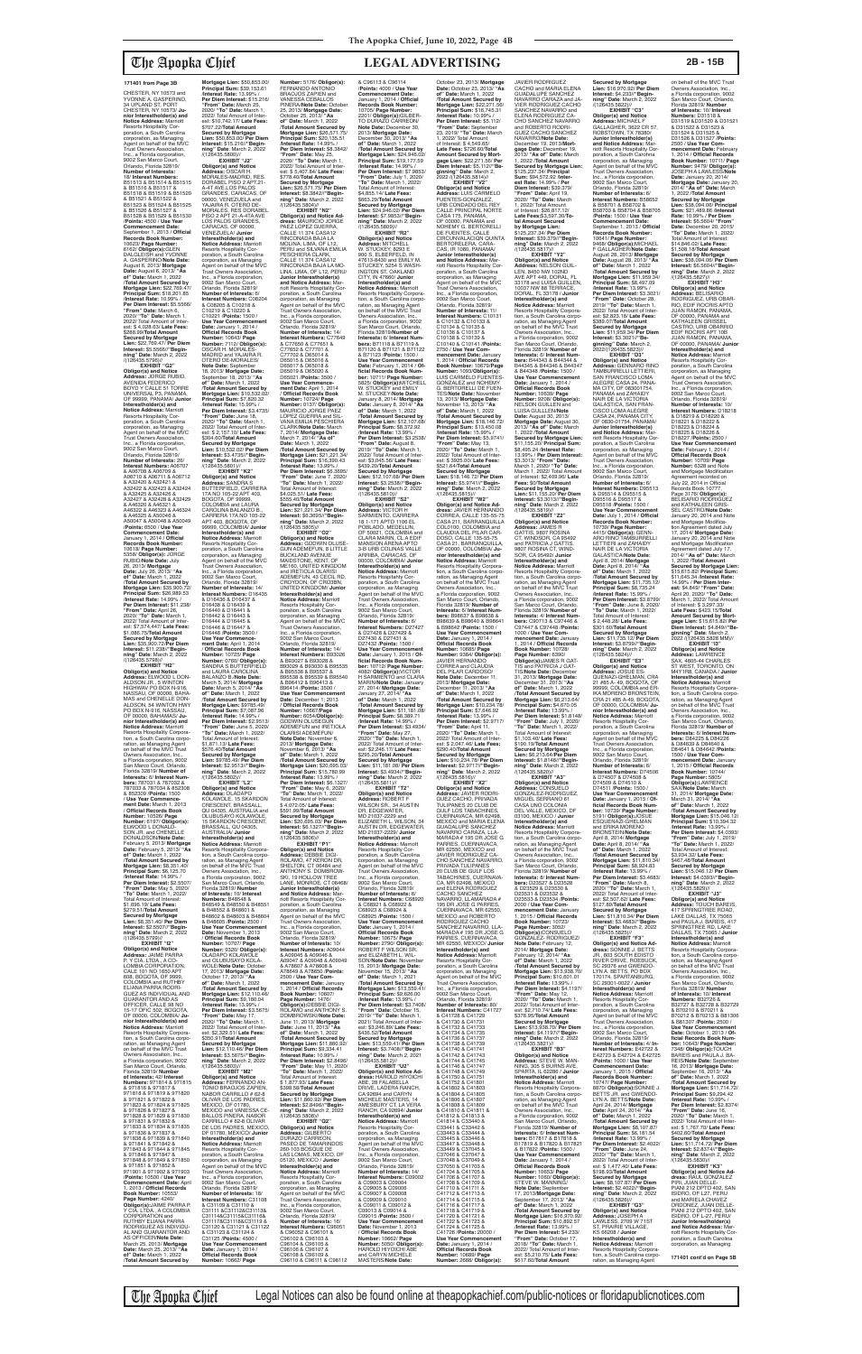**171401 from Page 3B**

CHESTER, NY 10573 and YVONNE A. GASPERINO, 34 UPLAND ST. PORT CHESTER, NY 10573/ **Junior Interestholder(s) and Notice Address:** Marriott Resorts Hospitality Corporation, a South Carolina corporation, as Managing Agent on behalf of the MVC Trust Owners Association, Inc., a Florida corporation, 9002 San Marco Court, Orlando, Florida 32819/ **Number of Interests:** 16/ **Interest Numbers:** B51513 & B51514 & B51515 & B51516 & B51517 & B51518 & B51519 & B51520 & B51521 & B51522 & B51523 & B51524 & B51525 & B51526 & B51527 & B51528 & B51529 & B51530 /**Points:** 4000 / **Use Year Commencement Date:** September 1, 2013 / **Official Records Book Number:** 10623/ **Page Number:** 8152/ **Obligor(s):**GLEN DALGLEISH and YVONNE A. GASPERINO/**Note Date:** August 6, 2013/ **Mortgage Date:** August 6, 2013/ **"As of" Date:** March 1, 2022 /**Total Amount Secured by Mortgage Lien:** \$22,769.47/ **Principal Sum:** \$18,201.85 /**Interest Rate:** 10.99% / **Per Diem Interest:** \$5.5566/ **"From" Date:** March 6, 2020/ **"To" Date:** March 1, 2022/ Total Amount of Interest: \$ 4,028.63/ **Late Fees:** \$288.99/**Total Amount Secured by Mortgage Lien:** \$22,769.47/ **Per Diem Interest:** \$5.5566//**"Beginning" Date:** March 2, 2022 /(126435.5786)//

**EXHIBIT "G2"**
**Obligor(s) and Notice Address:** JORGE RUBIO, AVENIDA FEDERICO BOYD Y CALLE 51 TORRE UNIVERSAL P3, PANAMA, OF 00000, PANAMA/ **Junior Interestholder(s) and Notice Address:** Marriott Resorts Hospitality Corporation, a South Carolina corporation, as Managing Agent on behalf of the MVC Trust Owners Association, Inc., a Florida corporation, 9002 San Marco Court, Orlando, Florida 32819/ **Number of Interests:** 28/ **Interest Numbers:** A06707 & A06708 & A06709 & A06710 & A06711 & A06712 & A32420 & A32421 & A32422 & A32423 & A32424 & A32425 & A32426 & A32427 & A32428 & A32429 & A32430 & A46321 & A46322 & A46323 & A46324 & A46325 & A50046 & A50047 & A50048 & A50049 /**Points:** 4200 / **Use Year Commencement Date:** January 1, 2014 / **Official Records Book Number:** 10618/ **Page Number:** 5358/ **Obligor(s):**JORGE RUBIO/**Note Date:** July 26, 2013/ **Mortgage Date:** July 26, 2013/ **"As of" Date:** March 1, 2022 /**Total Amount Secured by Mortgage Lien:** \$35,900.72/ **Principal Sum:** \$26,989.53 /**Interest Rate:** 14.99% / **Per Diem Interest:** \$11.238/ **"From" Date:** April 26, 2020/ **"To" Date:** March 1, 2022/ Total Amount of Interest: \$ 7,574.44/**Late Fees:** \$1,086.75/**Total Amount Secured by Mortgage Lien:** \$35,900.72/**Per Diem Interest:** \$11.238//**"Beginning" Date:** March 2, 2022 /(126435.5788)//

**EXHIBIT "H2"**
**Obligor(s) and Notice Address:** ELWOOD L DONALDSON, SL 5 WINTON HIGHWAY PO BOX N-916, NASSAU, OF 00000, BAHAMAS and CHENELLE DONALDSON, 34 WINTON HWY PO BOX N-916, NASSAU, OF 00000, BAHAMAS/ **Junior Interestholder(s) and Notice Address:** Marriott Resorts Hospitality Corporation, a South Carolina corporation, as Managing Agent on behalf of the MVC Trust Owners Association, Inc., a Florida corporation, 9002 San Marco Court, Orlando, Florida 32819/ **Number of Interests:** 8/ **Interest Numbers:** 787031 & 787032 & 787033 & 787034 & 852308 & 852309 /**Points:** 1500 / **Use Year Commencement Date:** March 1, 2013 / **Official Records Book Number:** 10529/ **Page Number:** 8510/ **Obligor(s):** ELWOOD L DONALDSON JR. and CHENELLE DONALDSON/**Note Date:** February 5, 2013/ **Mortgage Date:** February 5, 2013/ **"As of" Date:** March 1, 2022 /**Total Amount Secured by Mortgage Lien:** \$8,351.40/ **Principal Sum:** \$6,125.70 /**Interest Rate:** 14.99% / **Per Diem Interest:** \$2.5507/ **"From" Date:** May 5, 2020/ **"To" Date:** March 1, 2022/ Total Amount of Interest: \$1,686.10/ **Late Fees:** \$289.60/**Total Amount Secured by Mortgage Lien:** \$8,351.40/ **Per Diem Interest:** \$2.5507//**"Beginning" Date:** March 2, 2022 /(126435.5789)//

**EXHIBIT "I2"**
**Obligor(s) and Notice Address:** JAIME PARRA Y CIA. LTDA., A COLOMBIA CORPORATION, CALLE 100 NO 1650 APT 608, BOGOTA, OF 9999, COLOMBIA and RUTHBY ELIANA PARRA RODRIGUEZ AS INDIVIDUAL AND GUARANTOR AND AS OFFICER, CALLE 98 NO 15-17 OF 502, BOGOTA, OF 00000, COLOMBIA/ **Junior Interestholder(s) and Notice Address:** Marriott Resorts Hospitality Corporation, a South Carolina corporation, as Managing Agent on behalf of the MVC Trust Owners Association, Inc., a Florida corporation, 9002 San Marco Court, Orlando, Florida 32819/ **Number of Interests:** 42/ **Interest Numbers:** 971814 & 971815 & 971816 & 971817 & 971818 & 971819 & 971820 & 971821 & 971822 & 971823 & 971824 & 971825 & 971826 & 971827 & 971828 & 971829 & 971830 & 971831 & 971832 & 971833 & 971834 & 971835 & 971836 & 971837 & 971838 & 971839 & 971840 & 971841 & 971842 & 971843 & 971844 & 971845 & 971846 & 971847 & 971848 & 971849 & 971850 & 971851 & 971852 & 971901 & 971902 & 971903 /**Points:** 10500 / **Use Year Commencement Date:** April 1, 2013 / **Official Records Book Number:** 10553/ **Page Number:** 4240/ **Obligor(s):**JAIME PARRA Y CIA. LTDA., A COLOMBIA CORPORATION and RUTHBY ELIANA PARRA RODRIGUEZ AS INDIVIDUAL AND GUARANTOR AND AS OFFICER/**Note Date:** March 25, 2013/ **Mortgage Date:** March 25, 2013/ **"As of" Date:** March 1, 2022 /**Total Amount Secured by Mortgage Lien:** \$50,853.00/ **Principal Sum:** \$39,153.61 /**Interest Rate:** 13.99% / **Per Diem Interest:** \$15.216/ **"From" Date:** March 25, 2020/ **"To" Date:** March 1, 2022/ Total Amount of Interest: \$10,742.17/ **Late Fees:** \$707.22/**Total Amount Secured by Mortgage Lien:** \$50,853.00/ **Per Diem Interest:** \$15.216//**"Beginning" Date:** March 2, 2022 /(126435.5800)//

**EXHIBIT "J2"**
**Obligor(s) and Notice Address:** OSCAR H. MORALES-MADRID, RES. DORABEL PISO 2 APT.21-A-47 AVE.LOS PALOS GRANDES, CARACAS, OF 00000, VENEZUELA and YAJAIRA R. OTERO DE-MORALES, RES. DORABEL PISO 2 APT 21-A-47A AVE LOS PALOS GRANDES, CARACAS, OF 00000, VENEZUELA/ **Junior Interestholder(s) and Notice Address:** Marriott Resorts Hospitality Corporation, a South Carolina corporation, as Managing Agent on behalf of the MVC Trust Owners Association, Inc., a Florida corporation, 9002 San Marco Court, Orlando, Florida 32819/ **Number of Interests:** 6/ **Interest Numbers:** C08204 & C08205 & C10218 & C10219 & C10220 & C10221 /**Points:** 1500 / **Use Year Commencement Date:** January 1, 2014 / **Official Records Book Number:** 10643/ **Page Number:** 7112/ **Obligor(s):** OSCAR H. MORALES-MADRID and YAJAIRA R. OTERO DE-MORALES/ **Note Date:** September 18, 2013/ **Mortgage Date:** September 18, 2013/ **"As of" Date:** March 1, 2022 /**Total Amount Secured by Mortgage Lien:** \$10,532.02/ **Principal Sum:** \$7,820.32 /**Interest Rate:** 15.99% / **Per Diem Interest:** \$3.4735/ **"From" Date:** June 18, 2020/ **"To" Date:** March 1, 2022/ Total Amount of Interest: \$ 2,157.10/ **Late Fees:** \$304.60/**Total Amount Secured by Mortgage Lien:** \$10,532.02/ **Per Diem Interest:** \$3.4735//**"Beginning" Date:** March 2, 2022 /(126435.5801)//

**EXHIBIT "K2"**
**Obligor(s) and Notice Address:** SANDRA S BUTTERFIELD, CARRERA 17A NO 105-22 APT 403, BOGOTA, OF 99999, COLOMBIA and LAURA CAROLINA BALANZO B., CARRERA 17A NO 105-22 APT 403, BOGOTA, OF 99999, COLOMBIA/ **Junior Interestholder(s) and Notice Address:** Marriott Resorts Hospitality Corporation, a South Carolina corporation, as Managing Agent on behalf of the MVC Trust Owners Association, Inc., a Florida corporation, 9002 San Marco Court, Orlando, Florida 32819/ **Number of Interests:** 14/ **Interest Numbers:** D16435 & D16436 & D16437 & D16438 & D16439 & D16440 & D16441 & D16442 & D16443 & D16444 & D16445 & D16446 & D16447 & D16448 /**Points:** 3500 / **Use Year Commencement Date:** April 1, 2014 / **Official Records Book Number:** 10725/ **Page Number:** 0780/ **Obligor(s):** SANDRA S BUTTERFIELD and LAURA CAROLINA BALANZO B./**Note Date:** March 5, 2014/ **Mortgage Date:** March 5, 2014/ **"As of" Date:** March 1, 2022 /**Total Amount Secured by Mortgage Lien:** \$9785.49/ **Principal Sum:** \$7,067.96 /**Interest Rate:** 14.99% / **Per Diem Interest:** \$2.9513/ **"From" Date:** June 5, 2020/ **"To" Date:** March 1, 2022/ Total Amount of Interest: \$1,871.13/ **Late Fees:** \$576.40/**Total Amount Secured by Mortgage Lien:** \$9785.49/ **Per Diem Interest:** \$2.9513//**"Beginning" Date:** March 2, 2022 /(126435.5802)//

**EXHIBIT "L2"**
**Obligor(s) and Notice Address:** OLADAPO KOLAWOLE, 15 SKARDON CRESCENT, BRASSALL, QU 04305, AUSTRALIA and OLUBUSAYO KOLAWOLE, 15 SKARDON CRESCENT, BRASSALL, QU 04305, AUSTRALIA/ **Junior Interestholder(s) and Notice Address:** Marriott Resorts Hospitality Corporation, a South Carolina corporation, as Managing Agent on behalf of the MVC Trust Owners Association, Inc., a Florida corporation, 9002 San Marco Court, Orlando, Florida 32819/ **Number of Interests:** 10/ **Interest Numbers:** B48548 & B48549 & B48550 & B48551 & B48552 & B48601 & B48602 & B48603 & B48604 & B48605 /**Points:** 2500 / **Use Year Commencement Date:** November 1, 2013 / **Official Records Book Number:** 10707/ **Page Number:** 3320/ **Obligor(s):** OLADAPO KOLAWOLE and OLUBUSAYO KOLAWOLE/**Note Date:** October 17, 2013/ **Mortgage Date:** October 17, 2013/ **"As of" Date:** March 1, 2022 /**Total Amount Secured by Mortgage Lien:** \$12,110.46/ **Principal Sum:** \$9,180.04 /**Interest Rate:** 13.99% / **Per Diem Interest:** \$3.5675/ **"From" Date:** May 17, 2020/ **"To" Date:** March 1, 2022/ Total Amount of Interest: \$2,329.51/ **Late Fees:** \$350.91/**Total Amount Secured by Mortgage Lien:** \$12,110.46/ **Per Diem Interest:** \$3.5675//**"Beginning" Date:** March 2, 2022 /(126435.5803)//

**EXHIBIT "M2"**
**Obligor(s) and Notice Address:** FERNANDO ANTONIO BRACUOS ZAPIEN, NABOR CARRILLO # 62-8 OLIVAR DE LOS PADRES, MEXICO, DF 01780, MEXICO and VANESSA CEBALLOS PINERA, NABOR CARRILLO # 62-8 OLIVAR DE LOS PADRES, MEXICO, DF 01780, MEXICO/ **Junior Interestholder(s) and Notice Address:** Marriott Resorts Hospitality Corporation, a South Carolina corporation, as Managing Agent on behalf of the MVC Trust Owners Association, Inc., a Florida corporation, 9002 San Marco Court, Orlando, Florida 32819/ **Number of Interests:** 18/ **Interest Numbers:** C31108 & C31109 & C31110 & C31111 &C31112&C31113& C31114&C31115&C31116& C31117&C31118&C31119 & C31120 & C31121 & C31122 & C31123 & C31124 & C31125 /**Points:** 4500 / **Use Year Commencement Date:** January 1, 2014 / **Official Records Book Number:** 10643/ **Page Number:** 5176/ **Obligor(s):** FERNANDO ANTONIO BRACUOS ZAPIEN and VANESSA CEBALLOS PINERA/**Note Date:** October 25, 2013/ **Mortgage Date:** October 25, 2013/ **"As of" Date:** March 1, 2022 /**Total Amount Secured by Mortgage Lien:** \$26,371.75/ **Principal Sum:** \$20,135.51 /**Interest Rate:** 14.99% / **Per Diem Interest:** \$8.3842/ **"From" Date:** May 25, 2020/ **"To" Date:** March 1, 2022/ Total Amount of Interest: \$ 5,407.84/ **Late Fees:** \$578.40/**Total Amount Secured by Mortgage Lien:** \$26,371.75/ **Per Diem Interest:** \$8.3842//**"Beginning" Date:** March 2, 2022 /(126435.5804)//

**EXHIBIT "N2"**
**Obligor(s) and Notice Address:** MAURICIO JORGE PAEZ LOPEZ, URB SAN ISIDRO CALLE 11 3 F5-A CASA 12 RINCONADA BAJA LA MOLINA, LIMA, OF L12, PERU and SILVANA EMILIA PESCHIERA CLARK, CALLE 11 374 CASA12 RINCONADA BAJA LA MOLINA, LIMA, OF L12, PERU/ **Junior Interestholder(s) and Notice Address:** Marriott Resorts Hospitality Corporation, a South Carolina corporation, as Managing Agent on behalf of the MVC Trust Owners Association, Inc., a Florida corporation, 9002 San Marco Court, Orlando, Florida 32819/ **Number of Interests:** 14/ **Interest Numbers:** C77649 & C77650 & C77651 & C77652 & C77701 & C77702 & D65014 & D65015 & D65016 & D65017 & D65018 & D65019 & D65020 & D65021 /**Points:** 3500 / **Use Year Commencement Date:** April 1, 2014 / **Official Records Book Number:** 10704/ **Page Number:** 5888/ **Obligor(s):**MAURICIO JORGE PAEZ LOPEZ and SILVANA EMILIA PESCHIERA CLARK/**Note Date:** March 7, 2014/ **Mortgage Date:** March 7, 2014/ **"As of" Date:** March 1, 2022 /**Total Amount Secured by Mortgage Lien:** \$22,231.94/ **Principal Sum:** \$16,800.43 /**Interest Rate:** 13.99% / **Per Diem Interest:** \$6.5288/ **"From" Date:** March 7, 2020/ **"To" Date:** March 1, 2022/ Total Amount of Interest: \$4,025.51/ **Late Fees:** \$1,156.00/**Total Amount Secured by Mortgage Lien:** \$22,231.94/ **Per Diem Interest:** \$6.5288//**"Beginning" Date:** March 2, 2022 /(126435.5805)//

**EXHIBIT "O2"**
**Obligor(s) and Notice Address:** GODWIN OLUSEGUN ADEMEFUN, 8 LITTLE BUCKLAND AVENUE MAIDSTONE, KENT, OF ME160, UNITED KINGDOM and IFETIOLA OLARISI ADEMEFUN, 43 CECIL RD, CROYDON, OF CR0BBN, UNITED KINGDOM/ **Junior Interestholder(s) and Notice Address:** Marriott Resorts Hospitality Corporation, a South Carolina corporation, as Managing Agent on behalf of the MVC Trust Owners Association, Inc., a Florida corporation, 9002 San Marco Court, Orlando, Florida 32819/ **Number of Interests:** 14/ **Interest Numbers:** B93026 & B93027 & B93028 & B93029 & B93030 & B95535 & B95536 & B95537 & B95538 & B95539 & B95540 & B95541 & B96413 & B96414 /**Points:** 3500 / **Use Year Commencement Date:** December 1, 2013 / **Official Records Book Number:** 10667/ **Page Number:** 9254/**Obligor(s):** GODWIN OLUSEGUN ADEMEFUN and IFETIOLA OLARISI ADEMEFUN/ **Note Date:** November 6, 2013/ **Mortgage Date:** November 6, 2013/ **"As of" Date:** March 1, 2022 /**Total Amount Secured by Mortgage Lien:** \$20,695.09/ **Principal Sum:** \$15,780.99 /**Interest Rate:** 13.99% / **Per Diem Interest:** \$6.1327/ **"From" Date:** May 6, 2020/ **"To" Date:** March 1, 2022/ Total Amount of Interest: \$ 4,072.05/ **Late Fees:** \$591.99/**Total Amount Secured by Mortgage Lien:** \$20,695.09/ **Per Diem Interest:** \$6.1327//**"Beginning" Date:** March 2, 2022 /(126435.5806)//

**EXHIBIT "P2"**
**Obligor(s) and Notice Address:** DEBBIE DIGIROLAMO, 47 KERON DR, PORT CHESTER and ANTHONY J. DIGIROLAMO SKI, 19 HOLLOW TREE LANE, MONROE, CT 06468/ **Junior Interestholder(s) and Notice Address:** Marriott Resorts Hospitality Corporation, a South Carolina corporation, as Managing Agent on behalf of the MVC Trust Owners Association, Inc., a Florida corporation, 9002 San Marco Court, Orlando, Florida 32819/ **Number of Interests:** 8/ **Interest Numbers:** A09044 & A09045 & A09046 & A09047 & A09048 & A09049 & A78607 & A78608 & A78609 & A78610 /**Points:** 2500 / **Use Year Commencement Date:** January 1, 2014 / **Official Records Book Number:** 10607/ **Page Number:** 1476/ **Obligor(s):** DEBBIE DIGIROLAMO and ROBERT S DOMBROWSKI/**Note Date:** June 13, 2013/ **Mortgage Date:** June 13, 2013/ **"As of" Date:** March 1, 2022 /**Total Amount Secured by Mortgage Lien:** \$11,890.09/ **Principal Sum:** \$9,024.24 /**Interest Rate:** 10.99% / **Per Diem Interest:** \$2.6496/ **"From" Date:** May 11, 2020/ **"To" Date:** March 1, 2022/ Total Amount of Interest: \$ 1,847.82/ **Late Fees:** \$398.58/**Total Amount Secured by Mortgage Lien:** \$11,890.09/ **Per Diem Interest:** \$2.6496//**"Beginning" Date:** March 2, 2022 /(126435.5809)//

**EXHIBIT "Q2"**
**Obligor(s) and Notice Address:** GILBERTO DURAZO CARREON, 260-103 DE TAMARINDOS BOSQUE DE LAS LOMAS, MEXICO, DF 05120, MEXICO/ **Junior Interestholder(s) and Notice Address:** Marriott Resorts Hospitality Corporation, a South Carolina corporation, as Managing Agent on behalf of the MVC Trust Owners Association, Inc., a Florida corporation, 9002 San Marco Court, Orlando, Florida 32819/ **Number of Interests:** 18/ **Interest Numbers:** C96051 & C96052 & C96101 & C96102 & C96103 & C96104 & C96105 & C96106 & C96107 & C96108 & C96109 & C96110 & C96111 & C96112 & C96113 & C96114 /**Points:** 4000 / **Use Year Commencement Date:** January 1, 2014 / **Official Records Book Number:** 10705/ **Page Number:** 2201/ **Obligor(s):**GILBERTO DURAZO CARREON/**Note Date:** December 30, 2013/ **Mortgage Date:** December 30, 2013/ **"As of" Date:** March 1, 2022 /**Total Amount Secured by Mortgage Lien:** \$24,646.02/ **Principal Sum:** \$18,177.59 /**Interest Rate:** 14.99% / **Per Diem Interest:** \$7.5693/ **"From" Date:** July 1, 2020/ **"To" Date:** March 1, 2022/ Total Amount of Interest: \$4,855.14/ **Late Fees:** \$663.29/**Total Amount Secured by Mortgage Lien:** \$24,646.02/ **Per Diem Interest:** \$7.5693//**"Beginning" Date:** March 2, 2022 /(126435.5810)//

**EXHIBIT "R2"**
**Obligor(s) and Notice Address:** MITCHELL W. STUCKEY, 8203 E 900 S, ELBERFELD, IN 47613-9430 and EMILY M. STUCKEY, 3204 WASHINGTON ST. OAKLAND CITY, IN 47660/ **Junior Interestholder(s) and Notice Address:** Marriott Resorts Hospitality Corporation, a South Carolina corporation, as Managing Agent on behalf of the MVC Trust Owners Association, Inc., a Florida corporation, 9002 San Marco Court, Orlando, Florida 32819/**Number of Interests:** 8/ **Interest Numbers:** B71118 & B71119 & B71120 & B71121 & B71122 & B71123 /**Points:** 1500 / **Use Year Commencement Date:** January 1, 2014 / **Official Records Book Number:** 10715/ **Page Number:** 5009/ **Obligor(s):**MITCHELL W. STUCKEY and EMILY M. STUCKEY/**Note Date:** January 8, 2014/ **Mortgage Date:** January 8, 2014/ **"As of" Date:** March 1, 2022 /**Total Amount Secured by Mortgage Lien:** \$12,107.68/ **Principal Sum:** \$8,372.02 /**Interest Rate:** 13.99% / **Per Diem Interest:** \$2.2538/ **"From" Date:** August 8, 2019/ **"To" Date:** March 1, 2022/ Total Amount of Interest: \$3,048.54/ **Late Fees:** \$439.20/**Total Amount Secured by Mortgage Lien:** \$12,107.68/ **Per Diem Interest:** \$2.2538//**"Beginning" Date:** March 2, 2022 /(126435.5816)//

**EXHIBIT "S2"**
**Obligor(s) and Notice Address:** VICTOR H SARMIENTO, CARRERA 16 1-171 APTO 1106 EL PORLADO, MEDELLIN, OF 50021, COLOMBIA and CLARA MARIA VILLA ESPINOSA, CARRERA 16 1-171 APTO 1106, MEDELLIN, OF 05002, COLOMBIA/ **Junior Interestholder(s) and Notice Address:** Marriott Resorts Hospitality Corporation, a South Carolina corporation, as Managing Agent on behalf of the MVC Trust Owners Association, Inc., a Florida corporation, 9002 San Marco Court, Orlando, Florida 32819/ **Number of Interests:** 6/ **Interest Numbers:** D27427 & D27428 & D27429 & D27430 & D27431 & D27432 /**Points:** 1500 / **Use Year Commencement Date:** January 1, 2015 / **Official Records Book Number:** 10712/ **Page Number:** 4082/ **Obligor(s):**VICTOR H SARMIENTO and CLARA MARIA VILLA ESPINOSA/**Note Date:** January 27, 2014/ **Mortgage Date:** January 27, 2014/ **"As of" Date:** March 1, 2022 /**Total Amount Secured by Mortgage Lien:** \$11,181.08/ **Principal Sum:** \$8,269.71 /**Interest Rate:** 14.99% / **Per Diem Interest:** \$3.4434/ **"From" Date:** July 27, 2020/ **"To" Date:** March 1, 2022/ Total Amount of Interest: \$2,246.17/ **Late Fees:** \$415.20/**Total Amount Secured by Mortgage Lien:** \$11,181.08/ **Per Diem Interest:** \$3.4434//**"Beginning" Date:** March 2, 2022 /(126435.5817)//

**EXHIBIT "T2"**
**Obligor(s) and Notice Address:** ROBERT F WILSON SR., 34 AUSTIN DR, EDGEWATER, MD 21037-2229 and ROBERT F WILSON JR, 34 AUSTIN DR, EDGEWATER, MD 21037-2229/ **Junior Interestholder(s) and Notice Address:** Marriott Resorts Hospitality Corporation, a South Carolina corporation, as Managing Agent on behalf of the MVC Trust Owners Association, Inc., a Florida corporation, 9002 San Marco Court, Orlando, Florida 32819/ **Number of Interests:** 6/ **Interest Numbers:** C68920 & C68921 & C68922 & C68923 & C68924 & C68925 /**Points:** 1500 / **Use Year Commencement Date:** January 1, 2014 / **Official Records Book Number:** 10675/ **Page Number:** 2790/ **Obligor(s):** ROBERT F WILSON SR. and ELIZABETH L. WILSON/**Note Date:** November 15, 2013/ **Mortgage Date:** November 15, 2013/ **"As of" Date:** March 1, 2022 /**Total Amount Secured by Mortgage Lien:** \$13,559.41/ **Principal Sum:** \$9,626.80 /**Interest Rate:** 13.99% / **Per Diem Interest:** \$3.7408/ **"From" Date:** July 15, 2019/ **"To" Date:** March 1, 2022/ Total Amount of Interest: \$3,246.89/ **Late Fees:** \$435.92/**Total Amount Secured by Mortgage Lien:** \$13,559.41/ **Per Diem Interest:** \$3.7408//**"Beginning" Date:** March 2, 2022 /(126435.5821)//

**EXHIBIT "U2"**
**Obligor(s) and Notice Address:** HAROLD HYOCHI ABE, 28 PLAUBELLA DRIVE, LADERA RANCH, CA 92694 and CARYN MICHELE MASTER-ABE, 6 AMESBURY CT, LA VERA RANCH, CA 92694/ **Junior Interestholder(s) and Notice Address:** Marriott Resorts Hospitality Corporation, a South Carolina corporation, as Managing Agent on behalf of the MVC Trust Owners Association, Inc., a Florida corporation, 9002 San Marco Court, Orlando, Florida 32819/ **Number of Interests:** 14/ **Interest Numbers:** C09002 & C09003 & C09004 & C09005 & C09006 & C09007 & C09008 & C09009 & C09010 & C09011 & C09012 & C09013 & C09014 & C09015 /**Points:** 3500 / **Use Year Commencement Date:** November 1, 2013 / **Official Records Book Number:** 10648/ **Page Number:** 5050/ **Obligor(s):** HAROLD HYOCHI ABE and CARYN MICHELE MASTER-ABE/**Note Date:** October 23, 2013/ **Mortgage Date:** October 23, 2013/ **"As of" Date:** March 1, 2022 /**Total Amount Secured by Mortgage Lien:** \$22,271.56/ **Principal Sum:** \$16,743.21 /**Interest Rate:** 10.99% / **Per Diem Interest:** \$5.112/ **"From" Date:** September 23, 2019/ **"To" Date:** March 1, 2022/ Total Amount of Interest: \$ 4,549.65/ **Late Fees:** \$728.70/**Total Amount Secured by Mortgage Lien:** \$22,271.56/ **Per Diem Interest:** \$5.112//**"Beginning" Date:** March 2, 2022 /(126435.5826)//

**EXHIBIT "V2"**
**Obligor(s) and Notice Address:** LUIS CARMELO FUENTES GONZALEZ, URB CONDADO DEL REY CALLE PRINCIPAL NORTE CASA 175, PANAMA, OF 00000, PANAMA and NOHEMY G. BERTORELLI DE FUENTES, CALLE RINCONADA QUINTA BERTORELERA, CARACAS, DF 1080, PANAMA/ **Junior Interestholder(s) and Notice Address:** Marriott Resorts Hospitality Corporation, a South Carolina corporation, as Managing Agent on behalf of the MVC Trust Owners Association, Inc., a Florida corporation, 9002 San Marco Court, Orlando, Florida 32819/ **Number of Interests:** 11/ **Interest Numbers:** C10131 & C10132 & C10133 & C10134 & C10135 & C10136 & C10137 & C10138 & C10139 & C10140 & C10141 /**Points:** 2750 / **Use Year Commencement Date:** January 1, 2014 / **Official Records Book Number:** 10676/ **Page Number:** 1063/ **Obligor(s):** LUIS CARMELO FUENTES GONZALEZ and NOHEMY G. BERTORELLI DE FUENTES/**Note Date:** November 13, 2013/ **Mortgage Date:** November 13, 2013/ **"As of" Date:** March 1, 2022 /**Total Amount Secured by Mortgage Lien:** \$18,146.72/ **Principal Sum:** \$13,450.08 /**Interest Rate:** 15.99% / **Per Diem Interest:** \$5.9741/ **"From" Date:** May 13, 2020/ **"To" Date:** March 1, 2022/ Total Amount of Interest: \$ 3,925.00/ **Late Fees:** \$521.64/**Total Amount Secured by Mortgage Lien:** \$18,146.72/ **Per Diem Interest:** \$5.9741//**"Beginning" Date:** March 2, 2022 /(126435.5831)//

**EXHIBIT "W2"**
**Obligor(s) and Notice Address:** JAVIER HERNANDO CORREA, CALLE 135-55-75 CASA 211, BARRANQUILLA COLOGIO, COLOMBIA and CLAUDIA DEL PILAR CARDOZO, CALLE 135-55-75 CASA 211, BARRANQUILLA, OF 00000, COLOMBIA/ **Junior Interestholder(s) and Notice Address:** Marriott Resorts Hospitality Corporation, a South Carolina corporation, as Managing Agent on behalf of the MVC Trust Owners Association, Inc., a Florida corporation, 9002 San Marco Court, Orlando, Florida 32819/ **Number of Interests:** 4/ **Interest Numbers:** B96627 & B96628 & B96639 & B96640 & B96641 & B96642 /**Points:** 1000 / **Use Year Commencement Date:** January 1, 2014 / **Official Records Book Number:** 10685/ **Page Number:** 9364/ **Obligor(s):** JAVIER HERNANDO CORREA and CLAUDIA DEL PILAR CARDOZO/ **Note Date:** December 11, 2013/ **Mortgage Date:** December 11, 2013/ **"As of" Date:** March 1, 2022 /**Total Amount Secured by Mortgage Lien:** \$10,234.78/ **Principal Sum:** \$7,646.92 /**Interest Rate:** 13.99% / **Per Diem Interest:** \$2.9717/ **"From" Date:** April 11, 2020/ **"To" Date:** March 1, 2022/ Total Amount of Interest: \$ 2,047.44/ **Late Fees:** \$290.40/**Total Amount Secured by Mortgage Lien:** \$10,234.78/ **Per Diem Interest:** \$2.9717//**"Beginning" Date:** March 2, 2022 /(126435.5836)//

**EXHIBIT "X2"**
**Obligor(s) and Notice Address:** JAVIER RODRIGUEZ CACHO, PRIVADA TULIPANES 25 CLUB DE GOLF LOS TABACHINES, CUERNAVACA, MR 62498, MEXICO and ELENA GUADALUPE SANCHEZ NAVARRO CARAZA, ALMARADA # 195 DR JOSE G PARRES, CUERNAVACA, MR 62550, MEXICO and JAVIER RODRIGUEZ CACHO SANCHEZ NAVARRO, PRIVADA TULIPANES 25 CLUB DE GOLF LOS TABACHINES, CUERNAVACA, MR 62498, MEXICO and ELENA RODRIGUEZ CACHO SANCHEZ NAVARRO, LLAMARADA # 195 DR JOSE G PARRES, CUERNAVACA, MR 62550, MEXICO and ROBERTO RODRIGUEZ CACHO SANCHEZ NAVARRO, LLAMARADA # 195 DR JOSE G PARRES, CUERNAVACA, MR 62550, MEXICO/ **Junior Interestholder(s) and Notice Address:** Marriott Resorts Hospitality Corporation, a South Carolina corporation, as Managing Agent on behalf of the MVC Trust Owners Association, Inc., a Florida corporation, 9002 San Marco Court, Orlando, Florida 32819/ **Number of Interests:** 60/ **Interest Numbers:** C41727 & C41728 & C41729 & C41730 & C41731 & C41732 & C41733 & C41734 & C41735 & C41736 & C41737 & C41738 & C41739 & C41740 & C41741 & C41742 & C41743 & C41744 & C41745 & C41746 & C41747 & C41748 & C41749 & C41750 & C41751 & C41752 & C41801 & C41802 & C41803 & C41804 & C41805 & C41806 & C41807 & C41808 & C41809 & C41810 & C41811 & C41812 & C41813 & C41814 & C34440 & C34441 & C34442 & C34443 & C34444 & C34445 & C34446 & C34447 & C34448 & C34449 & C70502 & C70503 & C70504 & C70505 & C70506 & C70507 & C70508 & C70509 & C70510 & C70511 & C70512 & C41710 & C41711 & C41712 & C41713 & C41714 & C41715 & C41716 & C41717 & C41718 & C41719 & C41720 & C41721 & C41722 & C41723 & C41724 & C41725 & C41726 /**Points:** 20000 / **Use Year Commencement Date:** January 1, 2014 / **Official Records Book Number:** 10669/ **Page Number:** 2468/ **Obligor(s):** JAVIER RODRIGUEZ CACHO and MARIA ELENA GUADALUPE SANCHEZ NAVARRO CARAZA and JAVIER RODRIGUEZ CACHO SANCHEZ NAVARRO and ELENA RODRIGUEZ CACHO SANCHEZ NAVARRO and ROBERTO RODRIGUEZ CACHO SANCHEZ NAVARRO/**Note Date:** December 19, 2013/**Mortgage Date:** December 19, 2013/ **"As of" Date:** March 1, 2022 /**Total Amount Secured by Mortgage Lien:** \$125,237.34/ **Principal Sum:** \$94,572.92 /**Interest Rate:** 14.99% / **Per Diem Interest:** \$39.379/ **"From" Date:** April 19, 2020/ **"To" Date:** March 1, 2022/ Total Amount of Interest: \$26,817.12/ **Late Fees:** \$3,597.30/**Total Amount Secured by Mortgage Lien:** \$125,237.34/ **Per Diem Interest:** \$39.379//**"Beginning" Date:** March 2, 2022 /(126435.5817)//

**EXHIBIT "Y2"**
**Obligor(s) and Notice Address:** NELSON GUILLEN, 8450 NW 102ND AVE APT 449, DORAL, FL 33178 and LUISA GUILLEN, 10037 NW 88 TERRACE, DORAL, FL 33178 / **Junior Interestholder(s) and Notice Address:** Marriott Resorts Hospitality Corporation, a South Carolina corporation, as Managing Agent on behalf of the MVC Trust Owners Association, Inc., a Florida corporation, 9002 San Marco Court, Orlando, Florida 32819/ **Number of Interests:** 8/ **Interest Numbers:** B44343 & B44344 & B44345 & B44346 & B44347 & B44348 /**Points:** 1500 / **Use Year Commencement Date:** January 1, 2014 / **Official Records Book Number:** 10639/ **Page Number:** 5936/ **Obligor(s):** NELSON GUILLEN and LUISA GUILLEN/**Note Date:** August 30, 2013/ **Mortgage Date:** August 30, 2013/ **"As of" Date:** March 1, 2022 /**Total Amount Secured by Mortgage Lien:** \$11,155.20/ **Principal Sum:** \$8,495.24 /**Interest Rate:** 13.99% / **Per Diem Interest:** \$3.3013/ **"From" Date:** April 1, 2020/ **"To" Date:** March 1, 2022/ Total Amount of Interest: \$2,409.96/ **Late Fees:** \$0/**Total Amount Secured by Mortgage Lien:** \$11,155.20/ **Per Diem Interest:** \$3.3013//**"Beginning" Date:** March 2, 2022 /(126435.5819)//

**EXHIBIT "Z2"**
**Obligor(s) and Notice Address:** JAMES R GATTIS, 9807 ROSINA CT, WINDSOR, CA 95492 and PATRICIA J GATTIS, 9807 ROSINA CT, WINDSOR, CA 95492/ **Junior Interestholder(s) and Notice Address:** Marriott Resorts Hospitality Corporation, a South Carolina corporation, as Managing Agent on behalf of the MVC Trust Owners Association, Inc., a Florida corporation, 9002 San Marco Court, Orlando, Florida 32819/ **Number of Interests:** 4/ **Interest Numbers:** C90713 & C97446 & C97447 & C97448 /**Points:** 1000 / **Use Year Commencement Date:** January 1, 2014 / **Official Records Book Number:** 10728/ **Page Number:** 6390/ **Obligor(s):**JAMES R GATTIS and PATRICIA J GATTIS/**Note Date:** December 31, 2013/ **Mortgage Date:** December 31, 2013/ **"As of" Date:** March 1, 2022 /**Total Amount Secured by Mortgage Lien:** \$6,213.64/ **Principal Sum:** \$4,670.05 /**Interest Rate:** 13.99% / **Per Diem Interest:** \$1.8148/ **"From" Date:** July 1, 2020/ **"To" Date:** March 1, 2022/ Total Amount of Interest: \$1,103.40/ **Late Fees:** \$190.19/**Total Amount Secured by Mortgage Lien:** \$6,213.64/**Per Diem Interest:** \$1.8148//**"Beginning" Date:** March 2, 2022 /(126435.5820)//

**EXHIBIT "A3"**
**Obligor(s) and Notice Address:** CONSUELO GONZALEZ-RODRIGUEZ, MIGUEL SERRANO 61 CASA UNO COLONIA DEL VALLE, MEXICO, DF 03100, MEXICO/ **Junior Interestholder(s) and Notice Address:** Marriott Resorts Hospitality Corporation, a South Carolina corporation, as Managing Agent on behalf of the MVC Trust Owners Association, Inc., a Florida corporation, 9002 San Marco Court, Orlando, Florida 32819/ **Number of Interests:** 8/ **Interest Numbers:** D23527 & D23528 & D23529 & D23530 & D23531 & D23532 & D23533 & D23534 /**Points:** 2000 / **Use Year Commencement Date:** January 1, 2015 / **Official Records Book Number:** 10753/ **Page Number:** 3052/ **Obligor(s):**CONSUELO GONZALEZ-RODRIGUEZ/ **Note Date:** February 12, 2014/ **Mortgage Date:** February 12, 2014/ **"As of" Date:** March 1, 2022 /**Total Amount Secured by Mortgage Lien:** \$13,938.79/ **Principal Sum:** \$10,601.01 /**Interest Rate:** 13.99% / **Per Diem Interest:** \$4.1197/ **"From" Date:** May 12, 2020/ **"To" Date:** March 1, 2022/ Total Amount of Interest: \$2,710.74/ **Late Fees:** \$376.95/**Total Amount Secured by Mortgage Lien:** \$13,938.79/ **Per Diem Interest:** \$4.1197//**"Beginning" Date:** March 2, 2022 /(126435.5821)//

**EXHIBIT "B3"**
**Obligor(s) and Notice Address:** STEVE W. MANNING, 305 S BURNS AVE, SPARTA, IL 62286 / **Junior Interestholder(s) and Notice Address:** Marriott Resorts Hospitality Corporation, a South Carolina corporation, as Managing Agent on behalf of the MVC Trust Owners Association, Inc., a Florida corporation, 9002 San Marco Court, Orlando, Florida 32819/ **Number of Interests:** 8/ **Interest Numbers:** B17817 & B17818 & B17819 & B17820 & B17821 & B17822 /**Points:** 1500 / **Use Year Commencement Date:** January 1, 2014 / **Official Records Book Number:** 10650/ **Obligor(s):** STEVE W. MANNING/ **Note Date:** September 17, 2013/**Mortgage Date:** September 17, 2013/ **"As of" Date:** March 1, 2022 /**Total Amount Secured by Mortgage Lien:** \$16,970.92/ **Principal Sum:** \$10,892.57 /**Interest Rate:** 13.99% / **Per Diem Interest:** \$4.2329/ **"From" Date:** October 17, 2018/ **"To" Date:** March 1, 2022/ Total Amount of Interest: \$5,210.75/ **Late Fees:** \$617.60/**Total Amount Secured by Mortgage Lien:** \$16,970.92/ **Per Diem Interest:** \$4.2329//**"Beginning" Date:** March 2, 2022 /(126435.5822)//

**EXHIBIT "C3"**
**Obligor(s) and Notice Address:** MICHAEL P GALLAGHER, 362 CR 57, ROBSTOWN, TX 78380/ **Junior Interestholder(s) and Notice Address:** Marriott Resorts Hospitality Corporation, a South Carolina corporation, as Managing Agent on behalf of the MVC Trust Owners Association, Inc., a Florida corporation, 9002 San Marco Court, Orlando, Florida 32819/ **Number of Interests:** 6/ **Interest Numbers:** B58703 & B58701 & B58702 & B58703 & B58704 & B58705 /**Points:** 1500 / **Use Year Commencement Date:** January 1, 2014 / **Official Records Book Number:** 10641/ **Page Number:** 9468/ **Obligor(s):**MICHAEL P GALLAGHER/**Note Date:** August 28, 2013/ **Mortgage Date:** August 28, 2013/ **"As of" Date:** March 1, 2022 /**Total Amount Secured by Mortgage Lien:** \$11,959.34/ **Principal Sum:** \$8,497.09 /**Interest Rate:** 13.99% / **Per Diem Interest:** \$3.3021/ **"From" Date:** October 28, 2019/ **"To" Date:** March 1, 2022/ Total Amount of Interest: \$2,823.18/ **Late Fees:** \$389.07/**Total Amount Secured by Mortgage Lien:** \$11,959.34/ **Per Diem Interest:** \$3.3021//**"Beginning" Date:** March 2, 2022 /(126435.5823)//

**EXHIBIT "D3"**
**Obligor(s) and Notice Address:** GENNARO PINO TAMBURRELLI LETTIERI, SAN FRANCISCO LOMA ALEGRE CASA 24, PANAMA CITY, OF 08300174, PANAMA and ZAHAIDY NAIR DE LA VICTORIA GALASTICA, SAN FRANCISCO LOMA ALEGRE CASA 24, PANAMA CITY, OF 0830-01754, PANAMA/ **Junior Interestholder(s) and Notice Address:** Marriott Resorts Hospitality Corporation, a South Carolina corporation, as Managing Agent on behalf of the MVC Trust Owners Association, Inc., a Florida corporation, 9002 San Marco Court, Orlando, Florida 32819/ **Number of Interests:** 6/ **Interest Numbers:** D95513 & D95514 & D95515 & D95516 & D95517 & D95518 /**Points:** 1500 / **Use Year Commencement Date:** July 1, 2014 / **Official Records Book Number:** 10739/ **Page Number:** 4415/ **Obligor(s):** GENNARO PINO TAMBURRELLI LETTIERI and ZAHAIDY NAIR DE LA VICTORIA GALASTICA/**Note Date:** April 8, 2014/ **Mortgage Date:** April 8, 2014/ **"As of" Date:** March 1, 2022 /**Total Amount Secured by Mortgage Lien:** \$11,735.12/ **Principal Sum:** \$8,793.24 /**Interest Rate:** 15.99% / **Per Diem Interest:** \$3.8799/ **"From" Date:** June 8, 2020/ **"To" Date:** March 1, 2022/ Total Amount of Interest: \$ 2,448.28/ **Late Fees:** \$301.60/**Total Amount Secured by Mortgage Lien:** \$11,735.12/ **Per Diem Interest:** \$3.8799//**"Beginning" Date:** March 2, 2022 /(126435.5824)//

**EXHIBIT "E3"**
**Obligor(s) and Notice Address:** JOSUE ESQUENAZI-GHELMAN, CRA 21 #85 A- 49, BOGOTA, OF 99999, COLOMBIA and ERIKA MORENO BRONSTEIN, CRA 21 #85 A-49, BOGOTA, OF 00000, COLOMBIA/ **Junior Interestholder(s) and Notice Address:** Marriott Resorts Hospitality Corporation, a South Carolina corporation, as Managing Agent on behalf of the MVC Trust Owners Association, Inc., a Florida corporation, 9002 San Marco Court, Orlando, Florida 32819/ **Number of Interests:** 6/ **Interest Numbers:** D74506 & D74507 & D74508 & D74509 & D74510 & D74511 /**Points:** 1500 / **Use Year Commencement Date:** January 1, 2015 / **Official Records Book Number:** 10739/ **Page Number:** 5191/ **Obligor(s):**JOSUE ESQUENAZI-GHELMAN and ERIKA MORENO BRONSTEIN/**Note Date:** April 8, 2014/ **Mortgage Date:** April 8, 2014/ **"As of" Date:** March 1, 2022 /**Total Amount Secured by Mortgage Lien:** \$11,810.34/ **Principal Sum:** \$8,924.83 /**Interest Rate:** 13.99% / **Per Diem Interest:** \$3.4683/ **"From" Date:** June 8, 2020/ **"To" Date:** March 1, 2022/ Total Amount of Interest: \$2,507.60/ **Late Fees:** \$127.91/**Total Amount Secured by Mortgage Lien:** \$11,810.34/ **Per Diem Interest:** \$3.4683//**"Beginning" Date:** March 2, 2022 /(126435.5825)//

**EXHIBIT "F3"**
**Obligor(s) and Notice Address:** SONNIE J BETTS JR., 803 SOUTH EDISTO RIVER DRIVE, ROEBUCK, SC 29376 and GWENDOLYN A. BETTS, PO BOX 170174, SPARTANBURG, SC 29301-0022 / **Junior Interestholder(s) and Notice Address:** Marriott Resorts Hospitality Corporation, a South Carolina corporation, as Managing Agent on behalf of the MVC Trust Owners Association, Inc., a Florida corporation, 9002 San Marco Court, Orlando, Florida 32819/ **Number of Interests:** 4/ **Interest Numbers:** E42722 & E42723 & E42724 & E42725 /**Points:** 1000 / **Use Year Commencement Date:** January 1, 2015 / **Official Records Book Number:** 10747/ **Page Number:** 8870/ **Obligor(s):**SONNIE J BETTS JR. and GWENDOLYN A. BETTS/**Note Date:** April 24, 2014/ **Mortgage Date:** April 24, 2014/ **"As of" Date:** March 1, 2022 /**Total Amount Secured by Mortgage Lien:** \$8,107.87/ **Principal Sum:** \$6,181.94 /**Interest Rate:** 13.99% / **Per Diem Interest:** \$2.4023/ **"From" Date:** June 24, 2020/ **"To" Date:** March 1, 2022/ Total Amount of Interest: \$ 1,477.40/ **Late Fees:** \$198.53/**Total Amount Secured by Mortgage Lien:** \$8,107.87/ **Per Diem Interest:** \$2.4023//**"Beginning" Date:** March 2, 2022 /(126435.5826)//

**EXHIBIT "G3"**
**Obligor(s) and Notice Address:** JOSEPH A LAWLESS, 2709 W 71ST ST, PRAIRIE VILLAGE, KS 66208 / **Junior Interestholder(s) and Notice Address:** Marriott Resorts Hospitality Corporation, a South Carolina corporation, as Managing Agent on behalf of the MVC Trust Owners Association, Inc., a Florida corporation, 9002 San Marco Court, Orlando, Florida 32819/ **Number of Interests:** 8/ **Interest Numbers:** D31518 & D31519 & D31520 & D31521 & D31522 & D31523 & D31524 & D31525 & D31526 & D31527 /**Points:** 2500 / **Use Year Commencement Date:** February 1, 2014 / **Official Records Book Number:** 10711/ **Page Number:** 9479/ **Obligor(s):** JOSEPH A LAWLESS/**Note Date:** January 20, 2014/ **Mortgage Date:** January 20, 2014/ **"As of" Date:** March 1, 2022 /**Total Amount Secured by Mortgage Lien:** \$38,094.00/ **Principal Sum:** \$21,469.86 /**Interest Rate:** 10.99% / **Per Diem Interest:** \$6.5544/ **"From" Date:** January 20, 2015/ **"To" Date:** March 1, 2022/ Total Amount of Interest: \$14,846.02/ **Late Fees:** \$1,528.12/**Total Amount Secured by Mortgage Lien:** \$38,094.00/ **Per Diem Interest:** \$6.5544//**"Beginning" Date:** March 2, 2022 /(126435.5827)//

**EXHIBIT "H3"**
**Obligor(s) and Notice Address:** BELISARIO RODRIGUEZ, URB OBARRIO, EDIF ROCRIS APTO JUAN RAMON, PANAMA, OF 00000, PANAMA and KATHALEEN GRISSEL CASTRO, URB OBARRIO EDIF ROCRIS APT 10B JUAN RAMON, PANAMA, OF 00000, PANAMA/ **Junior Interestholder(s) and Notice Address:** Marriott Resorts Hospitality Corporation, a South Carolina corporation, as Managing Agent on behalf of the MVC Trust Owners Association, Inc., a Florida corporation, 9002 San Marco Court, Orlando, Florida 32819/ **Number of Interests:** 8/ **Interest Numbers:** D18218 & D18219 & D18220 & D18221 & D18222 & D18223 & D18224 & D18225 & D18226 & D18227 /**Points:** 2000 / **Use Year Commencement Date:** January 1, 2014 / **Official Records Book Number:** 10709/ **Page Number:** 3587 and Mortgage Modification Agreement recorded on July 22, 2014 in Official Records Book 10777, Page 3170/ **Obligor(s):**BELISARIO RODRIGUEZ and KATHALEEN GRISSEL CASTRO/**Note Date:** January 30, 2014 and Note and Mortgage Modification Agreement dated July 17, 2014/ **Mortgage Date:** January 30, 2014 and Note and Mortgage Modification Agreement dated July 17, 2014/ **"As of" Date:** March 1, 2022 /**Total Amount Secured by Mortgage Lien:** \$15,815.82/ **Principal Sum:** \$11,645.34 /**Interest Rate:** 14.99% / **Per Diem Interest:** \$4.849/ **"From" Date:** April 1, 2020/ **"To" Date:** March 1, 2022/ Total Amount of Interest: \$ 3,297.38/ **Late Fees:** \$423.10/**Total Amount Secured by Mortgage Lien:** \$15,815.82/ **Per Diem Interest:** \$4.849//**"Beginning" Date:** March 2, 2022 /(126435.5828 MM)//

**EXHIBIT "I3"**
**Obligor(s) and Notice Address:** LAWRENCE SAX, 4805-44 CHARLES ST WEST, TORONTO, ON M4Y1R8, CANADA/ **Junior Interestholder(s) and Notice Address:** Marriott Resorts Hospitality Corporation, a South Carolina corporation, as Managing Agent on behalf of the MVC Trust Owners Association, Inc., a Florida corporation, 9002 San Marco Court, Orlando, Florida 32819/ **Number of Interests:** 6/ **Interest Numbers:** D84625 & D84626 & D84627 & D84628 & D84641 & D84642 /**Points:** 1500 / **Use Year Commencement Date:** January 1, 2015 / **Official Records Book Number:** 10744/ **Page Number:** 3655/ **Obligor(s):** LAWRENCE SAX/**Note Date:** March 31, 2014/ **Mortgage Date:** March 31, 2014/ **"As of" Date:** March 1, 2022 /**Total Amount Secured by Mortgage Lien:** \$15,046.12/ **Principal Sum:** \$10,558.59 /**Interest Rate:** 13.99% / **Per Diem Interest:** \$4.0391/ **"From" Date:** July 1, 2019/ **"To" Date:** March 1, 2022/ Total Amount of Interest: \$3,934.32/ **Late Fees:** \$467.48/**Total Amount Secured by Mortgage Lien:** \$15,046.12/ **Per Diem Interest:** \$4.0391//**"Beginning" Date:** March 2, 2022 /(126435.5829)//

**EXHIBIT "J3"**
**Obligor(s) and Notice Address:** TOUCH BARES, 417 WATERSIDE ROAD, LAKE DALLAS, TX 75065 and PHOUDAL BARES, 417 SPRINGTREE RD, LAKE DALLAS, TX 75065 / **Junior Interestholder(s) and Notice Address:** Marriott Resorts Hospitality Corporation, a South Carolina corporation, as Managing Agent on behalf of the MVC Trust Owners Association, Inc., a Florida corporation, 9002 San Marco Court, Orlando, Florida 32819/ **Number of Interests:** 4/ **Interest Numbers:** B32726 & B32727 & B32728 & B32729 & B70215 & B70216 & B70217 & B70218 & B81306 & B81307 /**Points:** 2500 / **Use Year Commencement Date:** October 1, 2013 / **Official Records Book Number:** 10640/ **Page Number:** 6550/ **Obligor(s):**TOUCH BARES and PHOUDALA BARES/**Note Date:** September 16, 2013/ **Mortgage Date:** September 16, 2013/ **"As of" Date:** March 1, 2022 /**Total Amount Secured by Mortgage Lien:** \$11,774.72/ **Principal Sum:** \$9,204.42 /**Interest Rate:** 10.99% / **Per Diem Interest:** \$2.8374/ **"From" Date:** May 16, 2020/ **"To" Date:** March 1, 2022/ Total Amount of Interest: \$1,767.70/ **Late Fees:** \$402.60/**Total Amount Secured by Mortgage Lien:** \$11,774.72/ **Per Diem Interest:** \$2.8374//**"Beginning" Date:** March 2, 2022 /(126435.5830)//

**EXHIBIT "K3"**
**Obligor(s) and Notice Address:** RAUL GONZALEZ PERU, JUAN DELLEPIANE 212 DPTO 402, SAN ISIDRO, OF L27, PERU and MARIELA CHAVEZ ORDONEZ, JUAN DELLEPIANE 212 DPTO 402, SAN ISIDRO, OF L27, PERU/ **Junior Interestholder(s) and Notice Address:** Marriott Resorts Hospitality Corporation, a South Carolina corporation, as Managing Agent

**171401 cont'd on Page 5B**

Legal Notices can also be found online at theapopkachief.com/public-notices/ or floridapublicnotices.com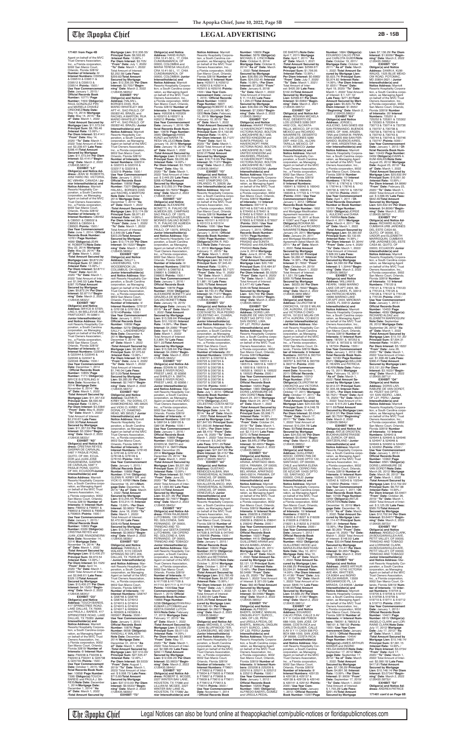171401 from Page 4B

Agent on behalf of the MVC Trust Owners Association, Inc., a Florida corporation, 9002 San Marco Court, Orlando, Florida 32819/ **Number of Interests:** 6/ **Interest Numbers:** D39509 & D39510 & D39511 & D39512 & D39513 & D39514 /**Points:** 1500 / **Use Year Commencement Date:** January 1, 2015 / **Official Records Book Number:** 10771/ **Page Number:** 1463/ **Obligor(s):** RAUL GONZALEZ PIRE and MARIELA CHAVEZ ORDONEZ/**Note Date:** May 14, 2014/ **Mortgage Date:** May 14, 2014/ **"As of" Date:** March 1, 2022 /**Total Amount Secured by Mortgage Lien:** $11,573.54/ **Principal Sum:** $8,785.46 /**Interest Rate:** 13.99% / **Per Diem Interest:** $3.4141/ **"From" Date:** May 14, 2020/ **"To" Date:** March 1, 2022/ Total Amount of Interest: $2,239.67/ **Late Fees:** $298.41/**Total Amount Secured by Mortgage Lien:** $11,573.54/ **Per Diem Interest:** $3.4141//**"Beginning" Date:** March 2, 2022 /(126435.5831)//

**EXHIBIT "L3"**
**Obligor(s) and Notice Address:** GLEN W. ROBERTS, 4082 HARO RD, VICTORIA, BC V8N4B4, CANADA / **Junior Interestholder(s) and Notice Address:** Marriott Resorts Hospitality Corporation, a South Carolina corporation, as Managing Agent on behalf of the MVC Trust Owners Association, Inc., a Florida corporation, 9002 San Marco Court, Orlando, Florida 32819/ **Number of Interests:** 6/ **Interest Numbers:** C89460 & C89501 & C89502 & C89503 & C89504 & C89505 /**Points:** 1500 / **Use Year Commencement Date:** June 1, 2014 / **Official Records Book Number:** 10761/ **Page Number:** 4690/ **Obligor(s):**GLEN W. ROBERTS/**Note Date:** May 22, 2014/ **Mortgage Date:** May 22, 2014/ **"As of" Date:** March 1, 2022 /**Total Amount Secured by Mortgage Lien:** $9,872.24/ **Principal Sum:** $7,388.01 /**Interest Rate:** 13.99% / **Per Diem Interest:** $2.8711/ **"From" Date:** April 22, 2020/ **"To" Date:** March 1, 2022/ Total Amount of Interest: $1,946.53/ **Late Fees:** $287.70/**Total Amount Secured by Mortgage Lien:** $9,872.24/ **Per Diem Interest:** $2.8711//**"Beginning" Date:** March 2, 2022 /(126435.5832)//

**EXHIBIT "M3"**
**Obligor(s) and Notice Address:** BRYCE B STERLING II, 69 BELLEVUE AVE, PAWTUCKET, RI 02861/ **Junior Interestholder(s) and Notice Address:** Marriott Resorts Hospitality Corporation, a South Carolina corporation, as Managing Agent on behalf of the MVC Trust Owners Association, Inc., a Florida corporation, 9002 San Marco Court, Orlando, Florida 32819/ **Number of Interests:** 6/ **Interest Numbers:** G22043 & G22044 & G22045 & G22046 & G22047 & G22048 /**Points:** 1500 / **Use Year Commencement Date:** December 1, 2014 / **Official Records Book Number:** 10850/ **Page Number:** 7771/ **Obligor(s):** BRYCE B STERLING II/**Note Date:** November 6, 2014/ **Mortgage Date:** November 6, 2014/ **"As of" Date:** March 1, 2022 /**Total Amount Secured by Mortgage Lien:** $11,357.53/ **Principal Sum:** $8,560.56 /**Interest Rate:** 13.99% / **Per Diem Interest:** $3.3384/ **"From" Date:** May 6, 2020/ **"To" Date:** March 1, 2022/ Total Amount of Interest: $2,216.67/ **Late Fees:** $330.30/**Total Amount Secured by Mortgage Lien:** $11,357.53/ **Per Diem Interest:** $3.3384//**"Beginning" Date:** March 2, 2022 /(126435.5833)//

**EXHIBIT "N3"**
**Obligor(s) and Notice Address:** CRISTINA REYES, GASPAR DE CARVAJAL 5487 Y PASAJE PONS, QUITO, OF 000, ECUADOR and JUAN JOSE RIVADENEIRA, GASPAR DE CARVAJAL 5487 Y PASAJE PONS, QUITO, OF 000, ECUADOR/**Junior Interestholder(s) and Notice Address:** Marriott Resorts Hospitality Corporation, a South Carolina corporation, as Managing Agent on behalf of the MVC Trust Owners Association, Inc., a Florida corporation, 9002 San Marco Court, Orlando, Florida 32819/ **Number of Interests:** 6/ **Interest Numbers:** F89600 & F89601 & F89602 & F89603 & F89604 & F89605 /**Points:** 1500 / **Use Year Commencement Date:** January 1, 2015 / **Official Records Book Number:** 10850/ **Page Number:** 1026/ **Obligor(s):** CRISTINA REYES and JUAN JOSE RIVADENEIRA/ **Note Date:** November 14, 2014/ **Mortgage Date:** November 14, 2014/ **"As of" Date:** March 1, 2022 /**Total Amount Secured by Mortgage Lien:** $14,400.27/ **Principal Sum:** $9,972.54 /**Interest Rate:** 14.99% / **Per Diem Interest:** $4.1525/ **"From" Date:** April 14, 2020/ **"To" Date:** March 1, 2022/ Total Amount of Interest: $2,848.61/ **Late Fees:** $329.12/**Total Amount Secured by Mortgage Lien:** $14,400.27/ **Per Diem Interest:** $4.1525//**"Beginning" Date:** March 2, 2022 /(126435.5834)//

**EXHIBIT "O3"**
**Obligor(s) and Notice Address:** TOUCH BAREIS, 417 SPRINGTREE ROAD, LAKE DALLAS, TX 75065 and PAULA J. BAREIS, 417 SPRINGTREE ROAD, LAKE DALLAS, TX 75065/ **Junior Interestholder(s) and Notice Address:** Marriott Resorts Hospitality Corporation, a South Carolina corporation, as Managing Agent on behalf of the MVC Trust Owners Association, Inc., a Florida corporation, 9002 San Marco Court, Orlando, Florida 32819/ **Number of Interests:** 6/ **Interest Numbers:** F92238 & F92239 & F92240 & F92241 & G05738 & G05739 /**Points:** 1500 / **Use Year Commencement Date:** October 1, 2015 / **Official Records Book Number:** 10880/ **Page Number:** 7306/ **Obligor(s):**TOUCH BAREIS and PAULA J. BAREIS/**Note Date:** December 1, 2014/**Mortgage Date:** December 1, 2014/ **"As of" Date:** March 1, 2022 /**Total Amount Secured by Mortgage Lien:** $12,336.35/ **Principal Sum:** $9,533.95 /**Interest Rate:** 13.99% / **Per Diem Interest:** $3.7051/ **"From" Date:** July 1, 2020/ **"To" Date:** March 1, 2022/ Total Amount of Interest: $2,252.58/ **Late Fees:** $299.82/**Total Amount Secured by Mortgage Lien:** $12,336.35/ **Per Diem Interest:** $3.7051//**"Beginning" Date:** March 2, 2022 /(126435.5835)//

**EXHIBIT "P3"**
**Obligor(s) and Notice Address:** HALAN L. BORGES DIAS, RUA MARIO WHATELEY 368 APT 41, SAO PAULO, OF 05083140, BRAZIL and RACHEL A MARTON, RUA MARIO WHATELEY 368 APT 41, SAO PAULO, OF 05083140, BRAZIL/ **Junior Interestholder(s) and Notice Address:** Marriott Resorts Hospitality Corporation, a South Carolina corporation, as Managing Agent on behalf of the MVC Trust Owners Association, Inc., a Florida corporation, 9002 San Marco Court, Orlando, Florida 32819/ **Number of Interests:** 6/ **Interest Numbers:** G32314 & G32315 & G32316 & G32317 & G32318 & G32319 /**Points:** 1500 / **Use Year Commencement Date:** January 1, 2015 / **Official Records Book Number:** 10858/ **Page Number:** 7327/ **Obligor(s):** HALAN L. BORGES DIAS and RACHEL A MARTON/ **Note Date:** December 1, 2014/ **Mortgage Date:** December 1, 2014/ **"As of" Date:** March 1, 2022 /**Total Amount Secured by Mortgage Lien:** $13,174.09/ **Principal Sum:** $9,971.81 /**Interest Rate:** 14.99% / **Per Diem Interest:** $4.1522/ **"From" Date:** June 1, 2020/ **"To" Date:** March 1, 2022/ Total Amount of Interest: $2,649.08/ **Late Fees:** $303.20/**Total Amount Secured by Mortgage Lien:** $13,174.09/ **Per Diem Interest:** $4.1522//**"Beginning" Date:** March 2, 2022 /(126435.5836)//

**EXHIBIT "Q3"**
**Obligor(s) and Notice Address:** SALLY L. LANDENBURG, 1274 WOODBROOK LN, COLUMBUS, OH 43223/ **Junior Interestholder(s) and Notice Address:** Marriott Resorts Hospitality Corporation, a South Carolina corporation, as Managing Agent on behalf of the MVC Trust Owners Association, Inc., a Florida corporation, 9002 San Marco Court, Orlando, Florida 32819/ **Number of Interests:** 4/ **Interest Numbers:** G76137 & G76138 & G76139 & G76140/**Points:** 1000 / **Use Year Commencement Date:** January 1, 2015 / **Official Records Book Number:** 10858/ **Page Number:** 5270/ **Obligor(s):** SALLY L. LANDENBURG/ **Note Date:** December 4, 2014/ **Mortgage Date:** December 4, 2014/ **"As of" Date:** March 1, 2022 /**Total Amount Secured by Mortgage Lien:** $9,285.26/ **Principal Sum:** $7,075.62 /**Interest Rate:** 13.99% / **Per Diem Interest:** $2.7497/ **"From" Date:** June 4, 2020/ **"To" Date:** March 1, 2022/ Total Amount of Interest: $1,746.04/ **Late Fees:** $213.20/**Total Amount Secured by Mortgage Lien:** $9,285.26/ **Per Diem Interest:** $2.7497//**"Beginning" Date:** March 2, 2022 /(126435.5837)//

**EXHIBIT "R3"**
**Obligor(s) and Notice Address:** GLENN R. KIRBY SR., 702 DORAL CT, DIAMONDHEAD, MS 39525 and VICKI O. KIRBY, 702 DORAL CT, DIAMONDHEAD, MS 39525 /**Junior Interestholder(s) and Notice Address:** Marriott Resorts Hospitality Corporation, a South Carolina corporation, as Managing Agent on behalf of the MVC Trust Owners Association, Inc., a Florida corporation, 9002 San Marco Court, Orlando, Florida 32819/ **Number of Interests:** 6/ **Interest Numbers:** G76145 & G76146 & G76147 & G76148 & G76149 & G76150 /**Points:** 1500 / **Use Year Commencement Date:** January 1, 2015 / **Official Records Book Number:** 10858/ **Page Number:** 5744/ **Obligor(s):** GLENN R. KIRBY SR. and VICKI O. KIRBY/**Note Date:** December 16, 2014/**Mortgage Date:** December 16, 2014/ **"As of" Date:** March 1, 2022 /**Total Amount Secured by Mortgage Lien:** $13,245.45/ **Principal Sum:** $10,214.15 /**Interest Rate:** 13.99% / **Per Diem Interest:** $3.9693/ **"From" Date:** June 16, 2020/ **"To" Date:** March 1, 2022/ Total Amount of Interest: $2,472.90/ **Late Fees:** $308.40/**Total Amount Secured by Mortgage Lien:** $13,245.45/ **Per Diem Interest:** $3.9693//**"Beginning" Date:** March 2, 2022 /(126435.5838)//

**EXHIBIT "S3"**
**Obligor(s) and Notice Address:** RANDALL K. WALKER, 5715 CEDAR SPRINGS RD APT 208, DALLAS, TX 75235-6778 / **Junior Interestholder(s) and Notice Address:** Marriott Resorts Hospitality Corporation, a South Carolina corporation, as Managing Agent on behalf of the MVC Trust Owners Association, Inc., a Florida corporation, 9002 San Marco Court, Orlando, Florida 32819/ **Number of Interests:** 14/ **Interest Numbers:** G58747 & G58748 & G58749 & G58750 & G74912 & G74913 & G74914 & G74915 & G74916 & G74917 & H05904 & H05905 & H05906 & H05907 /**Points:** 3500 / **Use Year Commencement Date:** January 1, 2015 / **Official Records Book Number:** 10876/ **Page Number:** 6658/ **Obligor(s):** RANDALL K. WALKER/ **Note Date:** December 31, 2014/ **Mortgage Date:** December 31, 2014/ **"As of" Date:** March 1, 2022 /**Total Amount Secured by Mortgage Lien:** $37,510.09/ **Principal Sum:** $27,535.47 /**Interest Rate:** 12.49% / **Per Diem Interest:** $9.5533/ **"From" Date:** August 1, 2019/ **"To" Date:** March 1, 2022/ Total Amount of Interest: $9,008.73/ **Late Fees:** $715.60/**Total Amount Secured by Mortgage Lien:** $37,510.09/ **Per Diem Interest:** $9.5533//**"Beginning" Date:** March 2, 2022 /(126435.5839)//

**EXHIBIT "T3"**
**Obligor(s) and Notice Address:** HANS KUNZ, CRA 10 #1 SO-L 17, CHIA CUNDINAMARCA, OF 00000, COLOMBIA and MARIA TERESA VALLEJO, CRA 10 #1 SO-L 17, CHIA CUNDINAMARCA, OF 00000, COLOMBIA/ **Junior Interestholder(s) and Notice Address:** Marriott Resorts Hospitality Corporation, a South Carolina corporation, as Managing Agent on behalf of the MVC Trust Owners Association, Inc., a Florida corporation, 9002 San Marco Court, Orlando, Florida 32819/ **Number of Interests:** 5/ **Interest Numbers:** H20208 & H20209 & H20210 & H20211 & H20212 /**Points:** 1250 / **Use Year Commencement Date:** January 1, 2016 / **Official Records Book Number:** 10878/ **Page Number:** 3595/ **Obligor(s):**HANS KUNZ and MARIA TERESA VALLEJO/**Note Date:** January 19, 2015/ **Mortgage Date:** January 19, 2015/ **"As of" Date:** March 1, 2022 /**Total Amount Secured by Mortgage Lien:** $12,003.31/ **Principal Sum:** $9,035.66 /**Interest Rate:** 14.99% / **Per Diem Interest:** $3.7623/ **"From" Date:** May 19, 2020/ **"To" Date:** March 1, 2022/ Total Amount of Interest: $2,449.25/ **Late Fees:** $268.40/**Total Amount Secured by Mortgage Lien:** $12,003.31/ **Per Diem Interest:** $3.7623//**"Beginning" Date:** March 2, 2022 /(126435.5841)//

**EXHIBIT "U3"**
**Obligor(s) and Notice Address:** ALEXANDRE BONETTI, R. FIALHO DE ALMEIDA 225, CAMPINAS SAO PAULO, OF 13075, BRAZIL and GRAZIELA DE MORAES GALVAO BONETTI, R. FIALHO DE ALMEIDA 225, CAMPINAS SAO PAULO, OF 13075, BRAZIL/ **Junior Interestholder(s) and Notice Address:** Marriott Resorts Hospitality Corporation, a South Carolina corporation, as Managing Agent on behalf of the MVC Trust Owners Association, Inc., a Florida corporation, 9002 San Marco Court, Orlando, Florida 32819/ **Number of Interests:** 6/ **Interest Numbers:** D98750 & D98751 & D98752 & D98801 & D98802 & D98803 /**Points:** 1500 / **Use Year Commencement Date:** January 1, 2016 / **Official Records Book Number:** 10878/ **Page Number:** 3326/ **Obligor(s):** ALEXANDRE BONETTI and GRAZIELA DE MORAES GALVAO BONETTI/**Note Date:** January 19, 2015/ **Mortgage Date:** January 19, 2015/ **"As of" Date:** March 1, 2022 /**Total Amount Secured by Mortgage Lien:** $13,528.64/ **Principal Sum:** $10,100.83 /**Interest Rate:** 14.99% / **Per Diem Interest:** $4.2061/ **"From" Date:** May 19, 2020/ **"To" Date:** March 1, 2022/ Total Amount of Interest: $2,738.15/ **Late Fees:** $311.22/**Total Amount Secured by Mortgage Lien:** $13,528.64/ **Per Diem Interest:** $4.2061//**"Beginning" Date:** March 2, 2022 /(126435.5842)//

**EXHIBIT "V3"**
**Obligor(s) and Notice Address:** EDWIN W. SMITH, 13598 E RIVER ROAD, PRIEST LAKE, ID 83856 and SHIRLEY A. SMITH, 13598 E RIVER ROAD, PRIEST LAKE, ID 83856/ **Junior Interestholder(s) and Notice Address:** Marriott Resorts Hospitality Corporation, a South Carolina corporation, as Managing Agent on behalf of the MVC Trust Owners Association, Inc., a Florida corporation, 9002 San Marco Court, Orlando, Florida 32819/ **Number of Interests:** 4/ **Interest Numbers:** G89133 & G89134 & G89135 & G89136 /**Points:** 1000 / **Use Year Commencement Date:** January 1, 2016 / **Official Records Book Number:** 10878/ **Page Number:** 5022/ **Obligor(s):** EDWIN W. SMITH and SHIRLEY A. SMITH/**Note Date:** December 23, 2014/ **Mortgage Date:** December 23, 2014/ **"As of" Date:** March 1, 2022 /**Total Amount Secured by Mortgage Lien:** $9,221.95/ **Principal Sum:** $7,075.62 /**Interest Rate:** 13.99% / **Per Diem Interest:** $2.7497/ **"From" Date:** June 23, 2020/ **"To" Date:** March 1, 2022/ Total Amount of Interest: $1,693.79/ **Late Fees:** $202.54/**Total Amount Secured by Mortgage Lien:** $9,221.95/ **Per Diem Interest:** $2.7497//**"Beginning" Date:** March 2, 2022 /(126435.5843)//

**EXHIBIT "W3"**
**Obligor(s) and Notice Address:** RYAN RAJKUMAR LUTCHMAN, 138 CIPERO RD, GOLCONDA, SAN FERNANDO, OF 00000, TRINIDAD AND TOBAGO and GEETA DIANNE LUTCHMAN, 138 CIPERO RD, GOLCONDA, SAN FERNANDO, OF 00000, TRINIDAD AND TOBAGO /**Junior Interestholder(s) and Notice Address:** Marriott Resorts Hospitality Corporation, a South Carolina corporation, as Managing Agent on behalf of the MVC Trust Owners Association, Inc., a Florida corporation, 9002 San Marco Court, Orlando, Florida 32819/ **Number of Interests:** 6/ **Interest Numbers:** H17107 & H17108 & H17109 & H17110 & H17111 & H17112 /**Points:** 1500/**Use Year Commencement Date:** March 1, 2015/ **Official Records Book Number:** 10888/ **Page Number:** 5238/ **Obligor(s):**RYAN RAJKUMAR LUTCHMAN and GEETA DIANNE LUTCHMAN/**Note Date:** February 17, 2015/ **Mortgage Date:** February 17, 2015/ **"As of" Date:** March 1, 2022 /**Total Amount Secured by Mortgage Lien:** $12,636.23/ **Principal Sum:** $9,511.03 /**Interest Rate:** 14.99% / **Per Diem Interest:** $3.9603/ **"From" Date:** May 17, 2020/ **"To" Date:** March 1, 2022/ Total Amount of Interest: $2,586.09/ **Late Fees:** $289.11/**Total Amount Secured by Mortgage Lien:** $12,636.23/ **Per Diem Interest:** $3.9603//**"Beginning" Date:** March 2, 2022 /(126435.5844)//

**EXHIBIT "X3"**
**Obligor(s) and Notice Address:** ROBERT E. MCGEE, 14911 WINTER BAY LANE, HOUSTON, TX 77088 and LILLIAN M. MCGEE, 14911 WINTER BAY LANE, HOUSTON, TX 77088/ **Junior Interestholder(s) and Notice Address:** Marriott Resorts Hospitality Corporation, a South Carolina corporation, as Managing Agent on behalf of the MVC Trust Owners Association, Inc., a Florida corporation, 9002 San Marco Court, Orlando, Florida 32819/ **Number of Interests:** 6/ **Interest Numbers:** H25010 & H25011 & H25012 & H25013 & H25014 & H25015 /**Points:** 1500 / **Use Year Commencement Date:** January 1, 2016 / **Official Records Book Number:** 10903/ **Page Number:** 0200/ **Obligor(s):**ROBERT E. MCGEE and LILLIAN M. MCGEE/**Note Date:** February 10, 2015/ **Mortgage Date:** February 10, 2015/ **"As of" Date:** March 1, 2022 /**Total Amount Secured by Mortgage Lien:** $18,716.93/ **Principal Sum:** $14,192.96 /**Interest Rate:** 14.49% / **Per Diem Interest:** $5.7127/ **"From" Date:** April 10, 2020/ **"To" Date:** March 1, 2022/ Total Amount of Interest: $3,941.70/ **Late Fees:** $332.47/**Total Amount Secured by Mortgage Lien:** $18,716.93/ **Per Diem Interest:** $5.7127//**"Beginning" Date:** March 2, 2022 /(126435.5845)//

**EXHIBIT "Y3"**
**Obligor(s) and Notice Address:** KIRK R. RIDDLE, 14427 SHIRLEY ST, ORLANDO, FL 32826/ **Junior Interestholder(s) and Notice Address:** Marriott Resorts Hospitality Corporation, a South Carolina corporation, as Managing Agent on behalf of the MVC Trust Owners Association, Inc., a Florida corporation, 9002 San Marco Court, Orlando, Florida 32819/ **Number of Interests:** 4/ **Interest Numbers:** H31511 & H31512 & H31513 & H31514 /**Points:** 1000 / **Use Year Commencement Date:** January 1, 2016 / **Official Records Book Number:** 10885/ **Page Number:** 1189/ **Obligor(s):**KIRK R. RIDDLE/**Note Date:** February 11, 2015/ **Mortgage Date:** February 11, 2015/ **"As of" Date:** March 1, 2022 /**Total Amount Secured by Mortgage Lien:** $9,743.31/ **Principal Sum:** $7,345.42 /**Interest Rate:** 13.99% / **Per Diem Interest:** $2.7127/ **"From" Date:** May 11, 2020/ **"To" Date:** March 1, 2022/ Total Amount of Interest: $1,881.18/ **Late Fees:** $266.71/**Total Amount Secured by Mortgage Lien:** $9,743.31/ **Per Diem Interest:** $2.7127//**"Beginning" Date:** March 2, 2022 /(126435.5846)//

**EXHIBIT "Z3"**
**Obligor(s) and Notice Address:** JOAO CELESTINO DA SILVA, RUA PEDRO CELESTINO 441, CUIABA, OF 78005010, BRAZIL / **Junior Interestholder(s) and Notice Address:** Marriott Resorts Hospitality Corporation, a South Carolina corporation, as Managing Agent on behalf of the MVC Trust Owners Association, Inc., a Florida corporation, 9002 San Marco Court, Orlando, Florida 32819/ **Number of Interests:** 20/ **Interest Numbers:** D30720 & D30721 & D30722 & D30723 & D30724 & D30725 & D30726 & D30727 & D30728 & D30729 & D30730 & D30731 & D30732 & D30733 & D30734 & D30735 & D30736 & D30737 & D30738 & D30739 /**Points:** 5000 / **Use Year Commencement Date:** July 1, 2014 / **Official Records Book Number:** 10802/ **Page Number:** 2779/ **Obligor(s):**JOAO CELESTINO DA SILVA/**Note Date:** June 16, 2014/ **Mortgage Date:** June 16, 2014/ **"As of" Date:** March 1, 2022 /**Total Amount Secured by Mortgage Lien:** $27,847.65/ **Principal Sum:** $21,653.06 /**Interest Rate:** 12.99% / **Per Diem Interest:** $7.8131/ **"From" Date:** June 16, 2020/ **"To" Date:** March 1, 2022/ Total Amount of Interest: $ 5,242.49/ **Late Fees:** $701.30/**Total Amount Secured by Mortgage Lien:** $27,847.65/ **Per Diem Interest:** $7.8131//**"Beginning" Date:** March 2, 2022 /(126435.5847)//

**EXHIBIT "A4"**
**Obligor(s) and Notice Address:** GUSTAVO MENDOZA ALLER BLANCO, RESIDENCIAS VILLA TRANSVERSAL ALTAMIRA, CARACAS, OF 99999, VENEZUELA / **Junior Interestholder(s) and Notice Address:** Marriott Resorts Hospitality Corporation, a South Carolina corporation, as Managing Agent on behalf of the MVC Trust Owners Association, Inc., a Florida corporation, 9002 San Marco Court, Orlando, Florida 32819/ **Number of Interests:** 8/ **Interest Numbers:** 047536 & 047537 & 047538 & 047539 & 047540 & 047541 & 047542 & 047543 /**Points:** 2000 / **Use Year Commencement Date:** January 1, 2015 / **Official Records Book Number:** 10834/ **Page Number:** 5639/ **Obligor(s):**GUSTAVO MENDOZA ALLER BLANCO/**Note Date:** October 1, 2014/ **Mortgage Date:** October 1, 2014/ **"As of" Date:** March 1, 2022 /**Total Amount Secured by Mortgage Lien:** $12,765.49/ **Principal Sum:** $9,637.59 /**Interest Rate:** 13.99% / **Per Diem Interest:** $3.7452/ **"From" Date:** July 1, 2020/ **"To" Date:** March 1, 2022/ Total Amount of Interest: $ 2,602.64/ **Late Fees:** $295.26/**Total Amount Secured by Mortgage Lien:** $12,765.49/ **Per Diem Interest:** $3.7452//**"Beginning" Date:** March 2, 2022 /(126435.5848)//

**EXHIBIT "B4"**
**Obligor(s) and Notice Address:** MICHAEL E. LYNCH, 12240 BLUFFWOOD TER, CLARKSBURG, MD 20871/ **Junior Interestholder(s) and Notice Address:** Marriott Resorts Hospitality Corporation, a South Carolina corporation, as Managing Agent on behalf of the MVC Trust Owners Association, Inc., a Florida corporation, 9002 San Marco Court, Orlando, Florida 32819/ **Number of Interests:** 14/ **Interest Numbers:** F79601 & F79602 & F79603 & F79604 & F79605 & F79606 & F79607 & F79608 & F79609 & F79610 & F79611 & F79612 & F79613 & F79614 /**Points:** 3500 / **Use Year Commencement Date:** November 1, 2014 / **Official Records Book Number:** 10829/ **Page Number:** 5670/ **Obligor(s):** MICHAEL E. LYNCH/**Note Date:** October 6, 2014/ **Mortgage Date:** October 6, 2014/ **"As of" Date:** March 1, 2022 /**Total Amount Secured by Mortgage Lien:** $36,682.35/ **Principal Sum:** $24,032.45 /**Interest Rate:** 10.99% / **Per Diem Interest:** $7.3366/ **"From" Date:** January 6, 2018/ **"To" Date:** March 1, 2022/ Total Amount of Interest: $ 11,114.65/ **Late Fees:** $1,285.07/**Total Amount Secured by Mortgage Lien:** $36,682.35/ **Per Diem Interest:** $7.3366//**"Beginning" Date:** March 2, 2022 /(126435.5849)//

**EXHIBIT "C4"**
**Obligor(s) and Notice Address:** ANJNA PRASAD, 12 HAVERCROFT PARK, VICTORIA ROAD, BOLTON LANCASHIRE BL1 5AB, UNITED KINGDOM and SUNITA PRASAD, 12 HAVERCROFT PARK, VICTORIA ROAD, BOLTON LANCASHIRE BL1 5AB, UNITED KINGDOM and ANUSHEEL PRASAD, 12 HAVERCROFT PARK, VICTORIA ROAD, BOLTON LANCASHIRE BL1 5AB, UNITED KINGDOM / **Junior Interestholder(s) and Notice Address:** Marriott Resorts Hospitality Corporation, a South Carolina corporation, as Managing Agent on behalf of the MVC Trust Owners Association, Inc., a Florida corporation, 9002 San Marco Court, Orlando, Florida 32819/ **Number of Interests:** 8/ **Interest Numbers:** E67147 & E67148 & E67149 & E67150 & E76452 & E76501 & E76502 & E76503 /**Points:** 2000 / **Use Year Commencement Date:** January 1, 2015 / **Official Records Book Number:** 10894/ **Page Number:** 4660/ **Obligor(s):**ANJNA PRASAD and SUNITA PRASAD and ANUSHEEL PRASAD/**Note Date:** June 9, 2014/ **Mortgage Date:** June 9, 2014/ **"As of" Date:** March 1, 2022 /**Total Amount Secured by Mortgage Lien:** $20,749/ **Per Diem Interest:** $5.0325/ **"From" Date:** April 9, 2020/ **"To" Date:** March 1, 2022/ Total Amount of Interest: $ 3,477.47/ **Late Fees:** $536.58/**Total Amount Secured by Mortgage Lien:** $20,749/ **Per Diem Interest:** $5.0325//**"Beginning" Date:** March 2, 2022 /(126435.5850)//

**EXHIBIT "D4"**
**Obligor(s) and Notice Address:** DORIS LARRABURE DE VAN OORDT, PEZET 543 DPTO 1101 SAN ISIDRO, LIMA, OF 27, PERU/ **Junior Interestholder(s) and Notice Address:** Marriott Resorts Hospitality Corporation, a South Carolina corporation, as Managing Agent on behalf of the MVC Trust Owners Association, Inc., a Florida corporation, 9002 San Marco Court, Orlando, Florida 32819/ **Number of Interests:** 10/**Interest Numbers:** 190514 & 190515 & 190516 & 190517 & 190518 & 190519 & 190520 & 190521 & 190522 & 190523 /**Points:** 2500 / **Use Year Commencement Date:** January 1, 2012 / **Official Records Book Number:** 10200/ **Page Number:** 4787/ **Obligor(s):** DORIS LARRABURE DE VAN OORDT/**Note Date:** March 24, 2011/ **Mortgage Date:** March 24, 2011/ **"As of" Date:** March 1, 2022 /**Total Amount Secured by Mortgage Lien:** $8,845.27/ **Principal Sum:** $5,908.71 /**Interest Rate:** 14.99% / **Per Diem Interest:** $2.4603/ **"From" Date:** October 24, 2019/ **"To" Date:** March 1, 2022/ Total Amount of Interest: $ 2,107.43/ **Late Fees:** $575.13/**Total Amount Secured by Mortgage Lien:** $8,845.27/**Per Diem Interest:** $2.4603//**"Beginning" Date:** March 2, 2022 /(126435.5853)//

**EXHIBIT "E4"**
**Obligor(s) and Notice Address:** GUILLERMO ARANA, APARTADO 0843-03314, PANAMA, OF 00000, PANAMA and MILVIA MABEL ARANA, APARTADO 0843-03314, PANAMA, OF 00000, PANAMA/ **Junior Interestholder(s) and Notice Address:** Marriott Resorts Hospitality Corporation, a South Carolina corporation, as Managing Agent on behalf of the MVC Trust Owners Association, Inc., a Florida corporation, 9002 San Marco Court, Orlando, Florida 32819/ **Number of Interests:** 8/ **Interest Numbers:** 258236 & 258237 & 258238 & 258239 & 258240 & 258241 & 258242 & 258243 /**Points:** 2000 / **Use Year Commencement Date:** January 1, 2012 / **Official Records Book Number:** 10200/ **Page Number:** 4415/ **Obligor(s):**GUILLERMO ARANA and MILVIA MABEL ARANA/**Note Date:** April 25, 2011/ **Mortgage Date:** April 25, 2011/ **"As of" Date:** March 1, 2022 /**Total Amount Secured by Mortgage Lien:** $2,121.32/ **Principal Sum:** $1,467.27 /**Interest Rate:** 13.99% / **Per Diem Interest:** $0.5498/ **"From" Date:** July 25, 2020/ **"To" Date:** March 1, 2022/ Total Amount of Interest: $ 321.05/ **Late Fees:** $107.99/**Total Amount Secured by Mortgage Lien:** $2,121.32/ **Per Diem Interest:** $0.5498//**"Beginning" Date:** March 2, 2022 /(126435.5855)//

**EXHIBIT "F4"**
**Obligor(s) and Notice Address:** ALFREDO BAERTL GOMEZ, MANUAL OLGUIN #1071 SURCO, LIMA, OF L33, PERU and URSULA PEDAL DE BAERTL, MANUAL OLGUIN #1071 SURCO, LIMA, OF L33, PERU/ **Junior Interestholder(s) and Notice Address:** Marriott Resorts Hospitality Corporation, a South Carolina corporation, as Managing Agent on behalf of the MVC Trust Owners Association, Inc., a Florida corporation, 9002 San Marco Court, Orlando, Florida 32819/ **Number of Interests:** 6/ **Interest Numbers:** 225209 & 225210 & 225211 & 225212 & 225213 & 225214 /**Points:** 1500 / **Use Year Commencement Date:** January 1, 2012 / **Official Records Book Number:** 10297/ **Page Number:** 2091/ **Obligor(s):**ALFREDO BAERTL GOMEZ and URSULA PEDAL DE BAERTL/**Note Date:** April 7, 2011/ **Mortgage Date:** April 7, 2011/ **"As of" Date:** March 1, 2022 /**Total Amount Secured by Mortgage Lien:** $2569.67/ **Principal Sum:** $1,798.95 /**Interest Rate:** 13.99% / **Per Diem Interest:** $0.6993/ **"From" Date:** July 7, 2020/ **"To" Date:** March 1, 2022/ Total Amount of Interest: $ 420.39/ **Late Fees:** $102.33/**Total Amount Secured by Mortgage Lien:** $2569.67/ **Per Diem Interest:** $0.6993//**"Beginning" Date:** March 2, 2022 /(126435.5856)//

**EXHIBIT "G4"**
**Obligor(s) and Notice Address:** ROXANA MICAELA RUIZ, DESIERTO DE LOS LEONES 5289 DEP. 4402 COL. ALCANTARILLA, MEXICO, DF 01729, MEXICO and RICARDO NAVARRETE, DESIERTO DE LOS LEONES 5289 DEP. 4402 COL. ALCANTARILLA, MEXICO, DF 01729, MEXICO/ **Junior Interestholder(s) and Notice Address:** Marriott Resorts Hospitality Corporation, a South Carolina corporation, as Managing Agent on behalf of the MVC Trust Owners Association, Inc., a Florida corporation, 9002 San Marco Court, Orlando, Florida 32819/ **Number of Interests:** 8/ **Interest Numbers:** 169041 & 169042 & 169043 & 169044 & 169045 & 169046 & 177722 & 177723 /**Points:** 2000 / **Use Year Commencement Date:** January 1, 2012 / **Official Records Book Number:** 10171/ **Page Number:** 1802 /**Obligor(s):**ROXANA MICAELA RUIZ and RICARDO NAVARRETE/**Note Date:** January 24, 2011/**Mortgage Date:** January 24, 2011 and Mortgage Modification Agreement dated on December 15, 2011 at Book # 10307 and Page # 6624/ **"As of" Date:** March 1, 2022 /**Total Amount Secured by Mortgage Lien:** $6333.96/ **Principal Sum:** $4,282.47 /**Interest Rate:** 14.99% / **Per Diem Interest:** $1.7832/ **"From" Date:** October 24, 2019/ **"To" Date:** March 1, 2022/ Total Amount of Interest: $ 1,531.79/ **Late Fees:** $269.70/**Total Amount Secured by Mortgage Lien:** $6333.96/ **Per Diem Interest:** $1.7832//**"Beginning" Date:** March 2, 2022 /(126435.5859 MM)//

**EXHIBIT "H4"**
**Obligor(s) and Notice Address:** OLUROTIMI M OWOKOYA, 19133 E MILAN CIR, AURORA, CO 80013 and VICTORIA O OWOKOYA, 19133 E MILAN CIR #T14, AURORA, CO 80013 / **Junior Interestholder(s) and Notice Address:** Marriott Resorts Hospitality Corporation, a South Carolina corporation, as Managing Agent on behalf of the MVC Trust Owners Association, Inc., a Florida corporation, 9002 San Marco Court, Orlando, Florida 32819/ **Number of Interests:** 8/ **Interest Numbers:** 393703 & 393704 & 393705 & 393706 & 393707 & 393708 & 393709 & 393710 /**Points:** 2000 / **Use Year Commencement Date:** November 1, 2011 / **Official Records Book Number:** 10290/ **Page Number:** 2707/ **Obligor(s):**OLUROTIMI M OWOKOYA and VICTORIA O OWOKOYA/**Note Date:** October 17, 2011/ **Mortgage Date:** October 17, 2011/ **"As of" Date:** March 1, 2022 /**Total Amount Secured by Mortgage Lien:** $24,533.56/ **Principal Sum:** $14,048.78 /**Interest Rate:** 14.49% / **Per Diem Interest:** $5.6546/ **"From" Date:** July 17, 2017/ **"To" Date:** March 1, 2022/ Total Amount of Interest: $10,234.74/ **Late Fees:** $0/**Total Amount Secured by Mortgage Lien:** $24,533.56/ **Per Diem Interest:** $5.6546//**"Beginning" Date:** March 2, 2022 /(126435.5860)//

**EXHIBIT "I4"**
**Obligor(s) and Notice Address:** GUILLERMO WOOD, CERRO PAN DE AZUCAR 10435 DPTO 122, SANTIAGO, OF 000000, CHILE and MARIA ELENA BASTIDAS, CERRO PAN DE AZUCAR 10435 DPTO 122, SANTIAGO, OF 000000, CHILE/ **Junior Interestholder(s) and Notice Address:** Marriott Resorts Hospitality Corporation, a South Carolina corporation, as Managing Agent on behalf of the MVC Trust Owners Association, Inc., a Florida corporation, 9002 San Marco Court, Orlando, Florida 32819/ **Number of Interests:** 10/ **Interest Numbers:** 218225 & 218226 & 218227 & 218228 & 218229 & 218230 & 218231 & 218232 & 218233 & 218234 /**Points:** 2500 / **Use Year Commencement Date:** January 1, 2012 / **Official Records Book Number:** 10220/ **Page Number:** 4002/ **Obligor(s):** GUILLERMO WOOD and MARIA ELENA BASTIDAS/ **Note Date:** May 10, 2011/ **Mortgage Date:** May 10, 2011/ **"As of" Date:** March 1, 2022 /**Total Amount Secured by Mortgage Lien:** $4,688.25/ **Principal Sum:** $3,394.91 /**Interest Rate:** 14.99% / **Per Diem Interest:** $1.4136/ **"From" Date:** July 10, 2020/ **"To" Date:** March 1, 2022/ Total Amount of Interest: $846.74/ **Late Fees:** $196.60/**Total Amount Secured by Mortgage Lien:** $4,688.25/ **Per Diem Interest:** $1.4136//**"Beginning" Date:** March 2, 2022 /(126435.5861)//

**EXHIBIT "J4"**
**Obligor(s) and Notice Address:** EDUARDO CALVO PENA, CALLE 9 AV 9 Y 11 CASA 936 POBOX 688-1000, SAN JOSE, OF 99999, COSTA RICA and CARLOTA GUIER, CALLE 9 AV 9 Y 11 CASA 936 POBOX 688-1000, SAN JOSE, OF 99999, COSTA RICA/ **Junior Interestholder(s) and Notice Address:** Marriott Resorts Hospitality Corporation, a South Carolina corporation, as Managing Agent on behalf of the MVC Trust Owners Association, Inc., a Florida corporation, 9002 San Marco Court, Orlando, Florida 32819/ **Number of Interests:** 8/ **Interest Numbers:** 429135 & 429136 & 429137 & 429138 & 429139 & 429140 & 429141 & 429142 /**Points:** 2000 / **Use Year Commencement Date:** January 1, 2012 / **Official Records Book Number:** 10297/**Page Number:** 1694/ **Obligor(s):** EDUARDO CALVO PENA and CARLOTA GUIER/**Note Date:** October 19, 2011/ **Mortgage Date:** October 19, 2011/ **"As of" Date:** March 1, 2022 /**Total Amount Secured by Mortgage Lien:** $5,623.74/ **Principal Sum:** $3,974.82 /**Interest Rate:** 14.99% / **Per Diem Interest:** $1.6551/ **"From" Date:** April 19, 2020/ **"To" Date:** March 1, 2022/ Total Amount of Interest: $ 1,127.12/ **Late Fees:** $271.80/**Total Amount Secured by Mortgage Lien:** $5,623.74/ **Per Diem Interest:** $1.6551//**"Beginning" Date:** March 2, 2022 /(126435.5862)//

**EXHIBIT "K4"**
**Obligor(s) and Notice Address:** JORGE L AULICINO, SAN GINES 659 SAN FERNANDO, BUENOS AIRES, OF 1646, ARGENTINA and DIANA M. PARRA, SAN GINES 659 SAN FERNANDO, BUENOS AIRES, OF 1646, ARGENTINA/ **Junior Interestholder(s) and Notice Address:** Marriott Resorts Hospitality Corporation, a South Carolina corporation, as Managing Agent on behalf of the MVC Trust Owners Association, Inc., a Florida corporation, 9002 San Marco Court, Orlando, Florida 32819/ **Number of Interests:** 10/ **Interest Numbers:** 178740 & 178741 & 178742 & 178743 & 178744 & 178745 & 195730 & 195731 & 195732 & 195733 /**Points:** 2500 / **Use Year Commencement Date:** April 1, 2011 / **Official Records Book Number:** 10191/ **Page Number:** 6580/ **Obligor(s):**JORGE L AULICINO and DIANA M. PARRA/**Note Date:** March 4, 2011/ **Mortgage Date:** March 4, 2011/ **"As of" Date:** March 1, 2022 /**Total Amount Secured by Mortgage Lien:** $4,390.59/ **Principal Sum:** $3,132.05 /**Interest Rate:** 14.99% / **Per Diem Interest:** $1.3041/ **"From" Date:** June 4, 2020/ **"To" Date:** March 1, 2022/ Total Amount of Interest: $ 828.30/ **Late Fees:** $179.64/**Total Amount Secured by Mortgage Lien:** $4,390.59/ **Per Diem Interest:** $1.3041//**"Beginning" Date:** March 2, 2022 /(126435.5863)//

**EXHIBIT "L4"**
**Obligor(s) and Notice Address:** WILLIAM B. HEARN, 19680 MARINO LAKE CIR APT 2404, MIROMAR LAKES, FL 33913 and PATRICIA HEARN, 19680 MARINO LAKE CIR APT 2404, MIROMAR LAKES, FL 33913/ **Junior Interestholder(s) and Notice Address:** Marriott Resorts Hospitality Corporation, a South Carolina corporation, as Managing Agent on behalf of the MVC Trust Owners Association, Inc., a Florida corporation, 9002 San Marco Court, Orlando, Florida 32819/ **Number of Interests:** 6/ **Interest Numbers:** 187251 & 187252 & 187301 & 187302 & 187303 & 187304 /**Points:** 1500 / **Use Year Commencement Date:** January 1, 2012 / **Official Records Book Number:** 10180/ **Page Number:** 2521/ **Obligor(s):**WILLIAM B. HEARN and PATRICIA HEARN/**Note Date:** February 15, 2011/ **Mortgage Date:** February 15, 2011/ **"As of" Date:** March 1, 2022 /**Total Amount Secured by Mortgage Lien:** $2,812.37/ **Principal Sum:** $1,935.48 /**Interest Rate:** 13.99% / **Per Diem Interest:** $0.7521/ **"From" Date:** April 15, 2020/ **"To" Date:** March 1, 2022/ Total Amount of Interest: $ 515.20/ **Late Fees:** $111.69/**Total Amount Secured by Mortgage Lien:** $2,812.37/ **Per Diem Interest:** $0.7521//**"Beginning" Date:** March 2, 2022 /(126435.5864)//

**EXHIBIT "M4"**
**Obligor(s) and Notice Address:** ANTJE DROSTE, BUCKHAUSERSTRASSE 23, ZURICH, OF 8003, SWITZERLAND / **Junior Interestholder(s) and Notice Address:** Marriott Resorts Hospitality Corporation, a South Carolina corporation, as Managing Agent on behalf of the MVC Trust Owners Association, Inc., a Florida corporation, 9002 San Marco Court, Orlando, Florida 32819/ **Number of Interests:** 6/ **Interest Numbers:** 102540 & 102541 & 102542 & 102543 & 102544 & 102602 /**Points:** 1500 / **Use Year Commencement Date:** January 1, 2011 / **Official Records Book Number:** 10168/ **Page Number:** 9259/ **Obligor(s):**ANTJE DROSTE/**Note Date:** December 10, 2010/ **Mortgage Date:** December 10, 2010/ **"As of" Date:** March 1, 2022 /**Total Amount Secured by Mortgage Lien:** $1,114.47/ **Principal Sum:** $681.91 /**Interest Rate:** 13.99% / **Per Diem Interest:** $0.265/ **"From" Date:** August 10, 2020/ **"To" Date:** March 1, 2022/ Total Amount of Interest: $148.92/ **Late Fees:** $33.64/**Total Amount Secured by Mortgage Lien:** $1,114.47/ **Per Diem Interest:** $0.265//**"Beginning" Date:** March 2, 2022 /(126435.5867)//

**EXHIBIT "N4"**
**Obligor(s) and Notice Address:** JAMES ARTHUR MANSIR, 10745 VICTORIA AVE #64, WHITTIER, CA 90604 and INGRID HELGA MANSIR, 13589 MEADOWWOOD PL, MIRADA, CA 90638 / **Junior Interestholder(s) and Notice Address:** Marriott Resorts Hospitality Corporation, a South Carolina corporation, as Managing Agent on behalf of the MVC Trust Owners Association, Inc., a Florida corporation, 9002 San Marco Court, Orlando, Florida 32819/ **Number of Interests:** 4/ **Interest Numbers:** 786051 & 786052 & 786101 & 786102 /**Points:** 1000 / **Use Year Commencement Date:** January 1, 2013 / **Official Records Book Number:** 10454/ **Page Number:** 8482/ **Obligor(s):**JAMES ARTHUR MANSIR and INGRID HELGA MANSIR/**Note Date:** September 17, 2012/ **Mortgage Date:** September 17, 2012/ **"As of" Date:** March 1, 2022 /**Total Amount Secured by Mortgage Lien:** $7,136.29/ **Principal Sum:** $4,891.56 /**Interest Rate:** 13.99% / **Per Diem Interest:** $1.9009/ **"From" Date:** September 17, 2019/ **"To" Date:** March 1, 2022/ Total Amount of Interest: $ 1,703.28/ **Late Fees:** $291.45/**Total Amount Secured by Mortgage Lien:** $7,136.29/ **Per Diem Interest:** $1.9009//**"Beginning" Date:** March 2, 2022 /(126435.5868)//

**EXHIBIT "O4"**
**Obligor(s) and Notice Address:** DAWN A. KUMWALKS, 1925 BLUE MEADOW ROAD, POTOMAC, MD 20854-2621 / **Junior Interestholder(s) and Notice Address:** Marriott Resorts Hospitality Corporation, a South Carolina corporation, as Managing Agent on behalf of the MVC Trust Owners Association, Inc., a Florida corporation, 9002 San Marco Court, Orlando, Florida 32819/ **Number of Interests:** 20/ **Interest Numbers:** 725231 & 725232 & 725301 & 725302 & 725303 & 725304 & 730734 & 730735 & 730736 & 730737 & 730738 & 730739 & 730740 & 730741 & 730742 & 730743 & 730744 & 730745 & 730746 & 730747 /**Points:** 5000 / **Use Year Commencement Date:** January 1, 2013 / **Official Records Book Number:** 10419/ **Page Number:** 0459/ **Obligor(s):**DAWN A. KUMWALKS/**Note Date:** August 23, 2012/ **Mortgage Date:** August 23, 2012/ **"As of" Date:** March 1, 2022 /**Total Amount Secured by Mortgage Lien:** $20,632.94/ **Principal Sum:** $15,951.50 /**Interest Rate:** 10.99% / **Per Diem Interest:** $4.8696/ **"From" Date:** February 23, 2020/ **"To" Date:** March 1, 2022/ Total Amount of Interest: $ 3,589.95/ **Late Fees:** $842.49/**Total Amount Secured by Mortgage Lien:** $20,632.94/ **Per Diem Interest:** $4.8696//**"Beginning" Date:** March 2, 2022 /(126435.5870)//

**EXHIBIT "P4"**
**Obligor(s) and Notice Address:** RICHARD ALDAZ, CUMBAYA URB JARDINES DEL ESTE CASA 60, QUITO, OF 00000, ECUADOR and ELIZABETH MARROQUIN, CUMBAYA URB JARDINES DEL ESTE CASA 60, QUITO, OF 00000, ECUADOR/ **Junior Interestholder(s) and Notice Address:** Marriott Resorts Hospitality Corporation, a South Carolina corporation, as Managing Agent on behalf of the MVC Trust Owners Association, Inc., a Florida corporation, 9002 San Marco Court, Orlando, Florida 32819/ **Number of Interests:** 8/ **Interest Numbers:** 776121 & 776122 & 776123 & 776124 & 776125 & 776126 & 776127 & 776128 /**Points:** 2000 / **Use Year Commencement Date:** January 1, 2013 / **Official Records Book Number:** 10455/ **Page Number:** 4932/ **Obligor(s):** RICHARD ALDAZ and ELIZABETH MARROQUIN/**Note Date:** September 26, 2012/ **Mortgage Date:** September 26, 2012/ **"As of" Date:** March 1, 2022 /**Total Amount Secured by Mortgage Lien:** $10,151.20/ **Principal Sum:** $7,594.31 /**Interest Rate:** 14.99% / **Per Diem Interest:** $3.1622/ **"From" Date:** June 26, 2020/ **"To" Date:** March 1, 2022/ Total Amount of Interest: $1,938.48/ **Late Fees:** $368.41/**Total Amount Secured by Mortgage Lien:** $10,151.20/ **Per Diem Interest:** $3.1622//**"Beginning" Date:** March 2, 2022 /(126435.5871)//

**EXHIBIT "Q4"**
**Obligor(s) and Notice Address:** DORIS LARRABURE DE VAN OORDT, AV. PEZET 543 DPTO 1101 SAN ISIDRO, LIMA, OF L27, PERU / **Junior Interestholder(s) and Notice Address:** Marriott Resorts Hospitality Corporation, a South Carolina corporation, as Managing Agent on behalf of the MVC Trust Owners Association, Inc., a Florida corporation, 9002 San Marco Court, Orlando, Florida 32819/ **Number of Interests:** 10/ **Interest Numbers:** 524943 & 524944 & 524945 & 524946 & 524947 & 524948 & 524949 & 524950 & 524951 & 524952 /**Points:** 2500 / **Use Year Commencement Date:** January 1, 2013 / **Official Records Book Number:** 10361/ **Page Number:** 6561/ **Obligor(s):** DORIS LARRABURE DE VAN OORDT/**Note Date:** March 26, 2012/ **Mortgage Date:** March 26, 2012/ **"As of" Date:** March 1, 2022 /**Total Amount Secured by Mortgage Lien:** $12,702.94/ **Principal Sum:** $8,767.98 /**Interest Rate:** 14.99% / **Per Diem Interest:** $3.6509/ **"From" Date:** October 26, 2019/ **"To" Date:** March 1, 2022/ Total Amount of Interest: $ 3,125.28/ **Late Fees:** $560.19/**Total Amount Secured by Mortgage Lien:** $12,702.94/ **Per Diem Interest:** $3.6509//**"Beginning" Date:** March 2, 2022 /(126435.5872)//

**EXHIBIT "R4"**
**Obligor(s) and Notice Address:** ANGELO CLARK, 26A BOUGAINVILLEA AVE, PETIT VALLEY, OF 00000, TRINIDAD AND TOBAGO and LORRAINE CLARK, 26 BOUGAINVILLEA AVE, PETIT VALLEY, OF 00000, TRINIDAD AND TOBAGO/ **Junior Interestholder(s) and Notice Address:** Marriott Resorts Hospitality Corporation, a South Carolina corporation, as Managing Agent on behalf of the MVC Trust Owners Association, Inc., a Florida corporation, 9002 San Marco Court, Orlando, Florida 32819/ **Number of Interests:** 10/ **Interest Numbers:** 519704 & 519705 & 519706 & 519707 & 519708 & 519709 & 519710 & 519711 & 519712 & 519713 /**Points:** 2500 / **Use Year Commencement Date:** January 1, 2013 / **Official Records Book Number:** 10421/ **Page Number:** 6613/ **Obligor(s):** ANGELO CLARK and LORRAINE CLARK/**Note Date:** July 17, 2012/ **Mortgage Date:** July 17, 2012/ **"As of" Date:** March 1, 2022 /**Total Amount Secured by Mortgage Lien:** $10,148.14/ **Principal Sum:** $7,381.15 /**Interest Rate:** 14.99% / **Per Diem Interest:** $3.0734/ **"From" Date:** January 17, 2020/ **"To" Date:** March 1, 2022/ Total Amount of Interest: $2,092.18/ **Late Fees:** $417.81/**Total Amount Secured by Mortgage Lien:** $10,148.14/ **Per Diem Interest:** $3.0734//**"Beginning" Date:** March 2, 2022 /(126435.5873)//

**171401 continued on Page 6B**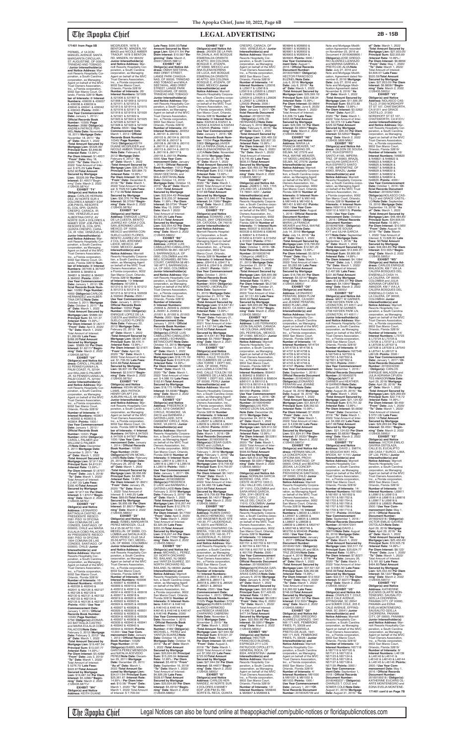**LEGAL ADVERTISING**

**171401 from Page 5B**

PERMEL, # 1A DON MANUEL AVENUE SANTA MARGARITA CIRCULAR, ST. AUGUSTINE, OF 00000, TRINIDAD AND TOBAGO / **Junior Interestholder(s) and Notice Address:** Marriott Resorts Hospitality Corporation, a South Carolina corporation, as Managing Agent on behalf of the MVC Trust Owners Association, Inc., a Florida corporation, 9002 San Marco Court, Orlando, Florida 32819/ **Number of Interests:** 8/ **Interest Numbers:** 439039 & 439040 & 439041 & 439042 & 439043 & 439044 & 439045 & 439046 /**Points:** 2000 / **Use Year Commencement Date:** January 1, 2012 / **Official Records Book Number:** 10306/ **Page Number:** 2686/ **Obligor(s):**ANDREA PATRICE PERMEL/**Note Date:** November 18, 2011/ **Mortgage Date:** November 18, 2011/ **"As of" Date:** March 1, 2022 /**Total Amount Secured by Mortgage Lien:** $5528.99/ **Principal Sum:** $3,846.86 /**Interest Rate:** 15.99% / **Per Diem Interest:** $1.4957/ **"From" Date:** May 18, 2020/ **"To" Date:** March 1, 2022/ Total Amount of Interest: $ 975.23/ **Late Fees:** $252.90/**Total Amount Secured by Mortgage Lien:** $5528.99/ **Per Diem Interest:** $1.4957//**"Beginning" Date:** March 2, 2022 /(126435.6874)//

**EXHIBIT "T4"**
**Obligor(s) and Notice Address:** CARLOS HERNANDEZ, AV NORTE SUR 4 DOLORES A MAMEY EDIF JOB-PHE 63, RESORTE EL COL SPR, QUINTA CRESPO, CARACA, CR 1050, VENEZUELA and ALBERTINA ORTIZ, AV NORTE SUR 4 DOLORES A MAMEY EDIF JOB-PHE 63, RESORTE EL COL SPR, QUINTA CRESPO, CARACA, CR 1050, VENEZUELA/ **Junior Interestholder(s) and Notice Address:** Marriott Resorts Hospitality Corporation, a South Carolina corporation, as Managing Agent on behalf of the MVC Trust Owners Association, Inc., a Florida corporation, 9002 San Marco Court, Orlando, Florida 32819/ **Number of Interests:** 6/ **Interest Numbers:** 367446 & 367447 & 384849 & 384850 & 384851 & 384852 & 384901 & 384902 /**Points:** 2000 / **Use Year Commencement Date:** January 1, 2012 / **Official Records Book Number:** 10280/ **Page Number:** 4065/ **Obligor(s):**CARLOS HERNANDEZ and ALBERTINA ORTIZ/**Note Date:** October 3, 2011/ **Mortgage Date:** October 3, 2011/ **"As of" Date:** March 1, 2022 /**Total Amount Secured by Mortgage Lien:** $5889.32/ **Principal Sum:** $4,101.37 /**Interest Rate:** 15.99% / **Per Diem Interest:** $1.8217/ **"From" Date:** April 3, 2020/ **"To" Date:** March 1, 2022/ Total Amount of Interest: $1,269.69/ **Late Fees:** $268.26/**Total Amount Secured by Mortgage Lien:** $5889.32/ **Per Diem Interest:** $1.8217//**"Beginning" Date:** March 2, 2022 /(126435.5875)//

**EXHIBIT "U4"**
**Obligor(s) and Notice Address:** CAROL L PALMER, 53 PENNSYLVANIA LN, PALM COAST, FL 32164 and WILLIAM G PALMER JR, 53 PENNSYLVANIA LN, PALM COAST, FL 32164/ **Junior Interestholder(s) and Notice Address:** Marriott Resorts Hospitality Corporation, a South Carolina corporation, as Managing Agent on behalf of the MVC Trust Owners Association, Inc., a Florida corporation, 9002 San Marco Court, Orlando, Florida 32819/ **Number of Interests:** 4/ **Interest Numbers:** 463901 & 463902 & 463903 & 463904 /**Points:** 1000 / **Use Year Commencement Date:** January 1, 2012 / **Official Records Book Number:** 10331/ **Page Number:** 2254/ **Obligor(s):**CAROL L PALMER and WILLIAM G PALMER JR/**Note Date:** December 5, 2011/ **Mortgage Date:** December 5, 2011/ **"As of" Date:** March 1, 2022 /**Total Amount Secured by Mortgage Lien:** $7,917.64/ **Principal Sum:** $4,813.91 /**Interest Rate:** 13.99% / **Per Diem Interest:** $1.8707/ **"From" Date:** July 5, 2018/ **"To" Date:** March 1, 2022/ Total Amount of Interest: $ 2,497.30/ **Late Fees:** $356.43/**Total Amount Secured by Mortgage Lien:** $7,917.64/ **Per Diem Interest:** $ 1.8707//**"Beginning" Date:** March 2, 2022 /(126435.5876)//

**EXHIBIT "V4"**
**Obligor(s) and Notice Address:** LEONARDO BATTAGLIA CASTRO, AV PRESIDENTE RIESCO 5561 PISO 19 OFICINA 1904 COMUNA DE LAS CONDES, SANTIAGO, OF 000000, CHILE and MARIA EULALIA COBO PALACIOS, AV PRESIDENTE RIESCO 5561 PISO 19 OFICINA 1904 COMUNA DE LAS CONDES, SANTIAGO, OF 000000, CHILE/ **Junior Interestholder(s) and Notice Address:** Marriott Resorts Hospitality Corporation, a South Carolina corporation, as Managing Agent on behalf of the MVC Trust Owners Association, Inc., a Florida corporation, 9002 San Marco Court, Orlando, Florida 32819/ **Number of Interests:** 16/ **Interest Numbers:** 462038 & 462039 & 462040 & 462041 & 462126 & 462127 & 462128 & 462129 & 462130 & 462131 & 462132 & 462133 & 462134 & 462135 & 462136 & 462137 /**Points:** 4000 / **Use Year Commencement Date:** January 1, 2012 / **Official Records Book Number:** 10340/ **Page Number:** 5790/ **Obligor(s):**LEONARDO BATTAGLIA CASTRO and MARIA EULALIA COBO PALACIOS/**Note Date:** February 3, 2012/ **Mortgage Date:** February 3, 2012/ **"As of" Date:** March 1, 2022 /**Total Amount Secured by Mortgage Lien:** $19,487.34/ **Principal Sum:** $13,037.77 /**Interest Rate:** 14.99% / **Per Diem Interest:** $5.4288/ **"From" Date:** July 3, 2019/ **"To" Date:** March 1, 2022/ Total Amount of Interest: $ 5,278.70/ **Late Fees:** $922.87/**Total Amount Secured by Mortgage Lien:** $19,487.34/ **Per Diem Interest:** $5.4288//**"Beginning" Date:** March 2, 2022 /(126435.5877)//

**EXHIBIT "W4"**
**Obligor(s) and Notice Address:** KEITH DUANE MCGRUDER, 1678 S BENTON RD, MINDEN, NV 89423 and NICOLE AMBER TRAOUP, 1678 S BENTON RD, MINDEN, NV 89423/ **Junior Interestholder(s) and Notice Address:** Marriott Resorts Hospitality Corporation, a South Carolina corporation, as Managing Agent on behalf of the MVC Trust Owners Association, Inc., a Florida corporation, 9002 San Marco Court, Orlando, Florida 32819/ **Number of Interests:** 26/ **Interest Numbers:** 521905 & 521906 & 521907 & 521908 & 521909 & 521910 & 521911 & 521912 & 521913 & 521914 & 521915 & 521916 & 521917 & 521918 & 521919 & 521920 & 521921 & 521922 & 521923 & 521924 & 521925 & 521926 & 521927 & 521928 & 521929 & 521930 /**Points:** 6500 / **Use Year Commencement Date:** March 1, 2012 / **Official Records Book Number:** 10345/ **Page Number:** 7343/ **Obligor(s):**KEITH DUANE MCGRUDER and NICOLE AMBER TRAOUP/**Note Date:** February 6, 2012/ **Mortgage Date:** February 6, 2012/ **"As of" Date:** March 1, 2022 /**Total Amount Secured by Mortgage Lien:** $30,376.74/ **Principal Sum:** $20,884.73 /**Interest Rate:** 10.99% / **Per Diem Interest:** $6.3756/ **"From" Date:** December 6, 2018/ **"To" Date:** March 1, 2022/ Total Amount of Interest: $ 7529.53/ **Late Fees:** $1,712.48/**Total Amount Secured by Mortgage Lien:** $30,376.74/ **Per Diem Interest:** $6.3756//**"Beginning" Date:** March 2, 2022 /(126435.5878)//

**EXHIBIT "X4"**
**Obligor(s) and Notice Address:** ENRIQUE LOPEZ DE LA CUESTA, BENITO JUAREZ #31 CASA 2 COL SAN JERONIMO LIDICE, MEXICO, DF 10200, MEXICO and MARIA CONSUELO LIEDO FLORES, BENITO JUAREZ #31 CASA 2 COL SAN JERONIMO LIDICE, MEXICO, DF 10200, MEXICO/ **Junior Interestholder(s) and Notice Address:** Marriott Resorts Hospitality Corporation, a South Carolina corporation, as Managing Agent on behalf of the MVC Trust Owners Association, Inc., a Florida corporation, 9002 San Marco Court, Orlando, Florida 32819/ **Number of Interests:** 10/ **Interest Numbers:** 501209 & 501210 & 501211 & 501212 & 501213 & 501214 & 501215 & 501216 & 502939 & 502940 /**Points:** 2500 / **Use Year Commencement Date:** January 1, 2013 / **Official Records Book Number:** 10352/ **Page Number:** 0329/ **Obligor(s):**ENRIQUE LOPEZ DE LA CUESTA and MARIA CONSUELO LIEDO FLORES/**Note Date:** February 22, 2012/ **Mortgage Date:** February 22, 2012/ **"As of" Date:** March 1, 2022 /**Total Amount Secured by Mortgage Lien:** $8,837.34/ **Principal Sum:** $6,476.11 /**Interest Rate:** 13.99% / **Per Diem Interest:** $2.5167/ **"From" Date:** April 22, 2020/ **"To" Date:** March 1, 2022/ Total Amount of Interest: $1,706.35/ **Late Fees:** $404.88/**Total Amount Secured by Mortgage Lien:** $8,837.34/ **Per Diem Interest:** $2.5167//**"Beginning" Date:** March 2, 2022 /(126435.5879)//

**EXHIBIT "Y4"**
**Obligor(s) and Notice Address:** KEVIN MCWILLIAMS, 2825 PATRICK HENRY DR APT 210, AUBURN HILLS, MI 48326/ **Junior Interestholder(s) and Notice Address:** Marriott Resorts Hospitality Corporation, a South Carolina corporation, as Managing Agent on behalf of the MVC Trust Owners Association, Inc., a Florida corporation, 9002 San Marco Court, Orlando, Florida 32819/ **Number of Interests:** 4/ **Interest Numbers:** 947924 & 947925 & 947926 & 947927 /**Points:** 1000 / **Use Year Commencement Date:** January 1, 2014 / **Official Records Book Number:** 10539/ **Page Number:** 2439/ **Obligor(s):**KEVIN MCWILLIAMS/**Note Date:** February 25, 2013/ **Mortgage Date:** February 25, 2013/ **"As of" Date:** March 1, 2022 /**Total Amount Secured by Mortgage Lien:** $6,656.68/ **Principal Sum:** $4,988.76 /**Interest Rate:** 13.99% / **Per Diem Interest:** $1.8921/ **"From" Date:** January 25, 2020/ **"To" Date:** March 1, 2022/ Total Amount of Interest: $ 1,449.25/ **Late Fees:** $68.65/**Total Amount Secured by Mortgage Lien:** $6,656.68/ **Per Diem Interest:** $1.8921//**"Beginning" Date:** March 2, 2022 /(126435.5880)//

**EXHIBIT "Z4"**
**Obligor(s) and Notice Address:** ISABEL MARGARITA PEREZ MENDOZA, CLLE 5A # 35-56 APTO 1301, MEDELLIN, OF 00000, COLOMBIA and NATALIA ACEVEDO PEREZ, CLLE 5A # 35-56 APTO 1301, MEDELLIN, OF 99999, COLOMBIA/ **Junior Interestholder(s) and Notice Address:** Marriott Resorts Hospitality Corporation, a South Carolina corporation, as Managing Agent on behalf of the MVC Trust Owners Association, Inc., a Florida corporation, 9002 San Marco Court, Orlando, Florida 32819/ **Number of Interests:** 40/ **Interest Numbers:** 493906 & 493907 & 493908 & 493909 & 493910 & 493911 & 493912 & 493913 & 493914 & 493915 & 493916 & 493917 & 493918 & 493919 & 493920 & 493921 & 493922 & 493923 & 493924 & 493925 & 493926 & 493927 & 493928 & 493929 & 493930 & 493931 & 493932 & 493933 & 493934 & 493935 & 493936 & 493937 & 493938 & 493939 & 493940 & 493941 & 493942 & 493943 & 493944 & 493945 /**Points:** 10,000 / **Use Year Commencement Date:** January 1, 2012 / **Official Records Book Number:** 10326/ **Page Number:** 3119/ **Obligor(s):**ISABEL MARGARITA PEREZ MENDOZA and NATALIA ACEVEDO PEREZ/**Note Date:** December 29, 2011/ **Mortgage Date:** December 29, 2011/ **"As of" Date:** March 1, 2022 /**Total Amount Secured by Mortgage Lien:** $34,011.64/ **Principal Sum:** $25,361.67 /**Interest Rate:** 14.99% / **Per Diem Interest:** $10.56/ **"From" Date:** March 1, 2020/ **"To" Date:** March 1, 2022/ Total Amount of Interest: $ 7,709.04/ **Late Fees:** $690.93/**Total Amount Secured by Mortgage Lien:** $34,011.64/ **Per Diem Interest:** $10.56//**"Beginning" Date:** March 2, 2022 /(126435.5881)//

**EXHIBIT "A5"**
**Obligor(s) and Notice Address:** OMAH SEETAHAL, #683 ORBIT STREET, LANGE PARK CHAGUANAS, OF 00000, TRINIDAD AND TOBAGO and MALA SEETAHAL, #683 ORBIT STREET, LANGE PARK CHAGUANAS, OF 00000, TRINIDAD AND TOBAGO/ **Junior Interestholder(s) and Notice Address:** Marriott Resorts Hospitality Corporation, a South Carolina corporation, as Managing Agent on behalf of the MVC Trust Owners Association, Inc., a Florida corporation, 9002 San Marco Court, Orlando, Florida 32819/ **Number of Interests:** 20/ **Interest Numbers:** J90002 & J90101 & J90102 & J90103 & J90104 & J90105 & J90106 & J90107 & J90108 & J90109 & J90110 & J90111 & J90112 & J90113 & J90114 & J90115 & J90116 & J90117 & J90118 & J90119 /**Points:** 5000 / **Use Year Commencement Date:** January 1, 2016 / **Official Records Book Number:** 11010/ **Page Number:** 0472/ **Obligor(s):**OMAH SEETAHAL and MALA SEETAHAL/**Note Date:** October 13, 2015/ **Mortgage Date:** October 13, 2015/ **"As of" Date:** March 1 2022 /**Total Amount Secured by Mortgage Lien:** $22,554.43/ **Principal Sum:** $18,235.37 /**Interest Rate:** 11.99% / **Per Diem Interest:** $6.0734/ **"From" Date:** May 13, 2020/ **"To" Date:** March 1 2022/ Total Amount of Interest: $3,990.26/ **Late Fees:** $478.81/**Total Amount Secured by Mortgage Lien:** $22,554.43/ **Per Diem Interest:** $6.0734//**"Beginning" Date:** March 2, 2022 /(126435.5882)//

**EXHIBIT "B5"**
**Obligor(s) and Notice Address:** JORGE LUIS CABALLERO-CARBALLO, CARRERA 58 # 86-181 APT 3, BARRANQUILLA, OF 0000, COLOMBIA and ANNELI SCHNABEL-BETANCOURT, CARRERA 58 #81-180 APT 3, BARRANQUILLA, OF 0000, COLOMBIA/ **Junior Interestholder(s) and Notice Address:** Marriott Resorts Hospitality Corporation, a South Carolina corporation, as Managing Agent on behalf of the MVC Trust Owners Association, Inc., a Florida corporation, 9002 San Marco Court, Orlando, Florida 32819/ **Number of Interests:** 8/ **Interest Numbers:** J50948 & J50949 & J50950 & J50951 & J50952 & J51001 & J51002 & J51003 /**Points:** 2000 / **Use Year Commencement Date:** January 1, 2016 / **Official Records Book Number:** 11013/ **Page Number:** 0458/ **Obligor(s):**JORGE LUIS CABALLERO-CARBALLO and ANNELI SCHNABEL-BETANCOURT/**Note Date:** October 13, 2015/ **Mortgage Date:** October 13, 2015/ **"As of" Date:** March 1, 2022 /**Total Amount Secured by Mortgage Lien:** $18,175.16/ **Principal Sum:** $13,674.20 /**Interest Rate:** 14.99% / **Per Diem Interest:** $5.6938/ **"From" Date:** March 13, 2020/ **"To" Date:** March 1, 2022/ Total Amount of Interest: $ 4,088.11/ **Late Fees:** $162.85/**Total Amount Secured by Mortgage Lien:** $18,175.16/**Per Diem Interest:** $5.6938//**"Beginning" Date:** March 2, 2022 /(126435.5883)//

**EXHIBIT "C5"**
**Obligor(s) and Notice Address:** FREDERICK D LADD, 5219 OVERMONT CIRCLE, ROANOKE, VA 24019 and BARBARA J GATENS-LADD, 5219 OVERMONT CIRCLE, ROANOKE, VA 24019 / **Junior Interestholder(s) and Notice Address:** Marriott Resorts Hospitality Corporation, a South Carolina corporation, as Managing Agent on behalf of the MVC Trust Owners Association, Inc., a Florida corporation, 9002 San Marco Court, Orlando, Florida 32819/ **Number of Interests:** 8/ **Interest Numbers:** L28514 & L28515 & L28516 & L28517 & L28518 & L28519 /**Points:** 1500 / **Use Year Commencement Date:** January 1, 2017 / **Official Records Book Number:** 11063/ **Page Number:** 3369/ **Obligor(s):**FREDERICK D LADD and BARBARA J GATENS-LADD/**Note Date:** February 3, 2016/ **Mortgage Date:** February 3, 2016/ **"As of" Date:** March 1, 2022 /**Total Amount Secured by Mortgage Lien:** $10,207.44/ **Principal Sum:** $7,876.73 /**Interest Rate:** 13.99% / **Per Diem Interest:** $4.7709/ **"From" Date:** April 3, 2020/ **"To" Date:** March 1, 2022/ Total Amount of Interest: $ 2,280.59/ **Late Fees:** $303.35/**Total Amount Secured by Mortgage Lien:** $10,207.44/ **Per Diem Interest:** $4.7709//**"Beginning" Date:** March 2, 2022 /(126435.5884)//

**EXHIBIT "D5"**
**Obligor(s) and Notice Address:** MICHAEL L PETITT, 331 NORTH ORCHARD RD, BAILARD, NJ 08360 and YARITZA SUAREZ, 331 NORTH ORCHARD RD, BAILARD, NJ 08360/ **Junior Interestholder(s) and Notice Address:** Marriott Resorts Hospitality Corporation, a South Carolina corporation, as Managing Agent on behalf of the MVC Trust Owners Association, Inc., a Florida corporation, 9002 San Marco Court, Orlando, Florida 32819/ **Number of Interests:** 8/ **Interest Numbers:** K46140 & K46141 & K46142 & K46143 & K46144 & K46145 & K46146 & K46147 & K46148 /**Points:** 2000 / **Use Year Commencement Date:** November 1, 2016 / **Official Records Book Number:** 11017/ **Page Number:** 4189/ **Obligor(s):**MICHAEL L PETITT and YARITZA SUAREZ/**Note Date:** October 16, 2015/ **Mortgage Date:** October 16, 2015/ **"As of" Date:** March 1, 2022 /**Total Amount Secured by Mortgage Lien:** $20,524.99/ **Principal Sum:** $15,220.04 /**Interest Rate:** 12.99% / **Per Diem Interest:** $5.4919/ **"From" Date:** September 16, 2019/ **"To" Date:** March 1, 2022/ Total Amount of Interest: $4,926.28/ **Late Fees:** $128.67/**Total Amount Secured by Mortgage Lien:** $20,524.99/ **Per Diem Interest:** $5.4919//**"Beginning" Date:** March 2, 2022 /(126435.5885)//

**EXHIBIT "E5"**
**Obligor(s) and Notice Address:** JAVIER DE LA PARRA ZAVALA, AVE BOSQUE ESMERALDA ORIENTE #6 APTO. 903 COLONIA BOSQUE E. ATIZAPA, OF 52930, MEXICO and ANA ELENA NORENA DE LUCIO, AVE BOSQUE ESMERALDA ORIENTE #6 APTO. 903 COLONIA BOSQUE E. ATIZAPA, OF 52930, MEXICO/ **Junior Interestholder(s) and Notice Address:** Marriott Resorts Hospitality Corporation, a South Carolina corporation, as Managing Agent on behalf of the MVC Trust Owners Association, Inc., a Florida corporation, 9002 San Marco Court, Orlando, Florida 32819/ **Number of Interests:** 6/ **Interest Numbers:** K32542 & K32543 & K32544 & K32545 & K32546 & K32547 /**Points:** 1500 / **Use Year Commencement Date:** January 1, 2016 / **Official Records Book Number:** 11034/ **Page Number:** 3360/ **Obligor(s):**JAVIER DE LA PARRA ZAVALA and ANA ELENA NORENA DE LUCIO/**Note Date:** November 30, 2015/ **Mortgage Date:** November 30, 2015/ **"As of" Date:** March 1, 2022 /**Total Amount Secured by Mortgage Lien:** $15,946.07/ **Principal Sum:** $12,119.89 /**Interest Rate:** 13.99% / **Per Diem Interest:** $4.7099/ **"From" Date:** May 1, 2020/ **"To" Date:** March 1, 2022/ Total Amount of Interest: $ 3,438.30/ **Late Fees:** $137.88/**Total Amount Secured by Mortgage Lien:** $15,946.07/ **Per Diem Interest:** $4.7099//**"Beginning" Date:** March 2, 2022 /(126435.5886)//

**EXHIBIT "F5"**
**Obligor(s) and Notice Address:** EDWARD J MORALES, 2547 CREEKSIDE DR, CATOOSA, OK 74015/ **Junior Interestholder(s) and Notice Address:** Marriott Resorts Hospitality Corporation, a South Carolina corporation, as Managing Agent on behalf of the MVC Trust Owners Association, Inc., a Florida corporation, 9002 San Marco Court, Orlando, Florida 32819/ **Number of Interests:** 6/ **Interest Numbers:** J29416 & J29417 & J29418 & J29419 & J29420 & J29421 /**Points:** 1500 / **Use Year Commencement Date:** October 1, 2015 / **Official Records Book Number:** 10998/ **Page Number:** 1278/ **Obligor(s):**EDWARD J MORALES/**Note Date:** September 21, 2015/ **Mortgage Date:** September 21, 2015/ **"As of" Date:** March 1, 2022 /**Total Amount Secured by Mortgage Lien:** $14,647.81/ **Principal Sum:** $9,600.77 /**Interest Rate:** 15.99% / **Per Diem Interest:** $3.7659/ **"From" Date:** February 21, 2019/ **"To" Date:** March 1, 2022/ Total Amount of Interest: $ 4,139.77/ **Late Fees:** $545.50/**Total Amount Secured by Mortgage Lien:** $14,647.81/ **Per Diem Interest:** $3.7659//**"Beginning" Date:** March 2, 2022 /(126435.5887)//

**EXHIBIT "G5"**
**Obligor(s) and Notice Address:** CESAR GUERRERO, CALLE TOULON 149 CUMBRES DE LA MOLINA TORRE 1 DEPT 503, LIMA, OF 00000, PERU and LUZMILA CONTRERAS, CALLE TOULON 155 CUMBRES DE LA MOLINA TORRE 1 DEPT 503, LIMA, OF 00000, PERU/ **Junior Interestholder(s) and Notice Address:** Marriott Resorts Hospitality Corporation, a South Carolina corporation, as Managing Agent on behalf of the MVC Trust Owners Association, Inc., a Florida corporation, 9002 San Marco Court, Orlando, Florida 32819/ **Number of Interests:** 6/ **Interest Numbers:** L28235 & L28236 & L28237 & L28238 & L28239 & L28240 & L28241 & L28242 /**Points:** 2000 / **Use Year Commencement Date:** March 1, 2016 / **Official Records Book Number:** 20160093918/ **Obligor(s):**CESAR GUERRERO and LUZMILA CONTRERAS/**Note Date:** February 1, 2016/ **Mortgage Date:** February 1, 2016/ **"As of" Date:** March 1, 2022 /**Total Amount Secured by Mortgage Lien:** $19,709.63/ **Principal Sum:** $14,750.97 /**Interest Rate:** 14.99% / **Per Diem Interest:** $6.1421/ **"From" Date:** March 1, 2020/ **"To" Date:** March 1, 2022/ Total Amount of Interest: $4,488.83/ **Late Fees:** $224.88/**Total Amount Secured by Mortgage Lien:** $19,709.63/ **Per Diem Interest:** $6.1421//**"Beginning" Date:** March 2, 2022 /(126435.5888)//

**EXHIBIT "H5"**
**Obligor(s) and Notice Address:** RUBEN DARIO BLANCO HERMOSO, 1100 WATERS BLVD STE 140-30, FT LAUDERDALE, FL 33315 and INELSE VANESSA CHAPARRO CABRERA, 1100 LAS WAGEN BLVD STE 140-30, FT LAUDERDALE, FL 33315/ **Junior Interestholder(s) and Notice Address:** Marriott Resorts Hospitality Corporation, a South Carolina corporation, as Managing Agent on behalf of the MVC Trust Owners Association, Inc., a Florida corporation, 9002 San Marco Court, Orlando, Florida 32819/ **Number of Interests:** 10/ **Interest Numbers:** J86513 & J86514 & J86515 & J86516 & J86517 & J86518 & J86519 & J86520 & J86521 & J86522 /**Points:** 2500 / **Use Year Commencement Date:** December 1, 2015 / **Official Records Book Number:** 11003/**Page Number:** 6733/ **Obligor(s):**RUBEN DARIO BLANCO HERMOSO and INELSE VANESSA CHAPARRO CABRERA/ **Note Date:** November 3, 2015/ **Mortgage Date:** November 3, 2015/ **"As of" Date:** March 1, 2022 /**Total Amount Secured by Mortgage Lien:** $27,444.59/ **Principal Sum:** $19,021.37 /**Interest Rate:** 15.99% / **Per Diem Interest:** $8.4487/ **"From" Date:** August 3, 2019/ **"To" Date:** March 1, 2022/ Total Amount of Interest: $7,960.22/ **Late Fees:** $212.00/**Total Amount Secured by Mortgage Lien:** $27,444.59/ **Per Diem Interest:** $8.4487//**"Beginning" Date:** March 2, 2022 /(126435.5889)//

**EXHIBIT "I5"**
**Obligor(s) and Notice Address:** CARLOS HERNANDEZ, AV NORTE SUR 4 DOLORES A MAMEY EDIF JOB-PH E RESORTE EL REVAL QUINTA CRESPO, CARACA, OF 1050, VENEZUELA / **Junior Interestholder(s) and Notice Address:** Marriott Resorts Hospitality Corporation, a South Carolina corporation, as Managing Agent on behalf of the MVC Trust Owners Association, Inc., a Florida corporation, 9002 San Marco Court, Orlando, Florida 32819/ **Number of Interests:** 14/ **Interest Numbers:** L25616 & L25617 & L25618 & L25619 & L25620 & L25621 & L25622 & L25623 & L25624 & L25625 & L25626 & L25627 & L25628 & L25629 /**Points:** 3500 / **Use Year Commencement Date:** January 1, 2017 / **Official Records Book Number:** 20160101766 / **Obligor(s):**CARLOS HERNANDEZ/**Note Date:** February 5, 2016/ **Mortgage Date:** February 5, 2016/ **"As of" Date:** March 1, 2022 /**Total Amount Secured by Mortgage Lien:** $30,469.33/ **Principal Sum:** $22,837.33 /**Interest Rate:** 13.99% / **Per Diem Interest:** $10.144/ **"From" Date:** May 5, 2020/ **"To" Date:** March 1, 2022/ Total Amount of Interest: $ 6,745.49/ **Late Fees:** $636.51/**Total Amount Secured by Mortgage Lien:** $30,469.33/ **Per Diem Interest:** $10.144//**"Beginning" Date:** March 2, 2022 /(126435.5891)//

**EXHIBIT "J5"**
**Obligor(s) and Notice Address:** JAMES C. NIX, 705 UHLAND DR, LEANDER, TX 78641-4201 / **Junior Interestholder(s) and Notice Address:** Marriott Resorts Hospitality Corporation, a South Carolina corporation, as Managing Agent on behalf of the MVC Trust Owners Association, Inc., a Florida corporation, 9002 San Marco Court, Orlando, Florida 32819/ **Number of Interests:** 11/ **Interest Numbers:** 603538 & 603539 & 603540 & 608046 & 608047 & 615449 & 615450 & 615451 & 615452 & 615601 /**Points:** 2750 / **Use Year Commencement Date:** October 1, 2016 / **Official Records Book Number:** 20160336743/ **Obligor(s):**JAMES C. NIX/**Note Date:** December 21, 2015/ **Mortgage Date:** December 21, 2015/ **"As of" Date:** March 1, 2022 /**Total Amount Secured by Mortgage Lien:** $26,655.98/ **Principal Sum:** $18,967.23 /**Interest Rate:** 11.99% / **Per Diem Interest:** $6.2736/ **"From" Date:** October 21, 2019/ **"To" Date:** March 1, 2022/ Total Amount of Interest: $7,131.63/ **Late Fees:** $646.02/**Total Amount Secured by Mortgage Lien:** $26,655.98/ **Per Diem Interest:** $6.2736//**"Beginning" Date:** March 2, 2022 /(126435.5892)//

**EXHIBIT "K5"**
**Obligor(s) and Notice Address:** LUIS FERNANDO ESQUIVEL NAVA, CALLE 149 COLONIA JARDINES DEL PEDREGAL, MEXICO, DF 01900, MEXICO / **Junior Interestholder(s) and Notice Address:** Marriott Resorts Hospitality Corporation, a South Carolina corporation, as Managing Agent on behalf of the MVC Trust Owners Association, Inc., a Florida corporation, 9002 San Marco Court, Orlando, Florida 32819/ **Number of Interests:** 14/ **Interest Numbers:** B58451 & B58452 & B58501 & B58502 & B58503 & B58504 & B58505 & B61012 & B61013 & B61014 & B61015 & B61016 & B61049 & B61050 /**Points:** 3500 / **Use Year Commencement Date:** January 1, 2016 / **Official Records Book Number:** 20160136597/ **Obligor(s):**LUIS FERNANDO ESQUIVEL NAVA/**Note Date:** December 24, 2015/ **Mortgage Date:** December 24, 2015/ **"As of" Date:** March 1, 2022 /**Total Amount Secured by Mortgage Lien:** $29,312.50/ **Principal Sum:** $21,649.60 /**Interest Rate:** 14.99% / **Per Diem Interest:** $9.0281/ **"From" Date:** May 24, 2020/ **"To" Date:** March 1, 2022/ Total Amount of Interest: $5,832.10/ **Late Fees:** $598.60/**Total Amount Secured by Mortgage Lien:** $29,312.50/ **Per Diem Interest:** $9.0281//**"Beginning" Date:** March 2, 2022 /(126435.5893)//

**EXHIBIT "L5"**
**Obligor(s) and Notice Address:** NOEMI SARRIA, CARRERA 35 # 3 #5-37 OESTE 4B APTO 1003 C, CALI VALLE DEL CAUCA, OF 11010, COLOMBIA and SARA ARIAS GARCIA, CRA. 37# OESTE 4B APTO 1003 C, CALI VALLE DEL CAUCA, OF 11010, COLOMBIA / **Junior Interestholder(s) and Notice Address:** Marriott Resorts Hospitality Corporation, a South Carolina corporation, as Managing Agent on behalf of the MVC Trust Owners Association, Inc., a Florida corporation, 9002 San Marco Court, Orlando, Florida 32819/ **Number of Interests:** 10/ **Interest Numbers:** K61701 & K61702 & K61703 & K61704 & K61705 & K61706 & K61707 & K61708 & K61709 /**Points:** 2500 / **Use Year Commencement Date:** October 1, 2016 / **Official Records Book Number:** 20160080507/ **Obligor(s):**NOEMI SARRIA and SARA ARIAS GARCIA/**Note Date:** January 6, 2016/ **Mortgage Date:** January 6, 2016/ **"As of" Date:** March 1, 2022 /**Total Amount Secured by Mortgage Lien:** $22,650.98/ **Principal Sum:** $17,426.65 /**Interest Rate:** 13.99% / **Per Diem Interest:** $6.2817/ **"From" Date:** May 6, 2020/ **"To" Date:** March 1, 2022/ Total Amount of Interest: $4,496.79/ **Late Fees:** $477.54/**Total Amount Secured by Mortgage Lien:** $22,650.98/ **Per Diem Interest:** $6.2817//**"Beginning" Date:** March 2, 2022 /(126435.5894)//

**EXHIBIT "M5"**
**Obligor(s) and Notice Address:** PATRICIO CIPOLLETTI, ESPINOSA 2711 LOS PATRICIOS CIPOLLETTI, GENERAL ROCA, OF 8324, ARGENTINA / **Junior Interestholder(s) and Notice Address:** Marriott Resorts Hospitality Corporation, a South Carolina corporation, as Managing Agent on behalf of the MVC Trust Owners Association, Inc., a Florida corporation, 9002 San Marco Court, Orlando, Florida 32819/ **Number of Interests:** 12/ **Interest Numbers:** M26848 & M26849 & M26849 & M26849 & M26850 & M26851 & M26852 & M26901 & M26902 & M26903 & M26904 & M26905 /**Points:** 3000 / **Use Year Commencement Date:** August 1, 2016 / **Official Records Book Number:** 20160578807/ **Obligor(s):**HECTOR FRANCISCO BUZINEL/**Note Date:** July 6, 2016/ **Mortgage Date:** July 6, 2016/ **"As of" Date:** March 1, 2022 /**Total Amount Secured by Mortgage Lien:** $29,399.16/ **Principal Sum:** $22,438.34 /**Interest Rate:** 15.99% / **Per Diem Interest:** $9.9664/ **"From" Date:** June 6, 2020/ **"To" Date:** March 1, 2022/ Total Amount of Interest: $ 6,306.74/ **Late Fees:** $402.08/**Total Amount Secured by Mortgage Lien:** $29,399.16/ **Per Diem Interest:** $9.9664//**"Beginning" Date:** March 2, 2022 /(126435.5895)//

**EXHIBIT "N5"**
**Obligor(s) and Notice Address:** MARIA LA FRANCIA WEAVER, 147 MOSS LANDING DR, SELMA, NC 27576 and PAUL WAYNE WEAVER, 147 MOSS LANDING DR, SELMA, NC 27576/ **Junior Interestholder(s) and Notice Address:** Marriott Resorts Hospitality Corporation, a South Carolina corporation, as Managing Agent on behalf of the MVC Trust Owners Association, Inc., a Florida corporation, 9002 San Marco Court, Orlando, Florida 32819/ **Number of Interests:** 6/ **Interest Numbers:** M61447 & M61448 & M61449 & M61450 & M61451 & M61452 /**Points:** 1500 / **Use Year Commencement Date:** August 1, 2016 / **Official Records Book Number:** 20160395429 / **Obligor(s):** MARIA LA FRANCIA WEAVER and PAUL WAYNE WEAVER/**Note Date:** July 14, 2016/ **Mortgage Date:** July 14, 2016/ **"As of" Date:** March 1, 2022 /**Total Amount Secured by Mortgage Lien:** $16,795.63/ **Principal Sum:** $12,921.29 /**Interest Rate:** 13.99% / **Per Diem Interest:** $5.0214/ **"From" Date:** May 14, 2020/ **"To" Date:** March 1, 2022/ Total Amount of Interest: $3,250.38/ **Late Fees:** $331.36/**Total Amount Secured by Mortgage Lien:** $16,795.63/ **Per Diem Interest:** $5.0214//**"Beginning" Date:** March 2, 2022 /(126435.5896)//

**EXHIBIT "O5"**
**Obligor(s) and Notice Address:** LEONARDO PERAFAN, 80633 PLUM LANE, INDIO, CA 92201 and JEANNE PERAFAN, 80633 PLUM LANE, INDIO, CA 92201/ **Junior Interestholder(s) and Notice Address:** Marriott Resorts Hospitality Corporation, a South Carolina corporation, as Managing Agent on behalf of the MVC Trust Owners Association, Inc., a Florida corporation, 9002 San Marco Court, Orlando, Florida 32819/ **Number of Interests:** 14/ **Interest Numbers:** M14734 & M14735 & M14736 & M14737 & M14738 & M14739 & M14740 & M14741 & M14742 & M14743 & M14744 & M14745 & M14746 & M14747 /**Points:** 3500 / **Use Year Commencement Date:** September 1, 2016 / **Official Records Book Number:** 20160405317/ **Obligor(s):**LEONARDO PERAFAN and JEANNE PERAFAN/**Note Date:** August 18, 2016/ **Mortgage Date:** August 18, 2016/ **"As of" Date:** March 1, 2022 /**Total Amount Secured by Mortgage Lien:** $31,824.91/ **Principal Sum:** $26,052.53 /**Interest Rate:** 13.99% / **Per Diem Interest:** $7.9533/ **"From" Date:** June 18, 2020/ **"To" Date:** March 1, 2022/ Total Amount of Interest: $ 4,938.98/ **Late Fees:** $583.40/**Total Amount Secured by Mortgage Lien:** $31,824.91/ **Per Diem Interest:** $7.9533//**"Beginning" Date:** March 2, 2022 /(126435.5897)//

**EXHIBIT "P5"**
**Obligor(s) and Notice Address:** HERNAN MALUK, LA CONCEPCION 141 OFICINA 605, PROVIDENCIA SANTIAGO, OF 00000, CHILE and BEATRIZ ZEDAN, LA CONCEPCION 141 OFICINA 605, PROVIDENCIA SANTIAGO, OF 00000, CHILE/ **Junior Interestholder(s) and Notice Address:** Marriott Resorts Hospitality Corporation, a South Carolina corporation, as Managing Agent on behalf of the MVC Trust Owners Association, Inc., a Florida corporation, 9002 San Marco Court, Orlando, Florida 32819/ **Number of Interests:** 16/ **Interest Numbers:** L98330 & L98331 & L95507 & L98633 & L98634 & L98635 & L98636 & L98637 & L98638 & L98639 & L98640 & M02747 & M02748 & M02749 & M02750 & M02751 /**Points:** 4000 / **Use Year Commencement Date:** January 1, 2017 / **Official Records Book Number:** 20160451529 / **Obligor(s):** HERNAN MALUK and BEATRIZ ZEDAN/**Note Date:** August 4, 2016/ **Mortgage Date:** August 4, 2016/ **"As of" Date:** March 1, 2022 /**Total Amount Secured by Mortgage Lien:** $37,621.52/ **Principal Sum:** $28,262.88 /**Interest Rate:** 15.99% / **Per Diem Interest:** $12.553/ **"From" Date:** May 4, 2020/ **"To" Date:** March 1, 2022/ Total Amount of Interest: $ 8,360.62/ **Late Fees:** $748.02/**Total Amount Secured by Mortgage Lien:** $37,621.52/ **Per Diem Interest:** $12.553//**"Beginning" Date:** March 2, 2022 /(126435.5898)//

**EXHIBIT "Q5"**
**Obligor(s) and Notice Address:** JOSE GREGORIO ALVAREZ-LIZARAZO, 1941 NW 171 AVE, PEMBROKE PINES, FL 33028 and MARINA GABRIELA PRIETO-DE-ALVA, 1941 NW 171 AVE, PEMBROKE PINES, FL 33028 / **Junior Interestholder(s) and Notice Address:** Marriott Resorts Hospitality Corporation, a South Carolina corporation, as Managing Agent on behalf of the MVC Trust Owners Association, Inc., a Florida corporation, 9002 San Marco Court, Orlando, Florida 32819/ **Number of Interests:** 4/ **Interest Numbers:** M91009 & M91010 & M91012 & M91013 /**Points:** 1000 / **Use Year Commencement Date:** September 1, 2016 / **Official Records Book Number:** 20160425768 and Note and Mortgage Modification Agreement recorded on November 23, 2016 at Document # 20160608805 / **Obligor(s):**JOSE GREGORIO ALVAREZ-LIZARAZO and MARINA GABRIELA PRIETO-DE-ALVA/**Note Date:** July 27, 2016 and Note and Mortgage Modification Agreement dated November 8, 2016/ **"As of" Date:** July 27, 2016 and Note and Mortgage Modification Agreement dated November 8, 2016/ **"As of" Date:** March 1, 2022 /**Total Amount Secured by Mortgage Lien:** $11,926.34/ **Principal Sum:** $9,070.55 /**Interest Rate:** 13.99% / **Per Diem Interest:** $3.5262/ **"From" Date:** April 27, 2020/ **"To" Date:** March 1, 2022/ Total Amount of Interest: $2,370.13/ **Late Fees:** $229.32/**Total Amount Secured by Mortgage Lien:** $11,926.34/ **Per Diem Interest:** $3.5262//**"Beginning" Date:** March 2, 2022 /(126435.5899 MM)//

**EXHIBIT "R5"**
**Obligor(s) and Notice Address:** GILSON DE SOUSA KYT, RUA ESPIRITO SANTO #1185, IMPERATRIZ, OF 65903, BRAZIL and ILILHA GARCIA KYT, RUA ESPIRITO SANTO #1185, IMPERATRIZ, OF 65903, BRAZIL/ **Junior Interestholder(s) and Notice Address:** Marriott Resorts Hospitality Corporation, a South Carolina corporation, as Managing Agent on behalf of the MVC Trust Owners Association, Inc., a Florida corporation, 9002 San Marco Court, Orlando, Florida 32819/ **Number of Interests:** 4/ **Interest Numbers:** N59110 & N59111 & N59112 & N59113 /**Points:** 1000 / **Use Year Commencement Date:** October 1, 2016 / **Official Records Book Number:** 20160487286 / **Obligor(s):**GILSON DE SOUSA KYT and ILILHA GARCIA KYT/**Note Date:** September 1, 2016/ **Mortgage Date:** September 1, 2016/ **"As of" Date:** March 1, 2022 /**Total Amount Secured by Mortgage Lien:** $12,846.37/ **Principal Sum:** $9,893.69 /**Interest Rate:** 14.99% / **Per Diem Interest:** $4.1064/ **"From" Date:** July 1, 2020/ **"To" Date:** March 1, 2022/ Total Amount of Interest: $ 2,497.48/ **Late Fees:** $201.80/**Total Amount Secured by Mortgage Lien:** $12,846.37/ **Per Diem Interest:** $4.1064//**"Beginning" Date:** March 2, 2022 /(126435.5900)//

**EXHIBIT "S5"**
**Obligor(s) and Notice Address:** MATT W GARNER, 2708 HAYDEN PARK LN, LEXINGTON, KY 40511 and HEATHER M GARNER, 2708 HAYDEN PARK LN, LEXINGTON, KY 40511 / **Junior Interestholder(s) and Notice Address:** Marriott Resorts Hospitality Corporation, a South Carolina corporation, as Managing Agent on behalf of the MVC Trust Owners Association, Inc., a Florida corporation, 9002 San Marco Court, Orlando, Florida 32819/ **Number of Interests:** 8/ **Interest Numbers:** N27548 & N27549 & N27550 & N27551 & N27552 & N27601 & N27602 & N27603 /**Points:** 2000 / **Use Year Commencement Date:** September 1, 2016 / **Official Records Book Number:** 20160493276 / **Obligor(s):**MATT W GARNER and HEATHER M GARNER/**Note Date:** August 29, 2016/ **Mortgage Date:** August 29, 2016/ **"As of" Date:** March 1, 2022 /**Total Amount Secured by Mortgage Lien:** $21,124.62/ **Principal Sum:** $15,751.32 /**Interest Rate:** 12.99% / **Per Diem Interest:** $5.6836/ **"From" Date:** December 1, 2019/ **"To" Date:** March 1, 2022/ Total Amount of Interest: $4,666.22/ **Late Fees:** $457.08/**Total Amount Secured by Mortgage Lien:** $21,124.62/ **Per Diem Interest:** $5.6836//**"Beginning" Date:** March 2, 2022 /(126435.5901)//

**EXHIBIT "T5"**
**Obligor(s) and Notice Address:** DAVID J. SMITH, 80 SEQUOIA WAY, HOLBROOK, NY 11741 / **Junior Interestholder(s) and Notice Address:** Marriott Resorts Hospitality Corporation, a South Carolina corporation, as Managing Agent on behalf of the MVC Trust Owners Association, Inc., a Florida corporation, 9002 San Marco Court, Orlando, Florida 32819/ **Number of Interests:** 14/ **Interest Numbers:** N51650 & N51651 & N51652 & N51701 & N51702 & N51703 & N51704 & N51705 & N51706 & N51707 & N51708 & N51709 & N51710 & N51711 /**Points:** 3500/**Use Year Commencement Date:** September 1, 2016 / **Official Records Book Number:** 20160473244 / **Obligor(s):**DAVID J. SMITH/**Note Date:** August 26, 2016/ **Mortgage Date:** August 26, 2016/ **"As of" Date:** March 1, 2022 /**Total Amount Secured by Mortgage Lien:** $32,517.15/ **Principal Sum:** $25,624.77 /**Interest Rate:** 10.99% / **Per Diem Interest:** $7.8226/ **"From" Date:** January 26, 2020/ **"To" Date:** March 1, 2022/ Total Amount of Interest: $ 5984.30/ **Late Fees:** $658.08/**Total Amount Secured by Mortgage Lien:** $32,517.15/ **Per Diem Interest:** $7.8226//**"Beginning" Date:** March 2, 2022 /(126435.5902)//

**EXHIBIT "U5"**
**Obligor(s) and Notice Address:** CHARLES T. COLE, 205 E CALE AVENUE, EFFINGHAM, SC 29541 and SOMER COLE, 205 E CALE AVENUE, EFFINGHAM, SC 29541/ **Junior Interestholder(s) and Notice Address:** Marriott Resorts Hospitality Corporation, a South Carolina corporation, as Managing Agent on behalf of the MVC Trust Owners Association, Inc., a Florida corporation, 9002 San Marco Court, Orlando, Florida 32819/ **Number of Interests:** 8/ **Interest Numbers:** N57118 & N57119 & N57120 & N57121 & N57122 & N57123 & N57124 & N57125 & N57126 & N57127 & N57128 & N57129 /**Points:** 3000 / **Use Year Commencement Date:** September 1, 2016 / **Official Records Book Number:** 20160463237/ **Obligor(s):**CHARLES T. COLE and SOMER COLE/**Note Date:** August 31, 2016/ **Mortgage Date:** August 31, 2016/ **"As of" Date:** March 1, 2022 /**Total Amount Secured by Mortgage Lien:** $22,933.05/ **Principal Sum:** $22,555.89 /**Interest Rate:** 10.99% / **Per Diem Interest:** $6.8858/ **"From" Date:** May 1, 2020/ **"To" Date:** March 1, 2022/ Total Amount of Interest: $4,805.57/ **Late Fees:** $520.59/**Total Amount Secured by Mortgage Lien:** $22,933.05/ **Per Diem Interest:** $6.8858//**"Beginning" Date:** March 2, 2022 /(126435.5903)//

**EXHIBIT "V5"**
**Obligor(s) and Notice Address:** NOLASCO CASTILLO, 21350 NORDHOFF ST ST 107, CHATSWORTH, CA 91311 and GRACE CASTILLO, 21350 NORDHOFF ST ST 107, CHATSWORTH, CA 91311/ **Junior Interestholder(s) and Notice Address:** Marriott Resorts Hospitality Corporation, a South Carolina corporation, as Managing Agent on behalf of the MVC Trust Owners Association, Inc., a Florida corporation, 9002 San Marco Court, Orlando, Florida 32819/ **Number of Interests:** 16/ **Interest Numbers:** N48820 & N48821 & N48822 & N48823 & N48824 & N48825 & N48826 & N48827 & N48828 & N48829 & N48830 & N48831 & N48832 & N48833 & N48834 & N48835 /**Points:** 4000 / **Use Year Commencement Date:** October 1, 2016 / **Official Records Book Number:** 20160501809 / **Obligor(s):**NOLASCO CASTILLO and GRACE CASTILLO/**Note Date:** September 19, 2016/ **Mortgage Date:** September 19, 2016/ **"As of" Date:** March 1, 2022/ **Total Amount Secured by Mortgage Lien:** $ 13,628.30/ **Late Fees:** $101.54/**Total Amount Secured by Mortgage Lien:** $34,484.85/ **Principal Sum:** $24,606.55 /**Interest Rate:** 15.99% / **Per Diem Interest:** $10.565/ **"From" Date:** October 19, 2018/ **"To" Date:** March 1, 2022/ Total Amount of Interest: $ 13,628.30/ **Late Fees:** $101.54/**Total Amount Secured by Mortgage Lien:** $48,484.85/ **Per Diem Interest:** $10.565//**"Beginning" Date:** March 2, 2022 /(126435.5904)//

**EXHIBIT "W5"**
**Obligor(s) and Notice Address:** ENRIQUE MALAGON, AV 7 VIA LA CALERA BOSQUES DEL ENSENILLO CASA 14, LA CALERA, BOGOTA, COLOMBIA and JULIA ADRIANA CIFUENTES AMADOR, KM 7 VIA LA CALERA BOSQUES DEL ENSENILLO CASA 14, LA CALERA, BOGOTA, COLOMBIA/ **Junior Interestholder(s) and Notice Address:** Marriott Resorts Hospitality Corporation, a South Carolina corporation, as Managing Agent on behalf of the MVC Trust Owners Association, Inc., a Florida corporation, 9002 San Marco Court, Orlando, Florida 32819/ **Number of Interests:** 8/ **Interest Numbers:** L73723 & L73724 & L73725 & L73726 & L73727 & L73728 & L87536 & L87537 & L87538 & L87539 & L87540 & L87541 & L87542 & L89128 /**Points:** 3500 / **Use Year Commencement Date:** January 1, 2017 / **Official Records Book Number:** 20160243320 / **Obligor(s):**CARLOS ENRIQUE MALAGON and JULIA ADRIANA CIFUENTES AMADOR/**Note Date:** April 29, 2016/ **Mortgage Date:** April 29, 2016/ **"As of" Date:** March 1, 2022 /**Total Amount Secured by Mortgage Lien:** $29,263.94/ **Principal Sum:** $22,716.72 /**Interest Rate:** 14.99% / **Per Diem Interest:** $9.4590/ **"From" Date:** May 1, 2020/ **"To" Date:** March 1, 2022/ Total Amount of Interest: $ 5751.06/ **Late Fees:** $552.14/**Total Amount Secured by Mortgage Lien:** $29,263.94/ **Per Diem Interest:** $9.4590//**"Beginning" Date:** March 2, 2022 /(126435.5905)//

**EXHIBIT "X5"**
**Obligor(s) and Notice Address:** VICTOR EMILIO GAVIRIA OSTOLAZA, CALLE EL EUCALIPTO 236 CASA 7 SURCO, LIMA, OF L33, PERU / **Junior Interestholder(s) and Notice Address:** Marriott Resorts Hospitality Corporation, a South Carolina corporation, as Managing Agent on behalf of the MVC Trust Owners Association, Inc., a Florida corporation, 9002 San Marco Court, Orlando, Florida 32819/ **Number of Interests:** 10/ **Interest Numbers:** L69811 & L69812 & L69813 & L69814 & L69815 & L69816 & L69817 & L69818 & L69819 & L69820 /**Points:** 2500 / **Use Year Commencement Date:** May 1, 2016 / **Official Records Book Number:** 20160248732 / **Obligor(s):** VICTOR EMILIO GAVIRIA OSTOLAZA/**Note Date:** April 20, 2016/ **Mortgage Date:** April 20, 2016/ **"As of" Date:** March 1, 2022 /**Total Amount Secured by Mortgage Lien:** $25,432.40/ **Principal Sum:** $19,905.78 /**Interest Rate:** 14.99% / **Per Diem Interest:** $8.1220/ **"From" Date:** July 20, 2020/ **"To" Date:** March 1, 2022/ Total Amount of Interest: $ 5,181.86/ **Late Fees:** $494.60/**Total Amount Secured by Mortgage Lien:** $25,432.40/ **Per Diem Interest:** $8.1220//**"Beginning" Date:** March 2, 2022 /(126435.5906)//

**EXHIBIT "Y5"**
**Obligor(s) and Notice Address:** KATHERINE EUCARIS OLARTE MONTENEGRO, SAUSALITO CDSJ LA CHORRERA, PANAMA CITY, OF 00000, PANAMA and EVELIA MONTENEGRO, SAUSALITO CDS LA CHORRERA, PANAMA CITY, OF 00000, PANAMA/ **Junior Interestholder(s) and Notice Address:** Marriott Resorts Hospitality Corporation, a South Carolina corporation, as Managing Agent on behalf of the MVC Trust Owners Association, Inc., a Florida corporation, 9002 San Marco Court, Orlando, Florida 32819/ **Number of Interests:** 8/ **Interest Numbers:** L46138 & L46140 & L46141 & L46142 & L46143 & L46144 & L46145 & L46146 /**Points:** 2000 / **Use Year Commencement Date:** May 1, 2016 / **Official Records Book Number:** 20160190210 / **Obligor(s):**KATHERINE EUCARIS OLARTE MONTENEGRO and EVELIA MONTENEGRO

**171401 cont on Page 7B**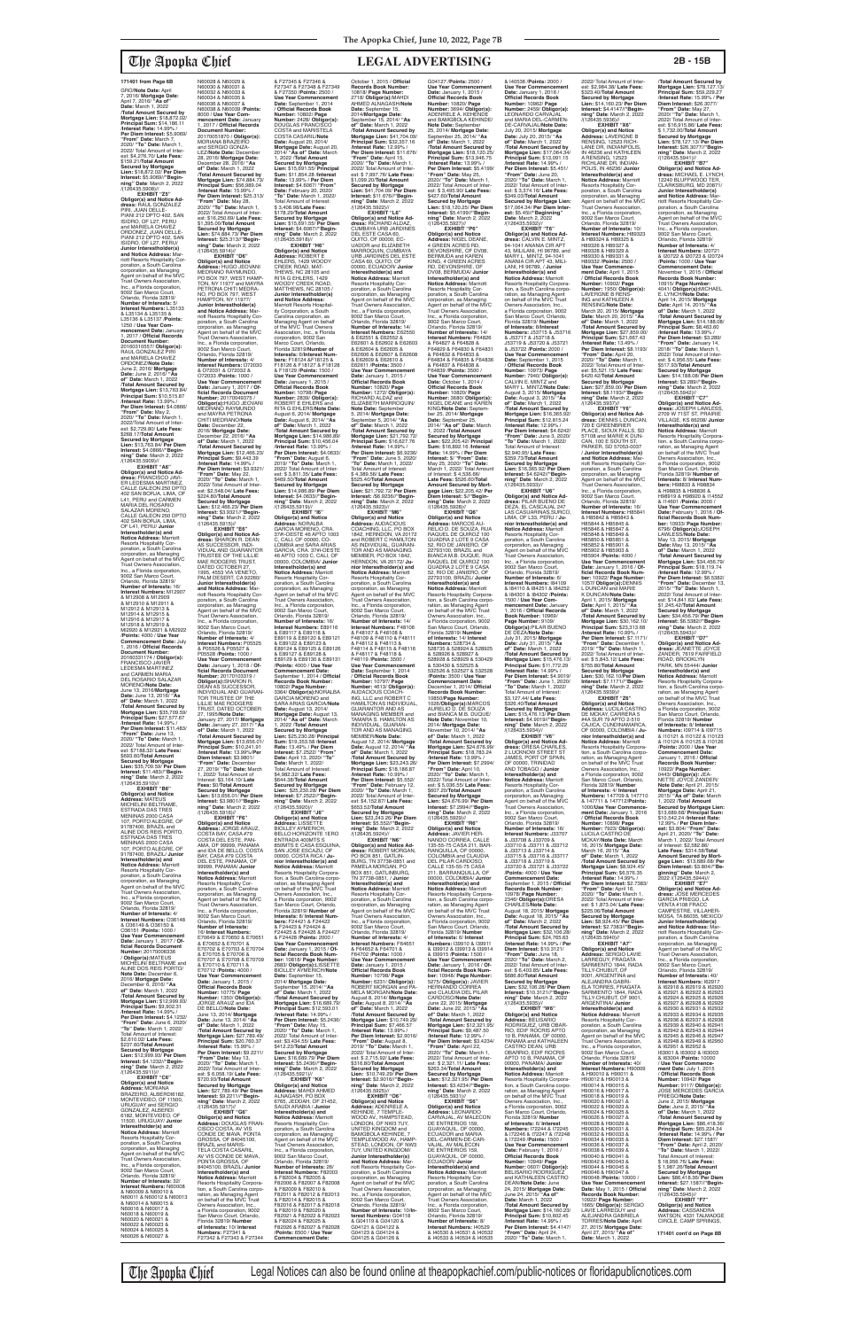171401 from Page 6B

GRO/Note Date: April 7, 2016/ Maturity Date: April 7, 2026/ "As of" Date: March 1, 2022 /Total Amount Secured by Mortgage Lien: $16,872.02/ Principal Sum: $14,186.11 /Interest Rate: 14.99% / Per Diem Interest: $5.9069/ "From" Date: March 7, 2020/ "To" Date: March 1, 2022/ Total Amount of Interest: $4,276.70/ Late Fees: $159.21/Total Amount Secured by Mortgage Lien: $16,872.02/ Per Diem Interest: $5.9069//"Beginning" Date: March 2, 2022 /(126435.5908)//

**EXHIBIT "Z5"**
**Obligor(s) and Notice Address:** RAUL GONZALEZ PIRI, CALLE DELLEPIANE 212 DPTO 402, SAN ISIDRO, OF L27, PERU and MARIELA CHAVEZ ORDONEZ, JUAN DELLEPIANE 212 DPTO 402, SAN ISIDRO, OF L27, PERU/ **Junior Interestholder(s) and Notice Address:** Marriott Resorts Hospitality Corporation, a South Carolina corporation, as Managing Agent on behalf of the MVC Trust Owners Association, Inc., a Florida corporation, 9002 San Marco Court, Orlando, Florida 32819/ **Number of Interests:** 5/ **Interest Numbers:** L35133 & L35134 & L35135 & L35136 & L35137 /**Points:** 1250 / **Use Year Commencement Date:** January 1, 2017 / **Official Records Document Number:** 20160616577/ **Obligor(s):** RAUL GONZALEZ PIRI and MARIELA CHAVEZ ORDONEZ/**Note Date:** June 2, 2016/ **Maturity Date:** June 2, 2026/ **"As of" Date:** March 1, 2022 /**Total Amount Secured by Mortgage Lien:** $13,763.84/ **Principal Sum:** $10,515.87 /**Interest Rate:** 13.99% / **Per Diem Interest:** $4.0866/ **"From" Date:** May 2, 2020/ **"To" Date:** March 1, 2022/ Total Amount of Interest: $2,729.80/ **Late Fees:** $268.17/**Total Amount Secured by Mortgage Lien:** $13,763.84/ **Per Diem Interest:** $4.0866//**"Beginning" Date:** March 2, 2022 /(126435.5909)//

**EXHIBIT "A6"**
**Obligor(s) and Notice Address:** FRANCISCO JAVIER LEDESMA MARTINEZ, CALLE GALEON 250 DPTO 402 SAN BORJA, LIMA, OF L41, PERU and CARMEN MARIA DEL ROSARIO SALAZAR MORENO, CALLE GALEON 250 DPTO 402 SAN BORJA, LIMA, OF L41, PERU/ **Junior Interestholder(s) and Notice Address:** Marriott Resorts Hospitality Corporation, a South Carolina corporation, as Managing Agent on behalf of the MVC Trust Owners Association, Inc., a Florida corporation, 9002 San Marco Court, Orlando, Florida 32819/ **Number of Interests:** 16/ **Interest Numbers:** M12907 & M12908 & M12909 & M12910 & M12911 & M12912 & M12913 & M12914 & M12915 & M12916 & M12917 & M12918 & M12919 & M12920 & M12921 & M12922 /**Points:** 4000 / **Use Year Commencement Date:** July 1, 2016 / **Official Records Document Number:** 20160347174 / **Obligor(s):** FRANCISCO JAVIER LEDESMA MARTINEZ and CARMEN MARIA DEL ROSARIO SALAZAR MORENO/**Note Date:** June 13, 2016/ **Maturity Date:** June 13, 2026/ **"As of" Date:** March 1, 2022 /**Total Amount Secured by Mortgage Lien:** $35,709.59/ **Principal Sum:** $27,577.67 /**Interest Rate:** 14.99% / **Per Diem Interest:** $11.483/ **"From" Date:** June 13, 2020/ **"To" Date:** March 1, 2022/ Total Amount of Interest: $7,738.53/ **Late Fees:** $143.39/**Total Amount Secured by Mortgage Lien:** $35,709.59/ **Per Diem Interest:** $11.483//**"Beginning" Date:** March 2, 2022 /(126435.5910)//

**EXHIBIT "B6"**
**Obligor(s) and Notice Address:** MATEUS MICHELINI BELTRAME, ESTRADA DAS TRES MENINAS 2000 CASA 107, PORTO ALEGRE, OF 91787-630, BRAZIL and ALINE DOS REIS PORTO, ESTRADA DAS TRES MENINAS 2000 CASA 107, PORTO ALEGRE, OF 91787-630, BRAZIL/ **Junior Interestholder(s) and Notice Address:** Marriott Resorts Hospitality Corporation, a South Carolina corporation, as Managing Agent on behalf of the MVC Trust Owners Association, Inc., a Florida corporation, 9002 San Marco Court, Orlando, Florida 32819/ **Number of Interests:** 4/ **Interest Numbers:** O36148 & O36149 & O36150 & O36151 /**Points:** 1000 / **Use Year Commencement Date:** January 1, 2017 / **Official Records Document Number:** 20170006336 / **Obligor(s):**MATEUS MICHELINI BELTRAME and ALINE DOS REIS PORTO/**Note Date:** December 6, 2016/ **Maturity Date:** December 6, 2026/ **"As of" Date:** March 1, 2022 /**Total Amount Secured by Mortgage Lien:** $12,999.93/ **Principal Sum:** $9,902.31 /**Interest Rate:** 14.99% / **Per Diem Interest:** $4.1232/ **"From" Date:** June 6, 2020/ **"To" Date:** March 1, 2022/ Total Amount of Interest: $2,610.02/ **Late Fees:** $237.60/**Total Amount Secured by Mortgage Lien:** $12,999.93/ **Per Diem Interest:** $4.1232//**"Beginning" Date:** March 2, 2022 /(126435.5911)//

**EXHIBIT "C6"**
**Obligor(s) and Notice Address:** MORIANA BRAZEIRO, ALBERDI6182, MONTEVIDEO, OF 11500, URUGUAY and SERGIO GONZALEZ, ALBERDI 6182, MONTEVIDEO, OF 11500, URUGUAY/ **Junior Interestholder(s) and Notice Address:** Marriott Resorts Hospitality Corporation, a South Carolina corporation, as Managing Agent on behalf of the MVC Trust Owners Association, Inc., a Florida corporation, 9002 San Marco Court, Orlando, Florida 32819/ **Number of Interests:** 32/ **Interest Numbers:** N60008 & N60009 & N60010 & N60011 & N60012 & N60013 & N60014 & N60015 & N60016 & N60017 & N60018 & N60019 & N60020 & N60021 & N60022 & N60023 & N60024 & N60025 & N60026 & N60027 & N60028 & N60029 & N60030 & N60031 & N60032 & N60033 & N60034 & N60035 & N60036 & N60037 & N60038 & N60039 /**Points:** 8000 / **Use Year Commencement Date:** January 1, 2017 / **Official Records Document Number:** 20170051870 / **Obligor(s):** MORIANA BRAZEIRO and SERGIO GONZALEZ/**Note Date:** December 28, 2016/ **Maturity Date:** December 28, 2026/ **"As of" Date:** March 1, 2022 /**Total Amount Secured by Mortgage Lien:** $74,884.73/ **Principal Sum:** $56,986.74 /**Interest Rate:** 15.99% / **Per Diem Interest:** $25.3113/ **"From" Date:** May 28, 2020/ **"To" Date:** March 1, 2022/ Total Amount of Interest: $16,250.88/ **Late Fees:** $1,395.09/**Total Amount Secured by Mortgage Lien:** $74,884.73/ **Per Diem Interest:** $25.3113//**"Beginning" Date:** March 2, 2022 /(126435.5914)//

**EXHIBIT "D6"**
**Obligor(s) and Notice Address:** HUGO JEOVANI MEDRANO RAYMUNDO, PO BOX 797, WEST HAMPTON, NY 11977 and MAYRA PETRONA CHITI MEDRANO, PO BOX 797, WEST HAMPTON, NY 11977/ **Junior Interestholder(s) and Notice Address:** Marriott Resorts Hospitality Corporation, a South Carolina corporation, as Managing Agent on behalf of the MVC Trust Owners Association, Inc., a Florida corporation, 9002 San Marco Court, Orlando, Florida 32819/ **Number of Interests:** 4/ **Interest Numbers:** O72030 & O72031 & O72032 & O72033 /**Points:** 1000 / **Use Year Commencement Date:** January 1, 2017 / **Official Records Document Number:** 20170040373 / **Obligor(s):**HUGO JEOVANI MEDRANO RAYMUNDO and MAYRA PETRONA CHITI MEDRANO/**Note Date:** December 22, 2016/ **Maturity Date:** December 22, 2026/ **"As of" Date:** March 1, 2022 /**Total Amount Secured by Mortgage Lien:** $12,466.23/ **Principal Sum:** $9,443.39 /**Interest Rate:** 14.99% / **Per Diem Interest:** $3.9321/ **"From" Date:** May 22, 2020/ **"To" Date:** March 1, 2022/ Total Amount of Interest: $2,548.04/ **Late Fees:** $224.80/**Total Amount Secured by Mortgage Lien:** $12,466.23/ **Per Diem Interest:** $3.9321//**"Beginning" Date:** March 2, 2022 /(126435.5915)//

**EXHIBIT "E6"**
**Obligor(s) and Notice Address:** SHARON R. DEAN AS SUCCESSOR, INDIVIDUAL AND GUARANTOR TRUSTEE OF THE LILLIE MAE RODGERS TRUST, DATED OCTOBER 27, 1995, 4553 VIA VENETO, PALM DESERT, CA 92260/ **Junior Interestholder(s) and Notice Address:** Marriott Resorts Hospitality Corporation, a South Carolina corporation, as Managing Agent on behalf of the MVC Trust Owners Association, Inc., a Florida corporation, 9002 San Marco Court, Orlando, Florida 32819/ **Number of Interests:** 4/ **Interest Numbers:** P05526 & P05526 & P05527 & P05528 /**Points:** 1000 / **Use Year Commencement Date:** January 1, 2018 / **Official Records Document Number:** 20170103319 / **Obligor(s):**SHARON R. DEAN AS SUCCESSOR, INDIVIDUAL AND GUARANTOR TRUSTEE OF THE LILLIE MAE RODGERS TRUST, DATED OCTOBER 27, 1995/**Note Date:** January 27, 2017/ **Maturity Date:** January 27, 2027/ **"As of" Date:** March 1, 2022 /**Total Amount Secured by Mortgage Lien:** $13,656.01/ **Principal Sum:** $10,241.91 /**Interest Rate:** 13.99% / **Per Diem Interest:** $3.9801/ **"From" Date:** November 27, 2019/ **"To" Date:** March 1, 2022/ Total Amount of Interest: $3,164.10/ **Late Fees:** $0.00/**Total Amount Secured by Mortgage Lien:** $13,656.01/ **Per Diem Interest:** $3.9801//**"Beginning" Date:** March 2, 2022 /(126435.5916)//

**EXHIBIT "F6"**
**Obligor(s) and Notice Address:** JORGE ARAUZ, COSTA BAY, CASA #79 COSTA DEL ESTE, PANAMA, OF 99999, PANAMA and EVA DE BELLO, COSTA BAY, CASA #79 COSTA DEL ESTE, PANAMA, OF 99999, PANAMA/ **Junior Interestholder(s) and Notice Address:** Marriott Resorts Hospitality Corporation, a South Carolina corporation, as Managing Agent on behalf of the MVC Trust Owners Association, Inc., a Florida corporation, 9002 San Marco Court, Orlando, Florida 32819/ **Number of Interests:** 16/ **Interest Numbers:** E70649 & E70650 & E70651 & E70652 & E70701 & E70702 & E70703 & E70704 & E70705 & E70706 & E70707 & E70708 & E70709 & E70710 & E70711 & E70712 /**Points:** 4000 / **Use Year Commencement Date:** January 1, 2015 / **Official Records Book Number:** 10775/ **Page Number:** 1350/ **Obligor(s):** JORGE ARAUZ and EVA DE BELLO/**Note Date:** June 13, 2014/ **Maturity Date:** June 13, 2024/ **"As of" Date:** March 1, 2022 /**Total Amount Secured by Mortgage Lien:** $27,789.49/ **Principal Sum:** $20,162.77 /**Interest Rate:** 15.99% / **Per Diem Interest:** $9.2211/ **"From" Date:** May 13, 2020/ **"To" Date:** March 1, 2022/ Total Amount of Interest: $ 6,058.18/ **Late Fees:** $720.54/**Total Amount Secured by Mortgage Lien:** $27,789.49/ **Per Diem Interest:** $9.2211//**"Beginning" Date:** March 2, 2022 /(126435.5917)//

**EXHIBIT "G6"**
**Obligor(s) and Notice Address:** DOUGLAS FRANCISCO COSTA, AV VIS CONDE DE MAVA, PORTA GROSSA, OF 84045100, BRAZIL and MARISTELA COSTA CASARIL, AV VIS CONDE DE MAVA, PORTA GROSSA, OF 84045100, BRAZIL/ **Junior Interestholder(s) and Notice Address:** Marriott Resorts Hospitality Corporation, a South Carolina corporation, as Managing Agent on behalf of the MVC Trust Owners Association, Inc., a Florida corporation, 9002 San Marco Court, Orlando, Florida 32819/ **Number of Interests:** 10/ **Interest Numbers:** F27341 & F27342 & F27343 & F27344 & F27345 & F27346 & F27347 & F27348 & F27349 & F27350 /**Points:** 2500 / **Use Year Commencement Date:** September 1, 2014 / **Official Records Book Number:** 10808/ **Page Number:** 2428/ **Obligor(s):** DOUGLAS FRANCISCO COSTA and MARISTELA COSTA CASARIL/**Note Date:** August 20, 2014/ **Maturity Date:** August 20, 2024/ **"As of" Date:** March 1, 2022 /**Total Amount Secured by Mortgage Lien:** $15,651.05/ **Principal Sum:** $11,854.28 /**Interest Rate:** 13.99% / **Per Diem Interest:** $4.6067/ **"From" Date:** February 20, 2020/ **"To" Date:** March 1, 2022/ Total Amount of Interest: $ 3,408.96/ **Late Fees:** $178.29/**Total Amount Secured by Mortgage Lien:** $15,651.05/ **Per Diem Interest:** $4.6067//**"Beginning" Date:** March 2, 2022 /(126435.5918)//

**EXHIBIT "H6"**
**Obligor(s) and Notice Address:** ROBERT F. EHLERS, 1420 WOODY CREEK ROAD, MATTHEWS, NC 28105 and RITA G EHLERS, 1420 WOODY CREEK ROAD, MATTHEWS, NC 28105 / **Junior Interestholder(s) and Notice Address:** Marriott Resorts Hospitality Corporation, a South Carolina corporation, as Managing Agent on behalf of the MVC Trust Owners Association, Inc., a Florida corporation, 9002 San Marco Court, Orlando, Florida 32819/**Number of Interests:** 8/ **Interest Numbers:** F18124 & F18125 & F18126 & F18127 & F18128 & F18129 & F18130 & F18131 /**Points:** 2000 / **Use Year Commencement Date:** January 1, 2015 / **Official Records Book Number:** 10768/ **Page Number:** 2239/ **Obligor(s):** ROBERT F. EHLERS and RITA G EHLERS/**Note Date:** August 6, 2014/ **Maturity Date:** August 6, 2024/ **"As of" Date:** March 1, 2022 /**Total Amount Secured by Mortgage Lien:** $14,986.89/ **Principal Sum:** $10,490.04 /**Interest Rate:** 13.99% / **Per Diem Interest:** $4.0633/ **"From" Date:** April 6, 2019/ **"To" Date:** March 1, 2022/ Total Amount of Interest: $ 3,811.35/ **Late Fees:** $469.50/**Total Amount Secured by Mortgage Lien:** $14,986.89/ **Per Diem Interest:** $4.0633//**"Beginning" Date:** March 2, 2022 /(126435.5919)//

**EXHIBIT "I6"**
**Obligor(s) and Notice Address:** NORALBA GARCIA MORENO, CRA. 37#I-OESTE 46 APTO 1103, CALI, OF 00000, COLOMBIA and SARA ARIAS GARCIA, CRA. 37#I-OESTE 46 APTO 1003 C, CALI, OF 00000, COLOMBIA/ **Junior Interestholder(s) and Notice Address:** Marriott Resorts Hospitality Corporation, a South Carolina corporation, as Managing Agent on behalf of the MVC Trust Owners Association, Inc., a Florida corporation, 9002 San Marco Court, Orlando, Florida 32819/ **Number of Interests:** 16/ **Interest Numbers:** E89116 & E89117 & E89118 & E89119 & E89120 & E89121 & E89122 & E89123 & E89124 & E89125 & E89126 & E89127 & E89128 & E89129 & E89130 & E89131 /**Points:** 4000 / **Use Year Commencement Date:** September 1, 2014 / **Official Records Book Number:** 10802/ **Page Number:** 3364/ **Obligor(s):**NORALBA GARCIA MORENO and SARA ARIAS GARCIA/**Note Date:** August 13, 2014/ **Maturity Date:** August 13, 2024/ **"As of" Date:** March 1, 2022 /**Total Amount Secured by Mortgage Lien:** $25,220.28/ **Principal Sum:** $19,253.26 /**Interest Rate:** 13.49% / **Per Diem Interest:** $7.2022/ **"From" Date:** April 13, 2020/ **"To" Date:** March 1, 2022/ Total Amount of Interest: $4,982.32/ **Late Fees:** $644.38/**Total Amount Secured by Mortgage Lien:** $25,220.28/ **Per Diem Interest:** $7.2022//**"Beginning" Date:** March 2, 2022 /(126435.5920)//

**EXHIBIT "J6"**
**Obligor(s) and Notice Address:** LISSETTE BIOLLEY ATMANN, BELLO HORIZONTE 1ERO ENTRADA 400MTS S RODANTE E CASA ESQUINA, SAN JOSE ESCAZU, OF 00000, COSTA RICA/ **Junior Interestholder(s) and Notice Address:** Marriott Resorts Hospitality Corporation, a South Carolina corporation, as Managing Agent on behalf of the MVC Trust Owners Association, Inc., a Florida corporation, 9002 San Marco Court, Orlando, Florida 32819/ **Number of Interests:** 8/ **Interest Numbers:** F24421 & F24422 & F24423 & F24424 & F24425 & F24426 & F24427 & F24428 /**Points:** 2000 / **Use Year Commencement Date:** January 1, 2015 / **Official Records Book Number:** 10818/ **Page Number:** 1986/ **Obligor(s):**LISSETTE BIOLLEY ATMANN/**Note Date:** September 11, 2014/ **Maturity Date:** September 11, 2024/ **"As of" Date:** March 1, 2022 /**Total Amount Secured by Mortgage Lien:** $16,699.78/ **Principal Sum:** $12,503.01 /**Interest Rate:** 14.99% / **Per Diem Interest:** $5.2436/ **"From" Date:** May 11, 2020/ **"To" Date:** March 1, 2022/ Total Amount of Interest: $3,451.23/ **Late Fees:** $412.23/**Total Amount Secured by Mortgage Lien:** $16,699.78/ **Per Diem Interest:** $5.2436//**"Beginning" Date:** March 2, 2022 /(126435.5921)//

**EXHIBIT "K6"**
**Obligor(s) and Notice Address:** MAHDI AHMED ALNAGASH, PO BOX 6765, JEDDAH, OF 21452, SAUDI ARABIA / **Junior Interestholder(s) and Notice Address:** Marriott Resorts Hospitality Corporation, a South Carolina corporation, as Managing Agent on behalf of the MVC Trust Owners Association, Inc., a Florida corporation, 9002 San Marco Court, Orlando, Florida 32819/ **Number of Interests:** 26/ **Interest Numbers:** F82003 & F82004 & F82005 & F82006 & F82007 & F82008 & F82009 & F82010 & F82011 & F82012 & F82013 & F82014 & F82015 & F82016 & F82017 & F82018 & F82019 & F82020 & F82021 & F82022 & F82023 & F82024 & F82025 & F82026 & F82027 & F82028 /**Points:** 6500 / **Use Year Commencement Date:** October 1, 2015 / **Official Records Book Number:** 10818/ **Page Number:** 2718/ **Obligor(s):**MAHDI AHMED ALNAGASH/**Note Date:** September 15, 2014/ **Maturity Date:** September 15, 2024/ **"As of" Date:** March 1, 2022 /**Total Amount Secured by Mortgage Lien:** $41,704.09/ **Principal Sum:** $32,357.16 /**Interest Rate:** 13.99% / **Per Diem Interest:** $11.876/ **"From" Date:** April 15, 2020/ **"To" Date:** March 1, 2022/ Total Amount of Interest: $ 7,997.75/ **Late Fees:** $1,099.20/**Total Amount Secured by Mortgage Lien:** $41,704.09/ **Per Diem Interest:** $11.876//**"Beginning" Date:** March 2, 2022 /(126435.5922)//

**EXHIBIT "L6"**
**Obligor(s) and Notice Address:** RICHARD ALCIVAR, CUMBAYA URB JARDINES DEL ESTE CASA 60, QUITO, OF 00000, ECUADOR and ELIZABETH MARROQUIN, CUMBAYA URB JARDINES DEL ESTE CASA 60, QUITO, OF 00000, ECUADOR/ **Junior Interestholder(s) and Notice Address:** Marriott Resorts Hospitality Corporation, a South Carolina corporation, as Managing Agent on behalf of the MVC Trust Owners Association, Inc., a Florida corporation, 9002 San Marco Court, Orlando, Florida 32819/ **Number of Interests:** 14/ **Interest Numbers:** E62550 & E62551 & E62552 & E62601 & E62602 & E62603 & E62604 & E62605 & E62606 & E62607 & E62608 & E62609 & E62610 & E62611 /**Points:** 3500 / **Use Year Commencement Date:** January 1, 2015 / **Official Records Book Number:** 10820/ **Page Number:** 1272/ **Obligor(s):** RICHARD ALCIVAR and ELIZABETH MARROQUIN/**Note Date:** September 5, 2014/ **Maturity Date:** September 5, 2024/ **"As of" Date:** March 1, 2022 /**Total Amount Secured by Mortgage Lien:** $21,792.72/ **Principal Sum:** $16,627.76 /**Interest Rate:** 14.99% / **Per Diem Interest:** $6.9236/ **"From" Date:** May 5, 2020/ **"To" Date:** March 1, 2022/ Total Amount of Interest: $ 4,380.56/ **Late Fees:** $535.40/**Total Amount Secured by Mortgage Lien:** $21,792.72/ **Per Diem Interest:** $6.9236//**"Beginning" Date:** March 2, 2022 /(126435.5923)//

**EXHIBIT "M6"**
**Obligor(s) and Notice Address:** AUDACIOUS COACHING, LLC, PO BOX 1642, HERNDON, VA 20172 and ROBERT C HAMILTON AS INDIVIDUAL, GUARANTOR AND AS MANAGING MEMBER, PO BOX 1642, HERNDON, VA 20172/ **Junior Interestholder(s) and Notice Address:** Marriott Resorts Hospitality Corporation, a South Carolina corporation, as Managing Agent on behalf of the MVC Trust Owners Association, Inc., a Florida corporation, 9002 San Marco Court, Orlando, Florida 32819/ **Number of Interests:** 14/ **Interest Numbers:** F48106 & F48107 & F48108 & F48109 & F48110 & F48111 & F48112 & F48113 & F48114 & F48115 & F48116 & F48117 & F48118 & F48119 /**Points:** 3500 / **Use Year Commencement Date:** September 1, 2014 / **Official Records Book Number:** 10800/ **Page Number:** 4013/ **Obligor(s):**AUDACIOUS COACHING, LLC and ROBERT C HAMILTON AS INDIVIDUAL, GUARANTOR AND AS MANAGING MEMBER and TAMARA L HAMILTON AS INDIVIDUAL, GUARANTOR AND AS MANAGING MEMBER/**Note Date:** August 12, 2014/ **Maturity Date:** August 12, 2024/ **"As of" Date:** March 1, 2022 /**Total Amount Secured by Mortgage Lien:** $23,243.26/ **Principal Sum:** $17,669.87 /**Interest Rate:** 10.99% / **Per Diem Interest:** $5.5522/ **"From" Date:** February 12, 2020/ **"To" Date:** March 1, 2022/ Total Amount of Interest: $4,152.67/ **Late Fees:** $653.52/**Total Amount Secured by Mortgage Lien:** $23,243.26/ **Per Diem Interest:** $5.5522//**"Beginning" Date:** March 2, 2022 /(126435.5924)//

**EXHIBIT "N6"**
**Obligor(s) and Notice Address:** ROBERT MORGAN, PO BOX 851, GATLINBURG, TN 37738-0851 and PAMELA MORGAN, PO BOX 851, GATLINBURG, TN 37738-0851 / **Junior Interestholder(s) and Notice Address:** Marriott Resorts Hospitality Corporation, a South Carolina corporation, as Managing Agent on behalf of the MVC Trust Owners Association, Inc., a Florida corporation, 9002 San Marco Court, Orlando, Florida 32819/ **Number of Interests:** 8/ **Interest Numbers:** F64651 & F64652 & F64701 & F64702 & F64703 & F64704 & F64705 & F64706 /**Points:** 2000 / **Use Year Commencement Date:** January 1, 2015 / **Official Records Book Number:** 10777/ **Page Number:** 6237/ **Obligor(s):** ROBERT MORGAN and PAMELA MORGAN/**Note Date:** August 8, 2014/ **Maturity Date:** August 8, 2024/ **"As of" Date:** March 1, 2022 /**Total Amount Secured by Mortgage Lien:** $10,749.29/ **Principal Sum:** $7,486.57 /**Interest Rate:** 13.99% / **Per Diem Interest:** $2.9094/ **"From" Date:** January 8, 2020/ **"To" Date:** March 1, 2022/ Total Amount of Interest: $ 2,715.60/ **Late Fees:** $322.30/**Total Amount Secured by Mortgage Lien:** $10,749.29/ **Per Diem Interest:** $2.9094//**"Beginning" Date:** March 2, 2022 /(126435.5925)//

**EXHIBIT "O6"**
**Obligor(s) and Notice Address:** ADENIRELE A. KEHINDE, 7 TEMPLEWOOD AV, HAMPSTEAD, LONDON, OF NW3 7UY, UNITED KINGDOM and BAMGBOLA KEHINDE, 7 TEMPLEWOOD AV., HAMPSTEAD, LONDON, OF NW3 7UY, UNITED KINGDOM/ **Junior Interestholder(s) and Notice Address:** Marriott Resorts Hospitality Corporation, a South Carolina corporation, as Managing Agent on behalf of the MVC Trust Owners Association, Inc., a Florida corporation, 9002 San Marco Court, Orlando, Florida 32819/ **Number of Interests:** 10/ **Interest Numbers:** G04118 & G04119 & G04120 & G04121 & G04122 & G04123 & G04124 & G04125 & G04126 & G04127 /**Points:** 2500 / **Use Year Commencement Date:** January 1, 2015 / **Official Records Book Number:** 10820/ **Page Number:** 3859/ **Obligor(s):** ADENIRELE A. KEHINDE and BAMGBOLA KEHINDE/**Note Date:** September 25, 2014/ **Maturity Date:** September 25, 2024/ **"As of" Date:** March 1, 2022 /**Total Amount Secured by Mortgage Lien:** $18,120.25/ **Principal Sum:** $13,945.75 /**Interest Rate:** 13.99% / **Per Diem Interest:** $5.4193/ **"From" Date:** May 25, 2020/ **"To" Date:** March 1, 2022/ Total Amount of Interest: $ 3,495.30/ **Late Fees:** $427.60/**Total Amount Secured by Mortgage Lien:** $18,120.25/ **Per Diem Interest:** $5.4193//**"Beginning" Date:** March 2, 2022 /(126435.5926)//

**EXHIBIT "P6"**
**Obligor(s) and Notice Address:** NIGEL DEANE, LAVERNE ACRES RD, DEVONSHIRE, OF DV08, BERMUDA and KAREN KING, 4 GREEN ACRES RD, DEVONSHIRE, OF DV08, BERMUDA/ **Junior Interestholder(s) and Notice Address:** Marriott Resorts Hospitality Corporation, a South Carolina corporation, as Managing Agent on behalf of the MVC Trust Owners Association, Inc., a Florida corporation, 9002 San Marco Court, Orlando, Florida 32819/ **Number of Interests:** 14/ **Interest Numbers:** F64826 & F64827 & F64828 & F64829 & F64830 & F64831 & F64832 & F64833 & F64834 & F64835 & F64836 & F64837 & F64838 & F64839 /**Points:** 3500 / **Use Year Commencement Date:** October 1, 2014 / **Official Records Book Number:** 10805/ **Page Number:** 1998/ **Obligor(s):** NIGEL DEANE and KAREN KING/**Note Date:** September 25, 2014/ **Maturity Date:** September 25, 2024/ **"As of" Date:** March 1, 2022 /**Total Amount Secured by Mortgage Lien:** $20,350.45/ **Principal Sum:** $16,033.73 /**Interest Rate:** 14.99% / **Per Diem Interest:** $6.7458/ **"From" Date:** May 25, 2020/ **"To" Date:** March 1, 2022/ Total Amount of Interest: $ 4,536.66/ **Late Fees:** $528.06/**Total Amount Secured by Mortgage Lien:** $20,350.45/ **Per Diem Interest:** $6.7458//**"Beginning" Date:** March 2, 2022 /(126435.5927)//

**EXHIBIT "Q6"**
**Obligor(s) and Notice Address:** MARCOS AURELIO D. DE SOUZA, RUA RAQUEL DE QUIROZ 100 QUADRA 2 LOTE 8 CASA 52, RIO DE JANEIRO, OF 22793100, BRAZIL and BIANCA M.B. DUQUE, RUA RAQUEL DE QUIROZ 100 QUADRA 2 LOTE 8 CASA 52, RIO DE JANEIRO, OF 22793100, BRAZIL/ **Junior Interestholder(s) and Notice Address:** Marriott Resorts Hospitality Corporation, a South Carolina corporation, as Managing Agent on behalf of the MVC Trust Owners Association, Inc., a Florida corporation, 9002 San Marco Court, Orlando, Florida 32819/ **Number of Interests:** 8/ **Interest Numbers:** 528826 & 528827 & 528828 & 528829 & 530430 & 532525 & 532526 & 532527 /**Points:** 2000 / **Use Year Commencement Date:** December 1, 2014/ **Official Records Book Number:** 10828/**Obligor(s):**MARCOS AURELIO D. DE SOUZA and BIANCA M.B. DUQUE/ **Note Date:** November 10, 2014/ **Maturity Date:** November 10, 2024/ **"As of" Date:** March 1, 2022 /**Total Amount Secured by Mortgage Lien:** $24,676.99/ **Principal Sum:** $18,763.24 /**Interest Rate:** 13.99% / **Per Diem Interest:** $7.2994/ **"From" Date:** May 10, 2020/ **"To" Date:** March 1, 2022/ Total Amount of Interest: $ 5,036.55/ **Late Fees:** $602.20/**Total Amount Secured by Mortgage Lien:** $24,676.99/ **Per Diem Interest:** $7.2994//**"Beginning" Date:** March 2, 2022 /(126435.5928)//

**EXHIBIT "R6"**
**Obligor(s) and Notice Address:** JAVIER HERNANDO CORREA, CALLE 135-55-75 CASA 211, BARRANQUILLA, OF 00000, COLOMBIA and CLAUDIA DEL PILAR CARDOSO, CALLE 135-55-75 CASA 211, BARRANQUILLA, OF 00000, COLOMBIA / **Junior Interestholder(s) and Notice Address:** Marriott Resorts Hospitality Corporation, a South Carolina corporation, as Managing Agent on behalf of the MVC Trust Owners Association, Inc., a Florida corporation, 9002 San Marco Court, Orlando, Florida 32819/ **Number of Interests:** 8/ **Interest Numbers:** G99910 & G99911 & G99912 & G99913 & G99914 & G99915 & G99916 & G99917 /**Points:** 2000 / **Use Year Commencement Date:** January 1, 2015 / **Official Records Book Number:** 10849/ **Page Number:** 5275/ **Obligor(s):** JAVIER HERNANDO CORREA and CLAUDIA DEL PILAR CARDOSO/**Note Date:** October 20, 2014/ **Maturity Date:** October 20, 2024/ **"As of" Date:** March 1, 2022 /**Total Amount Secured by Mortgage Lien:** $12,331.93/ **Principal Sum:** $9,497.50 /**Interest Rate:** 14.99% / **Per Diem Interest:** $3.4234/ **"From" Date:** April 20, 2020/ **"To" Date:** March 1, 2022/ Total Amount of Interest: $ 2,321.11/ **Late Fees:** $263.34/**Total Amount Secured by Mortgage Lien:** $12,331.93/ **Per Diem Interest:** $3.4234//**"Beginning" Date:** March 2, 2022 /(126435.5931)//

**EXHIBIT "S6"**
**Obligor(s) and Notice Address:** LEONARDO CARVAJAL, AV MALECON DE ENTERIOS 100, GUAYAQUIL, OF 00000, ECUADOR and MARIA DEL-CARMEN-DE-CARVAJAL, AV MALECON DE ENTERIOS 100, GUAYAQUIL, OF 00000, ECUADOR/ **Junior Interestholder(s) and Notice Address:** Marriott Resorts Hospitality Corporation, a South Carolina corporation, as Managing Agent on behalf of the MVC Trust Owners Association, Inc., a Florida corporation, 9002 San Marco Court, Orlando, Florida 32819/ **Number of Interests:** 8/ **Interest Numbers:** H05529 & H05530 & H05531 & H05532 & H05533 & H05534 & H05535 & H40536 /**Points:** 2000 / **Use Year Commencement Date:** January 1, 2015 / **Official Records Book Number:** 10862/ **Page Number:** 2459/ **Obligor(s):** LEONARDO CARVAJAL and MARIA DEL-CARMEN-DE-CARVAJAL/**Note Date:** July 20, 2015/ **Maturity Date:** July 20, 2025/ **"As of" Date:** March 1, 2022 /**Total Amount Secured by Mortgage Lien:** $17,064.34/ **Principal Sum:** $13,091.15 /**Interest Rate:** 14.99% / **Per Diem Interest:** $5.451/ **"From" Date:** June 20, 2020/ **"To" Date:** March 1, 2022/ Total Amount of Interest: $ 3,374.16/ **Late Fees:** $349.03/**Total Amount Secured by Mortgage Lien:** $17,064.34/ **Per Diem Interest:** $5.451//**"Beginning" Date:** March 2, 2022 /(126435.5932)//

**EXHIBIT "T6"**
**Obligor(s) and Notice Address:** CALVIN E. MINTZ, 94-1041 ANANIA CIR APT 43, MILILANI, HI 96789, and MARY L. MINTZ, 94-1041 ANANIA CIR APT 43, MILILANI, HI 96789 / **Junior Interestholder(s) and Notice Address:** Marriott Resorts Hospitality Corporation, a South Carolina corporation, as Managing Agent on behalf of the MVC Trust Owners Association, Inc., a Florida corporation, 9002 San Marco Court, Orlando, Florida 32819/ **Number of Interests:** 8/**Interest Numbers:** J53715 & J53716 & J53717 & J53718 & J53719 & J53720 & J53721 & J53722 /**Points:** 2000 / **Use Year Commencement Date:** September 1, 2015 / **Official Records Book Number:** 10973/ **Page Number:** 7940/ **Obligor(s):** CALVIN E. MINTZ and MARY L. MINTZ/**Note Date:** August 3, 2015/ **Maturity Date:** August 3, 2025/ **"As of" Date:** March 1, 2022 /**Total Amount Secured by Mortgage Lien:** $16,365.92/ **Principal Sum:** $12,815.24 /**Interest Rate:** 12.99% / **Per Diem Interest:** $4.6242/ **"From" Date:** June 3, 2020/ **"To" Date:** March 1, 2022/ Total Amount of Interest: $2,940.90/ **Late Fees:** $359.73/**Total Amount Secured by Mortgage Lien:** $16,365.92/ **Per Diem Interest:** $4.6242//**"Beginning" Date:** March 2, 2022 /(126435.5933)//

**EXHIBIT "U6"**
**Obligor(s) and Notice Address:** PILAR BUENO DE DEZA, EL CASCAJAL 247 LAS CASUARINAS,SURCO, LIMA, OF L33, PERU / **Junior Interestholder(s) and Notice Address:** Marriott Resorts Hospitality Corporation, a South Carolina corporation, as Managing Agent on behalf of the MVC Trust Owners Association, Inc., a Florida corporation, 9002 San Marco Court, Orlando, Florida 32819/ **Number of Interests:** 6/ **Interest Numbers:** I84109 & I84110 & I84251 & I84252 & I84301 & I84302 /**Points:** 1500 / **Use Year Commencement Date:** January 1, 2016 / **Official Records Book Number:** 10960/ **Page Number:** 9106/ **Obligor(s):**PILAR BUENO DE DEZA/**Note Date:** July 31, 2015/ **Maturity Date:** July 31, 2025/ **"As of" Date:** March 1, 2022 /**Total Amount Secured by Mortgage Lien:** $15,476.13/ **Principal Sum:** $11,772.29 /**Interest Rate:** 14.99% / **Per Diem Interest:** $4.9019/ **"From" Date:** June 1, 2020/ **"To" Date:** March 1, 2022/ Total Amount of Interest: $3,127.44/ **Late Fees:** $326.40/**Total Amount Secured by Mortgage Lien:** $15,476.13/ **Per Diem Interest:** $4.9019//**"Beginning" Date:** March 2, 2022 /(126435.5934)//

**EXHIBIT "V6"**
**Obligor(s) and Notice Address:** ORESA CHARLES, 2 LUCKNOW STREET ST JAMES, PORT OF SPAIN, OF 00000, TRINIDAD AND TOBAGO / **Junior Interestholder(s) and Notice Address:** Marriott Resorts Hospitality Corporation, a South Carolina corporation, as Managing Agent on behalf of the MVC Trust Owners Association, Inc., a Florida corporation, 9002 San Marco Court, Orlando, Florida 32819/ **Number of Interests:** 16/ **Interest Numbers:** J33707 & J33708 & J33709 & J33710 & J33711 & J33712 & J33713 & J33714 & J33715 & J33716 & J33717 & J33718 & J33719 & J33720 & J33721 & J33722 /**Points:** 4000 / **Use Year Commencement Date:** September 1, 2015 / **Official Records Book Number:** 10978/ **Page Number:** 2206/ **Obligor(s):**ORESA CHARLES/**Note Date:** August 18, 2015/ **Maturity Date:** August 18, 2025/ **"As of" Date:** March 1, 2022 /**Total Amount Secured by Mortgage Lien:** $32,106.28/ **Principal Sum:** $24,765.63 /**Interest Rate:** 14.99% / **Per Diem Interest:** $10.3121/ **"From" Date:** June 18, 2020/ **"To" Date:** March 1, 2022/ Total Amount of Interest: $ 6,403.85/ **Late Fees:** $686.80/**Total Amount Secured by Mortgage Lien:** $32,106.28/ **Per Diem Interest:** $10.3121//**"Beginning" Date:** March 2, 2022 /(126435.5935)//

**EXHIBIT "W6"**
**Obligor(s) and Notice Address:** BELISARIO RODRIGUEZ, URB OBARRIO, EDIF ROCHIS APTO 10 B, PANAMA, OF 00000, PANAMA and KATHLEEN CASTRO DEAN, URB OBARRIO, EDIF ROCHIS APTO 10 B, PANAMA, OF 00000, PANAMA/ **Junior Interestholder(s) and Notice Address:** Marriott Resorts Hospitality Corporation, a South Carolina corporation, as Managing Agent on behalf of the MVC Trust Owners Association, Inc., a Florida corporation, 9002 San Marco Court, Orlando, Florida 32819/ **Number of Interests:** 6/ **Interest Numbers:** I72244 & I72245 & I72246 & I72247 & I72248 & I72249 /**Points:** 1500 / **Use Year Commencement Date:** February 1, 2016 / **Official Records Book Number:** 10949/ **Page Number:** 6667/ **Obligor(s):**BELISARIO RODRIGUEZ and KATHLEEN CASTRO DEAN/**Note Date:** June 24, 2015/ **Maturity Date:** June 24, 2025/ **"As of" Date:** March 1, 2022 /**Total Amount Secured by Mortgage Lien:** $14,160.23/ **Principal Sum:** $10,602.46 /**Interest Rate:** 14.99% / **Per Diem Interest:** $4.4147/ **"From" Date:** April 24, 2020/ **"To" Date:** March 1, 2022/ Total Amount of Interest: $2,984.38/ **Late Fees:** $323.40/**Total Amount Secured by Mortgage Lien:** $14,160.23/ **Per Diem Interest:** $4.4147//**"Beginning" Date:** March 2, 2022 /(126435.5936)//

**EXHIBIT "X6"**
**Obligor(s) and Notice Address:** LAVERGNE B. RENSING, 12523 RICHLANE DR, INDIANAPOLIS, IN 46236 and KATHLEEN A RENSING, 12523 RICHLANE DR, INDIANAPOLIS, IN 46236/ **Junior Interestholder(s) and Notice Address:** Marriott Resorts Hospitality Corporation, a South Carolina corporation, as Managing Agent on behalf of the MVC Trust Owners Association, Inc., a Florida corporation, 9002 San Marco Court, Orlando, Florida 32819/ **Number of Interests:** 10/ **Interest Numbers:** H89323 & H89324 & H89325 & H89326 & H89327 & H89328 & H89329 & H89330 & H89331 & H89332 /**Points:** 2500 / **Use Year Commencement Date:** April 1, 2015 / **Official Records Book Number:** 10902/ **Page Number:** 1950/ **Obligor(s):** LAVERGNE B RENSING and KATHLEEN A RENSING/**Note Date:** March 20, 2015/ **Maturity Date:** March 20, 2025/ **"As of" Date:** March 1, 2022 /**Total Amount Secured by Mortgage Lien:** $27,850.00/ **Principal Sum:** $21,667.43 /**Interest Rate:** 13.49% / **Per Diem Interest:** $8.1193/ **"From" Date:** April 20, 2020/ **"To" Date:** March 1, 2022/ Total Amount of Interest: $5,521.15/ **Late Fees:** $420.42/**Total Amount Secured by Mortgage Lien:** $27,850.00/ **Per Diem Interest:** $8.1193//**"Beginning" Date:** March 2, 2022 /(126435.5937)//

**EXHIBIT "Y6"**
**Obligor(s) and Notice Address:** DENNIS L DUNCAN, 720 E GREENBRIER PLACE, SIOUX FALLS, SD 57108 and MARIE K DUNCAN, 100 S SOUTH ST, PARKER, SD 57053-0156 / **Junior Interestholder(s) and Notice Address:** Marriott Resorts Hospitality Corporation, a South Carolina corporation, as Managing Agent on behalf of the MVC Trust Owners Association, Inc., a Florida corporation, 9002 San Marco Court, Orlando, Florida 32819/ **Number of Interests:** 16/ **Interest Numbers:** H85841 & H85842 & H85843 & H85844 & H85845 & H85846 & H85847 & H85848 & H85849 & H85850 & H85851 & H85852 & H85901 & H85902 & H85903 & H85904 /**Points:** 4000 / **Use Year Commencement Date:** January 1, 2016 / **Official Records Book Number:** 10920/ **Page Number:** 10500/ **Obligor(s):**DENNIS L DUNCAN and MARIE K DUNCAN/**Note Date:** April 1, 2015/ **Maturity Date:** April 1, 2025/ **"As of" Date:** March 1, 2022 /**Total Amount Secured by Mortgage Lien:** $30,162.10/ **Principal Sum:** $23,313.68 /**Interest Rate:** 10.99% / **Per Diem Interest:** $7.1171/ **"From" Date:** December 1, 2019/ **"To" Date:** March 1, 2022/ Total Amount of Interest: $ 5,843.12/ **Late Fees:** $755.80/**Total Amount Secured by Mortgage Lien:** $30,162.10/ **Per Diem Interest:** $7.1171//**"Beginning" Date:** March 2, 2022 /(126435.5939)//

**EXHIBIT "Z6"**
**Obligor(s) and Notice Address:** LUCILA CASTRO DE MCKAY, CARRERA 5 #44 SUR 79 APTO 2-10, CAJICA, CUNDINAMARCA, OF 00000, COLOMBIA / **Junior Interestholder(s) and Notice Address:** Marriott Resorts Hospitality Corporation, a South Carolina corporation, as Managing Agent on behalf of the MVC Trust Owners Association, Inc., a Florida corporation, 9002 San Marco Court, Orlando, Florida 32819/ **Number of Interests:** 4/ **Interest Numbers:** I47709 & I47710 & I47711 & I47712/**Points:** 1000/**Use Year Commencement Date:** January 1, 2016 / **Official Records Book Number:** 10898/ **Page Number:** 7923/ **Obligor(s):** LUCILA CASTRO DE MCKAY/**Note Date:** March 16, 2015/ **Maturity Date:** March 16, 2025/ **"As of" Date:** March 1, 2022 /**Total Amount Secured by Mortgage Lien:** $8,924.45/ **Principal Sum:** $6,576.35 /**Interest Rate:** 14.99% / **Per Diem Interest:** $2.7383/ **"From" Date:** April 16, 2020/ **"To" Date:** March 1, 2022/ Total Amount of Interest: $ 1,873.04/ **Late Fees:** $225.06/**Total Amount Secured by Mortgage Lien:** $8,924.45/ **Per Diem Interest:** $2.7383//**"Beginning" Date:** March 2, 2022 /(126435.5940)//

**EXHIBIT "A7"**
**Obligor(s) and Notice Address:** SERGIO JOSE LARREGUY, FRAGATA SARMIENTO 1844, RADA TILLY-CHUBUT, OF 9001, ARGENTINA and ALEJANDRA GABRIELA TORRES, FRAGATA SARMIENTO 1844, RADA TILLY-CHUBUT, OF 9001, ARGENTINA/ **Junior Interestholder(s) and Notice Address:** Marriott Resorts Hospitality Corporation, a South Carolina corporation, as Managing Agent on behalf of the MVC Trust Owners Association, Inc., a Florida corporation, 9002 San Marco Court, Orlando, Florida 32819/ **Number of Interests:** 6/ **Interest Numbers:** I46046 & I46047 & I46048 & I46049 & I46050 & I46051 /**Points:** 1500 / **Use Year Commencement Date:** May 1, 2015 / **Official Records Book Number:** 10922/ **Page Number:** 1565/ **Obligor(s):**SERGIO JOSE LARREGUY and ALEJANDRA GABRIELA TORRES/**Note Date:** April 27, 2015/ **Maturity Date:** April 27, 2025/ **"As of" Date:** March 1, 2022 /**Total Amount Secured by Mortgage Lien:** $78,127.13/ **Principal Sum:** $59,229.27 /**Interest Rate:** 15.99% / **Per Diem Interest:** $26.3077/ **"From" Date:** May 27, 2020/ **"To" Date:** March 1, 2022/ Total Amount of Interest: $16,915.86/ **Late Fees:** $1,732.00/**Total Amount Secured by Mortgage Lien:** $78,127.13/ **Per Diem Interest:** $26.3077//**"Beginning" Date:** March 2, 2022 /(126435.5941)//

**EXHIBIT "B7"**
**Obligor(s) and Notice Address:** MICHAEL E. LYNCH, 12240 BLUFFWOOD TER, CLARKSBURG, MD 20871 / **Junior Interestholder(s) and Notice Address:** Marriott Resorts Hospitality Corporation, a South Carolina corporation, as Managing Agent on behalf of the MVC Trust Owners Association, Inc., a Florida corporation, 9002 San Marco Court, Orlando, Florida 32819/ **Number of Interests:** 4/ **Interest Numbers:** I20721 & I20722 & I20723 & I20724 /**Points:** 1000 / **Use Year Commencement Date:** January 1, 2016 / **Official Records Book Number:** 10915/ **Page Number:** 4041/ **Obligor(s):**MICHAEL E. LYNCH/**Note Date:** April 14, 2015/ **Maturity Date:** April 14, 2025/ **"As of" Date:** March 1, 2022 /**Total Amount Secured by Mortgage Lien:** $14,188.08/ **Principal Sum:** $10,364.26 /**Interest Rate:** 13.99% / **Per Diem Interest:** $3.289/ **"From" Date:** January 14, 2019/ **"To" Date:** March 1, 2022/ Total Amount of Interest: $ 3,305.89/ **Late Fees:** $517.93/**Total Amount Secured by Mortgage Lien:** $14,188.08/ **Per Diem Interest:** $3.289//**"Beginning" Date:** March 2, 2022 /(126435.5942)//

**EXHIBIT "C7"**
**Obligor(s) and Notice Address:** JOSEPH LAWLESS, 2709 W 71ST ST, PRAIRIE VILLAGE, KS 66208/ **Junior Interestholder(s) and Notice Address:** Marriott Resorts Hospitality Corporation, a South Carolina corporation, as Managing Agent on behalf of the MVC Trust Owners Association, Inc., a Florida corporation, 9002 San Marco Court, Orlando, Florida 32819/ **Number of Interests:** 8/ **Interest Numbers:** H58833 & H58834 & H58835 & H58836 & I14601 & I14602 & I14603 & I14604 /**Points:** 2000 / **Use Year Commencement Date:** February 1, 2016 / **Official Records Book Number:** 10933/ **Page Number:** 6790/ **Obligor(s):**JOSEPH LAWLESS/**Note Date:** May 13, 2015/ **Maturity Date:** May 13, 2025/ **"As of" Date:** March 1, 2022 /**Total Amount Secured by Mortgage Lien:** $34,456.79/ **Principal Sum:** $18,119.74 /**Interest Rate:** 12.99% / **Per Diem Interest:** $6.5382/ **"From" Date:** December 13, 2015/ **"To" Date:** March 1, 2022/ Total Amount of Interest: $14,841.63/ **Late Fees:** $1,245.42/**Total Amount Secured by Mortgage Lien:** $34,456.79/ **Per Diem Interest:** $6.5382//**"Beginning" Date:** March 2, 2022 /(126435.5943)//

**EXHIBIT "D7"**
**Obligor(s) and Notice Address:** JEANETTE JOYCE ZANDER, 701 FAIRFIELD ROAD, BROOKLYN PARK, MN 55444 / **Junior Interestholder(s) and Notice Address:** Marriott Resorts Hospitality Corporation, a South Carolina corporation, as Managing Agent on behalf of the MVC Trust Owners Association, Inc., a Florida corporation, 9002 San Marco Court, Orlando, Florida 32819/ **Number of Interests:** 8/ **Interest Numbers:** I09714 & I09715 & I10121 & I10122 & I10123 & I10124 & I10125 & I10126 /**Points:** 2000 / **Use Year Commencement Date:** January 1, 2016 / **Official Records Book Number:** 10920/ **Page Number:** 0443/ **Obligor(s):** JEANETTE JOYCE ZANDER/**Note Date:** April 21, 2015/ **Maturity Date:** April 21, 2025/ **"As of" Date:** March 1, 2022 /**Total Amount Secured by Mortgage Lien:** $13,680.68/ **Principal Sum:** $10,294.64 /**Interest Rate:** 13.99% / **Per Diem Interest:** $3.804/ **"From" Date:** April 21, 2020/ **"To" Date:** March 1, 2022/ Total Amount of Interest: $2,582.86/ **Late Fees:** $316.18/ **Total Amount Secured by Mortgage Lien:** $13,680.68/ **Per Diem Interest:** $3.804//**"Beginning" Date:** March 2, 2022 /(126435.5944)//

**EXHIBIT "E7"**
**Obligor(s) and Notice Address:** JOSE MERCEDES GARCIA PINEDO, LA VENTA #108 FRACC. CAMPESTRE, VILLAHERMOSA, TABASCO, MEXICO / **Junior Interestholder(s) and Notice Address:** Marriott Resorts Hospitality Corporation, a South Carolina corporation, as Managing Agent on behalf of the MVC Trust Owners Association, Inc., a Florida corporation, 9002 San Marco Court, Orlando, Florida 32819/ **Number of Interests:** 40/ **Interest Numbers:** I62917 & I62918 & I62919 & I62920 & I62921 & I62922 & I62923 & I62924 & I62925 & I62926 & I62927 & I62928 & I62929 & I62930 & I62931 & I62932 & I62933 & I62934 & I62935 & I62936 & I62937 & I62938 & I62939 & I62940 & I62941 & I62942 & I62943 & I62944 & I62945 & I62946 & I62947 & I62948 & I62949 & I62950 & I62951 & I62952 & I63001 & I63002 & I63003 & I63004 /**Points:** 10000 / **Use Year Commencement Date:** July 1, 2015 / **Official Records Book Number:** 10934/ **Page Number:** 3117/ **Obligor(s):** JOSE MERCEDES GARCIA PINEDO/**Note Date:** June 2, 2015/ **Maturity Date:** June 2, 2025/ **"As of" Date:** March 1, 2022 /**Total Amount Secured by Mortgage Lien:** $66,418.36/ **Principal Sum:** $51,224.34 /**Interest Rate:** 14.99% / **Per Diem Interest:** $21.3296/ **"From" Date:** April 2, 2020/ **"To" Date:** March 1, 2022/ Total Amount of Interest: $ 14,229.74/ **Late Fees:** $1,709.28/**Total Amount Secured by Mortgage Lien:** $66,418.36/ **Per Diem Interest:** $21.3296//**"Beginning" Date:** March 2, 2022 /(126435.5945)//

**EXHIBIT "F7"**
**Obligor(s) and Notice Address:** CASSANDRA WATSON, 4331 TALMADGE CIRCLE, SUGAR SPRINGS,

171401 cont'd on Page 8B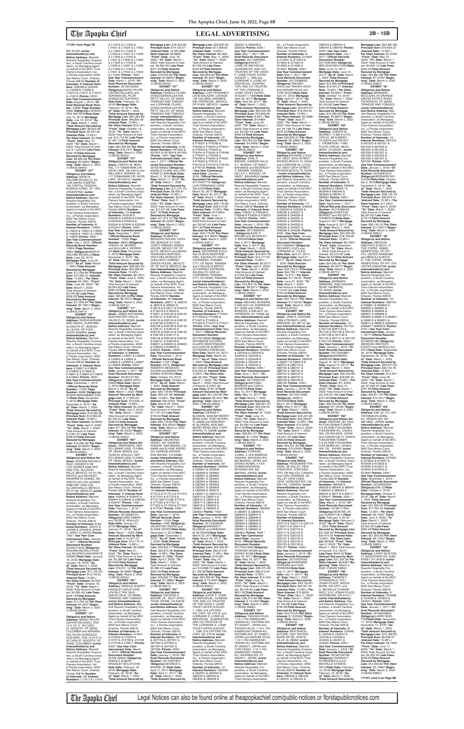**171401 from Page 7B**

MD 20746/ **Junior Interestholder(s) and Notice Address:** Marriott Resorts Hospitality Corporation, a South Carolina corporation, as Managing Agent on behalf of the MVC Trust Owners Association, Inc., a Florida corporation, 9002 San Marco Court, Orlando, Florida 32819/ **Number of Interests:** 8/ **Interest Numbers:** G30528 & G30529 & J13208 & J13209 & J13210 & J13211 & J13212 & J13213 /**Points:** 2000 / **Use Year Commencement Date:** August 1, 2015 / **Official Records Book Number:** 10967/ **Page Number:** 5088/ **Obligor(s):**CASSANDRA WATSON/**Note Date:** July 10, 2015/ **Mortgage Date:** July 10, 2015/ **"As of" Date:** March 1, 2022 /**Total Amount Secured by Mortgage Lien:** $8,563.28/ **Principal Sum:** $6,397.06 /**Interest Rate:** 12.99% / **Per Diem Interest:** $2.3083/ **"From" Date:** May 10, 2020/ **"To" Date:** March 1, 2022/ Total Amount of Interest: $ 1,525.52/ **Late Fees:** $392.70/**Total Amount Secured by Mortgage Lien:** $8,563.28/ **Per Diem Interest:** $2.3083//**"Beginning" Date:** March 2, 2022 /(126435.5945)//
**EXHIBIT "G7"**
**Obligor(s) and Notice Address:** MARCIA SALOME BUGALLO, AV. LUIS MARIA CAMPOS 180 CAPITAL FEDERAL, BUENOS AIRES, OF 1425, ARGENTINA/ **Junior Interestholder(s) and Notice Address:** Marriott Resorts Hospitality Corporation, a South Carolina corporation, as Managing Agent on behalf of the MVC Trust Owners Association, Inc., a Florida corporation, 9002 San Marco Court, Orlando, Florida 32819/ **Number of Interests:** 8/ **Interest Numbers:** I16922 & I16923 & I16924 & I16925 & I16926 & I16927 & I16928 & I16929 /**Points:** 2000 / **Use Year Commencement Date:** July 1, 2015 / **Official Records Book Number:** 10954/ **Page Number:** 0460/ **Obligor(s):**MARCIA SALOME BUGALLO/**Note Date:** June 26, 2015/ **Mortgage Date:** June 26, 2015/ **"As of" Date:** March 1, 2022 /**Total Amount Secured by Mortgage Lien:** $17,099.84/ **Principal Sum:** $12,965.51 /**Interest Rate:** 13.99% / **Per Diem Interest:** $5.7561/ **"From" Date:** June 26, 2020/ **"To" Date:** March 1, 2022/ Total Amount of Interest: $3,529.68/ **Late Fees:** $354.29/**Total Amount Secured by Mortgage Lien:** $17,099.84/ **Per Diem Interest:** $5.7561//**"Beginning" Date:** March 2, 2022 /(126435.5947)//
**EXHIBIT "H7"**
**Obligor(s) and Notice Address:** RASHA MOHAMMED ENAYA, GUHFARN ALISLAM ST, JEDDAH AL LIAYA, OF 21531, SAUDI ARABIA/ **Junior Interestholder(s) and Notice Address:** Marriott Resorts Hospitality Corporation, a South Carolina corporation, as Managing Agent on behalf of the MVC Trust Owners Association, Inc., a Florida corporation, 9002 San Marco Court, Orlando, Florida 32819/ **Number of Interests:** 8/ **Interest Numbers:** K18837 & K18838 & K18839 & K18840 & K18841 & K18842 & K18843 & K18844 /**Points:** 2000 / **Use Year Commencement Date:** December 1, 2015 / **Official Records Book Number:** 11030/ **Page Number:** 8906/ **Obligor(s):**RASHA MOHAMMED ENAYA/**Note Date:** November 9, 2015/ **Mortgage Date:** November 9, 2015/ **"As of" Date:** March 1, 2022 /**Total Amount Secured by Mortgage Lien:** $16,580.38/ **Principal Sum:** $12,592.29 /**Interest Rate:** 13.99% / **Per Diem Interest:** $4.8935/ **"From" Date:** April 9, 2020/ **"To" Date:** March 1, 2022/ Total Amount of Interest: $ 3,381.41/ **Late Fees:** $356.62/**Total Amount Secured by Mortgage Lien:** $16,580.38/ **Per Diem Interest:** $4.8935//**"Beginning" Date:** March 2, 2022 /(126435.5948)//
**EXHIBIT "I7"**
**Obligor(s) and Notice Address:** RICKANA MICAELA RUIZ, DESIERTO DE LOS LEONES 5289 DEP. 4402 COL. ALCANTARILLA, MEXICO, DF 01729, MEXICO and RICARDO NAVARRETE GOMEZ, DESIERTO DE LOS LEONES 5289 DEP. 4402 COL. ALCANTARILLA, MEXICO, DF 01729, MEXICO/ **Junior Interestholder(s) and Notice Address:** Marriott Resorts Hospitality Corporation, a South Carolina corporation, as Managing Agent on behalf of the MVC Trust Owners Association, Inc., a Florida corporation, 9002 San Marco Court, Orlando, Florida 32819/ **Number of Interests:** 6/ **Interest Numbers:** J24037 & J24038 & J24039 & J24040 & J24041 & J24042 /**Points:** 1500 / **Use Year Commencement Date:** January 1, 2017 / **Official Records Document Number:** 20160271820/ **Obligor(s):**RICKANA MICAELA RUIZ and RICARDO NAVARRETE GOMEZ/**Note Date:** January 18, 2016/ **Mortgage Date:** January 18, 2016/ **"As of" Date:** March 1, 2022 /**Total Amount Secured by Mortgage Lien:** $17,702.42/ **Principal Sum:** $12,742.81 /**Interest Rate:** 13.99% / **Per Diem Interest:** $4.952/ **"From" Date:** October 18, 2019/ **"To" Date:** March 1, 2022/ Total Amount of Interest: $4,283.45/ **Late Fees:** $426.16/**Total Amount Secured by Mortgage Lien:** $17,702.42/ **Per Diem Interest:** $4.952//**"Beginning" Date:** March 2, 2022 /(126435.5949)//
**EXHIBIT "J7"**
**Obligor(s) and Notice Address:** MARIO FELIPE GAITAN DELGADO, CRA 10 # 131 A - 92 CASA 57, BOGOTA, OF 00000, COLOMBIA and ADRIANA DEL PILAR GONZALEZ GUEVARA, CRA 10 #131 A-92 CASA 57, BOGOTA, OF 00000, COLOMBIA/ **Junior Interestholder(s) and Notice Address:** Marriott Resorts Hospitality Corporation, a South Carolina corporation, as Managing Agent on behalf of the MVC Trust Owners Association, Inc., a Florida corporation, 9002 San Marco Court, Orlando, Florida 32819/ **Number of Interests:** 28/ **Interest Numbers:** L11617 & L11618 & L11619 & L11620 & L11621 & L11622 & L11623 & L11624 & L11625 & L11626 & L11627 & L11628 & L11629 & L11630 & L11631 & L11632 & L11633 & L11634 & L11635 & L11636 & L11637 & L11638 & L11639 & L11640 & L11641 & L11642 & L11643 & L11644 /**Points:** 7000 / **Use Year Commencement Date:** March 1, 2016 / **Official Records Document Number:** 20160193002/ **Obligor(s):**MARIO FELIPE GAITAN DELGADO and ADRIANA DEL PILAR GONZALEZ GUEVARA/ **Note Date:** February 19, 2016/ **Mortgage Date:** February 19, 2016/ **"As of" Date:** March 1, 2022 /**Total Amount Secured by Mortgage Lien:** $64,260.85/ **Principal Sum:** $45,850.08 /**Interest Rate:** 13.99% / **Per Diem Interest:** $18.1877/ **"From" Date:** October 19, 2019/ **"To" Date:** March 1, 2022/ Total Amount of Interest: $15,713.62/ **Late Fees:** $1,497.15/**Total Amount Secured by Mortgage Lien:** $64,260.85/ **Per Diem Interest:** $18.1877//**"Beginning" Date:** March 2, 2022 /(126435.5950)//
**EXHIBIT "K7"**
**Obligor(s) and Notice Address:** CHERYL M. MORRIS, 177 TOMAHAWK DR, AVON LAKE, OH 44012 and WILLIAM A. MORRIS JR, 177 TOMAHAWK DR, AVON LAKE, OH 44012 / **Junior Interestholder(s) and Notice Address:** Marriott Resorts Hospitality Corporation, a South Carolina corporation, as Managing Agent on behalf of the MVC Trust Owners Association, Inc., a Florida corporation, 9002 San Marco Court, Orlando, Florida 32819/ **Number of Interests:** 10/ **Interest Numbers:** K53538 & K53539 & K53540 & K53541 & K53542 & K53543 & K53544 & K53545 & K53546 & K53547 /**Points:** 2500 / **Use Year Commencement Date:** December 1, 2015 / **Official Records Book Number:** 11025/ **Page Number:** 6800/ **Obligor(s):**CHERYL M. MORRIS and WILLIAM A. MORRIS JR./**Note Date:** November 4, 2015/ **Mortgage Date:** November 4, 2015/ **"As of" Date:** March 1, 2022 /**Total Amount Secured by Mortgage Lien:** $29,685.54/ **Principal Sum:** $22,385.64 /**Interest Rate:** 13.49% / **Per Diem Interest:** $8.7631/ **"From" Date:** June 4, 2020/ **"To" Date:** March 1, 2022/ Total Amount of Interest: $5,564.60/ **Late Fees:** $485.30/**Total Amount Secured by Mortgage Lien:** $29,685.54/**Per Diem Interest:** $8.7631//**"Beginning" Date:** March 2, 2022 /(126435.5951)//
**EXHIBIT "L7"**
**Obligor(s) and Notice Address:** JAMES ANTUNANO, 9039 WISTER CIRCLE, VALRICO, FL 33596/ **Junior Interestholder(s) and Notice Address:** Marriott Resorts Hospitality Corporation, a South Carolina corporation, as Managing Agent on behalf of the MVC Trust Owners Association, Inc., a Florida corporation, 9002 San Marco Court, Orlando, Florida 32819/ **Number of Interests:** 8/ **Interest Numbers:** L42821 & L42822 & L42823 & L42824 & L42825 & L42826 & L42827 & L42828 /**Points:** 2000 / **Use Year Commencement Date:** January 1, 2017 / **Official Records Document Number:** 20160147790/ **Obligor(s):**JAMES ANTUNANO/**Note Date:** March 3, 2016/ **Mortgage Date:** March 3, 2016/ **"As of" Date:** March 1, 2022 /**Total Amount Secured by Mortgage Lien:** $17,959.29/ **Principal Sum:** $12,028.13 /**Interest Rate:** 15.99% / **Per Diem Interest:** $5.3425/ **"From" Date:** July 3, 2019/ **"To" Date:** March 1, 2022/ Total Amount of Interest: $5,158.17/ **Late Fees:** $488.29/**Total Amount Secured by Mortgage Lien:** $17,959.29/ **Per Diem Interest:** $5.3425//**"Beginning" Date:** March 2, 2022 /(126435.5952)//
**EXHIBIT "M7"**
**Obligor(s) and Notice Address:** CONRADO MARGARITO BARBOSA GUTIERREZ, REP. DO LIBANO 2905, CUIABA, OF 78048, BRAZIL and TAISE M. ARAUJO, REP. DO LIBANO 2205, CUIABA, OF 78048, BRAZIL/ **Junior Interestholder(s) and Notice Address:** Marriott Resorts Hospitality Corporation, a South Carolina corporation, as Managing Agent on behalf of the MVC Trust Owners Association, Inc., a Florida corporation, 9002 San Marco Court, Orlando, Florida 32819/ **Number of Interests:** 8/ **Interest Numbers:** K58442 & K58443 & K58444 & K58445 & K58446 & K58447 /**Points:** 1500 / **Use Year Commencement Date:** February 1, 2016 / **Official Records Document Number:** 20160080731/ **Obligor(s):**IGNI FABRIS and TAISE M. ARAUJO/ **Note Date:** January 21, 2016/ **Mortgage Date:** January 21, 2016/ **"As of" Date:** March 1, 2022 /**Total Amount Secured by Mortgage Lien:** $16,031.10/ **Principal Sum:** $12,172.74 /**Interest Rate:** 14.99% / **Per Diem Interest:** $5.0686/ **"From" Date:** May 21, 2020/ **"To" Date:** March 1, 2022/ Total Amount of Interest: $3,289.58/ **Late Fees:** $318.80/**Total Amount Secured by Mortgage Lien:** $16,031.10/ **Per Diem Interest:** $5.0686//**"Beginning" Date:** March 2, 2022 /(126435.5953)//
**EXHIBIT "N7"**
**Obligor(s) and Notice Address:** ARNOLD ALBERT KINGSLEY MCLETCHIE, LP#159 C PAX VALE, SANTA CRUZ, OF 99999, TRINIDAD AND TOBAGO/ **Junior Interestholder(s) and Notice Address:** Marriott Resorts Hospitality Corporation, a South Carolina corporation, as Managing Agent on behalf of the MVC Trust Owners Association, Inc., a Florida corporation, 9002 San Marco Court, Orlando, Florida 32819/ **Number of Interests:** 8/ **Interest Numbers:** 415021 & 415022 & 415023 & 415727 & 415728 & 415729 & 415730 & 415617 /**Points:** 2000 / **Use Year Commencement Date:** March 1, 2016 / **Official Records Document Number:** 20160136264/ **Obligor(s):**ARNOLD ALBERT KINGSLEY MCLETCHIE/ **Note Date:** February 18, 2016/ **Mortgage Date:** February 18, 2016/ **"As of" Date:** March 1, 2022 /**Total Amount Secured by Mortgage Lien:** $18,403.06/ **Principal Sum:** $14,123.57 /**Interest Rate:** 14.99% /**Per Diem Interest:** $5.8809/ **"From" Date:** June 18, 2020/ **"To" Date:** March 1, 2022/ Total Amount of Interest: $3,652.09/ **Late Fees:** $377.40/**Total Amount Secured by Mortgage Lien:** $18,403.06/**Per Diem Interest:** $5.8809//**"Beginning" Date:** March 2, 2022 /(126435.5954)//
**EXHIBIT "O7"**
**Obligor(s) and Notice Address:** ANGELO CLARK, 2A BOUGAINVILLEA AVE, PETIT VALLEY, OF 00000, TRINIDAD AND TOBAGO and LORRAINE CLARK, 2A BOUGAINVILLEA AVE, PETIT VALLEY, OF 00000, TRINIDAD AND TOBAGO/ **Junior Interestholder(s) and Notice Address:** Marriott Resorts Hospitality Corporation, a South Carolina corporation, as Managing Agent on behalf of the MVC Trust Owners Association, Inc., a Florida corporation, 9002 San Marco Court, Orlando, Florida 32819/ **Number of Interests:** 4/ **Interest Numbers:** K67922 & K67923 & K67924 & K67925 /**Points:** 1000 / **Use Year Commencement Date:** January 1, 2017 / **Official Records Document Number:** 20160164859/ **Obligor(s):**ANGELO CLARK and LORRAINE CLARK/**Note Date:** March 11, 2016/ **Mortgage Date:** March 11, 2016/ **"As of" Date:** March 1, 2022 /**Total Amount Secured by Mortgage Lien:** $11,374.15/ **Principal Sum:** $8,459.91 /**Interest Rate:** 14.99% / **Per Diem Interest:** $3.5226/ **"From" Date:** April 11, 2020/ **"To" Date:** March 1, 2022/ Total Amount of Interest: $ 2,437.66/ **Late Fees:** $227.16/**Total Amount Secured by Mortgage Lien:** $11,374.15/ **Per Diem Interest:** $3.5226//**"Beginning" Date:** March 2, 2022 /(126435.5955)//
**EXHIBIT "P7"**
**Obligor(s) and Notice Address:** ROBERTO BESSUDO SULKIN, VISTA DEL BOSQUE #7 CONJUNTO URBANO GREEN HOUSE, MEXICO DF, OF 52779, MEXICO and DANA FERNANDA HURTADO, VISTA DEL BOSQUE #7 CONJUNTO URBANO GREEN HOUSE, MEXICO DF, OF 52779, MEXICO/ **Junior Interestholder(s) and Notice Address:** Marriott Resorts Hospitality Corporation, a South Carolina corporation, as Managing Agent on behalf of the MVC Trust Owners Association, Inc., a Florida corporation, 9002 San Marco Court, Orlando, Florida 32819/ **Number of Interests:** 40/ **Interest Numbers:** J89917 & J89918 & J89919 & J89920 & K18016 & K18017 & K18018 & K18019 & K18020 & K18021 & K28129 & K28130 & K28131 & K28132 & K28133 & K28134 & K28135 & K28136 & K28137 & K28138 & K28139 & K28140 & K28141 & K28142 & K28143 & K28144 & K28145 & K28146 & K28147 & K28148 & K28149 & K28150 & K28151 & K28152 & K28201 & K28202 & K28203 & K28204 & K28205 & K28206 /**Points:** 10000 / **Use Year Commencement Date:** November 1, 2015 / **Official Records Book Number:** 11001/ **Page Number:** 2610/ **Obligor(s):**ROBERTO BESSUDO SULKIN and DANA FERNANDA HURTADO/**Note Date:** October 20, 2015/ **Mortgage Date:** October 20, 2015/ **"As of" Date:** March 1, 2022 /**Total Amount Secured by Mortgage Lien:** $23,173.84/ **Principal Sum:** $17,791.26 /**Interest Rate:** 13.99% / **Per Diem Interest:** $6.9137/ **"From" Date:** May 20, 2020/ **"To" Date:** March 1, 2022/ Total Amount of Interest: $4,494.01/ **Late Fees:** $470.00/**Total Amount Secured by Mortgage Lien:** $23,173.84/ **Per Diem Interest:** $6.9137//**"Beginning" Date:** March 2, 2022 /(126435.5956)//
**EXHIBIT "Q7"**
**Obligor(s) and Notice Address:** VALENTINO ISIDRO, 437 GARDEN AVENUE, SAN BRUNO, CA 94066 and ELAINE ISIDRO, 437 GARDEN AVENUE, SAN BRUNO, CA 94066/ **Junior Interestholder(s) and Notice Address:** Marriott Resorts Hospitality Corporation, a South Carolina corporation, as Managing Agent on behalf of the MVC Trust Owners Association, Inc., a Florida corporation, 9002 San Marco Court, Orlando, Florida 32819/ **Number of Interests:** 14/ **Interest Numbers:** K77312 & K77313 & K77314 & K77315 & K77316 & K77317&K77318&K77319 & K77320 & K77321 & K77322 & K77323 & K77324 & K77325 /**Points:** 3500 / **Use Year Commencement Date:** January 1, 2016 / **Official Records Book Number:** 11035/ **Page Number:** 6003/ **Obligor(s):**VALENTINO ISIDRO and ELAINE ISIDRO/**Note Date:** December 3, 2015/ **Mortgage Date:** December 3, 2015/ **"As of" Date:** March 1, 2022 /**Total Amount Secured by Mortgage Lien:** $39,632.77/ **Principal Sum:** $30,616.67 /**Interest Rate:** 10.99% / **Per Diem Interest:** $7.2886/ **"From" Date:** April 3, 2020/ **"To" Date:** March 1, 2022/ Total Amount of Interest: $5,036.23/ **Late Fees:** $630.49/**Total Amount Secured by Mortgage Lien:** $39,632.77/ **Per Diem Interest:** $7.2886//**"Beginning" Date:** March 2, 2022 /(126435.5957)//
**EXHIBIT "R7"**
**Obligor(s) and Notice Address:** GEORGE A. MOORE JR, 25517 MOSS TRUM, IRVINE, CA 92618/ **Junior Interestholder(s) and Notice Address:** Marriott Resorts Hospitality Corporation, a South Carolina corporation, as Managing Agent on behalf of the MVC Trust Owners Association, Inc., a Florida corporation, 9002 San Marco Court, Orlando, Florida 32819/ **Number of Interests:** 8/ **Interest Numbers:** Q07151 & Q07152 & Q07201 & Q07202 & Q07203 & Q07204 & Q07205 & Q07206 /**Points:** 2000 / **Use Year Commencement Date:** January 1, 2018 / **Official Records Document Number:** 20170251807/ **Obligor(s):**GEORGE A. MOORE JR/**Note Date:** April 11, 2017/ **Mortgage Date:** April 11, 2017/ **"As of" Date:** March 1, 2022 /**Total Amount Secured by Mortgage Lien:** $22,850.02/ **Principal Sum:** $17,908.62 /**Interest Rate:** 12.99% / **Per Diem Interest:** $6.462/ **"From" Date:** May 11, 2020/ **"To" Date:** March 1, 2022/ Total Amount of Interest: $4,258.44/ **Late Fees:** $432.96/**Total Amount Secured by Mortgage Lien:** $22,850.02/ **Per Diem Interest:** $6.462//**"Beginning" Date:** March 2, 2022 /(126435.5958)//
**EXHIBIT "S7"**
**Obligor(s) and Notice Address:** LUIS FERNANDO LEON SALAZAR, CANADA 148 COLONIA JARDINES DEL PEDREGAL MEXICO, DF 01900, MEXICO / **Junior Interestholder(s) and Notice Address:** Marriott Resorts Hospitality Corporation, a South Carolina corporation, as Managing Agent on behalf of the MVC Trust Owners Association, Inc., a Florida corporation, 9002 San Marco Court, Orlando, Florida 32819/ **Number of Interests:** 22/ **Interest Numbers:** P76026 & P76037 & P76038 & P76039 & P76040 & P76041 & P76042 & P76043 & P76044 & P76045 & P76046 & P76047 & P76048 & P76049 & P76050 & P76051 & P76052 & P76101 & P76102 & P76103 & P76104 & P76105 /**Points:** 5500 / **Use Year Commencement Date:** January 1, 2018 / **Official Records Document Number:** 20170227770/ **Obligor(s):**LUIS FERNANDO LEON SALAZAR/**Note Date:** March 30, 2017/ **Mortgage Date:** March 30, 2017/ **"As of" Date:** March 1, 2022 /**Total Amount Secured by Mortgage Lien:** $49,179.83/ **Principal Sum:** $38,510.09 /**Interest Rate:** 13.99% / **Per Diem Interest:** $14.9654/ **"From" Date:** June 1, 2020/ **"To" Date:** March 1, 2022/ Total Amount of Interest: $9,418.14/ **Late Fees:** $871.60/**Total Amount Secured by Mortgage Lien:** $49,179.83/ **Per Diem Interest:** $14.9654//**"Beginning" Date:** March 2, 2022 /(126435.5959)//
**EXHIBIT "T7"**
**Obligor(s) and Notice Address:** KATHERINE EUCARIS CLAVIJO MONTENEGRO, PH RED VIEW APTO 5A RIO CLARO SAN JOSE DE GIBRALTAR, CIUDAD DE PANAMA, OF 00000, PANAMA and CARLOS ALBERTO GUTIERREZ ESPINOSA, PH RED VIEW APTO 5A RIO CLARO SAN JOSE DE GIBRALTAR, CIUDAD DE PANAMA, OF 00000, PANAMA/ **Junior Interestholder(s) and Notice Address:** Marriott Resorts Hospitality Corporation, a South Carolina corporation, as Managing Agent on behalf of the MVC Trust Owners Association, Inc., a Florida corporation, 9002 San Marco Court, Orlando, Florida 32819/ **Number of Interests:** 8/ **Interest Numbers:** P74304 & P74305 & P74306 & P74307 & P74308 & P74309 & P74310 & P74311 /**Points:** 2000 / **Use Year Commencement Date:** May 1, 2017 / **Official Records Document Number:** 20170219829/ **Obligor(s):**KATHERINE EUCARIS CLAVIJO MONTENEGRO and CARLOS ALBERTO GUTIERREZ ESPINOSA/ **Note Date:** March 29, 2017/ **Mortgage Date:** March 29, 2017/ **"As of" Date:** March 1, 2022 /**Total Amount Secured by Mortgage Lien:** $21,535.06/ **Principal Sum:** $16,403.34 /**Interest Rate:** 13.99% / **Per Diem Interest:** $6.3744/ **"From" Date:** April 1, 2020/ **"To" Date:** March 1, 2022/ Total Amount of Interest: $ 4,467.56/ **Late Fees:** $164.16/**Total Amount Secured by Mortgage Lien:** $21,535.06/ **Per Diem Interest:** $6.3744//**"Beginning" Date:** March 2, 2022 /(126435.5960)//
**EXHIBIT "U7"**
**Obligor(s) and Notice Address:** DENNIS P. BLONDIN, 9230 BAYBERRY BEND #202, FORT MYERS, FL 33908 and DEBORAH M. BLONDIN, 9230 BAYBERRY BEND #202, FORT MYERS, FL 33908/ **Junior Interestholder(s) and Notice Address:** Marriott Resorts Hospitality Corporation, a South Carolina corporation, as Managing Agent on behalf of the MVC Trust Owners Association, Inc., a Florida corporation, 9002 San Marco Court, Orlando, Florida 32819/ **Number of Interests:** 20/ **Interest Numbers:** Q02846 & Q02847 & Q02848 & Q02849 & Q02850 & Q02851 & Q02852 & Q02901 & Q02902 & Q02903 & Q02904 & Q02905 & Q02906 & Q02907 & Q02908 & Q02909 & Q02910 & Q02911 & Q02912 & Q02913 & Q02914 & Q02915 & Q02916 & Q02917 & Q02918 & Q02919 & Q02920 & Q02921 & Q02922 & Q02923 /**Points:** 7500 / **Use Year Commencement Date:** January 1, 2018 / **Official Records Document Number:** 20170299806/ **Obligor(s):**DENNIS P. BLONDIN and DEBORAH M. BLONDIN/**Note Date:** March 22, 2017/ **Mortgage Date:** March 22, 2017/ **"As of" Date:** March 1, 2022 /**Total Amount Secured by Mortgage Lien:** $64,369.87/ **Principal Sum:** $52,272.81 /**Interest Rate:** 11.30% / **Per Diem Interest:** $16.4085/ **"From" Date:** May 22, 2020/ **"To" Date:** March 1, 2022/ Total Amount of Interest: $10,666.70/ **Late Fees:** $1,180.36/**Total Amount Secured by Mortgage Lien:** $64,369.87/ **Per Diem Interest:** $ 16.4085//**"Beginning" Date:** March 2, 2022 /(126435.5963)//
**EXHIBIT "V7"**
**Obligor(s) and Notice Address:** DAVID F. LOWE AS INDIVIDUAL, GUARANTOR, AND CO-TRUSTEE OF THE DAVID F. LOWE TRUST DATED AUGUST 1, 1996, 616 UFFORD DR, CARY, NC 27519, and LORRAINE S. LOWE AS INDIVIDUAL, GUARANTOR, AND CO-TRUSTEE OF THE LORRAINE S. LOWE TRUST DATED AUGUST 1, 1996, 616 UFFORD DR, CARY, NC 27519/ **Junior Interestholder(s) and Notice Address:** Marriott Resorts Hospitality Corporation, a South Carolina corporation, as Managing Agent on behalf of the MVC Trust Owners Association, Inc., a Florida corporation, 9002 San Marco Court, Orlando, Florida 32819/ **Number of Interests:** 12/ **Interest Numbers:** Q62530 & Q62531 & Q62532 & Q62533 & Q62534 & Q62535 & Q62536 & Q62537 & Q62538 & Q62539 /**Points:** 2500 / **Use Year Commencement Date:** May 1, 2017 / **Official Records Document Number:** 20170283580/ **Obligor(s):**DAVID F. LOWE AS INDIVIDUAL, GUARANTOR, AND CO-TRUSTEE OF THE DAVID F. LOWE TRUST DATED AUGUST 1, 1996 and LORRAINE S. LOWE AS INDIVIDUAL, GUARANTOR, AND CO-TRUSTEE OF THE LORRAINE S. LOWE TRUST DATED AUGUST 1, 1996/**Note Date:** April 26, 2017/ **Mortgage Date:** April 26, 2017/ **"As of" Date:** March 1, 2022 /**Total Amount Secured by Mortgage Lien:** $23,500.53/ **Principal Sum:** $19,809.66 /**Interest Rate:** 8.99% / **Per Diem Interest:** $4.9469/ **"From" Date:** June 26, 2020/ **"To" Date:** March 1, 2022/ Total Amount of Interest: $3,032.42/ **Late Fees:** $408.45/**Total Amount Secured by Mortgage Lien:** $23,500.53/ **Per Diem Interest:** $4.9469//**"Beginning" Date:** March 2, 2022 /(126435.5964)//
**EXHIBIT "W7"**
**Obligor(s) and Notice Address:** EARL P. BROWN, GARDEN HILLS # 1, NASSAU, OF N8527, BAHAMAS and BEVERLEY V. BROWN, GARDEN HILLS # 1, NASSAU, OF N8527, BAHAMAS/ **Junior Interestholder(s) and Notice Address:** Marriott Resorts Hospitality Corporation, a South Carolina corporation, as Managing Agent on behalf of the MVC Trust Owners Association, Inc., a Florida corporation, 9002 San Marco Court, Orlando, Florida 32819/ **Number of Interests:** 6/ **Interest Numbers:** P36247 & P36248 & P36249 & P36250 & P36251 & P36252 /**Points:** 1500 / **Use Year Commencement Date:** January 1, 2018 / **Official Records Document Number:** 20170268648/ **Obligor(s):**EARL P. BROWN and BEVERLEY V. BROWN/**Note Date:** May 5, 2017/ **Mortgage Date:** May 5, 2017/ **"As of" Date:** March 1, 2022 /**Total Amount Secured by Mortgage Lien:** $19,904.79/ **Principal Sum:** $14,717.64 /**Interest Rate:** 15.99% / **Per Diem Interest:** $6.5371/ **"From" Date:** April 5, 2020/ **"To" Date:** March 1, 2022/ Total Amount of Interest: $ 4,556.35/ **Late Fees:** $380.80/**Total Amount Secured by Mortgage Lien:** $19,904.79/ **Per Diem Interest:** $6.5371//**"Beginning" Date:** March 2, 2022 /(126435.5965)//
**EXHIBIT "X7"**
**Obligor(s) and Notice Address:** MICHAEL BOWERS, 9 WALNUT LN, HARRISON, NY 10528 and CARLA BOWERS, 9 WALNUT LN, HARRISON, NY 10528/ **Junior Interestholder(s) and Notice Address:** Marriott Resorts Hospitality Corporation, a South Carolina corporation, as Managing Agent on behalf of the MVC Trust Owners Association, Inc., a Florida corporation, 9002 San Marco Court, Orlando, Florida 32819/ **Number of Interests:** 12/ **Interest Numbers:** Q53432 & Q53433 & Q53434 & Q53435 & Q53436 & Q53437 & Q53438 & Q53439 & Q53440 & Q53441 & Q53442 & Q53443 /**Points:** 3000 / **Use Year Commencement Date:** January 1, 2018 / **Official Records Document Number:** 20170320133/ **Obligor(s):**MICHAEL BOWERS and CARLA BOWERS/**Note Date:** May 10, 2017/ **Mortgage Date:** May 10, 2017/ **"As of" Date:** March 1, 2022 /**Total Amount Secured by Mortgage Lien:** $28,661.27/ **Principal Sum:** $23,405.64 /**Interest Rate:** 10.99% / **Per Diem Interest:** $7.1455/ **"From" Date:** June 10, 2020/ **"To" Date:** March 1, 2022/ Total Amount of Interest: $4,494.54/ **Late Fees:** $511.09/**Total Amount Secured by Mortgage Lien:** $28,661.27/ **Per Diem Interest:** $7.1455//**"Beginning" Date:** March 2, 2022 /(126435.5967)//
**EXHIBIT "Y7"**
**Obligor(s) and Notice Address:** TOSHIAKI ICOMA, 4-18-6 WAKEDAI-HIGASHI, MIYAZAKI-SHI, OF 8800942, JAPAN and SHOKO IKOMA, 4-18-6 DOKEDAICHUCHO, MIYAZAKI-SHI, OF 8800942, JAPAN/ **Junior Interestholder(s) and Notice Address:** Marriott Resorts Hospitality Corporation, a South Carolina corporation, as Managing Agent on behalf of the MVC Trust Owners Association, Inc., a Florida corporation, 9002 San Marco Court, Orlando, Florida 32819/ **Number of Interests:** 16/ **Interest Numbers:** Q80840 & Q80841 & Q80842 & Q80843 & Q80844 & Q80845 & Q80846 & Q80847 & Q80848 & Q80849 & Q80850 & Q80851 & Q80852 & Q80901 & Q80902 & Q80903 /**Points:** 4000 / **Use Year Commencement Date:** January 1, 2018 / **Official Records Document Number:** 20170415188/ **Obligor(s):**TOSHIAKI ICOMA and SHOKO IKOMA/**Note Date:** May 18, 2017/ **Mortgage Date:** May 18, 2017/ **"As of" Date:** March 1, 2022 /**Total Amount Secured by Mortgage Lien:** $39,776.45/ **Principal Sum:** $29,776.64 /**Interest Rate:** 12.99% / **Per Diem Interest:** $10.7444/ **"From" Date:** June 18, 2020/ **"To" Date:** March 1, 2022/ Total Amount of Interest: $6,478.85/ **Late Fees:** $631.00/**Total Amount Secured by Mortgage Lien:** $39,776.45/ **Per Diem Interest:** $10.4333//**"Beginning" Date:** March 2, 2022 /(126435.5968)//
**EXHIBIT "Z7"**
**Obligor(s) and Notice Address:** TAKAOKI HOJO, 1-10-1-704 KAMIKIZAKI URAWA-KU, SAITAMA-SHI, ST 3300071, JAPAN and TAKAKO HOJO, 1-10-1-704 KAMIKIZAKI URAWA-KU, SAITAMA-SHI, ST 3300071, JAPAN and NARUMI HOJO, 1-10-1-704 KAMIKIZAKI URAWA-KU, SAITAMA-SHI, ST 3300071, JAPAN and YURI HOGO, 1-10-1-704 KAMIKIZAKI URAWA-KU, SAITAMA-SHI, ST 3300071, JAPAN/ **Junior Interestholder(s) and Notice Address:** Marriott Resorts Hospitality Corporation, a South Carolina corporation, as Managing Agent on behalf of the MVC Trust Owners Association, Inc., a Florida corporation, 9002 San Marco Court, Orlando, Florida 32819/ **Number of Interests:** 8/ **Interest Numbers:** Q14920 & Q14921 & Q14922 & Q14923 & Q14924 & Q14925 & Q14926 & Q14927 /**Points:** 2000 / **Use Year Commencement Date:** May 1, 2017 / **Official Records Document Number:** 20170268603/ **Obligor(s):**TAKAOKI HOJO and TAKAKO HOJO and NARUMI HOJO and YURI HOGO/**Note Date:** April 27, 2017/ **Mortgage Date:** April 27, 2017/ **"As of" Date:** March 1, 2022 /**Total Amount Secured by Mortgage Lien:** $20,879.27/ **Principal Sum:** $16,054.22 /**Interest Rate:** 13.99% / **Per Diem Interest:** $6.2388/ **"From" Date:** April 27, 2020/ **"To" Date:** March 1, 2022/ Total Amount of Interest: $4,198.73/ **Late Fees:** $376.32/**Total Amount Secured by Mortgage Lien:** $20,879.27/ **Per Diem Interest:** $6.2388//**"Beginning" Date:** March 2, 2022 /(126435.5969)//
**EXHIBIT "A8"**
**Obligor(s) and Notice Address:**RICHARD LYLES, 431 WEST 36TH STREET, RIVIERA BEACH, FL 33404 and LORRAINE M. LYLES, 431 WEST 36TH STREET, RIVIERA BEACH, FL 33404 / **Junior Interestholder(s) and Notice Address:** Marriott Resorts Hospitality Corporation, a South Carolina corporation, as Managing Agent on behalf of the MVC Trust Owners Association, Inc., a Florida corporation, 9002 San Marco Court, Orlando, Florida 32819/ **Number of Interests:** 17/ **Interest Numbers:** Q46223 & Q46224 & Q46225 & Q46226 & Q46227 & Q46228 & Q46229 & Q46230 & Q46231 & Q46232 & Q46233 & Q46234 & Q46235 & Q46236 & Q46237 & Q46238 & Q46239 /**Points:** 4250 / **Use Year Commencement Date:** January 1, 2018 / **Official Records Document Number:** 20170295564/ **Obligor(s):**RICHARD LYLES and LORRAINE M. LYLES/ **Note Date:** April 27, 2017/ **Mortgage Date:** April 27, 2017/ **"As of" Date:** March 1, 2022 /**Total Amount Secured by Mortgage Lien:** $52,153.01/ **Principal Sum:** $40,758.17 /**Interest Rate:** 15.07% / **Per Diem Interest:** $17.0618/ **"From" Date:** June 27, 2020/ **"To" Date:** March 1, 2022/ Total Amount of Interest: $ 10,441.84/ **Late Fees:** $703.00/**Total Amount Secured by Mortgage Lien:** $52,153.01/ **Per Diem Interest:** $17.0618//**"Beginning" Date:** March 2, 2022 /(126435.5970)//
**EXHIBIT "B8"**
**Obligor(s) and Notice Address:** JANN S. GRAHAM, 1028 O'SCANTI LANE, BREVARD, NC 28712/ **Junior Interestholder(s) and Notice Address:** Marriott Resorts Hospitality Corporation, a South Carolina corporation, as Managing Agent on behalf of the MVC Trust Owners Association, Inc., a Florida corporation, 9002 San Marco Court, Orlando, Florida 32819/ **Number of Interests:** 16/ **Interest Numbers:** Q82916 & Q82917 & Q82918 & Q82919 & Q86719 & Q86720 & Q86721 & Q86722 & Q86723 & Q86724 & Q86725 & Q86726 & Q86727 & Q86728 & Q86729 & Q86730 /**Points:** 4000 / **Use Year Commencement Date:** January 1, 2018 / **Official Records Document Number:** 20170344895/ **Obligor(s):**JANN S. GRAHAM/**Note Date:** May 5, 2017/ **Mortgage Date:** May 5, 2017/ **"As of" Date:** March 1, 2022 /**Total Amount Secured by Mortgage Lien:** $45,201.26/ **Principal Sum:** $36,096.67 /**Interest Rate:** 13.99% / **Per Diem Interest:** $13.0249/ **"From" Date:** June 5, 2020/ **"To" Date:** March 1, 2022/ Total Amount of Interest: $ 8,257.79/ **Late Fees:** $596.80/**Total Amount Secured by Mortgage Lien:** $45,201.26/ **Per Diem Interest:** $13.0249//**"Beginning" Date:** March 2, 2022 /(126435.5972)//
**EXHIBIT "C8"**
**Obligor(s) and Notice Address:** ROSEANNE FERRARA, 58 VALLEY VIEW CRESCENT, DORCHESTER, ON N0L1G3, CANADA and CARL FERRARA, 58 VALLEY VIEW CRESCENT, DORCHESTER, ON N0L1G3, CANADA/ **Junior Interestholder(s) and Notice Address:** Marriott Resorts Hospitality Corporation, a South Carolina corporation, as Managing Agent on behalf of the MVC Trust Owners Association, Inc., a Florida corporation, 9002 San Marco Court, Orlando, Florida 32819/ **Number of Interests:** 18/ **Interest Numbers:** Q32110 & Q32111 & Q32112 & Q32113 & Q32114 & Q32115 & Q32116 & Q32117 & Q32118 & Q32119 & Q32120 & Q32121 & Q32122 & Q32123 & Q32124 & Q32125 & Q32126 & Q32127 /**Points:** 4500 / **Use Year Commencement Date:** January 1, 2018 / **Official Records Document Number:** 20170437925/ **Obligor(s):**ROSEANNE FERRARA and CARL FERRARA/**Note Date:** July 11, 2017/ **Mortgage Date:** July 11, 2017/ **"As of" Date:** March 1, 2022 /**Total Amount Secured by Mortgage Lien:** $43,743.81/ **Principal Sum:** $35,581.05 /**Interest Rate:** 10.99% / **Per Diem Interest:** $10.8529/ **"From" Date:** July 11, 2020/ **"To" Date:** March 1, 2022/ Total Amount of Interest: $7,152.08/ **Late Fees:** $790.68/**Total Amount Secured by Mortgage Lien:** $43,743.81/**Per Diem Interest:** $10.8529//**"Beginning" Date:** March 2, 2022 /(126435.5974)//
**EXHIBIT "D8"**
**Obligor(s) and Notice Address:** BEN SHACKELFORD, 5301 WHITESBURG DR SE, HUNTSVILLE, AL 35802/ **Junior Interestholder(s) and Notice Address:** Marriott Resorts Hospitality Corporation, a South Carolina corporation, as Managing Agent on behalf of the MVC Trust Owners Association, Inc., a Florida corporation, 9002 San Marco Court, Orlando, Florida 32819/ **Number of Interests:** 8/ **Interest Numbers:** C80539 & C80540 & C80541 & C80542 & C80543 & C80544 & C80545 & C80546 /**Points:** 2000 / **Use Year Commencement Date:** July 1, 2017 / **Official Records Document Number:** 20170367880/ **Obligor(s):**BEN SHACKELFORD/**Note Date:** June 13, 2017/ **Mortgage Date:** June 13, 2017/ **"As of" Date:** March 1, 2022 /**Total Amount Secured by Mortgage Lien:** $19,389.39/ **Principal Sum:** $13,440.21 /**Interest Rate:** 15.99% / **Per Diem Interest:** $5.9697/ **"From" Date:** October 13, 2019/ **"To" Date:** March 1, 2022/ Total Amount of Interest: $5,193.62/ **Late Fees:** $505.56/**Total Amount Secured by Mortgage Lien:** $19,389.39/ **Per Diem Interest:** $5.9697//**"Beginning" Date:** March 2, 2022 /(126435.5975)//
**EXHIBIT "E8"**
**Obligor(s) and Notice Address:** JOSEPH M. MURREY, 11483 FLOYD CIRCLE, BEAUMONT, CA 92223 and KELSEY L. THOMPSON, 11483 FLOYD CIRCLE, BEAUMONT, CA 92223 / **Junior Interestholder(s) and Notice Address:** Marriott Resorts Hospitality Corporation, a South Carolina corporation, as Managing Agent on behalf of the MVC Trust Owners Association, Inc., a Florida corporation, 9002 San Marco Court, Orlando, Florida 32819/ **Number of Interests:** 8/ **Interest Numbers:** F83645 & F83646 & F83647 & F83648 & F83649 & F83650 & F83651 & F83652 /**Points:** 2000 / **Use Year Commencement Date:** September 1, 2017 / **Official Records Document Number:** 20170494423/ **Obligor(s):**JOSEPH M. MURREY and KELSEY L. THOMPSON/**Note Date:** August 3, 2017/ **Mortgage Date:** August 3, 2017/ **"As of" Date:** March 1, 2022 /**Total Amount Secured by Mortgage Lien:** $24,565.05/ **Principal Sum:** $18,790.99 /**Interest Rate:** 12.99% / **Per Diem Interest:** $6.7837/ **"From" Date:** October 3, 2019/ **"To" Date:** March 1, 2022/ Total Amount of Interest: $5,515.06/ **Late Fees:** $0.00/**Total Amount Secured by Mortgage Lien:** $24,565.05/ **Per Diem Interest:** $6.7837//**"Beginning" Date:** March 2, 2022 /(126435.5977)//
**EXHIBIT "F8"**
**Obligor(s) and Notice Address:** BARBARA NIMMONS, 5030 HADWIN ROAD, BAMBERG, SC 29003/ **Junior Interestholder(s) and Notice Address:** Marriott Resorts Hospitality Corporation, a South Carolina corporation, as Managing Agent on behalf of the MVC Trust Owners Association, Inc., a Florida corporation, 9002 San Marco Court, Orlando, Florida 32819/ **Number of Interests:** 12/ **Interest Numbers:** R51133 & R51134 & R51135 & R51136 & R51137 & R51138 & R51139 & R51140 & R51141 & R51142 & R51143 /**Points:** 3000 / **Use Year Commencement Date:** January 1, 2018 / **Official Records Document Number:** 20170502667/ **Obligor(s):**BARBARA NIMMONS/**Note Date:** August 10, 2017/ **Mortgage Date:** August 10, 2017/ **"As of" Date:** March 1, 2022 /**Total Amount Secured by Mortgage Lien:** $39,003.66/ **Principal Sum:** $29,990.40 /**Interest Rate:** 13.99% / **Per Diem Interest:** $11.6546/ **"From" Date:** April 10, 2020/ **"To" Date:** March 1, 2022/ Total Amount of Interest: $ 8,041.66/ **Late Fees:** $721.60/**Total Amount Secured by Mortgage Lien:** $39,003.66/ **Per Diem Interest:** $11.6546//**"Beginning" Date:** March 2, 2022 /(126435.5978)//
**EXHIBIT "G8"**
**Obligor(s) and Notice Address:** WONTAE JIN, OSAKA FUKUSHIMA TOWER 4-3-23-4008 FUKUSHIMA FUKUSHIMA-KU, OSAKA-SHI, OS 553-0003, JAPAN and JUNGHYUN YI, OSAKA FUKUSHIMA TOWER 4-3-23-4006 FUKUSHIMA FUKUSHIMA-KU, OSAKA-SHI, OS , JAPAN/ **Junior Interestholder(s) and Notice Address:** Marriott Resorts Hospitality Corporation, a South Carolina corporation, as Managing Agent on behalf of the MVC Trust Owners Association, Inc., a Florida corporation, 9002 San Marco Court, Orlando, Florida 32819/ **Number of Interests:** 8/ **Interest Numbers:** 886438 & 886439 & 986440 & 986441 & 986442 & 986443 & 986444 & 890115 & 890117 & 890641 /**Points:** 2500 / **Use Year Commencement Date:** March 1, 2018 / **Official Records Document Number:** 20180111394/ **Obligor(s):**WONTAE JIN and JUNGHYUN YI/**Note Date:** February 2, 2018/ **Mortgage Date:** February 2, 2018/ **"As of" Date:** March 1, 2022 /**Total Amount Secured by Mortgage Lien:** $31,352.56/ **Principal Sum:** $24,410.05 /**Interest Rate:** 12.99% / **Per Diem Interest:** $8.8080/ **"From" Date:** July 2, 2020/ **"To" Date:** March 1, 2022/ Total Amount of Interest: $ 6,148.01/ **Late Fee:** $544.50/**Total Amount Secured by Mortgage Lien:** $31,352.56/ **Per Diem Interest:** $8.808//**"Beginning" Date:** March 2, 2022 /(126435.5979)//
**EXHIBIT "H8"**
**Obligor(s) and Notice Address:** THOMAS F. STASKIEWICZ, 3151 JONAH PLACE, WOODBURN, OR 97071 and D. MICHELLE STASKIEWICZ, 3151 JONAH PLACE, WOODBURN, OR 97071 / **Junior Interestholder(s) and Notice Address:** Marriott Resorts Hospitality Corporation, a South Carolina corporation, as Managing Agent on behalf of the MVC Trust Owners Association, Inc., a Florida corporation, 9002 San Marco Court, Orlando, Florida 32819/ **Number of Interests:** 8/ **Interest Numbers:** U34045 & U34046 & U34047 & U34048 & U34049 & U34050 & U34051 & U34052 /**Points:** 2000 / **Use Year Commencement Date:** January 1, 2018 / **Official Records Document Number:** 20180139728/ **Obligor(s):**THOMAS F. STASKIEWICZ and D. MICHELLE STASKIEWICZ/**Note Date:** February 16, 2018/ **Mortgage Date:** February 16, 2018/ **"As of" Date:** March 1, 2022 /**Total Amount Secured by Mortgage Lien:** $24,881.96/ **Principal Sum:** $19,824.32 /**Interest Rate:** 12.99% / **Per Diem Interest:** $7.0739/ **"From" Date:** May 16, 2020/ **"To" Date:** March 1, 2022/ Total Amount of Interest: $4,626.12/ **Late Fees:** $422.52/**Total Amount Secured by Mortgage Lien:** $24,881.96/ **Per Diem Interest:** $7.0739//**"Beginning" Date:** March 2, 2022 /(126435.5982)//
**EXHIBIT "I8"**
**Obligor(s) and Notice Address:** BERNARD MCCLEAN, #3 ORANGE GROVE ESTATE ROAD, TACARIGUA, OF 00000, TRINIDAD AND TOBAGO/ **Junior Interestholder(s) and Notice Address:** Marriott Resorts Hospitality Corporation, a South Carolina corporation, as Managing Agent on behalf of the MVC Trust Owners Association, Inc., a Florida corporation, 9002 San Marco Court, Orlando, Florida 32819/ **Number of Interests:** 14/ **Interest Numbers:** N97219 & N97220 & N97221 & N97222 & N97223 & N97224 & N97225 & N97226 & N97227 & N97228 & N97229 & N97230 & N97231 & N97232 /**Points:** 3500 / **Use Year Commencement Date:** January 1, 2018 / **Official Records Document Number:** 20180060710/ **Obligor(s):**BERNARD MCCLEAN/**Note Date:** December 5, 2017/ **Mortgage Date:** December 5, 2017/ **"As of" Date:** March 1, 2022 /**Total Amount Secured by Mortgage Lien:** $26,146.10/ **Principal Sum:** $17,630.12 /**Interest Rate:** 15.99% / **Per Diem Interest:** $11.9304/ **"From" Date:** April 5, 2020/ **"To" Date:** March 1, 2022/ Total Amount of Interest: $8,237.62/ **Late Fees:** $718.74/**Total Amount Secured by Mortgage Lien:** $26,146.10/ **Per Diem Interest:** $11.9304//**"Beginning" Date:** March 2, 2022 /(126435.5983)//
**EXHIBIT "J8"**
**Obligor(s) and Notice Address:** ABIODUN OMOTAYO KUKOYI, 21 THE COPSE, HEMEL HEMPSTEAD, OF HP1 2TA, UNITED KINGDOM and ABISOLA KUKOYI, 21 THE COPSE, HEMEL HEMPSTEAD, OF HP1 2TA, UNITED KINGDOM/ **Junior Interestholder(s) and Notice Address:** Marriott Resorts Hospitality Corporation, a South Carolina corporation, as Managing Agent on behalf of the MVC Trust Owners Association, Inc., a Florida corporation, 9002 San Marco Court, Orlando, Florida 32819/ **Number of Interests:** 19/ **Interest Numbers:** N69752 & N69801 & N69802 & N69803 & N69804 & N69805 & N69806 & N69807 & N69808 & N69809 & N69810 & N69811 & N69812 & N69813 & N69814 & N69815 & N69816 & N69817 & N69818 /**Points:** 4750 / **Use Year Commencement Date:** January 1, 2018 / **Official Records Document Number:** 20180052188/ **Obligor(s):**ABIODUN OMOTAYO KUKOYI and ABISOLA KUKOYI/**Note Date:** September 26, 2017/ **Mortgage Date:** September 26, 2017/ **"As of" Date:** March 1, 2022 /**Total Amount Secured by Mortgage Lien:** $40,817.55/ **Principal Sum:** $32,142.76 /**Interest Rate:** 13.99% / **Per Diem Interest:** $12.491/ **"From" Date:** June 26, 2020/ **"To" Date:** March 1, 2022/ Total Amount of Interest: $7,656.97/ **Late Fees:** $767.80/**Total Amount Secured by Mortgage Lien:** $40,817.55/ **Per Diem Interest:** $12.491//**"Beginning" Date:** March 2, 2022 /(126435.5984)//
**EXHIBIT "K8"**
**Obligor(s) and Notice Address:** SHI JO, 5-5-1301 TACHIKAWICHI AOBA-KU, SENDAI-SHI, MY 980-0821, JAPAN/ **Junior Interestholder(s) and Notice Address:** Marriott Resorts Hospitality Corporation, a South Carolina corporation, as Managing Agent on behalf of the MVC Trust Owners Association, Inc., a Florida corporation, 9002 San Marco Court, Orlando, Florida 32819/ **Number of Interests:** 10/ **Interest Numbers:** N73935 & N73936 & N73937 & N73938 & N73939 & N73940 & N73941 & N73942 & N73943 & N73944 /**Points:** 2500 / **Use Year Commencement Date:** November 1, 2016 / **Official Records Document Number:** 20160552354/ **Obligor(s):**SHI JO/**Note Date:** October 4, 2016/ **Mortgage Date:** October 4, 2016/ **"As of" Date:** March 1, 2022 /**Total Amount Secured by Mortgage Lien:** $17,565.06/ **Principal Sum:** $17,022.34 /**Interest Rate:** 12.99% / **Per Diem Interest:** $6.1422/ **"From" Date:** June 4, 2020/ **"To" Date:** March 1, 2022/ Total Amount of Interest: $3,900.33/ **Late Fees:** $392.43/**Total Amount Secured by Mortgage Lien:** $21,565.06/ **Per Diem Interest:** $6.1422//**"Beginning" Date:** March 2, 2022 /(126435.5985)//
**EXHIBIT "L8"**
**Obligor(s) and Notice Address:** LARRY BURTON, 47 WATERVIEW DR, SOMERSET, KY 42503/ **Junior Interestholder(s) and Notice Address:** Marriott Resorts Hospitality Corporation, a South Carolina corporation, as Managing Agent on behalf of the MVC Trust Owners Association, Inc., a Florida corporation, 9002 San Marco Court, Orlando, Florida 32819/ **Number of Interests:** 4/ **Interest Numbers:** D04038 & D04039 & D04040 & D04041 /**Points:** 1000 / **Use Year Commencement Date:** January 1, 2017 / **Official Records Document Number:** 20160643804/ **Obligor(s):**LARRY BURTON/**Note Date:** November 17, 2016/ **Mortgage Date:** November 17, 2016/ **"As of" Date:** March 1, 2022 /**Total Amount Secured by Mortgage Lien:** $12,459.62/ **Principal Sum:** $9,648.72 /**Interest Rate:** 13.99% / **Per Diem Interest:** $3.7496/ **"From" Date:** May 17, 2020/ **"To" Date:** March 1, 2022/ Total Amount of Interest: $2,332.30/ **Late Fees:** $228.60/**Total Amount Secured by Mortgage Lien:** $12,459.62/ **Per Diem Interest:** $3.7496//**"Beginning" Date:** March 2, 2022 /(126435.5986)//

**171401 cont'd on Page 9B**

Legal Notices can also be found online at theapopkachief.com/public-notices or floridapublicnotices.com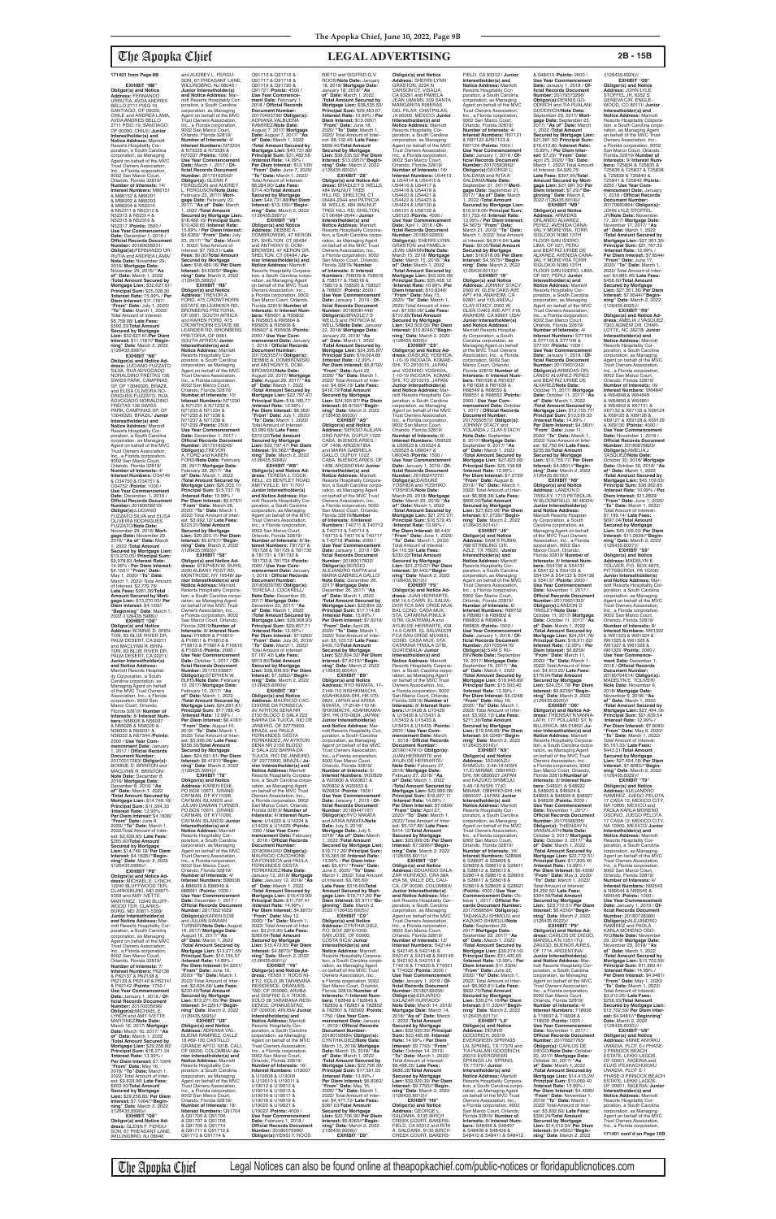**171401 from Page 8B**

**EXHIBIT "M6"**
**Obligor(s) and Notice Address:** FERNANDO URRUTIA, AVDA ANDRES BELLO 2711 PISO 19, SANTIAGO, OF 00000, CHILE and ANDREA LAMA, AVDA ANDRES BELLO 2711 PISO 19, SANTIAGO, OF 00000, CHILE/ **Junior Interestholder(s) and Notice Address:** Marriott Resorts Hospitality Corporation, a South Carolina corporation, as Managing Agent on behalf of the MVC Trust Owners Association, Inc., a Florida corporation, 9002 San Marco Court, Orlando, Florida 32819/ **Number of Interests:** 14/ **Interest Numbers:** M66151 & M66152 & M66201 & M66202 & M66203 & M66204 & N52311 & N52312 & N52313 & N52314 & N52315 & N52316 & N52317 /**Points:** 3500 / **Use Year Commencement Date:** December 1, 2016 / **Official Records Document Number:** 20160662821/ **Obligor(s):**FERNANDO URRUTIA and ANDREA LAMA/ **Note Date:** November 29, 2016/ **Mortgage Date:** November 29, 2016/ **"As of" Date:** March 1, 2022 /**Total Amount Secured by Mortgage Lien:** $32,627.61/ **Principal Sum:** $26,926.98 /**Interest Rate:** 15.99% / **Per Diem Interest:** $11.9601/ **"From" Date:** July 1, 2020/ **"To" Date:** March 1, 2022/ Total Amount of Interest: $6,758.98/ **Late Fees:** $592.55/**Total Amount Secured by Mortgage Lien:** $32,627.61/**Per Diem Interest:** $11.9601//**"Beginning" Date:** March 2, 2022 /(126435.5067)//

**EXHIBIT "N6"**
**Obligor(s) and Notice Address:** LUCIANO FUZZATO SILVA, RUA ADVOGADO NORALDINO FREITAS 136 SWISS PARK, CAMPINAS SP, OF 13049320, BRAZIL and ELISA OLIVEIRA RODRIGUES FUZZATO, RUA ADVOGADO NORALDINO FREITAS 136 SWISS PARK, CAMPINAS SP, OF 13049320, BRAZIL/ **Junior Interestholder(s) and Notice Address:** Marriott Resorts Hospitality Corporation, a South Carolina corporation, as Managing Agent on behalf of the MVC Trust Owners Association, Inc., a Florida corporation, 9002 San Marco Court, Orlando, Florida 32819/ **Number of Interests:** 4/ **Interest Numbers:** O34749 & O34750 & O34751 & O34752 /**Points:** 1000 / **Use Year Commencement Date:** December 1, 2016 / **Official Records Document Number:** 20160656216/ **Obligor(s):**LUCIANO FUZZATO SILVA and ELISA OLIVEIRA RODRIGUES FUZZATO/**Note Date:** November 29, 2016/ **Mortgage Date:** November 29, 2016/ **"As of" Date:** March 1, 2022 /**Total Amount Secured by Mortgage Lien:** $13,270.05/ **Principal Sum:** $9,078.93 /**Interest Rate:** 14.99% / **Per Diem Interest:** $3.7803/ **"From" Date:** May 1, 2020/ **"To" Date:** March 1, 2022/ Total Amount of Interest: $2,779.79/ **Late Fees:** $261.36/**Total Amount Secured by Mortgage Lien:** $13,270.05/**Per Diem Interest:** $3.7803//**"Beginning" Date:** March 2, 2022 /(126435.5068)//

**EXHIBIT "O6"**
**Obligor(s) and Notice Address:** BONNIE D. BRINTON, 83 BLUE RIVER DR, PALM DESERT, CA 92211 and MACLYNN R. BRINTON, 83 BLUE RIVER DR, PALM DESERT, CA 92211/ **Junior Interestholder(s) and Notice Address:** Marriott Resorts Hospitality Corporation, a South Carolina corporation, as Managing Agent on behalf of the MVC Trust Owners Association, Inc., a Florida corporation, 9002 San Marco Court, Orlando, Florida 32819/ **Number of Interests:** 8/ **Interest Numbers:** N56026 & N56027 & N56028 & N56029 & N56030 & N56031 & N56032 & N57344 /**Points:** 2000 / **Use Year Commencement Date:** January 1, 2017 / **Official Records Document Number:** 20170017383/ **Obligor(s):** BONNIE D. BRINTON and MACLYNN R. BRINTON/ **Note Date:** December 8, 2016/ **Mortgage Date:** December 8, 2016/ **"As of" Date:** March 1, 2022 /**Total Amount Secured by Mortgage Lien:** $14,749.18/ **Principal Sum:** $11,594.33 /**Interest Rate:** 12.99% / **Per Diem Interest:** $4.1836/ **"From" Date:** June 8, 2020/ **"To" Date:** March 1, 2022/ Total Amount of Interest: $2,639.85/ **Late Fees:** $265.00/**Total Amount Secured by Mortgage Lien:** $14,749.18/ **Per Diem Interest:** $4.1836//**"Beginning" Date:** March 2, 2022 /(126435.5069)//

**EXHIBIT "P6"**
**Obligor(s) and Notice Address:** MICHAEL E. LYNCH, 12904 SLIPPWOOD TER, CLARKSBURG, MD 20871-3359 and AMY IVETTE MARTINEZ, 12240 BLUFFWOOD TER, CLARKSBURG, MD 20871-5359/ **Junior Interestholder(s) and Notice Address:** Marriott Resorts Hospitality Corporation, a South Carolina corporation, as Managing Agent on behalf of the MVC Trust Owners Association, Inc., a Florida corporation, 9002 San Marco Court, Orlando, Florida 32819/ **Number of Interests:** 7/ **Interest Numbers:** P62136 & P62137 & P62138 & P62139 & P62140 & P62141 & P62142 /**Points:** 1750 / **Use Year Commencement Date:** January 1, 2018 / **Official Records Document Number:** 20170256096/ **Obligor(s):**MICHAEL E. LYNCH and AMY IVETTE MARTINEZ/**Note Date:** March 16, 2017/ **Mortgage Date:** March 16, 2017/ **"As of" Date:** March 1, 2022 /**Total Amount Secured by Mortgage Lien:** $29,258.80/ **Principal Sum:** $18,271.34 /**Interest Rate:** 13.99% / **Per Diem Interest:** $7.1004/ **"From" Date:** May 16, 2018/ **"To" Date:** March 1, 2022/ Total Amount of Interest: $9,833.95/ **Late Fees:** $903.50/**Total Amount Secured by Mortgage Lien:** $29,258.80/ **Per Diem Interest:** $7.1004//**"Beginning" Date:** March 2, 2022 /(126435.5070)//

**EXHIBIT "Q6"**
**Obligor(s) and Notice Address:** GLENN F. FERGUSON, 67 PHEASANT LANE, WILLINGBORO, NJ 08046 and AUDREY L. FERGUSON, 67 PHEASANT LANE, WILLINGBORO, NJ 08046 / **Junior Interestholder(s) and Notice Address:** Marriott Resorts Hospitality Corporation, a South Carolina corporation, as Managing Agent on behalf of the MVC Trust Owners Association, Inc., a Florida corporation, 9002 San Marco Court, Orlando, Florida 32819/ **Number of Interests:** 4/ **Interest Numbers:** N73334 & N73335 & N73336 & N73337 /**Points:** 1000 / **Use Year Commencement Date:** March 1, 2017 / **Official Records Document Number:** 20170162542/ **Obligor(s):** GLENN F. FERGUSON and AUDREY L. FERGUSON/**Note Date:** February 23, 2017/ **Mortgage Date:** February 23, 2017/ **"As of" Date:** March 1, 2022 /**Total Amount Secured by Mortgage Lien:** $18,489.16/ **Principal Sum:** $10,439.65 /**Interest Rate:** 15.99% / **Per Diem Interest:** $4.6369/ **"From" Date:** July 23, 2017/ **"To" Date:** March 1, 2022/ Total Amount of Interest: $7,798.51/ **Late Fees:** $0.00/**Total Amount Secured by Mortgage Lien:** $18,489.16/ **Per Diem Interest:** $4.6369//**"Beginning" Date:** March 2, 2022 /(126435.5992)//

**EXHIBIT "R6"**
**Obligor(s) and Notice Address:** TREVOR A FORD, 475 CROWTHORN ESTATE 68 LEANDER RD, BRONBERG PRETORIA, OF 0081, SOUTH AFRICA and KAREN FORD, 475 CROWTHORN ESTATE 68 LEANDER RD, BRONBERG PRETORIA, OF 0081, SOUTH AFRICA/ **Junior Interestholder(s) and Notice Address:** Marriott Resorts Hospitality Corporation, a South Carolina corporation, as Managing Agent on behalf of the MVC Trust Owners Association, Inc., a Florida corporation, 9002 San Marco Court, Orlando, Florida 32819/ **Number of Interests:** 10/ **Interest Numbers:** N71230 & N71231 & N71232 & N71233 & N71234 & N71235 & N71236 & N71237 & N71238 & N71239 /**Points:** 2500 / **Use Year Commencement Date:** December 1, 2017 / **Official Records Document Number:** 20170182245/ **Obligor(s):**TREVOR A. FORD and KAREN FORD/**Note Date:** February 28, 2017/ **Mortgage Date:** February 28, 2017/ **"As of" Date:** March 1, 2022 /**Total Amount Secured by Mortgage Lien:** $20,203.11/ **Principal Sum:** $15,737.78 /**Interest Rate:** 12.99% / **Per Diem Interest:** $5.6787/ **"From" Date:** March 28, 2020/ **"To" Date:** March 1, 2022/ Total Amount of Interest: $3,992.12/ **Late Fees:** $223.21/**Total Amount Secured by Mortgage Lien:** $20,203.11/ **Per Diem Interest:** $5.6787//**"Beginning" Date:** March 2, 2022 /(126435.5993)//

**EXHIBIT "S6"**
**Obligor(s) and Notice Address:** STEPHEN W. BUHS, 2050 ALBANY POST RD, MONTROSE, NY 10548/ **Junior Interestholder(s) and Notice Address:** Marriott Resorts Hospitality Corporation, a South Carolina corporation, as Managing Agent on behalf of the MVC Trust Owners Association, Inc., a Florida corporation, 9002 San Marco Court, Orlando, Florida 32819/ **Number of Interests:** 8/ **Interest Numbers:** P16809 & P16810 & P16811 & P16812 & P16813 & P16814 & P16815 & P16816 /**Points:** 2000 / **Use Year Commencement Date:** October 1, 2017 / **Official Records Document Number:** 20170193987/ **Obligor(s):**STEPHEN W. BUHS/**Note Date:** February 10, 2017/ **Mortgage Date:** February 10, 2017/ **"As of" Date:** March 1, 2022 /**Total Amount Secured by Mortgage Lien:** $24,591.81/ **Principal Sum:** $17,788.45 /**Interest Rate:** 12.99% / **Per Diem Interest:** $6.4187/ **"From" Date:** July 10, 2019/ **"To" Date:** March 1, 2022/ Total Amount of Interest: $5,995.06/ **Late Fees:** $558.30/**Total Amount Secured by Mortgage Lien:** $24,591.81/ **Per Diem Interest:** $6.4187//**"Beginning" Date:** March 2, 2022 /(126435.5994)//

**EXHIBIT "T6"**
**Obligor(s) and Notice Address:** KAREN EDIE, PO BOX 10671, GRAND CAYMAN, OF KY11006, CAYMAN ISLANDS and JULIAN DAMIAN TURNER, PO BOX 10671, GRAND CAYMAN, OF KY11006, CAYMAN ISLANDS/ **Junior Interestholder(s) and Notice Address:** Marriott Resorts Hospitality Corporation, a South Carolina corporation, as Managing Agent on behalf of the MVC Trust Owners Association, Inc., a Florida corporation, 9002 San Marco Court, Orlando, Florida 32819/ **Number of Interests:** 4/ **Interest Numbers:** B88938 & B88939 & B88940 & B88941 /**Points:** 1000 / **Use Year Commencement Date:** November 1, 2017 / **Official Records Document Number:** 20170521620/ **Obligor(s):**KAREN EDIE and JULIAN DAMIAN TURNER/**Note Date:** August 16, 2017/ **Mortgage Date:** August 16, 2017/ **"As of" Date:** March 1, 2022 /**Total Amount Secured by Mortgage Lien:** $13,271.63/ **Principal Sum:** $10,156.57 /**Interest Rate:** 14.99% / **Per Diem Interest:** $4.2291/ **"From" Date:** June 16, 2020/ **"To" Date:** March 1, 2022/ Total Amount of Interest: $2,634.68/ **Late Fees:** $230.40/**Total Amount Secured by Mortgage Lien:** $13,271.63/ **Per Diem Interest:** $4.2291//**"Beginning" Date:** March 2, 2022 /(126435.5995)//

**EXHIBIT "U6"**
**Obligor(s) and Notice Address:** ADRIANA VALBUENA RAMIREZ, CALLE 18 #69-100 CASTILLO GRANDE APTO 1018, CALI, OF 00000, COLOMBIA/ **Junior Interestholder(s) and Notice Address:** Marriott Resorts Hospitality Corporation, a South Carolina corporation, as Managing Agent on behalf of the MVC Trust Owners Association, Inc., a Florida corporation, 9002 San Marco Court, Orlando, Florida 32819/ **Number of Interests:** 18/ **Interest Numbers:** Q91704 & Q91705 & Q91706 & Q91707 & Q91708 & Q91709 & Q91710 & Q91711 & Q91712 & Q91713 & Q91714 & Q91715 & Q91716 & Q91717 & Q91718 & Q91719 & Q91720 & Q91721 /**Points:** 4500 / **Use Year Commencement Date:** February 1, 2018 / **Official Records Document Number:** 20170493736/ **Obligor(s):** ADRIANA VALBUENA RAMIREZ/**Note Date:** August 7, 2017/ **Mortgage Date:** August 7, 2017/ **"As of" Date:** March 1, 2022 /**Total Amount Secured by Mortgage Lien:** $40,731.88/ **Principal Sum:** $31,482.58 /**Interest Rate:** 14.99% / **Per Diem Interest:** $13.1091/ **"From" Date:** June 7, 2020/ **"To" Date:** March 1, 2022/ Total Amount of Interest: $8,284.90/ **Late Fees:** $714.40/**Total Amount Secured by Mortgage Lien:** $40,731.88/**Per Diem Interest:** $13.1091//**"Beginning" Date:** March 2, 2022 /(126435.5997)//

**EXHIBIT "V6"**
**Obligor(s) and Notice Address:** DEBBIE A DOMBROWSKI, 47 KERON DR, SHELTON, CT 06484 and ANTHONY S. DOMBROWSKI, 47 KERON DR, SHELTON, CT 06484 / **Junior Interestholder(s) and Notice Address:** Marriott Resorts Hospitality Corporation, a South Carolina corporation, as Managing Agent on behalf of the MVC Trust Owners Association, Inc., a Florida corporation, 9002 San Marco Court, Orlando, Florida 32819/ **Number of Interests:** 8/ **Interest Numbers:** R95601 & R95602 & R95603 & R95604 & R95605 & R95606 & R95607 & R95608 /**Points:** 2000 / **Use Year Commencement Date:** January 1, 2018 / **Official Records Document Number:** 20170535517/ **Obligor(s):** DEBBIE A. DOMBROWSKI and ANTHONY S. DOMBROWSKI/**Note Date:** August 29, 2017/ **Mortgage Date:** August 29, 2017/ **"As of" Date:** March 1, 2022 /**Total Amount Secured by Mortgage Lien:** $22,797.47/ **Principal Sum:** $18,185.77 /**Interest Rate:** 12.99% / **Per Diem Interest:** $6.5621/ **"From" Date:** June 1, 2020/ **"To" Date:** March 1, 2022/ Total Amount of Interest: $3,989.65/ **Late Fees:** $372.02/**Total Amount Secured by Mortgage Lien:** $22,797.47/ **Per Diem Interest:** $6.5621//**"Beginning" Date:** March 2, 2022 /(126435.5998)//

**EXHIBIT "W6"**
**Obligor(s) and Notice Address:** TERESA L. COCKRELL, 25 BENTLEY ROAD, AMITYVILLE, NY 11701/ **Junior Interestholder(s) and Notice Address:** Marriott Resorts Hospitality Corporation, a South Carolina corporation, as Managing Agent on behalf of the MVC Trust Owners Association, Inc., a Florida corporation, 9002 San Marco Court, Orlando, Florida 32819/ **Number of Interests:** 8/ **Interest Numbers:** T81727 & T81728 & T81729 & T81730 & T81731 & T81732 & T81733 & T81734 /**Points:** 2000 / **Use Year Commencement Date:** January 1, 2018 / **Official Records Document Number:** 20180000706/ **Obligor(s):** TERESA L. COCKRELL/**Note Date:** December 20, 2017/ **Mortgage Date:** December 20, 2017/ **"As of" Date:** March 1, 2022 /**Total Amount Secured by Mortgage Lien:** $26,959.03/ **Principal Sum:** $21,837.71 /**Interest Rate:** 12.99% / **Per Diem Interest:** $7.8799/ **"From" Date:** July 20, 2019/ **"To" Date:** March 1, 2022/ Total Amount of Interest: $7,197.42/ **Late Fees:** $613.90/**Total Amount Secured by Mortgage Lien:** $26,959.03/ **Per Diem Interest:** $7.8799//**"Beginning" Date:** March 2, 2022 /(126435.6000)//

**EXHIBIT "X6"**
**Obligor(s) and Notice Address:** MAURICIO CACCHIONE, AV AYRTON SENNA NR 2150, BLOCO D SALA 222, BARRA DA TIJUCA, RIO DE JANEIRO, OF 22775003, BRAZIL and PAULA FERNANDES GESTA FERNANDEZ, AV AYRTON SENNA NR 2150 BLOCO D SALA 222, BARRA DA TIJUCA, RIO DE JANEIRO, OF 22775003, BRAZIL/ **Junior Interestholder(s) and Notice Address:** Marriott Resorts Hospitality Corporation, a South Carolina corporation, as Managing Agent on behalf of the MVC Trust Owners Association, Inc., a Florida corporation, 9002 San Marco Court, Orlando, Florida 32819/ **Number of Interests:** 4/ **Interest Numbers:** U14223 & U14224 & U14225 & U14226 /**Points:** 1000 / **Use Year Commencement Date:** February 1, 2018 / **Official Records Document Number:** 20180064340/ **Obligor(s):**MAURICIO CACCHIONE DA FONSECA and PAULA FERNANDES GESTA FERNANDEZ/**Note Date:** January 12, 2018/ **Mortgage Date:** January 12, 2018/ **"As of" Date:** March 1, 2022 /**Total Amount Secured by Mortgage Lien:** $15,472.95/ **Principal Sum:** $11,737.41 /**Interest Rate:** 14.99% / **Per Diem Interest:** $4.8873/ **"From" Date:** May 12, 2020/ **"To" Date:** March 1, 2022/ Total Amount of Interest: $3,215.90/ **Late Fees:** $269.64/**Total Amount Secured by Mortgage Lien:** $15,472.95/ **Per Diem Interest:** $4.8873//**"Beginning" Date:** March 2, 2022 /(126435.6001)//

**EXHIBIT "Y6"**
**Obligor(s) and Notice Address:** FENDY Y. RIOS NIETO, SOLO 28 TARABANA RESIDENCE, ORANJESTAD, OF 00000, ARUBA and SIGFRIDO G.V. RIOS, SOLO 28 TARABANA RESIDENCE, ORANJESTAD, OF 00000, ARUBA/ **Junior Interestholder(s) and Notice Address:** Marriott Resorts Hospitality Corporation, a South Carolina corporation, as Managing Agent on behalf of the MVC Trust Owners Association, Inc., a Florida corporation, 9002 San Marco Court, Orlando, Florida 32819/ **Number of Interests:** 16/ **Interest Numbers:** U19007 & U19008 & U19009 & U19010 & U19011 & U19012 & U19013 & U19014 & U19015 & U19016 & U19017 & U19018 & U19019 & U19020 & U19021 & U19022 /**Points:** 4000 / **Use Year Commencement Date:** January 1, 2019 / **Official Records Document Number:** 20180079990/ **Obligor(s):**FENDY Y. RIOS NIETO and SIGFRIDO G.V. RIOS/**Note Date:** January 18, 2018/ **Mortgage Date:** January 18, 2018/ **"As of" Date:** March 1, 2022 /**Total Amount Secured by Mortgage Lien:** $38,535.53/ **Principal Sum:** $29,463.67 /**Interest Rate:** 15.99% / **Per Diem Interest:** $13.0867/ **"From" Date:** June 18, 2020/ **"To" Date:** March 1, 2022/ Total Amount of Interest: $8,132.45/ **Late Fees:** $689.40/**Total Amount Secured by Mortgage Lien:** $38,535.53/ **Per Diem Interest:** $13.0867//**"Beginning" Date:** March 2, 2022 /(126435.6002)//

**EXHIBIT "Z6"**
**Obligor(s) and Notice Address:** BRADLEY S WELLS, 484 WALNUT TREE HILL RD, SHELTON, CT 06484-2044 and PATRICIA M WELLS, 484 WALNUT TREE HILL RD, SHELTON, CT 06484-2044 / **Junior Interestholder(s) and Notice Address:** Marriott Resorts Hospitality Corporation, a South Carolina corporation, as Managing Agent on behalf of the MVC Trust Owners Association, Inc., a Florida corporation, 9002 San Marco Court, Orlando, Florida 32819/ **Number of Interests:** 8/ **Interest Numbers:** T58039 & T58516 & T58517 & T58518 & T58519 & T58520 & T58521 & T58831 /**Points:** 2000 / **Use Year Commencement Date:** January 1, 2019 / **Official Records Document Number:** 20180081448/ **Obligor(s):**BRADLEY S. WELLS and PATRICIA M. WELLS/**Note Date:** January 22, 2018/ **Mortgage Date:** January 22, 2018/ **"As of" Date:** March 1, 2022 /**Total Amount Secured by Mortgage Lien:** $24,365.87/ **Principal Sum:** $17,702.89 /**Interest Rate:** 13.99% / **Per Diem Interest:** $6.8792/ **"From" Date:** June 22, 2019/ **"To" Date:** March 1, 2022/ Total Amount of Interest: $6,742.42/ **Late Fees:** $650.77/**Total Amount Secured by Mortgage Lien:** $24,365.87/ **Per Diem Interest:** $6.8792//**"Beginning" Date:** March 2, 2022 /(126435.6003)//

**EXHIBIT "A7"**
**Obligor(s) and Notice Address:** SERGIO ALEJANDRO RAFFA, DUPUY 1022 CABA, BUENOS AIRES, OF 1408, ARGENTINA and MARIA GABRIELA GALLO, DUPUY 1022 CABA, BUENOS AIRES, OF 1408, ARGENTINA/ **Junior Interestholder(s) and Notice Address:** Marriott Resorts Hospitality Corporation, a South Carolina corporation, as Managing Agent on behalf of the MVC Trust Owners Association, Inc., a Florida corporation, 9002 San Marco Court, Orlando, Florida 32819/ **Number of Interests:** 8/ **Interest Numbers:** T40711 & T40712 & T40713 & T40714 & T40715 & T40716 & T40717 & T40718 /**Points:** 2000 / **Use Year Commencement Date:** January 1, 2018 / **Official Records Document Number:** 20180017832/ **Obligor(s):**SERGIO ALEJANDRO RAFFA and MARIA GABRIELA GALLO/**Note Date:** December 26, 2017/ **Mortgage Date:** December 26, 2017/ **"As of" Date:** March 1, 2022 /**Total Amount Secured by Mortgage Lien:** $22,894.32/ **Principal Sum:** $17,114.83 /**Interest Rate:** 15.99% / **Per Diem Interest:** $7.6019/ **"From" Date:** June 26, 2020/ **"To" Date:** March 1, 2022/ Total Amount of Interest: $5,123.72/ **Late Fees:** $405.77/**Total Amount Secured by Mortgage Lien:** $22,894.32/ **Per Diem Interest:** $7.6019//**"Beginning" Date:** March 2, 2022 /(126435.6004)//

**EXHIBIT "B7"**
**Obligor(s) and Notice Address:** RYO IWAMA, 17-2149-10 NISHIKIMACHI, ASAHIKAWA-SHI, HK 070-0824, JAPAN and ARISA IWAMA, 17-2149-10 NISHIKIMACHI, ASAHIKAWA-SHI, HK 070-0824, JAPAN/ **Junior Interestholder(s) and Notice Address:** Marriott Resorts Hospitality Corporation, a South Carolina corporation, as Managing Agent on behalf of the MVC Trust Owners Association, Inc., a Florida corporation, 9002 San Marco Court, Orlando, Florida 32819/ **Number of Interests:** 4/ **Interest Numbers:** W20829 & W20830 & W20832 & W20833 /**Points:** 1000 / **Use Year Commencement Date:** January 1, 2019 / **Official Records Document Number:** 20180447167/ **Obligor(s):**RYO IWAMA and ARISA IWAMA/**Note Date:** July 5, 2018/ **Mortgage Date:** July 5, 2018/ **"As of" Date:** March 1, 2022 /**Total Amount Secured by Mortgage Lien:** $19,717.29/ **Principal Sum:** $15,363.06 /**Interest Rate:** 13.99% / **Per Diem Interest:** $5.9701/ **"From" Date:** April 5, 2020/ **"To" Date:** March 1, 2022/ Total Amount of Interest: $3,785.63/ **Late Fees:** $318.60/**Total Amount Secured by Mortgage Lien:** $19,717.29/ **Per Diem Interest:** $5.9701//**"Beginning" Date:** March 2, 2022 /(126435.6005)//

**EXHIBIT "C7"**
**Obligor(s) and Notice Address:** CYNTHIA DIEZ, P.O. BOX 3676-1000, SAN JOSE, OF 00000, COSTA RICA/ **Junior Interestholder(s) and Notice Address:** Marriott Resorts Hospitality Corporation, a South Carolina corporation, as Managing Agent on behalf of the MVC Trust Owners Association, Inc., a Florida corporation, 9002 San Marco Court, Orlando, Florida 32819/ **Number of Interests:** 4/ **Interest Numbers:** T82849 & T82850 & T82851 & T82852 /**Points:** 1000 / **Use Year Commencement Date:** January 1, 2019 / **Official Records Document Number:** 20180108844/ **Obligor(s):** CYNTHIA DIEZ/**Note Date:** March 15, 2018/ **Mortgage Date:** March 15, 2018/ **"As of" Date:** March 1, 2022 /**Total Amount Secured by Mortgage Lien:** $22,706.30/ **Principal Sum:** $17,591.55 /**Interest Rate:** 13.99% / **Per Diem Interest:** $6.8363/ **"From" Date:** May 15, 2019/ **"To" Date:** March 1, 2022/ Total Amount of Interest: $4,477.72/ **Late Fees:** $387.03/**Total Amount Secured by Mortgage Lien:** $22,706.30/ **Per Diem Interest:** $6.8363//**"Beginning" Date:** March 2, 2022 /(126435.6006)//

**EXHIBIT "D7"**
**Obligor(s) and Notice Address:** SHERRI LYNN GRASTON, 2074 W CARSON CT, VISALIA, CA 93291 and PAMELA JEAN UMANN, 209 SANTA MARGARITA RIBERAS DEL PILAR, CHAPALAS, JA 00000, MEXICO/ **Junior Interestholder(s) and Notice Address:** Marriott Resorts Hospitality Corporation, a South Carolina corporation, as Managing Agent on behalf of the MVC Trust Owners Association, Inc., a Florida corporation, 9002 San Marco Court, Orlando, Florida 32819/ **Number of Interests:** 16/ **Interest Numbers:** U54413 & U54414 & U54415 & U54416 & U54417 & U54418 & U54419 & U54420 & U54421 & U54422 & U54423 & U54424 & U56130 & U56131 & U56132 & U56133 /**Points:** 4000 / **Use Year Commencement Date:** April 1, 2018 / **Official Records Document Number:** 20180102950/ **Obligor(s):** SHERRI LYNN GRASTON and PAMELA JEAN UMANN/**Note Date:** March 15, 2018/ **Mortgage Date:** March 15, 2018/ **"As of" Date:** March 1, 2022 /**Total Amount Secured by Mortgage Lien:** $43,509.06/ **Principal Sum:** $35,458.12 /**Interest Rate:** 10.99% / **Per Diem Interest:** $10.8246/ **"From" Date:** April 15, 2020/ **"To" Date:** March 1, 2022/ Total Amount of Interest: $7,090.09/ **Late Fees:** $710.85/**Total Amount Secured by Mortgage Lien:** $43,509.06/ **Per Diem Interest:** $10.8246//**"Beginning" Date:** March 2, 2022 /(126435.6007)//

**EXHIBIT "E7"**
**Obligor(s) and Notice Address:** DAISUKE YOSHIDA, 1-10-19 INOGUCHI, KOMAE-SHI, TO 2010015, JAPAN and YOSHIKO YOSHIDA, 1-10-19 INOGUCHI, KOMAE-SHI, TO 2010015, JAPAN/ **Junior Interestholder(s) and Notice Address:** Marriott Resorts Hospitality Corporation, a South Carolina corporation, as Managing Agent on behalf of the MVC Trust Owners Association, Inc., a Florida corporation, 9002 San Marco Court, Orlando, Florida 32819/ **Number of Interests:** 6/ **Interest Numbers:** U59522 & U59523 & U59524 & U59525 & U59526 & U59527 /**Points:** 1500 / **Use Year Commencement Date:** January 1, 2019 / **Official Records Document Number:** 20180247272/ **Obligor(s):**DAISUKE YOSHIDA and YOSHIKO YOSHIDA/**Note Date:** March 29, 2018/ **Mortgage Date:** March 29, 2018/ **"As of" Date:** March 1, 2022 /**Total Amount Secured by Mortgage Lien:** $21,270.07/ **Principal Sum:** $16,579.45 /**Interest Rate:** 13.99% / **Per Diem Interest:** $6.443/ **"From" Date:** June 1, 2020/ **"To" Date:** March 1, 2022/ Total Amount of Interest: $4,110.50/ **Late Fees:** $330.00/**Total Amount Secured by Mortgage Lien:** $21,270.07/ **Per Diem Interest:** $6.443//**"Beginning" Date:** March 2, 2022 /(126435.6008)//

**EXHIBIT "F7"**
**Obligor(s) and Notice Address:** ANA HERRARTE, KM 14.5 CARR. EL SALVADOR FCA SAN CRUZ MUXBAL CONDO. CASA MUX STA. CATARINA PINULA, GTM, GUATEMALA and JUAN HERRARTE, KM 14.5 CARR. EL SALVADOR FCA SAN CRUZ MUXBAL CONDO. CASA MUX STA. CATARINA PINULA GTM, GUATEMALA/ **Junior Interestholder(s) and Notice Address:** Marriott Resorts Hospitality Corporation, a South Carolina corporation, as Managing Agent on behalf of the MVC Trust Owners Association, Inc., a Florida corporation, 9002 San Marco Court, Orlando, Florida 32819/ **Number of Interests:** 8/ **Interest Numbers:** U15428 & U15429 & U15430 & U15431 & U15432 & U15433 & U15434 & U15435 /**Points:** 2000 / **Use Year Commencement Date:** January 1, 2019 / **Official Records Document Number:** 20180144477/ **Obligor(s):**ANA HERRARTE and JUAN HERRARTE/**Note Date:** February 27, 2018/ **Mortgage Date:** February 27, 2018/ **"As of" Date:** March 1, 2022 /**Total Amount Secured by Mortgage Lien:** $23,399.09/ **Principal Sum:** $18,231.61 /**Interest Rate:** 14.99% / **Per Diem Interest:** $7.5896/ **"From" Date:** April 27, 2020/ **"To" Date:** March 1, 2022/ Total Amount of Interest: $5,107.95/ **Late Fees:** $404.70/**Total Amount Secured by Mortgage Lien:** $23,399.09/ **Per Diem Interest:** $7.5896//**"Beginning" Date:** March 2, 2022 /(126435.6011)//

**EXHIBIT "G7"**
**Obligor(s) and Notice Address:** EDUARDO SALAZAR HURTADO, CALLE 58 #6A-56, CALI, OF 00000, COLOMBIA/ **Junior Interestholder(s) and Notice Address:** Marriott Resorts Hospitality Corporation, a South Carolina corporation, as Managing Agent on behalf of the MVC Trust Owners Association, Inc., a Florida corporation, 9002 San Marco Court, Orlando, Florida 32819/ **Number of Interests:** 12/ **Interest Numbers:** S42144 & S42145 & S42146 & S42147 & S42148 & S42149 & S42150 & S42151 & T74021 & T74022 & T74023 & T74024 /**Points:** 3000 / **Use Year Commencement Date:** January 1, 2019 / **Official Records Document Number:** 20180189256/ **Obligor(s):**EDUARDO SALAZAR HURTADO/**Note Date:** March 14, 2018/ **Mortgage Date:** March 14, 2018/ **"As of" Date:** March 1, 2022 /**Total Amount Secured by Mortgage Lien:** $32,520.39/ **Principal Sum:** $25,498.40 /**Interest Rate:** 14.99% / **Per Diem Interest:** $9.7793/ **"From" Date:** October 14, 2019/ **"To" Date:** March 1, 2022/ Total Amount of Interest: $8,498.25/ **Late Fees:** $585.26/**Total Amount Secured by Mortgage Lien:** $32,520.39/ **Per Diem Interest:** $9.7793//**"Beginning" Date:** March 2, 2022 /(126435.6012)//

**EXHIBIT "H7"**
**Obligor(s) and Notice Address:** GEORGE L. SALDANA, 9135 BIRCH CREEK COURT, BAKERSFIELD, CA 93312 and RITA A. SALDANA, 9135 BIRCH CREEK COURT, BAKERSFIELD, CA 93312 / **Junior Interestholder(s) and Notice Address:** Marriott Resorts Hospitality Corporation, a South Carolina corporation, as Managing Agent on behalf of the MVC Trust Owners Association, Inc., a Florida corporation, 9002 San Marco Court, Orlando, Florida 32819/ **Number of Interests:** 4/ **Interest Numbers:** R97121 & R97122 & R97123 & R97124 /**Points:** 1000 / **Use Year Commencement Date:** January 1, 2018 / **Official Records Document Number:** 20170626922/ **Obligor(s):**GEORGE L. SALDANA and RITA A. SALDANA/**Note Date:** September 21, 2017/ **Mortgage Date:** September 21, 2017/ **"As of" Date:** March 1, 2022 /**Total Amount Secured by Mortgage Lien:** $16,918.06/ **Principal Sum:** $13,753.42 /**Interest Rate:** 13.99% / **Per Diem Interest:** $4.5675/ **"From" Date:** March 21, 2019/ **"To" Date:** March 1, 2022/ Total Amount of Interest: $4,914.64/ **Late Fees:** $0.00/**Total Amount Secured by Mortgage Lien:** $16,918.06/ **Per Diem Interest:** $4.5675//**"Beginning" Date:** March 2, 2022 /(126435.6013)//

**EXHIBIT "I7"**
**Obligor(s) and Notice Address:** JOHNNY STACY, 2000 W. GLEN OAKS AVE APT #18, ANAHEIM, CA 92801 and YOLANDA J. CLAY-STACY, 2000 W. GLEN OAKS AVE APT #18, ANAHEIM, CA 92801 USA/ **Junior Interestholder(s) and Notice Address:** Marriott Resorts Hospitality Corporation, a South Carolina corporation, as Managing Agent on behalf of the MVC Trust Owners Association, Inc., a Florida corporation, 9002 San Marco Court, Orlando, Florida 32819/ **Number of Interests:** 8/ **Interest Numbers:** R61636 & R61637 & R61638 & R61639 & R68549 & R68550 & R68551 & R68552 /**Points:** 2000 / **Use Year Commencement Date:** October 1, 2017 / **Official Records Document Number:** 20170505672/ **Obligor(s):** JOHNNY STACY and YOLANDA J. CLAY-STACY/ **Note Date:** September 8, 2017/ **Mortgage Date:** September 8, 2017/ **"As of" Date:** March 1, 2022 /**Total Amount Secured by Mortgage Lien:** $27,823.06/ **Principal Sum:** $20,158.68 /**Interest Rate:** 12.99% / **Per Diem Interest:** $7.2739/ **"From" Date:** August 8, 2019/ **"To" Date:** March 1, 2022/ Total Amount of Interest: $6,808.36/ **Late Fees:** $606.00/**Total Amount Secured by Mortgage Lien:** $27,823.06/ **Per Diem Interest:** $7.2739//**"Beginning" Date:** March 2, 2022 /(126435.6014)//

**EXHIBIT "J7"**
**Obligor(s) and Notice Address:** SAM S RUBIN, 769 STERLING CIR, AZLE, TX 76020,/ **Junior Interestholder(s) and Notice Address:** Marriott Resorts Hospitality Corporation, a South Carolina corporation, as Managing Agent on behalf of the MVC Trust Owners Association, Inc., a Florida corporation, 9002 San Marco Court, Orlando, Florida 32819/ **Number of Interests:** 6/ **Interest Numbers:** R89752 & R89801 & R89802 & R89803 & R89804 & R89805 /**Points:** 1500 / **Use Year Commencement Date:** January 1, 2018 / **Official Records Document Number:** 20170554476/ **Obligor(s):**SAM S. RUBIN/**Note Date:** September 19, 2017/ **Mortgage Date:** September 19, 2017/ **"As of" Date:** March 1, 2022 /**Total Amount Secured by Mortgage Lien:** $19,946.89/ **Principal Sum:** $15,503.40 /**Interest Rate:** 13.99% / **Per Diem Interest:** $6.0248/ **"From" Date:** June 19, 2020/ **"To" Date:** March 1, 2022/ Total Amount of Interest: $3,922.13/ **Late Fees:** $271.36/**Total Amount Secured by Mortgage Lien:** $19,946.89/ **Per Diem Interest:** $6.0248//**"Beginning" Date:** March 2, 2022 /(126435.6015)//

**EXHIBIT "K7"**
**Obligor(s) and Notice Address:** TADAKAZU SHIMIZU, 3-46-18 NISHI 11JO MINAMI, OBIHIRO-SHI, HK 0800027, JAPAN and KAZUKO SHIMIZU, 3-46-18 NISHI 11JO MINAMI, OBIHIRO-SHI, HK 0800027, JAPAN/ **Junior Interestholder(s) and Notice Address:** Marriott Resorts Hospitality Corporation, a South Carolina corporation, as Managing Agent on behalf of the MVC Trust Owners Association, Inc., a Florida corporation, 9002 San Marco Court, Orlando, Florida 32819/ **Number of Interests:** 16/ **Interest Numbers:** S28606 & S28607 & S28608 & S28609 & S28610 & S28611 & S28612 & S28613 & S28614 & S28615 & S28616 & S28617 & S28618 & S28619 & S28620 & S28621 /**Points:** 4000 / **Use Year Commencement Date:** October 1, 2017 / **Official Records Document Number:** 20170588564/ **Obligor(s):** TADAKAZU SHIMIZU and KAZUKO SHIMIZU/**Note Date:** September 22, 2017/ **Mortgage Date:** September 22, 2017/ **"As of" Date:** March 1, 2022 /**Total Amount Secured by Mortgage Lien:** $39,274.16/ **Principal Sum:** $31,480.85 /**Interest Rate:** 12.99% / **Per Diem Interest:** $11.3304/ **"From" Date:** June 22, 2020/ **"To" Date:** March 1, 2022/ Total Amount of Interest: $6,990.81/ **Late Fees:** $632.70/**Total Amount Secured by Mortgage Lien:** $39,274.16/ **Per Diem Interest:** $11.3304//**"Beginning" Date:** March 2, 2022 /(126435.6017)//

**EXHIBIT "L7"**
**Obligor(s) and Notice Address:** DENNIS GOODRICH, 20319 EVERGREEN SPRINGS LN, SPRING, TX 77379 and TIA PUALANI GOODRICH, 20319 EVERGREEN SPRINGS LN, SPRING, TX 77379 / **Junior Interestholder(s) and Notice Address:** Marriott Resorts Hospitality Corporation, a South Carolina corporation, as Managing Agent on behalf of the MVC Trust Owners Association, Inc., a Florida corporation, 9002 San Marco Court, Orlando, Florida 32819/ **Number of Interests:** 8/ **Interest Numbers:** S48406 & S48407 & S48408 & S48409 & S48410 & S48411 & S48412 & S48413 /**Points:** 2000 / **Use Year Commencement Date:** January 1, 2018 / **Official Records Document Number:** 20170573296/ **Obligor(s):**DENNIS GOODRICH and TIA PUALANI GOODRICH/**Note Date:** September 25, 2017/ **Mortgage Date:** September 25, 2017/ **"As of" Date:** March 1, 2022 /**Total Amount Secured by Mortgage Lien:** $21,981.50/ **Principal Sum:** $16,412.80 /**Interest Rate:** 15.99% / **Per Diem Interest:** $7.29/ **"From" Date:** April 25, 2020/ **"To" Date:** March 1, 2022/ Total Amount of Interest: $4,920.75/ **Late Fees:** $397.95/**Total Amount Secured by Mortgage Lien:** $21,981.50/ **Per Diem Interest:** $7.29//**"Beginning" Date:** March 2, 2022 /(126435.6018)//

**EXHIBIT "M7"**
**Obligor(s) and Notice Address:** ARMIDAS ORLANDO ALVAREZ PEREZ, AVENIDA CANAVAL Y MOREYRA, TORRE SIGLOXXI N380 13TH FLOOR SAN ISIDRO, LIMA, OF 027, PERU and BEATRIZ URIBE DE ALVAREZ, AVENIDA CANAVAL Y MOREYRA TORRE SIGLOXXI N380 13TH FLOOR SAN ISIDRO, LIMA, OF 027, PERU/ **Junior Interestholder(s) and Notice Address:** Marriott Resorts Hospitality Corporation, a South Carolina corporation, as Managing Agent on behalf of the MVC Trust Owners Association, Inc., a Florida corporation, 9002 San Marco Court, Orlando, Florida 32819/ **Number of Interests:** 4/ **Interest Numbers:** S77104 & S77105 & S77106 & S77107 /**Points:** 1000 / **Use Year Commencement Date:** January 1, 2018 / **Official Records Document Number:** 20170601242/ **Obligor(s):**ARMIDAS ORLANDO ALVAREZ PEREZ and BEATRIZ URIBE DE ALVAREZ/**Note Date:** October 11, 2017/ **Mortgage Date:** October 11, 2017/ **"As of" Date:** March 1, 2022 /**Total Amount Secured by Mortgage Lien:** $13,755.77/ **Principal Sum:** $10,519.33 /**Interest Rate:** 14.99% / **Per Diem Interest:** $4.3801/ **"From" Date:** June 11, 2020/ **"To" Date:** March 1, 2022/ Total Amount of Interest: $2,750.64/ **Late Fees:** $235.80/**Total Amount Secured by Mortgage Lien:** $13,755.77/ **Per Diem Interest:** $4.3801//**"Beginning" Date:** March 2, 2022 /(126435.6019)//

**EXHIBIT "N7"**
**Obligor(s) and Notice Address:** LANDON D TINSLEY, 1713 PETUNIA, W BLOOMFIELD, MI 48324/ **Junior Interestholder(s) and Notice Address:** Marriott Resorts Hospitality Corporation, a South Carolina corporation, as Managing Agent on behalf of the MVC Trust Owners Association, Inc., a Florida corporation, 9002 San Marco Court, Orlando, Florida 32819/ **Number of Interests:** 8/ **Interest Numbers:** S54130 & S54131 & S54132 & S54133 & S54134 & S54135 & S54136 & S54137 /**Points:** 2000 / **Use Year Commencement Date:** November 1, 2017 / **Official Records Document Number:** 20170601302/ **Obligor(s):**LANDON D TINSLEY/**Note Date:** October 11, 2017/ **Mortgage Date:** October 11, 2017/ **"As of" Date:** March 1, 2022 /**Total Amount Secured by Mortgage Lien:** $24,251.78/ **Principal Sum:** $18,911.62 /**Interest Rate:** 12.99% / **Per Diem Interest:** $6.8239/ **"From" Date:** March 11, 2020/ **"To" Date:** March 1, 2022/ Total Amount of Interest: $4,913.22/ **Late Fees:** $176.94/**Total Amount Secured by Mortgage Lien:** $24,251.78/ **Per Diem Interest:** $6.8239//**"Beginning" Date:** March 2, 2022 /(126435.6020)//

**EXHIBIT "O7"**
**Obligor(s) and Notice Address:** THENSAY N VANNALATH, 177 POLLARD ST, N BILLERICA, MA 01862/ **Junior Interestholder(s) and Notice Address:** Marriott Resorts Hospitality Corporation, a South Carolina corporation, as Managing Agent on behalf of the MVC Trust Owners Association, Inc., a Florida corporation, 9002 San Marco Court, Orlando, Florida 32819/ **Number of Interests:** 6/ **Interest Numbers:** S48921 & S48922 & S48923 & S48924 & S48925 & S48926 /**Points:** 1500 / **Use Year Commencement Date:** November 1, 2017 / **Official Records Document Number:** 20170585695/ **Obligor(s):** THENSAY N VANNALATH/**Note Date:** October 3, 2017/ **Mortgage Date:** October 3, 2017/ **"As of" Date:** March 1, 2022 /**Total Amount Secured by Mortgage Lien:** $22,772.51/ **Principal Sum:** $17,835.40 /**Interest Rate:** 12.99% / **Per Diem Interest:** $6.4356/ **"From" Date:** May 3, 2020/ **"To" Date:** March 1, 2022/ Total Amount of Interest: $4,292.52/ **Late Fees:** $394.59/**Total Amount Secured by Mortgage Lien:** $22,772.51/ **Per Diem Interest:** $6.4356//**"Beginning" Date:** March 2, 2022 /(126435.6022)//

**EXHIBIT "P7"**
**Obligor(s) and Notice Address:** CARLOS DE DIEGO, MANSILLA N 1351 ITUZAINGO, BUENOS AIRES, OF 1714, ARGENTINA/ **Junior Interestholder(s) and Notice Address:** Marriott Resorts Hospitality Corporation, a South Carolina corporation, as Managing Agent on behalf of the MVC Trust Owners Association, Inc., a Florida corporation, 9002 San Marco Court, Orlando, Florida 32819/ **Number of Interests:** 4/ **Interest Numbers:** T18936 & T18937 & T18938 & T18939 /**Points:** 1000 / **Use Year Commencement Date:** November 1, 2017 / **Official Records Document Number:** 20170627796/ **Obligor(s):**CARLOS DE DIEGO/**Note Date:** October 30, 2017/ **Mortgage Date:** October 30, 2017/ **"As of" Date:** March 1, 2022 /**Total Amount Secured by Mortgage Lien:** $14,413.24/ **Principal Sum:** $10,960.40 /**Interest Rate:** 15.99% / **Per Diem Interest:** $4.8683/ **"From" Date:** April 1, 2020/ **"To" Date:** March 1, 2022/ Total Amount of Interest: $3,802.60/ **Late Fees:** $300.24/**Total Amount Secured by Mortgage Lien:** $14,413.24/ **Per Diem Interest:** $4.8683//**"Beginning" Date:** March 2, 2022 /(126435.6024)//

**EXHIBIT "Q7"**
**Obligor(s) and Notice Address:** JOHN LYLE STOFFEL JR, 6352 S GENEVA CIR, ENGLEWOOD, CO 80111/ **Junior Interestholder(s) and Notice Address:** Marriott Resorts Hospitality Corporation, a South Carolina corporation, as Managing Agent on behalf of the MVC Trust Owners Association, Inc., a Florida corporation, 9002 San Marco Court, Orlando, Florida 32819/ **Number of Interests:** 8/ **Interest Numbers:** T25834 & T25835 & T25836 & T25837 & T25838 & T25839 & T25840 & T25841 /**Points:** 2000 / **Use Year Commencement Date:** January 1, 2018 / **Official Records Document Number:** 20170670393/ **Obligor(s):**JOHN LYLE STOFFEL JR/**Note Date:** November 17, 2017/ **Mortgage Date:** November 17, 2017/ **"As of" Date:** March 1, 2022 /**Total Amount Secured by Mortgage Lien:** $27,361.36/ **Principal Sum:** $21,767.30 /**Interest Rate:** 12.99% / **Per Diem Interest:** $7.8544/ **"From" Date:** June 17, 2020/ **"To" Date:** March 1, 2022/ Total Amount of Interest: $4,885.46/ **Late Fees:** $458.60/**Total Amount Secured by Mortgage Lien:** $27,361.36/ **Per Diem Interest:** $7.8544//**"Beginning" Date:** March 2, 2022 /(126435.6025)//

**EXHIBIT "R7"**
**Obligor(s) and Notice Address:** AMELIA VASQUEZ, 7303 ADRIENNE DR, CHARLOTTE, NC 28270/ **Junior Interestholder(s) and Notice Address:** Marriott Resorts Hospitality Corporation, a South Carolina corporation, as Managing Agent on behalf of the MVC Trust Owners Association, Inc., a Florida corporation, 9002 San Marco Court, Orlando, Florida 32819/ **Number of Interests:** 16/ **Interest Numbers:** W64847 & W64848 & W64849 & W64850 & W64851 & W64852 & X67131 & X67132 & X67133 & X67134 & X69125 & X69126 & X69127 & X69128 & X69129 & X69130 /**Points:** 4000 / **Use Year Commencement Date:** November 1, 2018 / **Official Records Document Number:** 20180676823/ **Obligor(s):**AMELIA J. VASQUEZ/**Note Date:** October 30, 2018/ **Mortgage Date:** October 30, 2018/ **"As of" Date:** March 1, 2022 /**Total Amount Secured by Mortgage Lien:** $45,109.05/ **Principal Sum:** $36,862.85 /**Interest Rate:** 10.99% / **Per Diem Interest:** $11.2536/ **"From" Date:** June 1, 2020/ **"To" Date:** March 1, 2022/ Total Amount of Interest: $7,199.14/ **Late Fees:** $697.06/**Total Amount Secured by Mortgage Lien:** $45,109.05/ **Per Diem Interest:** $11.2536//**"Beginning" Date:** March 2, 2022 /(126435.6026)//

**EXHIBIT "S7"**
**Obligor(s) and Notice Address:** MADELYN E. TOLIVER, P.O. BOX 4875, PITTSBURGH, PA 15206/ **Junior Interestholder(s) and Notice Address:** Marriott Resorts Hospitality Corporation, a South Carolina corporation, as Managing Agent on behalf of the MVC Trust Owners Association, Inc., a Florida corporation, 9002 San Marco Court, Orlando, Florida 32819/ **Number of Interests:** 6/ **Interest Numbers:** W61322 & W61325 & W61326 & W61327 & W61328 & W61329 /**Points:** 1500 / **Use Year Commencement Date:** January 1, 2019 / **Official Records Document Number:** 20180704614/ **Obligor(s):** MADELYN E. TOLIVER/**Note Date:** November 9, 2018/ **Mortgage Date:** November 9, 2018/ **"As of" Date:** March 1, 2022 /**Total Amount Secured by Mortgage Lien:** $27,454.16/ **Principal Sum:** $21,639.84 /**Interest Rate:** 12.99% / **Per Diem Interest:** $7.8083/ **"From" Date:** May 9, 2020/ **"To" Date:** March 1, 2022/ Total Amount of Interest: $5,161.33/ **Late Fees:** $402.99/**Total Amount Secured by Mortgage Lien:** $27,454.16/ **Per Diem Interest:** $7.8083//**"Beginning" Date:** March 2, 2022 /(126435.6029)//

**EXHIBIT "T7"**
**Obligor(s) and Notice Address:** ALEJANDRO RAMIREZ, JUEGO DE PELOTA 17 CASA 12, MEXICO CITY, NA 10800, MEXICO and PAOLA KARLA MORENO OSORIO, JUEGO PELOTA 17 CASA 12, MEXICO CITY, NA 10800, MEXICO/ **Junior Interestholder(s) and Notice Address:** Marriott Resorts Hospitality Corporation, a South Carolina corporation, as Managing Agent on behalf of the MVC Trust Owners Association, Inc., a Florida corporation, 9002 San Marco Court, Orlando, Florida 32819/ **Number of Interests:** 4/ **Interest Numbers:** N99543 & N99544 & N99545 & N99546 /**Points:** 1000 / **Use Year Commencement Date:** January 1, 2019 / **Official Records Document Number:** 20180782388/ **Obligor(s):**ALEJANDRO RAMIREZ and PAOLA KARLA MORENO OSORIO/**Note Date:** November 29, 2018/ **Mortgage Date:** November 29, 2018/ **"As of" Date:** March 1, 2022 /**Total Amount Secured by Mortgage Lien:** $15,702.59/ **Principal Sum:** $11,863.43 /**Interest Rate:** 14.99% / **Per Diem Interest:** $4.9381/ **"From" Date:** March 1, 2020/ **"To" Date:** March 1, 2022/ Total Amount of Interest: $3,610.05/ **Late Fees:** $258.93/**Total Amount Secured by Mortgage Lien:** $15,702.59/ **Per Diem Interest:** $4.9381//**"Beginning" Date:** March 2, 2022 /(126435.6030)//

**EXHIBIT "U7"**
**Obligor(s) and Notice Address:** ANNIE ANYAKU UWADIA, PLOT 6 I PHASE 3 PINNOCK BEACH ESTATE, LEKKI LAGOS, OF 00001, NIGERIA and ELVIS IFEAKACHUKWU UWADIA, PLOT 6 I PHASE 3 PINNOCK BEACH ESTATE, LEKKI LAGOS, OF 00001, NIGERIA/

**171401 cont'd on Page 10B**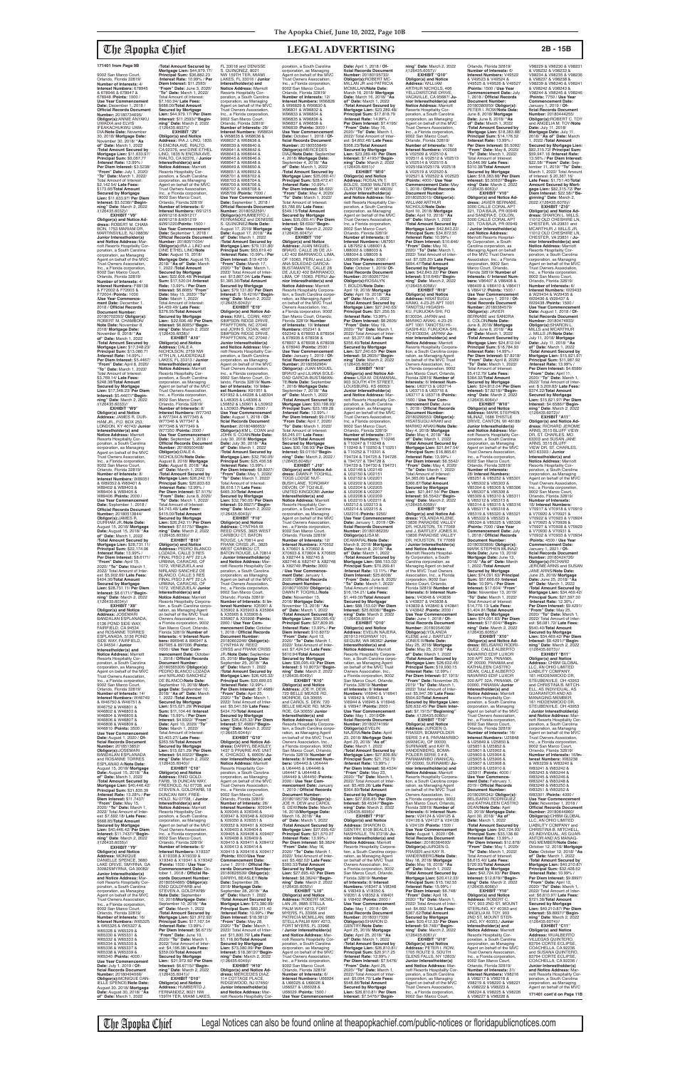**171401 from Page 9B**

9002 San Marco Court, Orlando, Florida 32819/ **Number of Interests:** 4/ **Interest Numbers:** 678845 & 678846 & 678847 & 678848 /**Points:** 1000 / **Use Year Commencement Date:** December 1, 2018 / **Official Records Document Number:** 20180734609/ **Obligor(s):**ANNIE ANYAKU UWADIA and ELVIS IFEAKACHUKWU UWADIA/**Note Date:** November 30, 2018/ **Mortgage Date:** November 30, 2018/ **"As of" Date:** March 1, 2022 /**Total Amount Secured by Mortgage Lien:** $11,633.57/ **Principal Sum:** $9,067.77 /**Interest Rate:** 13.99% / **Per Diem Interest:** $3.5238/ **"From" Date:** July 1, 2020/ **"To" Date:** March 1, 2022/ Total Amount of Interest: $2,142.54/ **Late Fees:** $173.26/**Total Amount Secured by Mortgage Lien:** $11,633.57/ **Per Diem Interest:** $3.5238//**"Beginning" Date:** March 2, 2022 /(126435.6032)// **EXHIBIT "V9" Obligor(s) and Notice Address:** ROBERT M. CHAMBON, 1753 MARIAM DR, MARTINSVILLE, NJ 08836/ **Junior Interestholder(s) and Notice Address:** Marriott Resorts Hospitality Corporation, a South Carolina corporation, as Managing Agent on behalf of the MVC Trust Owners Association, Inc., a Florida corporation, 9002 San Marco Court, Orlando, Florida 32819/ **Number of Interests:** 4/ **Interest Numbers:** F68138 & F72602 & F72603 & F72604 /**Points:** 1000 / **Use Year Commencement Date:** December 1, 2018 / **Official Records Document Number:** 20180733293/ **Obligor(s):** ROBERT M. CHAMBON/ **Note Date:** November 8, 2018/ **Mortgage Date:** November 8, 2018/ **"As of" Date:** March 1, 2022 /**Total Amount Secured by Mortgage Lien:** $17,348.23/ **Principal Sum:** $13,080.71 /**Interest Rate:** 14.99% / **Per Diem Interest:** $5.4467/ **"From" Date:** April 8, 2020/ **"To" Date:** March 1, 2022/ Total Amount of Interest: $3,769.14/ **Late Fees:** $248.38/**Total Amount Secured by Mortgage Lien:** $17,348.23/ **Per Diem Interest:** $5.4467//**"Beginning" Date:** March 2, 2022 /(126435.6033)// **EXHIBIT "W9" Obligor(s) and Notice Address:** JAMES R. DURHAM JR., P.O. BOX 253, LONDON, KY 40743/ **Junior Interestholder(s) and Notice Address:** Marriott Resorts Hospitality Corporation, a South Carolina corporation, as Managing Agent on behalf of the MVC Trust Owners Association, Inc., a Florida corporation, 9002 San Marco Court, Orlando, Florida 32819/ **Number of Interests:** 8/ **Interest Numbers:** W89351 & W89352 & W89401 & W89402 & W89403 & W89404 & W89405 & W89406 /**Points:** 2000 / **Use Year Commencement Date:** January 1, 2019 / **Official Records Document Number:** 20180735844/ **Obligor(s):**JAMES R. DURHAM JR./**Note Date:** August 15, 2018/ **Mortgage Date:** August 15, 2018/ **"As of" Date:** March 1, 2022 /**Total Amount Secured by Mortgage Lien:** $28,731.11/ **Principal Sum:** $22,174.08 /**Interest Rate:** 13.99% / **Per Diem Interest:** $8.6171/ **"From" Date:** April 15, 2020/ **"To" Date:** March 1, 2022/ Total Amount of Interest: $5,955.69/ **Late Fees:** $404.38/**Total Amount Secured by Mortgage Lien:** $28,731.11/ **Per Diem Interest:** $8.6171//**"Beginning" Date:** March 2, 2022 /(126435.6034)// **EXHIBIT "X9" Obligor(s) and Notice Address:** JOSEMARI BANDALAN ESPLANADA, 5136 POND SIDE WAY, FAIRFIELD, CA 94534 and ROSANNE TORRES ESPLANADA, 5136 POND SIDE WAY, FAIRFIELD, CA 94534 / **Junior Interestholder(s) and Notice Address:** Marriott Resorts Hospitality Corporation, a South Carolina corporation, as Managing Agent on behalf of the MVC Trust Owners Association, Inc., a Florida corporation, 9002 San Marco Court, Orlando, Florida 32819/ **Number of Interests:** 14/ **Interest Numbers:** W46749 & W46750 & W46751 & W46752 & W46801 & W46802 & W46803 & W46804 & W46805 & W46806 & W46807 & W46808 & W46809 & W46810 /**Points:** 3500 / **Use Year Commencement Date:** August 1, 2020 / **Official Records Document Number:** 20180138532/ **Obligor(s):**JOSEMARI BANDALAN ESPLANADA and ROSANNE TORRES ESPLANADA/**Note Date:** August 15, 2018/ **Mortgage Date:** August 15, 2018/ **"As of" Date:** March 1, 2022 /**Total Amount Secured by Mortgage Lien:** $40,446.42/ **Principal Sum:** $31,835.39 /**Interest Rate:** 13.28% / **Per Diem Interest:** $11.7437/ **"From" Date:** May 15, 2020/ **"To" Date:** March 1, 2022/ Total Amount of Interest: $7,632.18/ **Late Fees:** $688.85/**Total Amount Secured by Mortgage Lien:** $40,446.42/ **Per Diem Interest:** $11.7437//**"Beginning" Date:** March 2, 2022 /(126435.6035)// **EXHIBIT "Y9" Obligor(s) and Notice Address:** MONIQUE DANIELLE SPENCE, 3680 LANE DRIVE, SMYRNA, GA 30082SMYRNA, GA 30082/ **Junior Interestholder(s) and Notice Address:** Marriott Resorts Hospitality Corporation, a South Carolina corporation, as Managing Agent on behalf of the MVC Trust Owners Association, Inc., a Florida corporation, 9002 San Marco Court, Orlando, Florida 32819/ **Number of Interests:** 8/ **Interest Numbers:** W85325 & W85326 & W85327 & W85328 & W85329 & W85331 & W85332 & W85333 & W85334 & W85335 & W85336 & W85337 & W85338 & W85339 & W85340 & W85341 /**Points:** 4000 / **Use Year Commencement Date:** January 1, 2019 / **Official Records Document Number:** 20180484066/ **Obligor(s):**MONIQUE DANIELLE SPENCE/**Note Date:** August 30, 2018/ **Mortgage Date:** August 30, 2018/ **"As of" Date:** March 1, 2022 /**Total Amount Secured by Mortgage Lien:** $44,979.17/ **Principal Sum:** $36,882.23 /**Interest Rate:** 10.99% / **Per Diem Interest:** $11.2593/ **"From" Date:** June 3, 2020/ **"To" Date:** March 1, 2022/ Total Amount of Interest: $7,160.94/ **Late Fees:** $686.00/**Total Amount Secured by Mortgage Lien:** $44,979.17/**Per Diem Interest:** $11.2593//**"Beginning" Date:** March 2, 2022 /(126435.6037)// **EXHIBIT "Z9" Obligor(s) and Notice Address:** IRA J. LINO, 1835 N ENCINA AVE, RIALTO, CA 92376, and DINE ETHEL LINO, 1835 N ENCINA AVE, RIALTO, CA 92376, / **Junior Interestholder(s) and Notice Address:** Marriott Resorts Hospitality Corporation, a South Carolina corporation, as Managing Agent on behalf of the MVC Trust Owners Association, Inc., a Florida corporation, 9002 San Marco Court, Orlando, Florida 32819/ **Number of Interests:** 6/ **Interest Numbers:** W91215 &W91216 &W91217 &W91218 &W91219 &W91220/**Points:** 1500 / **Use Year Commencement Date:** September 1, 2018 / **Official Records Document Number:** 20180511034/ **Obligor(s):**IRA J. LINO and DINE ETHEL LINO/**Note Date:** August 15, 2018/ **Mortgage Date:** August 15, 2018/ **"As of" Date:** March 1, 2022 /**Total Amount Secured by Mortgage Lien:** $22,606.48/ **Principal Sum:** $17,520.04 /**Interest Rate:** 13.99% / **Per Diem Interest:** $6.8085/ **"From" Date:** May 15, 2020/ **"To" Date:** March 1, 2022/ Total Amount of Interest: $4,459.49/ **Late Fees:** $376.95/**Total Amount Secured by Mortgage Lien:** $22,606.48/ **Per Diem Interest:** $6.8085//**"Beginning" Date:** March 2, 2022 /(126435.6036)// **EXHIBIT "A10" Obligor(s) and Notice Address:** DALE A. NICHOLSON, 2759 NW 47TH LN, LAUDERDALE LAKES, FL 33313 / **Junior Interestholder(s) and Notice Address:** Marriott Resorts Hospitality Corporation, a South Carolina corporation, as Managing Agent on behalf of the MVC Trust Owners Association, Inc., a Florida corporation, 9002 San Marco Court, Orlando, Florida 32819/ **Number of Interests:** 8/ **Interest Numbers:** W77343 & W77344 & W77345 & W77346 & W77347 & W77348 & W77349 & W77350 /**Points:** 2000 / **Use Year Commencement Date:** September 1, 2018 / **Official Records Document Number:** 20180500408/ **Obligor(s):**DALE A. NICHOLSON/**Note Date:** August 8, 2018/ **Mortgage Date:** August 8, 2018/ **"As of" Date:** March 1, 2022 /**Total Amount Secured by Mortgage Lien:** $26,242.11/ **Principal Sum:** $20,833.63 /**Interest Rate:** 12.99% / **Per Diem Interest:** $7.5175/ **"From" Date:** June 8, 2020/ **"To" Date:** March 1, 2022/ Total Amount of Interest: $4,743.48/ **Late Fees:** $415.00/**Total Amount Secured by Mortgage Lien:** $26,242.11/ **Per Diem Interest:** $7.5175//**"Beginning" Date:** March 2, 2022 /(126435.6039)// **EXHIBIT "B10" Obligor(s) and Notice Address:** PEDRO BLANCO LOZADA, CALLE 5 RES FINAL PISO 2 APT 22 LA URBINA, CARACAS, OF 1072, VENEZUELA and NIRLAND SANCHEZ DE BLANCO, CALLE 5 RES FINAL PISO 2 APT 22 LA URBINA, CARACAS, OF 1072, VENEZUELA/ **Junior Interestholder(s) and Notice Address:** Marriott Resorts Hospitality Corporation, a South Carolina corporation, as Managing Agent on behalf of the MVC Trust Owners Association, Inc., a Florida corporation, 9002 San Marco Court, Orlando, Florida 32819/ **Number of Interests:** 4/ **Interest Numbers:** 896946 & 896947 & 897005 & 897006 /**Points:** 1000 / **Use Year Commencement Date:** October 1, 2018 / **Official Records Document Number:** 20180565306/ **Obligor(s):** PEDRO BLANCO LOZADA and NIRLAND SANCHEZ DE BLANCO/**Note Date:** September 10, 2018/ **Mortgage Date:** September 10, 2018/ **"As of" Date:** March 1, 2022 /**Total Amount Secured by Mortgage Lien:** $15,021.29/ **Principal Sum:** $11,104.46 /**Interest Rate:** 15.99% / **Per Diem Interest:** $4.9322/ **"From" Date:** April 10, 2020/ **"To" Date:** March 1, 2022/ Total Amount of Interest: $3,403.27/ **Late Fees:** $263.56/**Total Amount Secured by Mortgage Lien:** $15,021.29/ **Per Diem Interest:** $4.9322//**"Beginning" Date:** March 2, 2022 /(126435.6040)// **EXHIBIT "C10" Obligor(s) and Notice Address:** ENID GOLD-FARB, 18 DUNCAN WAY, FREEHOLD, NJ 07728, and STEVEN A. GOLDFARB, 18 DUNCAN WAY, FREEHOLD, NJ 07728, / **Junior Interestholder(s) and Notice Address:** Marriott Resorts Hospitality Corporation, a South Carolina corporation, as Managing Agent on behalf of the MVC Trust Owners Association, Inc., a Florida corporation, 9002 San Marco Court, Orlando, Florida 32819/ **Number of Interests:** 4/ **Interest Numbers:** X19337 & X19338 & X19339 & X19340 & X19341 & X19342 /**Points:** 1500 / **Use Year Commencement Date:** October 1, 2018 / **Official Records Document Number:** 20180564885/ **Obligor(s):** ENID GOLDFARB and STEVEN A. GOLDFARB/ **Note Date:** September 10, 2018/ **"As of" Date:** March 1, 2022 /**Total Amount Secured by Mortgage Lien:** $21,972.92/ **Principal Sum:** $17,167.54 /**Interest Rate:** 13.99% / **Per Diem Interest:** $6.6715/ **"From" Date:** June 10, 2020/ **"To" Date:** March 1, 2022/ Total Amount of Interest: $4,196.38/ **Late Fees:** $359.00/**Total Amount Secured by Mortgage Lien:** $21,972.92/ **Per Diem Interest:** $6.6715//**"Beginning" Date:** March 2, 2022 /(126435.6041)// **EXHIBIT "D10" Obligor(s) and Notice Address:** HUMBERTO J. FERNANDEZ, 8021 NW 159TH TER, MIAMI LAKES, FL 33016 and DENISSE S. QUINONEZ, 8021 NW 159TH TER, MIAMI LAKES, FL 33016 / **Junior Interestholder(s) and Notice Address:** Marriott Resorts Hospitality Corporation, a South Carolina corporation, as Managing Agent on behalf of the MVC Trust Owners Association, Inc., a Florida corporation, 9002 San Marco Court, Orlando, Florida 32819/ **Number of Interests:** 28/ **Interest Numbers:** W68634 & W68635 & W68636 & W68637 & W68638 & W68639 & W68640 & W68641 & W68642 & W68643 & W68644 & W68645 & W68646 & W68647 & W68648 & W68649 & W68650 & W68651 & W68652 & W68701 & W68702 & W68703 & W68704 & W68705 & W68706 & W68707 & W68708 & W68709 /**Points:** 7000 / **Use Year Commencement Date:** September 1, 2018 / **Official Records Document Number:** 20180522591/ **Obligor(s):**HUMBERTO J. FERNANDEZ and DENISSE S. QUINONEZ/**Note Date:** August 17, 2018/ **Mortgage Date:** August 17, 2018/ **"As of" Date:** March 1, 2022 /**Total Amount Secured by Mortgage Lien:** $79,131.80/ **Principal Sum:** $63,619.40 /**Interest Rate:** 10.99% / **Per Diem Interest:** $19.4215/ **"From" Date:** March 17, 2020/ **"To" Date:** March 1, 2022/ Total Amount of Interest: $13,867.04/ **Late Fees:** $1,395.36/**Total Amount Secured by Mortgage Lien:** $79,131.80/ **Per Diem Interest:** $19.4215//**"Beginning" Date:** March 2, 2022 /(126435.6042)// **EXHIBIT "E10" Obligor(s) and Notice Address:** KIM L. COAN, 4607 SIMPSON RIDGE DRIVE, PFAFFTOWN, NC 27040 and JOHN E. COAN, 4607 SIMPSON RIDGE DRIVE, PFAFFTOWN, NC 27040 / **Junior Interestholder(s) and Notice Address:** Marriott Resorts Hospitality Corporation, a South Carolina corporation, as Managing Agent on behalf of the MVC Trust Owners Association, Inc., a Florida corporation, 9002 San Marco Court, Orlando, Florida 32819/ **Number of Interests:** 10/ **Interest Numbers:** K91951 & K91952 & L46228 & L48304 & L48305 & L48306 & L50660 & L50661 & L50662 & L50663 /**Points:** 2500 / **Use Year Commencement Date:** January 1, 2019 / **Official Records Document Number:** 20180496933/ **Obligor(s):**KIM L. COAN and JOHN E. COAN/**Note Date:** July 30, 2018/ **Mortgage Date:** July 30, 2018/ **"As of" Date:** March 1, 2022 /**Total Amount Secured by Mortgage Lien:** $32,790.05/ **Principal Sum:** $25,456.58 /**Interest Rate:** 13.99% / **Per Diem Interest:** $9.8927/ **"From" Date:** May 1, 2020/ **"To" Date:** March 1, 2022/ Total Amount of Interest: $6,618.17/ **Late Fees:** $465.30/**Total Amount Secured by Mortgage Lien:** $32,790.05/ **Per Diem Interest:** $9.8927//**"Beginning" Date:** March 2, 2022 /(126435.6043)// **EXHIBIT "F10" Obligor(s) and Notice Address:** CYNTHIA W. REED CRISS, 3825 WEST CARMEN CT, BATON ROUGE, LA 70814 and FRANK CRISS JR., 3825 WEST CARMEN CT, BATON ROUGE, LA 70814 / **Junior Interestholder(s) and Notice Address:** Marriott Resorts Hospitality Corporation, a South Carolina corporation, as Managing Agent on behalf of the MVC Trust Owners Association, Inc., a Florida corporation, 9002 San Marco Court, Orlando, Florida 32819/ **Number of Interests:** 8/ **Interest Numbers:** X35901 & X35902 & X35903 & X35904 & X35905 & X35906 & X35907 & X35908 /**Points:** 2000 / **Use Year Commencement Date:** January 1, 2018 / **Official Records Document Number:** 20180622046/ **Obligor(s):** CYNTHIA W. REED CRISS and FRANK CRISS JR./**Note Date:** September 25, 2018/ **Mortgage Date:** September 25, 2018/ **"As of" Date:** March 1, 2022 /**Total Amount Secured by Mortgage Lien:** $26,425.32/ **Principal Sum:** $20,693.03 /**Interest Rate:** 12.99% / **Per Diem Interest:** $7.4689/ **"From" Date:** April 25, 2020/ **"To" Date:** March 1, 2022/ Total Amount of Interest: $5,041.53/ **Late Fees:** $434.70/**Total Amount Secured by Mortgage Lien:** $26,425.32/ **Per Diem Interest:** $7.4689//**"Beginning" Date:** March 2, 2022 /(126435.6044)// **EXHIBIT "G10" Obligor(s) and Notice Address:** DARRYL BEASLEY, 1437 S PRAIRIE AVE UNIT K, CHICAGO, IL 60605 / **Junior Interestholder(s) and Notice Address:** Marriott Resorts Hospitality Corporation, a South Carolina corporation, as Managing Agent on behalf of the MVC Trust Owners Association, Inc., a Florida corporation, 9002 San Marco Court, Orlando, Florida 32819/ **Number of Interests:** 28/ **Interest Numbers:** X09344 & X09345 & X09346 & X09347 & X09348 & X09349 & X09350 & X09351 & X09352 & X09401 & X09402 & X09403 & X09404 & X09405 & X09406 & X09407 & X09408 & X09409 & X09410 & X09411 & X09412 & X09413 & X09414 & X09415 & X09416 & X09417 /**Points:** 7000/**Use Year Commencement Date:** June 1, 2019 / **Official Records Document Number:** 20180601392/ **Obligor(s):** DARRYL BEASLEY/**Note Date:** September 28, 2018/ **Mortgage Date:** September 28, 2018/ **"As of" Date:** March 1, 2022 /**Total Amount Secured by Mortgage Lien:** $73,380.00/ **Principal Sum:** $60,211.40 /**Interest Rate:** 10.99% / **Per Diem Interest:** $18.3812/ **"From" Date:** May 28, 2020/ **"To" Date:** March 1, 2022/ Total Amount of Interest: $11,800.76/ **Late Fees:** $1,118.60/**Total Amount Secured by Mortgage Lien:** $73,380.00/ **Per Diem Interest:** $18.3812//**"Beginning" Date:** March 2, 2022 /(126435.6045)// **EXHIBIT "H10" Obligor(s) and Notice Address:** MERCEDES DIAZ, 114 COTTAGE PLACE, BROOKLYN, NJ 07860/ **Junior Interestholder(s) and Notice Address:** Marriott Resorts Hospitality Corporation, a South Carolina corporation, as Managing Agent on behalf of the MVC Trust Owners Association, Inc., a Florida corporation, 9002 San Marco Court, Orlando, Florida 32819/ **Number of Interests:** 12/ **Interest Numbers:** W96828 & W96829 & W96830 & W96831 & W96832 & W96833 & W96834 & W96835 & W96836 & W96837 & W96838 & W96839 /**Points:** 3000 / **Use Year Commencement Date:** October 1, 2018 / **Official Records Document Number:** 20180565949/ **Obligor(s):**MERCEDES DIAZ/**Note Date:** September 4, 2018/ **Mortgage Date:** September 4, 2018/ **"As of" Date:** March 1, 2022 /**Total Amount Secured by Mortgage Lien:** $35,060.41/ **Principal Sum:** $28,472.41 /**Interest Rate:** 10.99% / **Per Diem Interest:** $8.692/ **"From" Date:** May 4, 2020/ **"To" Date:** March 1, 2022/ Total Amount of Interest: $5,788.85/ **Late Fees:** $549.15/**Total Amount Secured by Mortgage Lien:** $35,060.41/ **Per Diem Interest:** $8.692//**"Beginning" Date:** March 2, 2022 /(126435.6047)// **EXHIBIT "I10" Obligor(s) and Notice Address:** JUAN MIGUEL BRAVO, CALLE 28 DE JULIO 420 BARRANCO, LIMA, OF 15063, PERU and ANA SOLEDAD GARCIA-BUSTAMANTE, CALLE 28 DE JULIO 420 BARRANCO, LIMA, OF 15063, PERU/ **Junior Interestholder(s) and Notice Address:** Marriott Resorts Hospitality Corporation, a South Carolina corporation, as Managing Agent on behalf of the MVC Trust Owners Association, Inc., a Florida corporation, 9002 San Marco Court, Orlando, Florida 32819/ **Number of Interests:** 8/ **Interest Numbers:** 652941 & 652942 & 678833 & 678834 & 678835 & 678836 & 678837 & 678838 & 678839 /**Points:** 2000 / **Use Year Commencement Date:** January 1, 2019 / **Official Records Document Number:** 20180620864/ **Obligor(s):**JUAN MIGUEL BRAVO and LILIANA SOLEDAD GARCIA-BUSTAMANTE/**Note Date:** September 7, 2018/ **Mortgage Date:** September 7, 2018/ **"As of" Date:** March 1, 2022 /**Total Amount Secured by Mortgage Lien:** $33,158.90/ **Principal Sum:** $24,386.02 /**Interest Rate:** 13.99% / **Per Diem Interest:** $9.0116/ **"From" Date:** April 7, 2020/ **"To" Date:** March 1, 2022/ Total Amount of Interest: $6,245.07/ **Late Fees:** $514.58/**Total Amount Secured by Mortgage Lien:** $33,158.90/ **Per Diem Interest:** $9.0116//**"Beginning" Date:** March 2, 2022 /(126435.6048)// **EXHIBIT "J10" Obligor(s) and Notice Address:** DAWN P. TODHILL, TODD TODHILL, 81 BUSH LANE, TORQUAY, DEVON, OF TQ2 6LE, UNITED KINGDOM/ **Junior Interestholder(s) and Notice Address:** Marriott Resorts Hospitality Corporation, a South Carolina corporation, as Managing Agent on behalf of the MVC Trust Owners Association, Inc., a Florida corporation, 9002 San Marco Court, Orlando, Florida 32819/ **Number of Interests:** 12/ **Interest Numbers:** X70601 & X70602 & X70603 & X70604 & X70605 & X82744 & X82745 & X82746 & X82747 & X82748 /**Points:** 3000 / **Use Year Commencement Date:** January 1, 2019 / **Official Records Document Number:** 20180723843/ **Obligor(s):** DAWN P. TODHILL/**Note Date:** November 15, 2018/ **Mortgage Date:** November 15, 2018/ **"As of" Date:** March 1, 2022 /**Total Amount Secured by Mortgage Lien:** $36,205.43/ **Principal Sum:** $27,809.95 /**Interest Rate:** 13.99% / **Per Diem Interest:** $10.8073/ **"From" Date:** April 13, 2020/ **"To" Date:** March 1, 2022/ Total Amount of Interest: $7,424.54/ **Late Fees:** $610.94/**Total Amount Secured by Mortgage Lien:** $36,205.43/ **Per Diem Interest:** $10.8073//**"Beginning" Date:** March 2, 2022 /(126435.6049)// **EXHIBIT "K10" Obligor(s) and Notice Address:** JOE H. DEW, 120 BELLE MEADE RD, SALEM VIRGINIA, VA 24153 and CAROL S. DEW, 120 BELLE MEADE RD, MONROE, GA 30655/ **Junior Interestholder(s) and Notice Address:** Marriott Resorts Hospitality Corporation, a South Carolina corporation, as Managing Agent on behalf of the MVC Trust Owners Association, Inc., a Florida corporation, 9002 San Marco Court, Orlando, Florida 32819/ **Number of Interests:** 8/ **Interest Numbers:** U64443 & U64444 & U64445 & U64446 & U64447 & U64448 & U64449 & U64450 /**Points:** 2000 / **Use Year Commencement Date:** January 1, 2019 / **Official Records Document Number:** 20180789298/ **Obligor(s):** JOE H. DEW and CAROL S. DEW/**Note Date:** March 16, 2018/ **Mortgage Date:** March 16, 2018/ **"As of" Date:** March 1, 2022 /**Total Amount Secured by Mortgage Lien:** $27,695.42/ **Principal Sum:** $21,570.07 /**Per Diem Interest:** $8.3824/ **"From" Date:** May 16, 2020/ **"To" Date:** March 1, 2022/ Total Amount of Interest: $5,482.02/ **Late Fees:** $393.33/**Total Amount Secured by Mortgage Lien:** $27,695.42/ **Per Diem Interest:** $8.3824//**"Beginning" Date:** March 2, 2022 /(126435.6050)// **EXHIBIT "L10" Obligor(s) and Notice Address:** ROBERT MCMILLAN JR, 9885 STELLA PALM WAY #213, FORT MYERS, FL 33966 and PATRICIA MCMILLAN, 9885 STELLA PALM WAY #213, FORT MYERS, FL 33966 / **Junior Interestholder(s) and Notice Address:** Marriott Resorts Hospitality Corporation, a South Carolina corporation, as Managing Agent on behalf of the MVC Trust Owners Association, Inc., a Florida corporation, 9002 San Marco Court, Orlando, Florida 32819/ **Number of Interests:** 8/ **Interest Numbers:** U66024 & U66025 & U66026 & U66027 & U66028 & U66029 /**Points:** 1500 / **Use Year Commencement Date:** April 1, 2018 / **Official Records Document Number:** 20180155733/ **Obligor(s):**ROBERT MCMILLAN JR and PATRICIA MCMILLAN/**Note Date:** March 16, 2018/ **Mortgage Date:** March 16, 2018/ **"As of" Date:** March 1, 2022 /**Total Amount Secured by Mortgage Lien:** $23,289.48/ **Principal Sum:** $17,818.79 /**Interest Rate:** 14.99% / **Per Diem Interest:** $7.4195/ **"From" Date:** May 16, 2020/ **"To" Date:** March 1, 2022/ Total Amount of Interest: $4,852.46/ **Late Fees:** $368.23/**Total Amount Secured by Mortgage Lien:** $23,289.48/ **Per Diem Interest:** $7.4195//**"Beginning" Date:** March 2, 2022 /(126435.6051)// **EXHIBIT "M10" Obligor(s) and Notice Address:** ROSALYN T. BOLDS, 20830 WALTER ST, CLINTON TWP, MI 48035/ **Junior Interestholder(s) and Notice Address:** Marriott Resorts Hospitality Corporation, a South Carolina corporation, as Managing Agent on behalf of the MVC Trust Owners Association, Inc., a Florida corporation, 9002 San Marco Court, Orlando, Florida 32819/ **Number of Interests:** 8/ **Interest Numbers:** U80602 & U80603 & U80604 & U80605 & U80606 & U80607 /**Points:** 1500 / **Use Year Commencement Date:** October 1, 2018 / **Official Records Document Number:** 20180557724/ **Obligor(s):**ROSALYN T. BOLDS/**Note Date:** April 19, 2018/ **Mortgage Date:** April 19, 2018/ **"As of" Date:** March 1, 2022 /**Total Amount Secured by Mortgage Lien:** $27,240.63/ **Principal Sum:** $22,256.55 /**Interest Rate:** 13.99% / **Per Diem Interest:** $8.2605/ **"From" Date:** July 19, 2020/ **"To" Date:** March 1, 2022/ Total Amount of Interest: $5,377.49/ **Late Fees:** $356.40/**Total Amount Secured by Mortgage Lien:** $27,240.63/ **Per Diem Interest:** $8.2605//**"Beginning" Date:** March 2, 2022 /(126435.6052)// **EXHIBIT "N10" Obligor(s) and Notice Address:** LISA M. DEAMARAL, 903 SOUTH 4TH STREET, LOUISBURG, KS 66053/ **Junior Interestholder(s) and Notice Address:** Marriott Resorts Hospitality Corporation, a South Carolina corporation, as Managing Agent on behalf of the MVC Trust Owners Association, Inc., a Florida corporation, 9002 San Marco Court, Orlando, Florida 32819/ **Number of Interests:** 37/ **Interest Numbers:** T10246 & T10247 & T10248 & T10249 & T10250 & T10251 & T10252 & T10301 & T94724 & T94725 & T94726 & T94727 & T94728 & T94729 & T94730 & T94731 & U02148 & U02149 & U02150 & U02151 & U02152 & U02201 & U02202 & U02203 & U02204 & U02205 & U02206 & U02207 & U02208 & U02209 & U02210 & U02211 & U02212 & U02213 & U02214 & U02215 & U02216 /**Points:** 9250/ **Use Year Commencement Date:** January 1, 2019 / **Official Records Document Number:** 20180186235/ **Obligor(s):**LISA M. DEAMARAL/**Note Date:** April 23, 2018/ **Mortgage Date:** April 23, 2018/ **"As of" Date:** March 1, 2022 /**Total Amount Secured by Mortgage Lien:** $88,153.03/ **Principal Sum:** $70,295.58 /**Interest Rate:** 13.11% / **Per Diem Interest:** $25.9206/ **"From" Date:** June 23, 2020/ **"To" Date:** March 1, 2022/ Total Amount of Interest: $16,154.21/ **Late Fees:** $1,449.00/**Total Amount Secured by Mortgage Lien:** $88,153.03/ **Per Diem Interest:** $25.9206//**"Beginning" Date:** March 2, 2022 /(126435.6053)// **EXHIBIT "O10" Obligor(s) and Notice Address:** EVELIN NAJERA, 2619113 HIGHWAY 101, SEQUIM, WA 98382/ **Junior Interestholder(s) and Notice Address:** Marriott Resorts Hospitality Corporation, a South Carolina corporation, as Managing Agent on behalf of the MVC Trust Owners Association, Inc., a Florida corporation, 9002 San Marco Court, Orlando, Florida 32819/ **Number of Interests:** 8/ **Interest Numbers:** V69940 & V69941 & V69942 & V69943 & V69944 & V69945 & V69946 & V69947 /**Points:** 2000 / **Use Year Commencement Date:** May 1, 2018 / **Official Records Document Number:** 20180274199/ **Obligor(s):**EVELIN NAJERA/**Note Date:** April 23, 2018/ **Mortgage Date:** April 23, 2018/ **"As of" Date:** March 1, 2022 /**Total Amount Secured by Mortgage Lien:** $27,836.85/ **Principal Sum:** $21,752.79 /**Interest Rate:** 13.99% / **Per Diem Interest:** $8.4534/ **"From" Date:** May 23, 2020/ **"To" Date:** March 1, 2022/ Total Amount of Interest: $5,469.26/ **Late Fees:** $364.80/**Total Amount Secured by Mortgage Lien:** $27,836.85/ **Per Diem Interest:** $8.4534//**"Beginning" Date:** March 2, 2022 /(126435.6056)// **EXHIBIT "P10" Obligor(s) and Notice Address:** SHARON D. GENTRY, 6108 BEALS LN, NASHVILLE, TN 37218/ **Junior Interestholder(s) and Notice Address:** Marriott Resorts Hospitality Corporation, a South Carolina corporation, as Managing Agent on behalf of the MVC Trust Owners Association, Inc., a Florida corporation, 9002 San Marco Court, Orlando, Florida 32819/ **Number of Interests:** 8/ **Interest Numbers:** V83347 & V83348 & V83349 & V83350 & V83351 & V83352 & V84001 & V84002 /**Points:** 2000 / **Use Year Commencement Date:** May 1, 2018 / **Official Records Document Number:** 20180317333/ **Obligor(s):**SHARON D. GENTRY/**Note Date:** April 25, 2018/ **Mortgage Date:** April 25, 2018/ **"As of" Date:** March 1, 2022 /**Total Amount Secured by Mortgage Lien:** $26,810.81/ **Principal Sum:** $20,917.25 /**Interest Rate:** 13.99% / **Per Diem Interest:** $7.9476/ **"From" Date:** April 25, 2020/ **"To" Date:** March 1, 2022/ Total Amount of Interest: $5,364.70/ **Late Fees:** $278.86/**Total Amount Secured by Mortgage Lien:** $26,810.81/ **Per Diem Interest:** $7.9476//**"Beginning" Date:** March 2, 2022 /(126435.6057)// **EXHIBIT "Q10" Obligor(s) and Notice Address:** WILLIAM ARTHUR NICHOLS, 406 YELLOWSTONE DRIVE, VACAVILLE, CA 95687/ **Junior Interestholder(s) and Notice Address:** Marriott Resorts Hospitality Corporation, a South Carolina corporation, as Managing Agent on behalf of the MVC Trust Owners Association, Inc., a Florida corporation, 9002 San Marco Court, Orlando, Florida 32819/ **Number of Interests:** 16/ **Interest Numbers:** V02508 & V02509 & V02510 & V02511 & V02512 & V02513 & V02514 & V02515 & V02516&V02517& V02518 & V02519 & V02520 & V02521 & V02522 & V02523 /**Points:** 4000 / **Use Year Commencement Date:** May 1, 2018 / **Official Records Document Number:** 20180253015/ **Obligor(s):** WILLIAM ARTHUR NICHOLS/**Note Date:** April 10, 2018/ **Mortgage Date:** April 10, 2018/ **"As of" Date:** March 1, 2022 /**Total Amount Secured by Mortgage Lien:** $42,643.22/ **Principal Sum:** $34,672.55 /**Interest Rate:** 10.99% / **Per Diem Interest:** $10.646/ **"From" Date:** May 10, 2020/ **"To" Date:** March 1, 2022/ Total Amount of Interest: $7,026.20/ **Late Fees:** $694.47/**Total Amount Secured by Mortgage Lien:** $42,643.22/ **Per Diem Interest:** $10.646//**"Beginning" Date:** March 2, 2022 /(126435.6058)// **EXHIBIT "R10" Obligor(s) and Notice Address:** HISATSUGU ARAKI, 4-23-25 APT 1001 TANOTSU HIGASHI-KU, FUKUOKA-SHI, FO 8130034, JAPAN and MARIKO ARAKI, 4-23-25 APT 1001 TANOTSU HIGASHI-KU, FUKUOKA-SHI, FO 8130034, JAPAN/ **Junior Interestholder(s) and Notice Address:** Marriott Resorts Hospitality Corporation, a South Carolina corporation, as Managing Agent on behalf of the MVC Trust Owners Association, Inc., a Florida corporation, 9002 San Marco Court, Orlando, Florida 32819/ **Number of Interests:** 6/ **Interest Numbers:** U63713 & U63714 & U63715 & U63716 & U63717 & U63718 /**Points:** 1500 / **Use Year Commencement Date:** June 1, 2018 / **Official Records Document Number:** 20180299553/ **Obligor(s):** HISATSUGU ARAKI and MARIKO ARAKI/**Note Date:** May 4, 2018/ **Mortgage Date:** May 4, 2018/ **"As of" Date:** March 1, 2022 /**Total Amount Secured by Mortgage Lien:** $21,847.54/ **Principal Sum:** $16,865.61 /**Interest Rate:** 13.99% / **Per Diem Interest:** $6.5542/ **"From" Date:** May 4, 2020/ **"To" Date:** March 1, 2022/ Total Amount of Interest: $4,365.06/ **Late Fees:** $366.87/**Total Amount Secured by Mortgage Lien:** $21,847.54/ **Per Diem Interest:** $6.5542//**"Beginning" Date:** March 2, 2022 /(126435.6059)// **EXHIBIT "S10" Obligor(s) and Notice Address:** YOLANDA KLEINE, 13836 PARADISE VALLEY DR, HOUSTON, TX 77069 and J. BARTLEY JONES III, 13836 PARADISE VALLEY DR, HOUSTON, TX 77069 / **Junior Interestholder(s) and Notice Address:** Marriott Resorts Hospitality Corporation, a South Carolina corporation, as Managing Agent on behalf of the MVC Trust Owners Association, Inc., a Florida corporation, 9002 San Marco Court, Orlando, Florida 32819/ **Number of Interests:** 6/ **Interest Numbers:** V43836 & V43837 & V43838 & V43839 & V43840 & V43841 & V43842 /**Points:** 2000 / **Use Year Commencement Date:** June 1, 2018 / **Official Records Document Number:** 20180345038/ **Obligor(s):**YOLANDA KLEINE and J. BARTLEY JONES III/**Note Date:** May 25, 2018/ **Mortgage Date:** May 25, 2018/ **"As of" Date:** March 1, 2022 /**Total Amount Secured by Mortgage Lien:** $26,632.45/ **Principal Sum:** $19,930.15 /**Interest Rate:** 12.99% / **Per Diem Interest:** $7.1915/ **"From" Date:** November 25, 2019/ **"To" Date:** March 1, 2022/ Total Amount of Interest: $5,947.26/ **Late Fees:** $504.93/**Total Amount Secured by Mortgage Lien:** $26,632.45/ **Per Diem Interest:** $7.1915//**"Beginning" Date:** March 2, 2022 /(126435.6060)// **EXHIBIT "T10" Obligor(s) and Notice Address:** JURGEN G. FRASER, BOMAPOLDER SERIE 3 # 8, PARAMARIBO (WANICA), OF 00000, SURINAME and KAY R. VANDENBERG, BOMA-POLDER SERIE 3 # 8, PARAMARIBO (WANICA), OF 00000, SURINAME/ **Junior Interestholder(s) and Notice Address:** Marriott Resorts Hospitality Corporation, a South Carolina corporation, as Managing Agent on behalf of the MVC Trust Owners Association, Inc., a Florida corporation, 9002 San Marco Court, Orlando, Florida 32819/ **Number of Interests:** 6/ **Interest Numbers:** V24124 & V24125 & V24126 & V24127 & V24128 & V24129 /**Points:** 1500 / **Use Year Commencement Date:** January 1, 2020 / **Official Records Document Number:** 20180364655/ **Obligor(s):**JURGEN G. FRASER and KAY R. VANDENBERG/**Note Date:** May 18, 2018/ **Mortgage Date:** May 18, 2018/ **"As of" Date:** March 1, 2022 /**Total Amount Secured by Mortgage Lien:** $20,412.33/ **Principal Sum:** $15,460.39 /**Interest Rate:** 15.99% / **Per Diem Interest:** $6.748/ **"From" Date:** April 18, 2020/ **"To" Date:** March 1, 2022/ Total Amount of Interest: $4,602.16/ **Late Fees:** $367.62/**Total Amount Secured by Mortgage Lien:** $20,412.33/ **Per Diem Interest:** $6.748//**"Beginning" Date:** March 2, 2022 /(126435.6061)// **EXHIBIT "U10" Obligor(s) and Notice Address:** PETER I. ROW, 1705 ROUTE 9, SOUTH GLENS FALLS, NY 12803/ **Junior Interestholder(s) and Notice Address:** Marriott Resorts Hospitality Corporation, a South Carolina corporation, as Managing Agent on behalf of the MVC Trust Owners Association, Inc., a Florida corporation, 9002 San Marco Court, Orlando, Florida 32819/ **Number of Interests:** 6/ **Interest Numbers:** V49522 & V49523 & V49524 & V49525 & V49526 & V49527 /**Points:** 1500 / **Use Year Commencement Date:** July 1, 2018 / **Official Records Document Number:** 20180380080/ **Obligor(s):** PETER I. ROW/**Note Date:** June 8, 2018/ **Mortgage Date:** June 8, 2018/ **"As of" Date:** March 1, 2022 /**Total Amount Secured by Mortgage Lien:** $18,383.88/ **Principal Sum:** $14,176.52 /**Interest Rate:** 13.99% / **Per Diem Interest:** $5.5092/ **"From" Date:** May 8, 2020/ **"To" Date:** March 1, 2022/ Total Amount of Interest: $3,646.98/ **Late Fees:** $310.38/**Total Amount Secured by Mortgage Lien:** $18,383.88/ **Per Diem Interest:** $5.5092//**"Beginning" Date:** March 2, 2022 /(126435.6063)// **EXHIBIT "V10" Obligor(s) and Notice Address:** JAVIER BERNABE, 3000 CALLE CORAL APT 321, TOA BAJA, PR 00949 and SANDRA E. COLON, 3000 CALLE CORAL APT 321, TOA BAJA, PR 00949 / **Junior Interestholder(s) and Notice Address:** Marriott Resorts Hospitality Corporation, a South Carolina corporation, as Managing Agent on behalf of the MVC Trust Owners Association, Inc., a Florida corporation, 9002 San Marco Court, Orlando, Florida 32819/ **Number of Interests:** 6/ **Interest Numbers:** V86407 & V86408 & V86409 & V86410 & V86411 & V86412 /**Points:** 1500 / **Use Year Commencement Date:** January 1, 2019 / **Official Records Document Number:** 20180384575/ **Obligor(s):**JAVIER BERNABE and SANDRA E. COLON/**Note Date:** June 8, 2018/ **Mortgage Date:** June 8, 2018/ **"As of" Date:** March 1, 2022 /**Total Amount Secured by Mortgage Lien:** $24,812.04/ **Principal Sum:** $18,784.93 /**Interest Rate:** 14.99% / **Per Diem Interest:** $7.8218/ **"From" Date:** April 8, 2020/ **"To" Date:** March 1, 2022/ Total Amount of Interest: $5,412.79/ **Late Fees:** $364.32/**Total Amount Secured by Mortgage Lien:** $24,812.04/ **Per Diem Interest:** $7.8218//**"Beginning" Date:** March 2, 2022 /(126435.6064)// **EXHIBIT "W10" Obligor(s) and Notice Address:** MARK STEPHEN MIJNAZ, 1686 THISTLE DRIVE, CANTON, MI 48188/ **Junior Interestholder(s) and Notice Address:** Marriott Resorts Hospitality Corporation, a South Carolina corporation, as Managing Agent on behalf of the MVC Trust Owners Association, Inc., a Florida corporation, 9002 San Marco Court, Orlando, Florida 32819/ **Number of Interests:** 28/ **Interest Numbers:** W85251 & W85252 & W85301 & W85302 & W85303 & W85304 & W85305 & W85306 & W85307 & W85308 & W85309 & W85310 & W85311 & W85312 & W85313 & W85314 & W85315 & W85316 & W85317 & W85318 & W85319 & W85320 & W85321 & W85322 & W85323 & W85324 & W85325 & W85326 /**Points:** 7000 / **Use Year Commencement Date:** July 1, 2018 / **Official Records Document Number:** 20180393899/ **Obligor(s):** MARK STEPHEN MIJNAZ/ **Note Date:** June 13, 2018/ **Mortgage Date:** June 13, 2018/ **"As of" Date:** March 1, 2022 /**Total Amount Secured by Mortgage Lien:** $74,091.63/ **Principal Sum:** $57,995.69 /**Interest Rate:** 10.99% / **Per Diem Interest:** $17.6047/ **"From" Date:** November 13, 2019/ **"To" Date:** March 1, 2022/ Total Amount of Interest: $14,770.13/ **Late Fees:** $1,404.81/**Total Amount Secured by Mortgage Lien:** $74,091.63/ **Per Diem Interest:** $17.6047//**"Beginning" Date:** March 2, 2022 /(126435.6065)// **EXHIBIT "X10" Obligor(s) and Notice Address:** BELISARIO RODRIGUEZ, CALLE ALBERTO NAVARRO EDIF LUXOR 300 APT 32A, PANAMA, OF 00000, PANAMA and KATHALEEN CASTRO DEAN, CALLE ALBERTO NAVARRO EDIF LUXOR 300 APT 32A, PANAMA, OF 00000, PANAMA/ **Junior Interestholder(s) and Notice Address:** Marriott Resorts Hospitality Corporation, a South Carolina corporation, as Managing Agent on behalf of the MVC Trust Owners Association, Inc., a Florida corporation, 9002 San Marco Court, Orlando, Florida 32819/ **Number of Interests:** 16/ **Interest Numbers:** U25848 & U25849 & U25850 & U25851 & U25852 & U25901 & U25902 & U25903 & U25904 & U25905 & U25906 & U25907 & U25908 & U25909 & U25910 & U25911 /**Points:** 4000 / **Use Year Commencement Date:** February 1, 2019 / **Official Records Document Number:** 20180295342/ **Obligor(s):** BELISARIO RODRIGUEZ and KATHALEEN CASTRO DEAN/**Note Date:** April 30, 2018/ **Mortgage Date:** April 30, 2018/ **"As of" Date:** March 1, 2022 /**Total Amount Secured by Mortgage Lien:** $42,724.93/ **Principal Sum:** $33,128.95 /**Interest Rate:** 13.99% / **Per Diem Interest:** $12.8739/ **"From" Date:** May 1, 2020/ **"To" Date:** March 1, 2022/ Total Amount of Interest: $8,615.40/ **Late Fees:** $720.93/**Total Amount Secured by Mortgage Lien:** $42,724.93/ **Per Diem Interest:** $12.8739//**"Beginning" Date:** March 2, 2022 /(126435.6066)// **EXHIBIT "Y10" Obligor(s) and Notice Address:** TOY, 903 2ND ST, MOUNT STERLING, KY 40353 and ANGELIA M. TOY, 903 2ND ST, MOUNT STERLING, KY 40353,/ **Junior Interestholder(s) and Notice Address:** Marriott Resorts Hospitality Corporation, a South Carolina corporation, as Managing Agent on behalf of the MVC Trust Owners Association, Inc., a Florida corporation, 9002 San Marco Court, Orlando, Florida 32819/ **Number of Interests:** 31/ **Interest Numbers:** V98216 & V98217 & V98218 & V98219 & V98220 & V98221 & V98222 & V98223 & V98224 & V98225 & V98226 & V98227 & V98228 & V98229 & V98230 & V98231 & V98232 & V98233 & V98234 & V98235 & V98236 & V98237 & V98238 & V98239 & V98240 & V98241 & V98242 & V98243 & V98244 & V98245 & V98246 /**Points:** 7750 / **Use Year Commencement Date:** January 1, 2019 / **Official Records Document Number:** 20180444255/ **Obligor(s):**ROBERT C. TOY and ANGELIA M. TOY/**Note Date:** July 11, 2018/ **Mortgage Date:** July 11, 2018/ **"As of" Date:** March 1, 2022 /**Total Amount Secured by Mortgage Lien:** $82,314.73/ **Principal Sum:** $59,947.16 /**Interest Rate:** 13.56% / **Per Diem Interest:** $22.58/ **"From" Date:** September 11, 2019/ **"To" Date:** March 1, 2022/ Total Amount of Interest: $20,367.16/ **Late Fees:** $1,751.40/**Total Amount Secured by Mortgage Lien:** $82,314.73/ **Per Diem Interest:** $22.58//**"Beginning" Date:** March 2, 2022 /(126435.6070)// **EXHIBIT "Z10" Obligor(s) and Notice Address:** SHARON L. MILLS, 11012 OLD CHESHIRE LN, CHESTER, VA 23831 and MCARTHUR J. MILLS JR, 11012 OLD CHESHIRE LN, CHESTER, VA 23831 / **Junior Interestholder(s) and Notice Address:** Marriott Resorts Hospitality Corporation, a South Carolina corporation, as Managing Agent on behalf of the MVC Trust Owners Association, Inc., a Florida corporation, 9002 San Marco Court, Orlando, Florida 32819/ **Number of Interests:** 6/ **Interest Numbers:** W29433 & W29434 & W29435 & W29436 & W29437 & W29438 /**Points:** 1500 / **Use Year Commencement Date:** August 1, 2018 / **Official Records Document Number:** 20180447433/ **Obligor(s):**SHARON L. MILLS and MCARTHUR J. MILLS JR/**Note Date:** July 11, 2018/ **Mortgage Date:** July 11, 2018/ **"As of" Date:** March 1, 2022 /**Total Amount Secured by Mortgage Lien:** $15,821.97/ **Principal Sum:** $11,867.92 /**Interest Rate:** 13.99% / **Per Diem Interest:** $4.6119/ **"From" Date:** April 11, 2020/ **"To" Date:** March 1, 2022/ Total Amount of Interest: $ 3,209.83/ **Late Fees:** $374.22/**Total Amount Secured by Mortgage Lien:** $15,821.97/**Per Diem Interest:** $4.6086//**"Beginning" Date:** March 2, 2022 /(126435.6072)// **EXHIBIT "A11" Obligor(s) and Notice Address:** RICHARD JEROME ARNS, 3515 BLUFF VIEW DR, ST CHARLES, MO 63303 and SUSAN JANE ARNS, 3515 BLUFF VIEW DR, ST CHARLES, MO 63303 / **Junior Interestholder(s) and Notice Address:** Marriott Resorts Hospitality Corporation, a South Carolina corporation, as Managing Agent on behalf of the MVC Trust Owners Association, Inc., a Florida corporation, 9002 San Marco Court, Orlando, Florida 32819/ **Number of Interests:** 18/ **Interest Numbers:** V70917 & V70918 & V70919 & V70920 & V70921 & V70922 & V70923 & V70924 & V70925 & V70926 & V70927 & V70928 & V70929 & V70930 & V70931 & V70932 & V70933 & V70934 /**Points:** 4500 / **Use Year Commencement Date:** July 1, 2018 / **Official Records Document Number:** 20180424726/ **Obligor(s):**RICHARD JEROME ARNS and SUSAN JANE ARNS/**Note Date:** June 25, 2018/ **Mortgage Date:** June 25, 2018/ **"As of" Date:** March 1, 2022 /**Total Amount Secured by Mortgage Lien:** $34,469.42/ **Principal Sum:** $27,597.30 /**Interest Rate:** 12.30% / **Per Diem Interest:** $9.4291/ **"From" Date:** May 25, 2020/ **"To" Date:** March 1, 2022/ Total Amount of Interest: $6,081.72/ **Late Fees:** $540.40/**Total Amount Secured by Mortgage Lien:** $34,469.42/ **Per Diem Interest:** $9.4291//**"Beginning" Date:** March 2, 2022 /(126435.6073)// **EXHIBIT "B11" Obligor(s) and Notice Address:** CHBM GLOBAL LLC, AN OHIO LIMITED LIABILITY COMPANY, 161 HIDDENWOOD DR, STEUBENVILLE, OH 43953 and CHRISTINA B. MITCHELL, AS INDIVIDUAL, AS GUARANTOR AND AS MANAGING MEMBER, 161 HIDDENWOOD DR, STEUBENVILLE, OH 43953 / **Junior Interestholder(s) and Notice Address:** Marriott Resorts Hospitality Corporation, a South Carolina corporation, as Managing Agent on behalf of the MVC Trust Owners Association, Inc., a Florida corporation, 9002 San Marco Court, Orlando, Florida 32819/ **Number of Interests:** 16/ **Interest Numbers:** W83238 & W83239 & W83240 & W83241 & W83242 & W83243 & W83244 & W83245 & W83246 & W83247 & W83248 & W83249 & W83250 & W83251 & W83252 & W83301 /**Points:** 4000 / **Use Year Commencement Date:** November 1, 2018 / **Official Records Document Number:** 20180646660/ **Obligor(s):**CHBM GLOBAL LLC, AN OHIO LIMITED LIABILITY COMPANY and CHRISTINA B. MITCHELL, AS INDIVIDUAL, AS GUARANTOR AND AS MANAGING MEMBER/**Note Date:** October 12, 2018/ **Mortgage Date:** October 12, 2018/ **"As of" Date:** March 1, 2022 /**Total Amount Secured by Mortgage Lien:** $44,210.87/ **Principal Sum:** $32,428.52 /**Interest Rate:** 14.99% / **Per Diem Interest:** $12.8997/ **"From" Date:** April 12, 2020/ **"To" Date:** March 1, 2022/ Total Amount of Interest: $8,610.97/ **Late Fees:** $721.38/**Total Amount Secured by Mortgage Lien:** $44,210.87/ **Per Diem Interest:** $12.8997//**"Beginning" Date:** March 2, 2022 /(126435.6074)// **EXHIBIT "C11" Obligor(s) and Notice Address:** HUMBERTO VILLEGAS QUINTERO, 83794 CORTE ECLIPSE, COACHELLA, CA 92236 and SUSANA QUINTERO, 83794 CORTE ECLIPSE, COACHELLA, CA 92236 / **Junior Interestholder(s) and Notice Address:**

**171401 cont'd on Page 11B**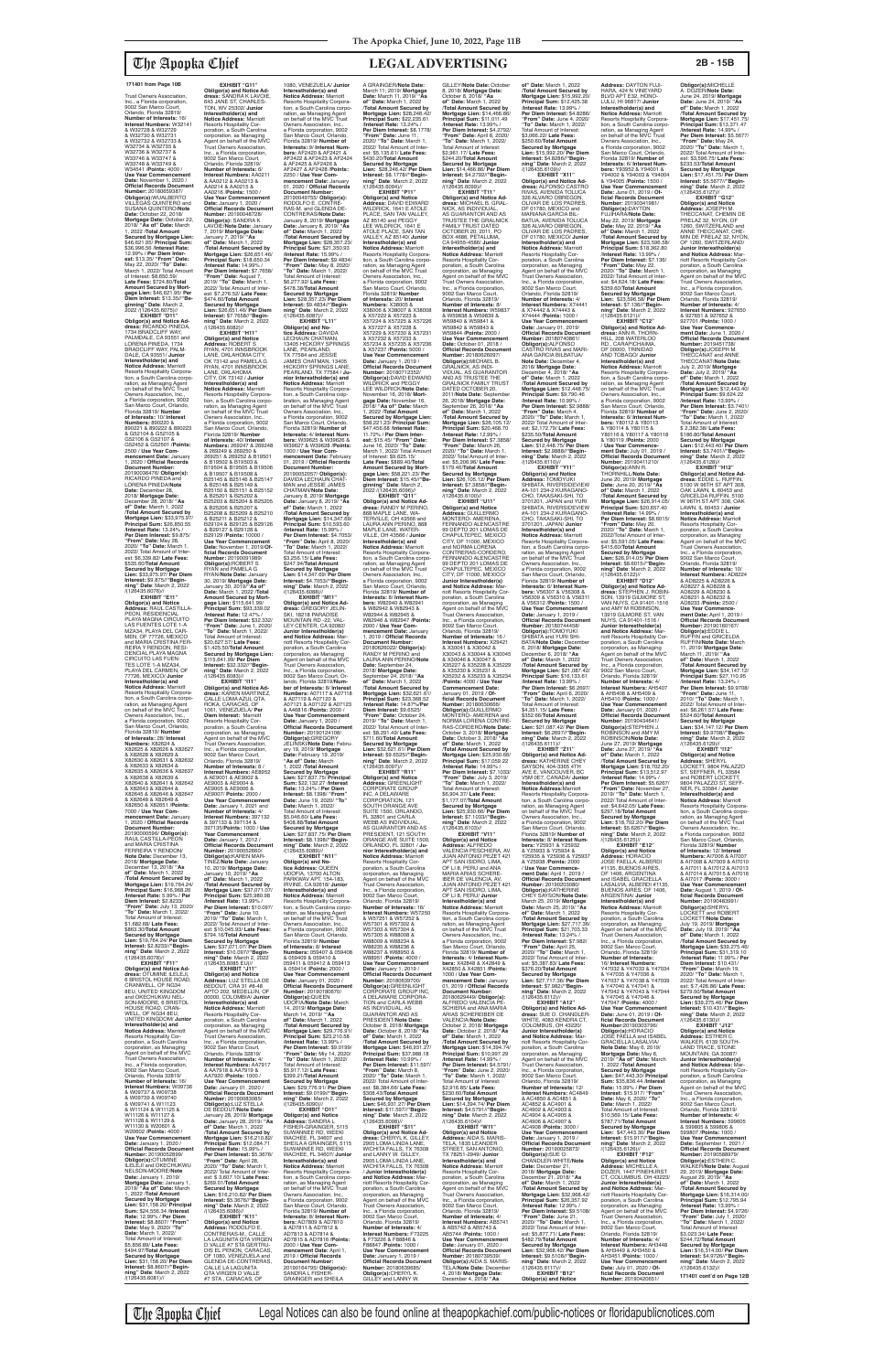**171401 from Page 10B**

Trust Owners Association, Inc., a Florida corporation, 9002 San Marco Court, Orlando, Florida 32819/ **Number of Interests:** 16/ **Interest Numbers:** W32141 & W32728 & W32729 & W32730 & W32731 & W32732 & W32733 & W32734 & W32735 & W32736 & W32737 & W33746 & W33747 & W33748 & W33749 & W34541 /**Points:** 4000 / **Use Year Commencement Date:** November 1, 2020 / **Official Records Document Number:** 20180659387/ **Obligor(s):**WUALBERTO VILLEGAS QUINTERO and SUSANA QUINTERO/**Note Date:** October 22, 2018/ **Mortgage Date:** October 22, 2018/ **"As of" Date:** March 1, 2022 /**Total Amount Secured by Mortgage Lien:** $46,621.95/ **Principal Sum:** $36,996.56 /**Interest Rate:** 12.99% / **Per Diem Interest:** $13.35/ **"From" Date:** May 22, 2020/ **"To" Date:** March 1, 2022/ Total Amount of Interest: $8,690.59/ **Late Fees:** $724.80/**Total Amount Secured by Mortgage Lien:** $46,621.95/ **Per Diem Interest:** $13.35//**"Beginning" Date:** March 2, 2022 /(126435.6075)//

**EXHIBIT "D11"**

**Obligor(s) and Notice Address:** RICARDO PINEDA, 1734 BRADCLIFF WAY, PALMDALE, CA 93551 and LORENA PINEDA, 1734 BRADCLIFF WAY, PALMDALE, CA 93551/ **Junior Interestholder(s) and Notice Address:** Marriott Resorts Hospitality Corporation, a South Carolina corporation, as Managing Agent on behalf of the MVC Trust Owners Association, Inc., a Florida corporation, 9002 San Marco Court, Orlando, Florida 32819/ **Number of Interests:** 10/ **Interest Numbers:** 890220 & 890221 & 890222 & 890223 & G52104 & G52105 & G52106 & G52107 & G52458 & G52501 /**Points:** 2500 / **Use Year Commencement Date:** January 1, 2020 / **Official Records Document Number:** 20180753176/ **Obligor(s):** RICARDO PINEDA and LORENA PINEDA/**Note Date:** December 28, 2018/ **Mortgage Date:** December 28, 2018/ **"As of" Date:** March 1, 2022 /**Total Amount Secured by Mortgage Lien:** $33,975.97/ **Principal Sum:** $26,850.55 /**Interest Rate:** 13.24% / **Per Diem Interest:** $9.875/ **"From" Date:** May 28, 2020/ **"To" Date:** March 1, 2022/ Total Amount of Interest: $6,359.62/ **Late Fees:** $515.80/**Total Amount Secured by Mortgage Lien:** $33,975.97/ **Per Diem Interest:** $9.875//**"Beginning" Date:** March 2, 2022 /(126435.6076)//

**EXHIBIT "E11"**

**Obligor(s) and Notice Address:** RAUL CASTILLA-PERIN, RESIDENCIAL PLAYA MAGNA CIRCUITO LAS FUENTES LOTE 1-A MZA34, PLAYA DEL CARMEN, QR 77726, MEXICO and MARIA CRISTINA FERREIRA Y RENDON, RESIDENCIAL PLAYA MAGNA CIRCUITO LAS FUENTES LOTE 1-A MZA34, PLAYA DEL CARMEN, QR 77726, MEXICO/ **Junior Interestholder(s) and Notice Address:** Marriott Resorts Hospitality Corporation, a South Carolina corporation, as Managing Agent on behalf of the MVC Trust Owners Association, Inc., a Florida corporation, 9002 San Marco Court, Orlando, Florida 32819/ **Number of Interests:** 28/ **Interest Numbers:** X82624 & X82625 & X82626 & X82627 & X82628 & X82629 & X82630 & X82631 & X82632 & X82633 & X82634 & X82635 & X82636 & X82637 & X82638 & X82639 & X82640 & X82641 & X82642 & X82643 & X82644 & X82645 & X82646 & X82647 & X82648 & X82649 & X82650 & X82651 /**Points:** 7000 / **Use Year Commencement Date:** January 1, 2021 / **Official Records Document Number:** 20190005506/ **Obligor(s):** RAUL CASTILLA-PERIN and MARIA CRISTINA FERREIRA Y RENDON/ **Note Date:** December 13, 2018/ **Mortgage Date:** December 13, 2018/ **"As of" Date:** March 1, 2022 /**Total Amount Secured by Mortgage Lien:** $19,764.24/ **Principal Sum:** $16,668.26 /**Interest Rate:** 5.99% / **Per Diem Interest:** $2.8233/ **"From" Date:** July 13, 2020/ **"To" Date:** March 1, 2022/ Total Amount of Interest: $1,682.68/ **Late Fees:** $663.30/**Total Amount Secured by Mortgage Lien:** $19,764.24/ **Per Diem Interest:** $2.8233//**"Beginning" Date:** March 2, 2022 /(126435.6078)//

**EXHIBIT "F11"**

**Obligor(s) and Notice Address:** OTUMINE ILELESI, 6 BRISTOL HOUSE ROAD, CRAN- WELL, OF NG34 8EU, UNITED KINGDOM and OKECHUKWU NELSON-MOORE, 6 BRISTOL HOUSE ROAD, CRANWELL, OF NG34 8EU, UNITED KINGDOM/ **Junior Interestholder(s) and Notice Address:** Marriott Resorts Hospitality Corporation, a South Carolina corporation, as Managing Agent on behalf of the MVC Trust Owners Association, Inc., a Florida corporation, 9002 San Marco Court, Orlando, Florida 32819/ **Number of Interests:** 16/ **Interest Numbers:** W09738 & W09737 & W09738 & W09739 & W09740 & W09741 & W11123 & W11124 & W11125 & W11126 & W11127 & W11128 & W11129 & W11130 & W20601 & W20602 /**Points:** 4000 / **Use Year Commencement Date:** January 1, 2020 / **Official Records Document Number:** 20190026899/ **Obligor(s):**OTUMINE ILELESI and OKECHUKWU NELSON-MOORE/**Note Date:** January 1, 2019/ **Mortgage Date:** January 1, 2019/ **"As of" Date:** March 1, 2022 /**Total Amount Secured by Mortgage Lien:** $31,158.20/ **Principal Sum:** $24,936.34 /**Interest Rate:** 12.99% / **Per Diem Interest:** $8.8007/ **"From" Date:** May 1, 2020/ **"To" Date:** March 1, 2022/ Total Amount of Interest: $5,856.80/ **Late Fees:** $464.90/**Total Amount Secured by Mortgage Lien:** $31,158.20/ **Per Diem Interest:** $8.8007//**"Beginning" Date:** March 2, 2022 /(126435.6081)//

**EXHIBIT "G11"**

**Obligor(s) and Notice Address:** SANDRA K LAVOIE, 643 JANE ST, CHARLESTON, WV 25302/ **Junior Interestholder(s) and Notice Address:** Marriott Resorts Hospitality Corporation, a South Carolina corporation, as Managing Agent on behalf of the MVC Trust Owners Association, Inc., a Florida corporation, 9002 San Marco Court, Orlando, Florida 32819/ **Number of Interests:** 6/ **Interest Numbers:** AA0211 & AA0212 & AA0213 & AA0214 & AA0215 & AA0216 /**Points:** 1500 / **Use Year Commencement Date:** January 1, 2020 / **Official Records Document Number:** 20190048728/ **Obligor(s):** SANDRA K LAVOIE/**Note Date:** January 7, 2019/ **Mortgage Date:** January 7, 2019/ **"As of" Date:** March 1, 2022 /**Total Amount Secured by Mortgage Lien:** $26,651.46/ **Principal Sum:** $18,650.34 /**Interest Rate:** 14.99% / **Per Diem Interest:** $7.7658/ **"From" Date:** August 7, 2019/ **"To" Date:** March 1, 2022/ Total Amount of Interest: $7,278.52/ **Late Fees:** $474.60/**Total Amount Secured by Mortgage Lien:** $26,651.46/ **Per Diem Interest:** $7.7658//**"Beginning" Date:** March 2, 2022 /(126435.6082)//

**EXHIBIT "H11"**

**Obligor(s) and Notice Address:** ROBERT S RYAN, 4701 INNSBROOK LANE, OKLAHOMA CITY, OK 73142 and PAMELA G RYAN, 4701 INNSBROOK LANE, OKLAHOMA CITY, OK 73142/ **Junior Interestholder(s) and Notice Address:** Marriott Resorts Hospitality Corporation, a South Carolina corporation, as Managing Agent on behalf of the MVC Trust Owners Association, Inc., a Florida corporation, 9002 San Marco Court, Orlando, Florida 32819/ **Number of Interests:** 40/ **Interest Numbers:** 269247 & 269248 & 269249 & 269250 & 269251 & 269252 & B19501 & B19502 & B19503 & B19504 & B19505 & B19506 & B19507 & B19508 & B25145 & B25146 & B25147 & B25148 & B25149 & B25150 & B25151 & B25152 & B25201 & B25202 & B25203 & B25204 & B25205 & B25206 & B25207 & B25208 & B25209 & B25210 & B29121 & B29122 & B29123 & B29124 & B29125 & B29126 & B29127 & B29128 & B29129 /**Points:** 10000 / **Use Year Commencement Date:** November 1, 2019 / **Official Records Document Number:** 20190061989/ **Obligor(s):**ROBERT S RYAN and PAMELA G RYAN/**Note Date:** January 30, 2019/ **Mortgage Date:** January 30, 2019/ **"As of" Date:** March 1, 2022 /**Total Amount Secured by Mortgage Lien:** $115,641.69/ **Principal Sum:** $93,336.05 /**Interest Rate:** 12.47% / **Per Diem Interest:** $32.332/ **"From" Date:** June 1, 2020/ **"To" Date:** March 1, 2022/ Total Amount of Interest: $20,827.57/ **Late Fees:** $1,425.10/**Total Amount Secured by Mortgage Lien:** $115,641.69/ **Per Diem Interest:** $32.332//**"Beginning" Date:** March 2, 2022 /(126435.6083)//

**EXHIBIT "I11"**

**Obligor(s) and Notice Address:** KAREN MARTINEZ, CALLE LUNA AGUA OTA, ROKIA, CARACAS, OF 1051, VENEZUELA/ **Per Diem Interest:** Marriott Resorts Hospitality Corporation, a South Carolina corporation, as Managing Agent on behalf of the MVC Trust Owners Association, Inc., a Florida corporation, 9002 San Marco Court, Orlando, Florida 32819/ **Number of Interests:** 8 / **Interest Numbers:** AE8052 & AE9001 & AE9002 & AE9003 & AE9004 & AE9005 & AE9006 & AE9007 /**Points:** 2000 / **Use Year Commencement Date:** January 1, 2021 and **Number of Interests:** 4/ **Interest Numbers:** 397132 & 397133 & 397134 & 397135/**Points:** 1000 / **Use Year Commencement Date:** January 1, 2020 / **Official Records Document Number:** 20190062660/ **Obligor(s):**KAREN MARTINEZ/**Note Date:** January 10, 2019/ **Mortgage Date:** January 10, 2019/ **"As of" Date:** March 1, 2022 /**Total Amount Secured by Mortgage Lien:** $37,071.07/ **Principal Sum:** $25,980.99 /**Interest Rate:** 13.99% / **Per Diem Interest:** $10.0097/ **"From" Date:** June 10, 2019/ **"To" Date:** March 1, 2022/ Total Amount of Interest: $10,045.33/ **Late Fees:** $794.10/**Total Amount Secured by Mortgage Lien:** $37,071.07/ **Per Diem Interest:** $10.0097//**"Beginning" Date:** March 2, 2022 /(126435.6085 EU)//

**EXHIBIT "J11"**

**Obligor(s) and Notice Address:** LUZ STELLA DE BEDOUT, CRA 31 #8-45 APTO 202, MEDELLIN, OF 00000, COLOMBIA/ **Junior Interestholder(s) and Notice Address:** Marriott Resorts Hospitality Corporation, a South Carolina corporation, as Managing Agent on behalf of the MVC Trust Owners Association, Inc., a Florida corporation, 9002 San Marco Court, Orlando, Florida 32819/ **Number of Interests:** 4/ **Interest Numbers:** AA7917 & AA7918 & AA7919 & AA7920 /**Points:** 1000 / **Use Year Commencement Date:** January 01, 2020 / **Official Records Document Number:** 20190083065/ **Obligor(s):**LUZ STELLA DE BEDOUT/**Note Date:** January 28, 2019/ **Mortgage Date:** January 28, 2019/ **"As of" Date:** March 1, 2022 /**Total Amount Secured by Mortgage Lien:** $16,210.82/ **Principal Sum:** $12,084.71 /**Interest Rate:** 15.99% / **Per Diem Interest:** $5.3676/ **"From" Date:** April 28, 2020/ **"To" Date:** March 1, 2022/ Total Amount of Interest: $ 3,607.10/ **Late Fees:** $269.01/**Total Amount Secured by Mortgage Lien:** $16,210.82/ **Per Diem Interest:** $5.3676//**"Beginning" Date:** March 2, 2022 /(126435.6086)//

**EXHIBIT "K11"**

**Obligor(s) and Notice Address:** RODOLFO E. CONTRERAS-M., CALLE LA LAGUNITA QTA VIRGEN D VALLE #7 STA GERTRUDIS EL PENON, CARACAS, OF 1080, VENEZUELA and GLENDA DE CONTRERAS, CALLE LA LAGUNITA QTA VIRGEN D VALLE #7 STA., CARACAS, OF 1080, VENEZUELA/ **Junior Interestholder(s) and Notice Address:** Marriott Resorts Hospitality Corporation, a South Carolina corporation, as Managing Agent on behalf of the MVC Trust Owners Association, Inc., a Florida corporation, 9002 San Marco Court, Orlando, Florida 32819/ **Number of Interests:** 8/ **Interest Numbers:** AF2420 & AF2421 & AF2422 & AF2423 & AF2424 & AF2425 & AF2426 & AF2427 & AF2428 /**Points:** 2250 / **Use Year Commencement Date:** January 01, 2020 / **Official Records Document Number:** 20190049750/ **Obligor(s):** RODOLFO E. CONTRERAS-M. and GLENDA DE CONTRERAS/**Note Date:** January 8, 2019/ **Mortgage Date:** January 8, 2019/ **"As of" Date:** March 1, 2022 /**Total Amount Secured by Mortgage Lien:** $28,257.23/ **Principal Sum:** $21,350.93 /**Interest Rate:** 15.99% / **Per Diem Interest:** $9.4834/ **"From" Date:** May 8, 2020/ **"To" Date:** March 1, 2022/ Total Amount of Interest: $6,277.82/ **Late Fees:** $478.38/**Total Amount Secured by Mortgage Lien:** $28,257.23/ **Per Diem Interest:** $9.4834//**"Beginning" Date:** March 2, 2022 /(126435.6087)//

**EXHIBIT "L11"**

**Obligor(s) and Notice Address:** DAVIDA LECHAUN CHATMAN, 13406 HICKORY SPRINGS LANE, PEARLAND, TX 77584 and JESSIE JAMES CHATMAN, 13406 HICKORY SPRINGS LANE, PEARLAND, TX 77584 / **Junior Interestholder(s) and Notice Address:** Marriott Resorts Hospitality Corporation, a South Carolina corporation, as Managing Agent on behalf of the MVC Trust Owners Association, Inc., a Florida corporation, 9002 San Marco Court, Orlando, Florida 32819/ **Number of Interests:** 4/ **Interest Numbers:** W39625 & W39626 & W39627 & W39628 /**Points:** 1000 / **Use Year Commencement Date:** February 01, 2019 / **Official Records Document Number:** 20190052455/ **Obligor(s):** DAVIDA LECHAUN CHATMAN and JESSIE JAMES CHATMAN/**Note Date:** January 8, 2019/ **Mortgage Date:** January 8, 2019/ **"As of" Date:** March 1, 2022 /**Total Amount Secured by Mortgage Lien:** $14,347.06/ **Principal Sum:** $10,933.60 /**Interest Rate:** 15.99% / **Per Diem Interest:** $4.7053/ **"From" Date:** April 8, 2020/ **"To" Date:** March 1, 2022/ Total Amount of Interest: $3,258.15/ **Late Fees:** $247.34/**Total Amount Secured by Mortgage Lien:** $14,347.06/ **Per Diem Interest:** $4.7053//**"Beginning" Date:** March 2, 2022 /(126435.6088)//

**EXHIBIT "M11"**

**Obligor(s) and Notice Address:** GREGORY JELINEK, 3001 SADDLE MOUNTAIN RD -22, VALLEY CENTER, CA 92082/ **Junior Interestholder(s) and Notice Address:** Marriott Resorts Hospitality Corporation, a South Carolina corporation, as Managing Agent on behalf of the MVC Trust Owners Association, Inc., a Florida corporation, 9002 San Marco Court, Orlando, Florida 32819/**Number of Interests:** 8/ **Interest Numbers:** AO7117 & AO7118 & AO7119 & AO7120 & AO7121 & AO7122 & AO7123 & A46816 /**Points:** 2000 / **Use Year Commencement Date:** January 1, 2020 / **Official Records Document Number:** 20190124106/ **Obligor(s):**GREGORY JELINEK/**Note Date:** February 15, 2019/ **Mortgage Date:** February 15, 2019/ **"As of" Date:** March 1, 2022 /**Total Amount Secured by Mortgage Lien:** $27,837.75/ **Principal Sum:** $22,132.27 /**Interest Rate:** 13.24% / **Per Diem Interest:** $8.1397/ **"From" Date:** June 15, 2020/ **"To" Date:** March 1, 2022/ Total Amount of Interest: $5,046.60/ **Late Fees:** $408.88/**Total Amount Secured by Mortgage Lien:** $27,837.75/ **Per Diem Interest:** $8.1397//**"Beginning" Date:** March 2, 2022 /(126435.6089)//

**EXHIBIT "N11"**

**Obligor(s) and Notice Address:** QUEEN UDOFIA, 13702 ALTON PARKWAY APT. 154-149, IRVINE, CA 92618/ **Junior Interestholder(s) and Notice Address:** Marriott Resorts Hospitality Corporation, a South Carolina corporation, as Managing Agent on behalf of the MVC Trust Owners Association, Inc., a Florida corporation, 9002 San Marco Court, Orlando, Florida 32819/ **Number of Interests:** 8/ **Interest Numbers:** 059407 & 059408 & 059409 & 059410 & 059411 & 059412 & 059413 & 059414 /**Points:** 2000 / **Use Year Commencement Date:** April 1, 2019 / **Official Records Document Number:** 20190129780/ **Obligor(s):**QUEEN UDOFIA/**Note Date:** March 14, 2019/ **Mortgage Date:** March 14, 2019/ **"As of" Date:** March 1, 2022 /**Total Amount Secured by Mortgage Lien:** $36,776.91/ **Principal Sum:** $27,615.15 /**Interest Rate:** 13.99% / **Per Diem Interest:** $9.0199/ **"From" Date:** May 14, 2020/ **"To" Date:** March 1, 2022/ Total Amount of Interest: $5,917.12/ **Late Fees:** $399.71/**Total Amount Secured by Mortgage Lien:** $36,776.91/ **Per Diem Interest:** $9.0199//**"Beginning" Date:** March 2, 2022 /(126435.6090)//

**EXHIBIT "O11"**

**Obligor(s) and Notice Address:** SANDRA L FISHER-BRANGER, 5115 SUWANNEE RD, WEEKI WACHEE, FL 34607 and SHEILA A GRAINGER, 5115 SUWANNEE RD, WEEKI WACHEE, FL 34607/ **Junior Interestholder(s) and Notice Address:** Marriott Resorts Hospitality Corporation, a South Carolina corporation, as Managing Agent on behalf of the MVC Trust Owners Association, Inc., a Florida corporation, 9002 San Marco Court, Orlando, Florida 32819/**Number of Interests:** 4/ **Interest Numbers:** AD7809 & AD7810 & AD7811 & AD7812 & AD7813 & AD7814 & AD7815 & AD7816 /**Points:** 2000 / **Use Year Commencement Date:** April 1, 2019 / **Official Records Document Number:** 20190154305/**Obligor(s):** SANDRA L FISHER-BRANGER and SHEILA A GRAINGER/**Note Date:** March 11, 2019/ **Mortgage Date:** March 11, 2019/ **"As of" Date:** March 1, 2022 /**Total Amount Secured by Mortgage Lien:** $28,246.42/ **Principal Sum:** $22,235.61 /**Interest Rate:** 13.24% / **Per Diem Interest:** $8.1778/ **"From" Date:** June 11, 2020/ **"To" Date:** March 1, 2022/ Total Amount of Interest: $5,102.91/ **Late Fees:** $430.20/**Total Amount Secured by Mortgage Lien:** $28,246.42/ **Per Diem Interest:** $8.1778//**"Beginning" Date:** March 2, 2022 /(126435.6092)//

**EXHIBIT "P11"**

**Obligor(s) and Notice Address:** DAVID EDWARD WILDRICK, 1641 E ATOLE PLACE, SAN TAN VALLEY, AZ 85140 and PEGGY LEE WILDRICK, 1641 E ATOLE PLACE, SAN TAN VALLEY, AZ 85140/ **Junior Interestholder(s) and Notice Address:** Marriott Resorts Hospitality Corporation, a South Carolina corporation, as Managing Agent on behalf of the MVC Trust Owners Association, Inc., a Florida corporation, 9002 San Marco Court, Orlando, Florida 32819/ **Number of Interests:** 20/ **Interest Numbers:** X38605 & X38606 & X38607 & X38608 & X57222 & X57223 & X57224 & X57225 & X57226 & X57227 & X57228 & X57229 & X57230 & X57231 & X57232 & X57233 & X57234 & X57235 & X57236 & X57237 /**Points:** 5000 / **Use Year Commencement Date:** January 1, 2019 / **Official Records Document Number:** 20190712260/ **Obligor(s):**DAVID EDWARD WILDRICK and PEGGY LEE WILDRICK/**Note Date:** November 16, 2018/ **Mortgage Date:** November 16, 2018/ **"As of" Date:** March 1, 2022 /**Total Amount Secured by Mortgage Lien:** $47,455.68/ **Interest Rate:** 11.72% / **Per Diem Interest:** $15.45/ **"From" Date:** June 16, 2020/ **"To" Date:** March 1, 2022/ Total Amount of Interest: $9,625.15/ **Late Fees:** $689.40/**Total Amount Secured by Mortgage Lien:** $47,455.68/ **Per Diem Interest:** $15.45//**"Beginning" Date:** March 2, 2022 /(126435.6096)//

**EXHIBIT "Q11"**

**Obligor(s) and Notice Address:** RANDY M PERINO, 868 MAPLE LANE, WATERVILLE, OH 43566 and JURGANN PERINO, 868 MAPLE LANE, WATERVILLE, OH 43566 / **Junior Interestholder(s) and Notice Address:** Marriott Resorts Hospitality Corporation, a South Carolina corporation, as Managing Agent on behalf of the MVC Trust Owners Association, Inc., a Florida corporation, 9002 San Marco Court, Orlando, Florida 32819/ **Number of Interests:** 8/ **Interest Numbers:** W82940 & W82941 & W82942 & W82943 & W82944 & W82945 & W82946 & W82947 /**Points:** 2000 / **Use Year Commencement Date:** January 1, 2019 / **Official Records Document Number:** 20180820522/ **Obligor(s):** RANDY M PERINO and JURGANN PERINO/**Note Date:** December 24, 2018/ **Mortgage Date:** December 24, 2018/ **"As of" Date:** March 1, 2022 /**Total Amount Secured by Mortgage Lien:** $32,627.61/ **Principal Sum:** $26,398.52 /**Interest Rate:** 12.99% / **Per Diem Interest:** $9.5525/ **"From" Date:** October 24, 2019/ **"To" Date:** March 1, 2022/ Total Amount of Interest: $8,291.49/ **Late Fees:** $711.60/**Total Amount Secured by Mortgage Lien:** $32,627.61/ **Per Diem Interest:** $9.5525//**"Beginning" Date:** March 2, 2022 /(126435.6097)//

**EXHIBIT "R11"**

**Obligor(s) and Notice Address:** GREENLIGHT CORPORATE GROUP INC, A DELAWARE CORPORATION, 121 SOUTH ORANGE AVE SUITE 1500, ORLANDO, FL 32801 and CARLA WEBB AS INDIVIDUAL, AS GUARANTOR AND AS PRESIDENT, 121 SOUTH ORANGE AVE SUITE 1500, ORLANDO, FL 32801/ **Junior Interestholder(s) and Notice Address:** Marriott Resorts Hospitality Corporation, a South Carolina corporation, as Managing Agent on behalf of the MVC Trust Owners Association, Inc., a Florida corporation, 9002 San Marco Court, Orlando, Florida 32819/ **Number of Interests:** 12/ **Interest Numbers:** W57250 & W57251 & W57252 & W57301 & W57302 & W57303 & W57304 & W57305 & W88008 & W88009 & W88524 & W88525 & W88526 & W88527 & W88950 & W88951 /**Points:** 4000 / **Use Year Commencement Date:** January 1, 2019 / **Official Records Document Number:** 20180807514/ **Obligor(s):**GREENLIGHT CORPORATE GROUP INC, A DELAWARE CORPORATION and CARLA WEBB AS INDIVIDUAL, AS GUARANTOR AND AS PRESIDENT/**Note Date:** October 8, 2018/ **Mortgage Date:** October 8, 2018/ **"As of" Date:** March 1, 2022 /**Total Amount Secured by Mortgage Lien:** $46,501.27/ **Principal Sum:** $37,988.18 /**Interest Rate:** 10.99% / **Per Diem Interest:** $11.597/ **"From" Date:** March 8, 2020/ **"To" Date:** March 1, 2022/ Total Amount of Interest: $8,384.65/ **Late Fees:** $308.43/**Total Amount Secured by Mortgage Lien:** $46,501.27/ **Per Diem Interest:** $11.597//**"Beginning" Date:** March 2, 2022 /(126435.6099)//

**EXHIBIT "S11"**

**Obligor(s) and Notice Address:** CHERYL K. GILLEY, 2305 LOMA LINDA LANE, WICHITA FALLS, TX 76308 and LANNY W. GILLEY, 2305 LOMA LINDA LANE, WICHITA FALLS, TX 76308/ **Junior Interestholder(s) and Notice Address:** Marriott Resorts Hospitality Corporation, a South Carolina corporation, as Managing Agent on behalf of the MVC Trust Owners Association, Inc., a Florida corporation, 9002 San Marco Court, Orlando, Florida 32819/ **Number of Interests:** 8 / **Interest Numbers:** F73225 & F73226 & F88846 & F88847 /**Points:** 1000 / **Use Year Commencement Date:** January 1, 2019 / **Official Records Document Number:** 20180810500/ **Obligor(s):**CHERYL K. GILLEY and LANNY W. GILLEY/**Note Date:** October 8, 2018/ **Mortgage Date:** October 8, 2018/ **"As of" Date:** March 1, 2022 /**Total Amount Secured by Mortgage Lien:** $14,466.86/ **Principal Sum:** $11,011.49 /**Interest Rate:** 13.99% / **Per Diem Interest:** $4.2792/ **"From" Date:** April 8, 2020/ **"To" Date:** March 1, 2022/ Total Amount of Interest: $2,963.47/ **Late Fees:** $244.20/**Total Amount Secured by Mortgage Lien:** $14,466.86/ **Per Diem Interest:** $4.2792//**"Beginning" Date:** March 2, 2022 /(126435.6100)//

**EXHIBIT "T11"**

**Obligor(s) and Notice Address:** MICHAEL B GRAUNICK, AS INDIVIDUAL, AS GUARANTOR AND AS TRUSTEE THE GRAUNICK FAMILY TRUST DATED OCTOBER 20, 2011, PO BOX 4686, PETALUMA, CA 94955-4686/ **Junior Interestholder(s) and Notice Address:** Marriott Resorts Hospitality Corporation, a South Carolina corporation, as Managing Agent on behalf of the MVC Trust Owners Association, Inc., a Florida corporation, 9002 San Marco Court, Orlando, Florida 32819/ **Number of Interests:** 6/ **Interest Numbers:** W59837 & W59838 & W59839 & W59840 & W59841 & W59842 & W59843 & W59844 /**Points:** 2000 / **Use Year Commencement Date:** October 1, 2019 / **Official Records Document Number:** 20180809807/ **Obligor(s):**MICHAEL B. GRAUNICK, AS INDIVIDUAL, AS GUARANTOR AND AS TRUSTEE THE GRAUNICK FAMILY TRUST DATED OCTOBER 20, 2011/**Note Date:** September 26, 2018/ **Mortgage Date:** September 26, 2018/ **"As of" Date:** March 1, 2022 /**Total Amount Secured by Mortgage Lien:** $26,105.12/ **Principal Sum:** $20,468.70 /**Interest Rate:** 13.99% / **Per Diem Interest:** $7.3858/ **"From" Date:** March 26, 2020/ **"To" Date:** March 1, 2022/ Total Amount of Interest: $5,206.96/ **Late Fees:** $179.46/**Total Amount Secured by Mortgage Lien:** $26,105.12/ **Per Diem Interest:** $7.3858//**"Beginning" Date:** March 2, 2022 /(126435.6102)//

**EXHIBIT "U11"**

**Obligor(s) and Notice Address:** GUILLERMO MONTERO-ANDREINA FERNANDO ALENCASTRE 89 DEPTO 201 LOMAS DE CHAPULTEPEC, MEXICO CITY, DF 11000, MEXICO and NORMA LORENA CONTRERAS-CORDERO, FERNANDO ALENCASTRE 89 DEPTO 201 LOMAS DE CHAPULTEPEC, MEXICO CITY, DF 11000, MEXICO/ **Junior Interestholder(s) and Notice Address:** Marriott Resorts Hospitality Corporation, a South Carolina corporation, as Managing Agent on behalf of the MVC Trust Owners Association, Inc., a Florida corporation, 9002 San Marco Court, Orlando, Florida 32819/ **Number of Interests:** 16/ **Interest Numbers:** X29421 & X30043 & X30044 & X30045 & X30046 & X30047 & X30048 & X35229 & X35230 & X35231 & X35232 & X35233 & X35234 /**Points:** 4000 / **Use Year Commencement Date:** January 01, 2019 / **Official Records Document Number:** 20180832095/ **Obligor(s):**GUILLERMO MONTERO-ANDREINA and NORMA LORENA CONTRERAS-CORDERO/**Note Date:** October 3, 2018/ **Mortgage Date:** October 3, 2018/ **"As of" Date:** March 1, 2022 /**Total Amount Secured by Mortgage Lien:** $23,536.96/ **Principal Sum:** $17,259.22 /**Interest Rate:** 14.99% / **Per Diem Interest:** $7.1003/ **"From" Date:** July 3, 2019/ **"To" Date:** March 1, 2022/ Total Amount of Interest: $6,866.73/ **Late Fees:** $1,177.07/**Total Amount Secured by Mortgage Lien:** $23,536.96/ **Per Diem Interest:** $7.1003//**"Beginning" Date:** March 2, 2022 /(126435.6103)//

**EXHIBIT "V11"**

**Obligor(s) and Notice Address:** MARIA DEL SOCORRO VALENCIA PESCHIERA, AV. JUAN ANTONIO PEZET 421 APT SAN ISIDRO, LIMA, OF L27, PERU and ANA MARIA ARIAS SCHEREIBER DE VALENCIA, AV. JUAN ANTONIO PEZET 421 APT SAN ISIDRO, LIMA, OF L27, PERU/ **Junior Interestholder(s) and Notice Address:** Marriott Resorts Hospitality Corporation, a South Carolina corporation, as Managing Agent on behalf of the MVC Trust Owners Association, Inc., a Florida corporation, 9002 San Marco Court, Orlando, Florida 32819/ **Number of Interests:** 4/ **Interest Numbers:** X48948 & X48949 & X48950 & X48951 /**Points:** 1000 / **Use Year Commencement Date:** January 1, 2019 / **Official Records Document Number:** 20180829449/ **Obligor(s):** ALFREDO VALENCIA PESCHIERA and ANA MARIA ARIAS SCHEREIBER DE VALENCIA/**Note Date:** October 2, 2018/ **Mortgage Date:** October 2, 2018/ **"As of" Date:** March 1, 2022 /**Total Amount Secured by Mortgage Lien:** $14,384.74/ **Principal Sum:** $10,907.29 /**Interest Rate:** 14.99% / **Per Diem Interest:** $4.5791/ **"From" Date:** June 2, 2020/ **"To" Date:** March 1, 2022/ Total Amount of Interest: $2,316.05/ **Late Fees:** $230.60/**Total Amount Secured by Mortgage Lien:** $14,384.74/ **Per Diem Interest:** $4.5791//**"Beginning" Date:** March 2, 2022 /(126435.6104)//

**EXHIBIT "W11"**

**Obligor(s) and Notice Address:** AIDA S. MARIS-TELA, 1836 LEANDER STREET, SAN ANTONIO, TX 78251-3549/ **Junior Interestholder(s) and Notice Address:** Marriott Resorts Hospitality Corporation, a South Carolina corporation, as Managing Agent on behalf of the MVC Trust Owners Association, Inc., a Florida corporation, 9002 San Marco Court, Orlando, Florida 32819/ **Number of Interests:** 4/ **Interest Numbers:** AB5741 & AB5742 & AB5743 & AB5744 /**Points:** 1000 / **Use Year Commencement Date:** January 01, 2020 / **Official Records Document Number:** 20180739530/ **Obligor(s):**AIDA S. MARIS-TELA/**Note Date:** December 4, 2018/ **Mortgage Date:** December 4, 2018/ **"As of" Date:** March 1, 2022 /**Total Amount Secured by Mortgage Lien:** $15,992.20/ **Principal Sum:** $12,425.38 /**Interest Rate:** 13.99% / **Per Diem Interest:** $4.8286/ **"From" Date:** June 4, 2020/ **"To" Date:** March 1, 2022/ Total Amount of Interest: $3,066.22/ **Late Fees:** $250.60/**Total Amount Secured by Mortgage Lien:** $15,992.20/ **Per Diem Interest:** $4.8286//**"Beginning" Date:** March 2, 2022 /(126435.6109)//

**EXHIBIT "X11"**

**Obligor(s) and Notice Address:** ALFONSO CASTRO RIVAS, AVENIDA TOLUCA 326 ALVARO OBREGON, OLIVAR DE LOS PADRES, DF 01780, MEXICO and MARIANA GARCIA BILBATUA, AVENIDA TOLUCA 326 ALVARO OBREGON, OLIVAR DE LOS PADRES, DF 01780, MEXICO/ **Junior Interestholder(s) and Notice Address:** Marriott Resorts Hospitality Corporation, a South Carolina corporation, as Managing Agent on behalf of the MVC Trust Owners Association, Inc., a Florida corporation, 9002 San Marco Court, Orlando, Florida 32819/ **Number of Interests:** 4/ **Interest Numbers:** X74441 & X74442 & X74443 & X74444 /**Points:** 1000 / **Use Year Commencement Date:** January 01, 2019/ **Official Records Document Number:** 20180740861/ **Obligor(s):**ALFONSO CASTRO RIVAS and MARIANA GARCIA BILBATUA/ **Note Date:** December 4, 2018/ **Mortgage Date:** December 4, 2018/ **"As of" Date:** March 1, 2022 /**Total Amount Secured by Mortgage Lien:** $12,448.75/ **Principal Sum:** $9,790.46 /**Interest Rate:** 10.99% / **Per Diem Interest:** $2.9888/ **"From" Date:** March 4, 2020/ **"To" Date:** March 1, 2022/ Total Amount of Interest: $2,172.76/ **Late Fees:** $235.53/**Total Amount Secured by Mortgage Lien:** $12,448.75/ **Per Diem Interest:** $2.9888//**"Beginning" Date:** March 2, 2022 /(126435.6110)//

**EXHIBIT "Y11"**

**Obligor(s) and Notice Address:** TOMOYUKI SHIBATA, RIVERSIDEVIEW #A-101 234-2 KURAGANOCHO, TAKASAKI-SHI, TO 3701201, JAPAN and YURI SHIBATA, RIVERSIDEVIEW #A-101 234-2 KURAGANOCHO, TAKASAKI-SHI, TO 3701201, JAPAN/ **Junior Interestholder(s) and Notice Address:** Marriott Resorts Hospitality Corporation, a South Carolina corporation, as Managing Agent on behalf of the MVC Trust Owners Association, Inc., a Florida corporation, 9002 San Marco Court, Orlando, Florida 32819/ **Number of Interests:** 6/ **Interest Numbers:** V56307 & V56308 & V56309 & V56310 & V56311 & V56312 /**Points:** 1500 / **Use Year Commencement Date:** January 1, 2019 / **Official Records Document Number:** 20180744458/ **Obligor(s):**TOMOYUKI SHIBATA and YURI SHIBATA/**Note Date:** December 6, 2018/ **Mortgage Date:** December 6, 2018/ **"As of" Date:** March 1, 2022 /**Total Amount Secured by Mortgage Lien:** $21,087.42/ **Principal Sum:** $16,133.61 /**Interest Rate:** 13.99% / **Per Diem Interest:** $6.2697/ **"From" Date:** April 6, 2020/ **"To" Date:** March 1, 2022/ Total Amount of Interest: $4,351.15/ **Late Fees:** $352.66/**Total Amount Secured by Mortgage Lien:** $21,087.42/ **Per Diem Interest:** $6.2697//**"Beginning" Date:** March 2, 2022 /(126435.6111)//

**EXHIBIT "Z11"**

**Obligor(s) and Notice Address:** KATHERINE CHEY SAYSON, 404-3365 4TH AVE E, VANCOUVER, BC V5M 0E7, CANADA/ **Junior Interestholder(s) and Notice Address:** Marriott Resorts Hospitality Corporation, a South Carolina corporation, as Managing Agent on behalf of the MVC Trust Owners Association, Inc., a Florida corporation, 9002 San Marco Court, Orlando, Florida 32819/ **Number of Interests:** 8/ **Interest Numbers:** Y25931 & Y25932 & Y25933 & Y25934 & Y25935 & Y25936 & Y25937 & Y25938 /**Points:** 2000 / **Use Year Commencement Date:** April 1, 2019 / **Official Records Document Number:** 20190203080/ **Obligor(s):**KATHERINE CHEY SAYSON/**Note Date:** March 25, 2019/ **Mortgage Date:** March 25, 2019/ **"As of" Date:** March 1, 2022 /**Total Amount Secured by Mortgage Lien:** $27,717.36/ **Principal Sum:** $21,703.33 /**Interest Rate:** 13.24% / **Per Diem Interest:** $7.982/ **"From" Date:** April 25, 2020/ **"To" Date:** March 1, 2022/ Total Amount of Interest: $5,387.83/ **Late Fees:** $376.20/**Total Amount Secured by Mortgage Lien:** $27,717.36/ **Per Diem Interest:** $7.982//**"Beginning" Date:** March 2, 2022 /(126435.6112)//

**EXHIBIT "A12"**

**Obligor(s) and Notice Address:** SUE O. CHANDLER-WHITE, 4083 KENDRA CT, COLUMBUS, OH 43220/ **Junior Interestholder(s) and Notice Address:** Marriott Resorts Hospitality Corporation, a South Carolina corporation, as Managing Agent on behalf of the MVC Trust Owners Association, Inc., a Florida corporation, 9002 San Marco Court, Orlando, Florida 32819/ **Number of Interests:** 12/ **Interest Numbers:** AC4849 & AC4850 & AC4851 & AC4852 & AC4901 & AC4902 & AC4903 & AC4904 & AC4905 & AC4906 & AC4907 & AC4908 /**Points:** 3000 / **Use Year Commencement Date:** January 1, 2020 / **Official Records Document Number:** 20190225873/ **Obligor(s):**SUE O. CHANDLER-WHITE/**Note Date:** December 21, 2018/ **Mortgage Date:** December 21, 2018/ **"As of" Date:** March 1, 2022 /**Total Amount Secured by Mortgage Lien:** $32,968.42/ **Principal Sum:** $26,257.92 /**Interest Rate:** 12.99% / **Per Diem Interest:** $9.5108/ **"From" Date:** June 21, 2020/ **"To" Date:** March 1, 2022/ Total Amount of Interest: $5,877.71/ **Late Fees:** $482.79/**Total Amount Secured by Mortgage Lien:** $32,968.42/ **Per Diem Interest:** $9.5108//**"Beginning" Date:** March 2, 2022 /(126435.6117)//

**EXHIBIT "B12"**

**Obligor(s) and Notice Address:** DAYTON FUJIHARA, 424 N VINEYARD BLVD APT E32, HONOLULU, HI 96817/ **Junior Interestholder(s) and Notice Address:** Marriott Resorts Hospitality Corporation, a South Carolina corporation, as Managing Agent on behalf of the MVC Trust Owners Association, Inc., a Florida corporation, 9002 San Marco Court, Orlando, Florida 32819/ **Number of Interests:** 6/ **Interest Numbers:** Y93952 & Y94001 & Y94002 & Y94003 & Y94004 & Y94005 /**Points:** 1500 / **Use Year Commencement Date:** June 01, 2019 / **Official Records Document Number:** 20190341981/ **Obligor(s):**DAYTON FUJIHARA/**Note Date:** May 22, 2019/ **Mortgage Date:** May 22, 2019/ **"As of" Date:** March 1, 2022 /**Total Amount Secured by Mortgage Lien:** $23,596.58/ **Principal Sum:** $18,362.80 /**Interest Rate:** 13.99% / **Per Diem Interest:** $7.136/ **"From" Date:** May 22, 2020/ **"To" Date:** March 1, 2022/ Total Amount of Interest: $4,624.18/ **Late Fees:** $359.60/**Total Amount Secured by Mortgage Lien:** $23,596.58/ **Per Diem Interest:** $7.136//**"Beginning" Date:** March 2, 2022 /(126435.6121)//

**EXHIBIT "C12"**

**Obligor(s) and Notice Address:** ANN R. THORNHILL, 208 WATERLOO RD., CARAPICHAIMA, OF 00000, TRINIDAD AND TOBAGO/ **Junior Interestholder(s) and Notice Address:** Marriott Resorts Hospitality Corporation, a South Carolina corporation, as Managing Agent on behalf of the MVC Trust Owners Association, Inc., a Florida corporation, 9002 San Marco Court, Orlando, Florida 32819/ **Number of Interests:** 8/ **Interest Numbers:** Y80112 & Y80113 & Y80114 & Y80115 & Y80116 & Y80117 & Y80118 & Y80119 /**Points:** 2000 / **Use Year Commencement Date:** July 01, 2019 / **Official Records Document Number:** 20190411210/ **Obligor(s):**ANN R. THORNHILL/**Note Date:** June 20, 2019/ **Mortgage Date:** June 20, 2019/ **"As of" Date:** March 1, 2022 /**Total Amount Secured by Mortgage Lien:** $26,914.05/ **Principal Sum:** $20,857.40 /**Interest Rate:** 14.99% / **Per Diem Interest:** $8.6015/ **"From" Date:** May 20, 2020/ **"To" Date:** March 1, 2022/ Total Amount of Interest: $5,591.05/ **Late Fees:** $415.60/**Total Amount Secured by Mortgage Lien:** $26,914.05/ **Per Diem Interest:** $8.6015//**"Beginning" Date:** March 2, 2022 /(126435.6122)//

**EXHIBIT "D12"**

**Obligor(s) and Notice Address:** STEPHEN J. ROBINSON, 13919 GILMORE ST, VAN NUYS, CA 91401-1516 and AMY M ROBINSON, 13919 GILMORE ST, VAN NUYS, CA 91401-1516 / **Junior Interestholder(s) and Notice Address:** Marriott Resorts Hospitality Corporation, a South Carolina corporation, as Managing Agent on behalf of the MVC Trust Owners Association, Inc., a Florida corporation, 9002 San Marco Court, Orlando, Florida 32819/ **Number of Interests:** 4/ **Interest Numbers:** AH5497 & AH5498 & AH5499 & AH5410 /**Points:** 1000 / **Use Year Commencement Date:** January 01, 2020 / **Official Records Document Number:** 20190434641/ **Obligor(s):**STEPHEN J. ROBINSON and AMY M ROBINSON/**Note Date:** June 27, 2019/ **Mortgage Date:** June 27, 2019/ **"As of" Date:** March 1, 2022 /**Total Amount Secured by Mortgage Lien:** $18,702.20/ **Principal Sum:** $13,512.97 /**Interest Rate:** 14.99% / **Per Diem Interest:** $5.6267/ **"From" Date:** November 27, 2019/ **"To" Date:** March 1, 2022/ Total Amount of Interest: $4,642.05/ **Late Fees:** $297.18/**Total Amount Secured by Mortgage Lien:** $18,702.20/ **Per Diem Interest:** $5.6267//**"Beginning" Date:** March 2, 2022 /(126435.6124)//

**EXHIBIT "E12"**

**Obligor(s) and Notice Address:** HORACIO JOSE FAELLA, ALBERDI #1135, BUENOS AIRES, OF 1406, ARGENTINA and ISABEL GRACIELLA LASALVIA, ALBERDI #1135, BUENOS AIRES, OF 1406, ARGENTINA/ **Junior Interestholder(s) and Notice Address:** Marriott Resorts Hospitality Corporation, a South Carolina corporation, as Managing Agent on behalf of the MVC Trust Owners Association, Inc., a Florida corporation, 9002 San Marco Court, Orlando, Florida 32819/ **Number of Interests:** 16/ **Interest Numbers:** Y47032 & Y47033 & Y47034 & Y47035 & Y47036 & Y47037 & Y47038 & Y47039 & Y47040 & Y47041 & Y47042 & Y47043 & Y47044 & Y47045 & Y47046 & Y47047 /**Points:** 4000 / **Use Year Commencement Date:** June 01, 2019 / **Official Records Document Number:** 20190303799/ **Obligor(s):**HORACIO JOSE FAELLA and ISABEL GRACIELLA LASALVIA/ **Note Date:** May 6, 2019/ **Mortgage Date:** May 6, 2019/ **"As of" Date:** March 1, 2022 /**Total Amount Secured by Mortgage Lien:** $47,443.30/ **Principal Sum:** $35,836.44 /**Interest Rate:** 15.99% / **Per Diem Interest:** $15.917/ **"From" Date:** May 6, 2020/ **"To" Date:** March 1, 2022/ Total Amount of Interest: $10,569.15/ **Late Fees:** $787.71/**Total Amount Secured by Mortgage Lien:** $47,443.30/ **Per Diem Interest:** $15.917//**"Beginning" Date:** March 2, 2022 /(126435.6126)//

**EXHIBIT "F12"**

**Obligor(s) and Notice Address:** MICHELLE A. DOZER, 1447 PINEHURST CT, COLUMBUS, OH 43223/ **Junior Interestholder(s) and Notice Address:** Marriott Resorts Hospitality Corporation, a South Carolina corporation, as Managing Agent on behalf of the MVC Trust Owners Association, Inc., a Florida corporation, 9002 San Marco Court, Orlando, Florida 32819/ **Number of Interests:** 4/ **Interest Numbers:** AH3448 & AH3449 & AH3450 & AH3451 /**Points:** 1000 / **Use Year Commencement Date:** July 01, 2019 / **Official Records Document Number:** 20190408034/ **Obligor(s):**MICHELLE A. DOZER/**Note Date:** June 24, 2019/ **Mortgage Date:** June 24, 2019/ **"As of" Date:** March 1, 2022 /**Total Amount Secured by Mortgage Lien:** $17,451.75/ **Principal Sum:** $13,371.47 /**Interest Rate:** 14.99% / **Per Diem Interest:** $5.5677/ **"From" Date:** May 24, 2020/ **"To" Date:** March 1, 2022/ Total Amount of Interest: $3,596.75/ **Late Fees:** $233.53/**Total Amount Secured by Mortgage Lien:** $17,451.75/ **Per Diem Interest:** $5.5677//**"Beginning" Date:** March 2, 2022 /(126435.6127)//

**EXHIBIT "G12"**

**Obligor(s) and Notice Address:** JOSEPH M THECCANAT, CHEMIN DE PRELAZ 32, NYON, OF 1260, SWITZERLAND and ANNE THECCANAT, CHEMIN DE PRELAZ 32, NYON, OF 1260, SWITZERLAND/ **Junior Interestholder(s) and Notice Address:** Marriott Resorts Hospitality Corporation, a South Carolina corporation, as Managing Agent on behalf of the MVC Trust Owners Association, Inc., a Florida corporation, 9002 San Marco Court, Orlando, Florida 32819/ **Number of Interests:** 4/ **Interest Numbers:** 927650 & 927651 & 927652 & 927701 /**Points:** 1000 / **Use Year Commencement Date:** January 1, 2020 / **Official Records Document Number:** 20190436934/ **Obligor(s):**JOSEPH M. THECCANAT and ANNE THECCANAT/**Note Date:** July 2, 2019/ **Mortgage Date:** July 2, 2019/ **"As of" Date:** March 1, 2022 /**Total Amount Secured by Mortgage Lien:** $12,443.40/ **Principal Sum:** $9,624.22 /**Interest Rate:** 13.99% / **Per Diem Interest:** $3.7401/ **"From" Date:** June 2, 2020/ **"To" Date:** March 1, 2022/ Total Amount of Interest: $ 2,382.36/ **Late Fees:** $186.82/**Total Amount Secured by Mortgage Lien:** $12,443.40/ **Per Diem Interest:** $3.7401//**"Beginning" Date:** March 2, 2022 /(126435.6128)//

**EXHIBIT "H12"**

**Obligor(s) and Notice Address:** EDDIE L. RUFFIN, 5100 W 95TH ST APT 308, OAK LAWN, IL 60453 and GRICELDA RUFFIN, 5100 W 95TH ST APT 308, OAK LAWN, IL 60453 / **Junior Interestholder(s) and Notice Address:** Marriott Resorts Hospitality Corporation, a South Carolina corporation, as Managing Agent on behalf of the MVC Trust Owners Association, Inc., a Florida corporation, 9002 San Marco Court, Orlando, Florida 32819/ **Number of Interests:** 10/ **Interest Numbers:** AD8224 & AD8225 & AD8226 & AD8227 & AD8228 & AD8229 & AD8230 & AD8231 & AD8232 & AD8233 /**Points:** 2500 / **Use Year Commencement Date:** January 1, 2020 / **Official Records Document Number:** 20190457530/ **Obligor(s):**EDDIE L. RUFFIN and GRICELDA RUFFIN/**Note Date:** March 11, 2019/ **Mortgage Date:** March 11, 2019/ **"As of" Date:** March 1, 2022 /**Total Amount Secured by Mortgage Lien:** $34,147.12/ **Principal Sum:** $27,502.19 /**Interest Rate:** 13.24% / **Per Diem Interest:** $9.9708/ **"From" Date:** June 11, 2020/ **"To" Date:** March 1, 2022/ Total Amount of Interest: $6,261.57/ **Late Fees:** $524.60/**Total Amount Secured by Mortgage Lien:** $34,147.12/ **Per Diem Interest:** $9.9708//**"Beginning" Date:** March 2, 2022 /(126435.6129)//

**EXHIBIT "I12"**

**Obligor(s) and Notice Address:** SHERYL LOCKETT, 9804 PALAZZO ST, SPENCER, FL 33558 and ROBERT LOCKETT, 9804 PALAZZO ST, SEFFNER, FL 33584 / **Junior Interestholder(s) and Notice Address:** Marriott Resorts Hospitality Corporation, a South Carolina corporation, as Managing Agent on behalf of the MVC Trust Owners Association, Inc., a Florida corporation, 9002 San Marco Court, Orlando, Florida 32819/ **Number of Interests:** 8/ **Interest Numbers:** A17006 & A17007 & A17008 & A17009 & A17010 & A17011 & A17012 & A17013 & A17014 & A17015 & A17016 & A17017 /**Points:** 3000 / **Use Year Commencement Date:** August 1, 2019 / **Official Records Document Number:** 20190463991/ **Obligor(s):**SHERYL LOCKETT and ROBERT LOCKETT/**Note Date:** July 19, 2019/ **Mortgage Date:** July 19, 2019/ **"As of" Date:** March 1, 2022 /**Total Amount Secured by Mortgage Lien:** $39,275.46/ **Principal Sum:** $31,599.50 /**Interest Rate:** 13.99% / **Per Diem Interest:** $10.431/ **"From" Date:** March 19, 2020/ **"To" Date:** March 1, 2022/ Total Amount of Interest: $7,427.20/ **Late Fees:** $273.50/**Total Amount Secured by Mortgage Lien:** $39,275.46/ **Per Diem Interest:** $10.431//**"Beginning" Date:** March 2, 2022 /(126435.6130)//

**EXHIBIT "J12"**

**Obligor(s) and Notice Address:** ESTHER C. WALKER, 6139 SOUTHLAND TRACE, STONE MOUNTAIN, GA 30087/ **Junior Interestholder(s) and Notice Address:** Marriott Resorts Hospitality Corporation, a South Carolina corporation, as Managing Agent on behalf of the MVC Trust Owners Association, Inc., a Florida corporation, 9002 San Marco Court, Orlando, Florida 32819/ **Number of Interests:** 4/ **Interest Numbers:** 059805 & 059806 & 059807 & 059807 /**Points:** 1000 / **Use Year Commencement Date:** September 1, 2021 / **Official Records Document Number:** 20190468979/ **Obligor(s):**ESTHER C. WALKER/**Note Date:** August 26, 2019/ **Mortgage Date:** August 26, 2019/ **"As of" Date:** March 1, 2022 /**Total Amount Secured by Mortgage Lien:** $16,314.00/ **Principal Sum:** $12,795.94 /**Interest Rate:** 13.99% / **Per Diem Interest:** $4.9726/ **"From" Date:** July 1, 2020/ **"To" Date:** March 1, 2022/ Total Amount of Interest: $3,023.34/ **Late Fees:** $244.72/**Total Amount Secured by Mortgage Lien:** $16,314.00/ **Per Diem Interest:** $4.9726//**"Beginning" Date:** March 2, 2022 /(126435.6132)//

**171401 cont on Page 12B**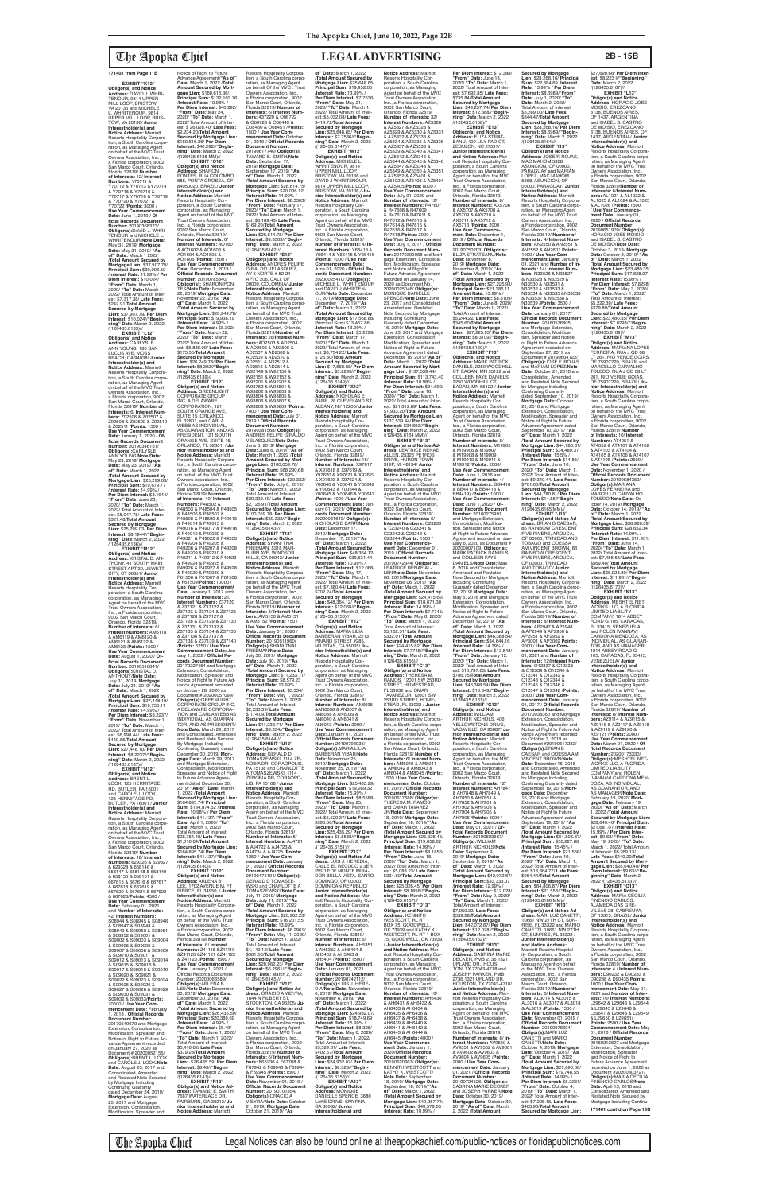171401 from Page 11B

**EXHIBIT "K12" Obligor(s) and Notice Address:** DAVID J. WHRI-TENOUR, 9814 UPPEN MILL LOOP, BRISTOW, VA 20136 and MICHELE L. WHRITENOUR, 9814 UPPEN MILL LOOP, BRIS-TOW, VA 20136/ **Junior Interestholder(s) and Notice Address:** Marriott Resorts Hospitality Corporation, a South Carolina corporation, as Managing Agent on behalf of the MVC Trust Owners Association, Inc., a Florida corporation, 9002 San Marco Court, Orlando, Florida 32819/ **Number of Interests:** 12/ **Interest Numbers:** Y70711 & Y70712 & Y70713 & Y70714 & Y70715 & Y70716 & Y70717 & Y70718 & Y70719 & Y70720 & Y70721 & Y70722 /**Points:** 3000 / **Use Year Commencement Date:** June 1, 2019 / **Official Records Document Number:** 20190366373/ **Obligor(s):**DAVID J. WHRI-TENOUR and MICHELE L. WHRITENOUR/**Note Date:** May 31, 2019/ **Mortgage Date:** May 31, 2019/ **"As of" Date:** March 1, 2022 /**Total Amount Secured by Mortgage Lien:** $37,907.79/ **Principal Sum:** $30,096.50 /**Interest Rate:** 11.99% / **Per Diem Interest:** $10.024/ **"From" Date:** March 1, 2021/ **"To" Date:** March 1, 2022/ Total Amount of Interest: $ 3,717.38/ **Late Fees:** $242.91/**Total Amount Secured by Mortgage Lien:** $37,907.79/ **Per Diem Interest:** $10.024//**"Beginning" Date:** March 2, 2022 /(126435.8133)//

**EXHIBIT "L12" Obligor(s) and Notice Address:** CARLYSLE ANN YOUNG, 180 SAN LUCUS AVE, MOSS BEACH, CA 94038/ **Junior Interestholder(s) and Notice Address:** Marriott Resorts Hospitality Corporation, a South Carolina corporation, as Managing Agent on behalf of the MVC Trust Owners Association, Inc., a Florida corporation, 9002 San Marco Court, Orlando, Florida 32819/ **Number of Interests:** 8/ **Interest Numbers:** Z02506 & Z02507 & Z02508 & Z02509 & Z02510 & Z02511 /**Points:** 1500 / **Use Year Commencement Date:** January 1, 2020 / **Official Records Document Number:** 20190348131/ **Obligor(s):**CARLYSLE ANN YOUNG/**Note Date:** May 23, 2019/ **Mortgage Date:** May 23, 2019/ **"As of" Date:** March 1, 2022 /**Total Amount Secured by Mortgage Lien:** $25,299.03/ **Principal Sum:** $19,679.77 /**Interest Rate:** 14.99% / **Per Diem Interest:** $8.1944/ **"From" Date:** June 23, 2020/ **"To" Date:** March 1, 2022/ Total Amount of Interest: $5,047.78/ **Late Fees:** $321.48/**Total Amount Secured by Mortgage Lien:** $25,299.03/ **Per Diem Interest:** $8.1944//**"Beginning" Date:** March 2, 2022 /(126435.8136)//

**EXHIBIT "M12" Obligor(s) and Notice Address:** KRISTAL D. ANTHONY, 41 SOUTH MAIN STREET APT 30, JEWETT CITY, CT 06351/ **Junior Interestholder(s) and Notice Address:** Marriott Resorts Hospitality Corporation, a South Carolina corporation, as Managing Agent on behalf of the MVC Trust Owners Association, Inc., a Florida corporation, 9002 San Marco Court, Orlando, Florida 32819/ **Number of Interests:** 6/ **Interest Numbers:** AM6118 & AM6119 & AM6120 & AM6121 & AM6122 & AM6123 /**Points:** 1500 / **Use Year Commencement Date:** August 1, 2020 / **Official Records Document Number:** 20190516641/ **Obligor(s):**KRISTAL D. ANTHONY/**Note Date:** July 31, 2019/ **Mortgage Date:** July 31, 2019/ **"As of" Date:** March 1, 2022 /**Total Amount Secured by Mortgage Lien:** $27,448.10/ **Principal Sum:** $19,750.11 /**Interest Rate:** 14.99% / **Per Diem Interest:** $8.2237/ **"From" Date:** November 1, 2019/ **"To" Date:** March 1, 2022/ Total Amount of Interest: $6,989.47/ **Late Fees:** $449.55/**Total Amount Secured by Mortgage Lien:** $27,448.10/ **Per Diem Interest:** $8.2237//**"Beginning" Date:** March 2, 2022 /(126435.8137)//

**EXHIBIT "N12" Obligor(s) and Notice Address:** BRENT L. LOCK, 125 HERMITAGE RD, BUTLER, PA 16001 / and CAROLE J. LOCK, 125 HERMITAGE RD, BUTLER, PA 16001 / **Junior Interestholder(s) and Notice Address:** Marriott Resorts Hospitality Corporation, a South Carolina corporation, as Managing Agent on behalf of the MVC Trust Owners Association, Inc., a Florida corporation, 9002 San Marco Court, Orlando, Florida 32819/ **Number of Interests:** 16/ **Interest Numbers:** 629326 & 629327 & 629328 & 658146 & 658147 & 658148 & 658149 & 658150 & 658151 & 667615 & 667616 & 667617 & 667618 & 667619 & 667620 & 667621 & 667622 & 667623/**Points:** 4500 / **Use Year Commencement Date:** February 01, 2021 and **Number of Interests:** 42/ **Interest Numbers:** S08944 & S08945 & S08946 & S08947 & S08948 & S08949 & S08950 & S08951 & S08952 & S09001 & S09002 & S09003 & S09004 & S09005 & S09006 & S09007 & S09008 & S09009 & S09010 & S09011 & S09012 & S09013 & S09014 & S09015 & S09016 & S09017 & S09018 & S09019 & S09020 & S09021 & S09022 & S09023 & S09024 & S09025 & S09026 & S09027 & S09028 & S09029 & S09030 & S09031 & S09032 & S09033/**Points:** 10500 / **Use Year Commencement Date:** February 1, 2018 / **Official Records Document Number:** 20170546670 and Mortgage Extension, Consolidation, Modification, Spreader and Notice of Right to Future Advance Agreement recorded on January 27, 2020 as Document # 20200051155/ **Obligor(s):**BRENT L. LOCK and CAROLE J. LOCK/**Note Date:** August 25, 2017 and Consolidated, Amended and Restated Note Secured by Mortgage Including Continuing Guaranty dated December 24, 2019/ **Mortgage Date:** August 25, 2017 and Mortgage Extension, Consolidation, Modification, Spreader and Notice of Right to Future Advance Agreement/**"As of" Date:** March 1, 2022 /**Total Amount Secured by Mortgage Lien:** $160,616.36/**Principal Sum:** $132,103.76 /**Interest Rate:** 10.98% / **Per Diem Interest:** $40.292/ **"From" Date:** May 24, 2020/ **"To" Date:** March 1, 2022/ Total Amount of Interest: $ 26,028.40/ **Late Fees:** $2,234.20/**Total Amount Secured by Mortgage Lien:** $160,616.36/ **Per Diem Interest:** $40.292//**"Beginning" Date:** March 2, 2022 /(126435.8138 MM)//

**EXHIBIT "O12" Obligor(s) and Notice Address:** SHARON PONTES, RUA COLOMBO 888, PONTA GROSSA, OF 84050020, BRAZIL/ **Junior Interestholder(s) and Notice Address:** Marriott Resorts Hospitality Corporation, a South Carolina corporation, as Managing Agent on behalf of the MVC Trust Owners Association, Inc., a Florida corporation, 9002 San Marco Court, Orlando, Florida 32819/ **Number of Interests:** 6/ **Interest Numbers:** AD1601 & AD1602 & AD1603 & AD1604 & AD1605 & AD1606 /**Points:** 1500 / **Use Year Commencement Date:** December 1, 2019 / **Official Records Document Number:** 20190785840/ **Obligor(s):**SHARON PONTES/**Note Date:** November 22, 2019/ **Mortgage Date:** November 22, 2019/ **"As of" Date:** March 1, 2022 /**Total Amount Secured by Mortgage Lien:** $26,249.78/ **Principal Sum:** $19,838.19 /**Interest Rate:** 14.99% / **Per Diem Interest:** $8.3023/ **"From" Date:** March 22, 2020/ **"To" Date:** March 1, 2022/ Total Amount of Interest: $5,886.09/ **Late Fees:** $175.50/**Total Amount Secured by Mortgage Lien:** $26,249.78/ **Per Diem Interest:** $8.3023//**"Beginning" Date:** March 2, 2022 /(126435.8139)//

**EXHIBIT "P12" Obligor(s) and Notice Address:** GREENLIGHT CORPORATE GROUP INC, A DELAWARE CORPORATION, 121 SOUTH ORANGE AVE, SUITE 15, ORLANDO, FL 32801, and CARLA WEBB AS INDIVIDUAL AS GUARANTOR, AND AS PRESIDENT, 121 SOUTH ORANGE AVE, SUITE 15, ORLANDO, FL 32801 / **Junior Interestholder(s) and Notice Address:** Marriott Resorts Hospitality Corporation, a South Carolina corporation, as Managing Agent on behalf of the MVC Trust Owners Association, Inc., a Florida corporation, 9002 San Marco Court, Orlando, Florida 32819/ **Number of Interests:** 40/ **Interest Numbers:** P48502 & P48503 & P48504 & P48505 & P48506 & P48507 & P48508 & P48509 & P49013 & P49014 & P49015 & P49016 & P49017 & P49018 & P49019 & P49020 & P49021 & P49022 & P49023 & P49024 & P49025 & P49026 & P49027 & P49208 & P49209 & P49210 & P49211 & P49212 & P49023 & P49024 & P49026 & P49027 & P49028 & P49029 & P61506 & P61507 & P61508 & P61509/**Points:** 10000 / **Use Year Commencement Date:** January 1, 2017 and **Number of Interests:** 21/ **Interest Numbers:** Z37120 & Z37121 & Z37122 & Z37123 & Z37124 & Z37125 & Z37126 & Z37127 & Z37128 & Z37129 & Z37130 & Z37131 & Z37132 & Z37133 & Z37134 & Z37135 & Z37136 & Z37137 & Z37138 & Z37139 & Z37140 /**Points:** 5250 / **Use Year Commencement Date:** January 1, 2022 / **Official Records Document Number:** 20170227454 and Mortgage Extension, Consolidation, Modification, Spreader and Notice of Right to Future Advance Agreement recorded on January 28, 2020 as Document # 20200057099/ **Obligor(s):**GREENLIGHT CORPORATE GROUP INC, A DELAWARE CORPORATION and CARLA WEBB AS INDIVIDUAL AS GUARANTOR, AND AS PRESIDENT/ **Note Date:** March 29, 2017 and Consolidated, Amended and Restated Note Secured By Mortgage Including Continuing Guaranty dated December 30, 2019/ **Mortgage Date:** March 29, 2017 and Mortgage Extension, Consolidation, Modification, Spreader and Notice of Right to Future Advance Agreement dated December 30, 2019/ **"As of" Date:** March 1, 2022 /**Total Amount Secured by Mortgage Lien:** $164,695.74/ **Principal Sum:** $134,874.12 /**Interest Rate:** 10.98% / **Per Diem Interest:** $41.137/ **"From" Date:** April 1, 2020/ **"To" Date:** March 1, 2022/ Total Amount of Interest: $28,754.48/ **Late Fees:** $1,016.64/**Total Amount Secured by Mortgage Lien:** $164,695.74/ **Per Diem Interest:** $41.137//**"Beginning" Date:** March 2, 2022 /(126435.8140)//

**EXHIBIT "Q12" Obligor(s) and Notice Address:** ARLENA B. LEE, 1700 AVENUE M, FT. PIERCE, FL 34950, / **Junior Interestholder(s) and Notice Address:** Marriott Resorts Hospitality Corporation, a South Carolina corporation, as Managing Agent on behalf of the MVC Trust Owners Association, Inc., a Florida corporation, 9002 San Marco Court, Orlando, Florida 32819/ **Number of Interests:** 6/ **Interest Numbers:** Z41118 & Z41119 & Z41120 & Z41121 & Z41122 & Z41123 /**Points:** 1500 / **Use Year Commencement Date:** January 1, 2021 / **Official Records Document Number:** 20200065580/ **Obligor(s):**ARLENA B. LEE/**Note Date:** December 30, 2019/ **Mortgage Date:** December 30, 2019/ **"As of" Date:** March 1, 2022 /**Total Amount Secured by Mortgage Lien:** $26,435.59/ **Principal Sum:** $20,389.69 /**Interest Rate:** 14.99% / **Per Diem Interest:** $8.49/ **"From" Date:** June 1, 2020/ **"To" Date:** March 1, 2022/ Total Amount of Interest: $5,416.62/ **Late Fees:** $379.28/**Total Amount Secured by Mortgage Lien:** $26,435.59/ **Per Diem Interest:** $8.49//**"Beginning" Date:** March 2, 2022 /(126435.8141)//

**EXHIBIT "R12" Obligor(s) and Notice Address:** TAWAND E. SMITH, 7687 WATERLACE DR, FAIRBURN, GA 30213/ **Junior Interestholder(s) and Notice Address:** Marriott Resorts Hospitality Corporation, a South Carolina corporation, as Managing Agent on behalf of the MVC Trust Owners Association, Inc., a Florida corporation, 9002 San Marco Court, Orlando, Florida 32819/ **Number of Interests:** 6/ **Interest Numbers:** 425328 & C08722 & C08723 & C08449 & C08450 & C08451 /**Points:** 1500 / **Use Year Commencement Date:** October 01, 2019 / **Official Records Document Number:** 20190617740/ **Obligor(s):**TAWAND E. SMITH/**Note Date:** September 17, 2019/ **Mortgage Date:** September 17, 2019/ **"As of" Date:** March 1, 2022 /**Total Amount Secured by Mortgage Lien:** $26,614.73/ **Principal Sum:** $20,006.12 /**Interest Rate:** 14.99% / **Per Diem Interest:** $8.3303/ **"From" Date:** February 17, 2020/ **"To" Date:** March 1, 2022/ Total Amount of Interest: $6,169.43/ **Late Fees:** $169.20/**Total Amount Secured by Mortgage Lien:** $26,614.73/ **Per Diem Interest:** $8.3303//**"Beginning" Date:** March 2, 2022 /(126435.8142)//

**EXHIBIT "S12" Obligor(s) and Notice Address:** ANDRES FELIPE GIRALDO VELASQUEZ, AV 6 NORTE # 52-49 APTO 206, CALI, OF 00000, COLOMBIA/ **Junior Interestholder(s) and Notice Address:** Marriott Resorts Hospitality Corporation, a South Carolina corporation, as Managing Agent on behalf of the MVC Trust Owners Association, Inc., a Florida corporation, 9002 San Marco Court, Orlando, Florida 32819/**Number of Interests:** 28/**Interest Numbers:** AD2503 & AD2504 & AD2505 & AD2506 & AD2507 & AD2508 & AD2509 & AD2510 & AD2511 & AD2512 & AD2513 & AD2514 & W92149 & W92150 & W92151 & W92152 & W92201 & W92202 & W93752 & W93801 & W93802 & W93803 & W93804 & W93805 & W93806 & W93807 & W93808 & W93809 /**Points:** 7000 / **Use Year Commencement Date:** July 01, 2019 / **Official Records Document Number:** 20190391568/ **Obligor(s):** ANDRES FELIPE GIRALDO VELASQUEZ/**Note Date:** June 6, 2019/ **Mortgage Date:** June 6, 2019/ **"As of" Date:** March 1, 2022 /**Total Amount Secured by Mortgage Lien:** $100,059.79/ **Principal Sum:** $68,290.68 /**Interest Rate:** 15.99% / **Per Diem Interest:** $30.332/ **"From" Date:** July 6, 2019/ **"To" Date:** March 1, 2022/ Total Amount of Interest: $29,392.19/ **Late Fees:** $2,126.91/**Total Amount Secured by Mortgage Lien:** $100,059.79/ **Per Diem Interest:** $30.332//**"Beginning" Date:** March 2, 2022 /(126435.8143)//

**EXHIBIT "T12" Obligor(s) and Notice Address:** SHANA TAAJ FREEMAN, 5318 MAR-BURY AVE, WINDSOR HILLS, CA 90043/ **Junior Interestholder(s) and Notice Address:** Marriott Resorts Hospitality Corporation, a South Carolina corporation, as Managing Agent on behalf of the MVC Trust Owners Association, Inc., a Florida corporation, 9002 San Marco Court, Orlando, Florida 32819/ **Number of Interests:** 6/ **Interest Numbers:** AM5150 & AM5151 & AM5152 /**Points:** 750 / **Use Year Commencement Date:** January 01, 2020 / **Official Records Document Number:** 20190511860/ **Obligor(s):**SHANA TAAJ FREEMAN/**Note Date:** July 26, 2019/ **Mortgage Date:** July 26, 2019/ **"As of" Date:** March 1, 2022 /**Total Amount Secured by Mortgage Lien:** $13,233.71/ **Principal Sum:** $8,579.23 /**Interest Rate:** 15.99% / **Per Diem Interest:** $3.8106/ **"From" Date:** May 1, 2020/ **"To" Date:** March 1, 2022/ Total Amount of Interest: $2,530.30/ **Late Fees:** $174.09/**Total Amount Secured by Mortgage Lien:** $11,233.71/ **Per Diem Interest:** $3.3044//**"Beginning" Date:** March 2, 2022 /(126435.8144)//

**EXHIBIT "U12" Obligor(s) and Notice Address:** GERALD D TOMASZEWSKI, 1114 ZE-NOBIA DR, CORAOPOLIS, PA 15108 and CHARLOTTE A TOMASZEWSKI, 1114 ZENOBIA DR, CORAOPOLIS, PA 15108 / **Junior Interestholder(s) and Notice Address:** Marriott Resorts Hospitality Corporation, a South Carolina corporation, as Managing Agent on behalf of the MVC Trust Owners Association, Inc., a Florida corporation, 9002 San Marco Court, Orlando, Florida 32819/ **Number of Interests:** 5/ **Interest Numbers:** AJ4721 & AJ4722 & AJ4723 & AJ4724 & AJ4725 /**Points:** 1250 / **Use Year Commencement Date:** January 01, 2020 / **Official Records Document Number:** 20190471594/ **Obligor(s):**GERALD D TOMASZEWSKI and CHARLOTTE A TOMASZEWSKI/**Note Date:** July 11, 2019/ **Mortgage Date:** July 11, 2019/ **"As of" Date:** March 1, 2022 /**Total Amount Secured by Mortgage Lien:** $20,962.23/ **Principal Sum:** $16,201.55 /**Interest Rate:** 13.99% / **Per Diem Interest:** $6.2961/ **"From" Date:** June 11, 2020/ **"To" Date:** March 1, 2022/ Total Amount of Interest: $4,149.12/ **Late Fees:** $361.56/**Total Amount Secured by Mortgage Lien:** $20,962.23/ **Per Diem Interest:** $6.2961//**"Beginning" Date:** March 2, 2022 /(126435.8145)//

**EXHIBIT "V12" Obligor(s) and Notice Address:** DRACO A VIEYRA, 1844 W FILBERT ST, STOCKTON, CA 95205/ **Junior Interestholder(s) and Notice Address:** Marriott Resorts Hospitality Corporation, a South Carolina corporation, as Managing Agent on behalf of the MVC Trust Owners Association, Inc., a Florida corporation, 9002 San Marco Court, Orlando, Florida 32819/ **Number of Interests:** 6/ **Interest Numbers:** F66208 & F67708 & F67942 & F69943 & F69944 & F69945 /**Points:** 1500 / **Use Year Commencement Date:** November 01, 2019 / **Official Records Document Number:** 20190639400/ **Obligor(s):**DRACO A VIEYRA/**Note Date:** October 21, 2019/ **Mortgage Date:** October 21, 2019/ **"As of" Date:** March 1, 2022 /**Total Amount Secured by Mortgage Lien:** $25,648.85/ **Principal Sum:** $19,952.05 /**Interest Rate:** 13.99% / **Per Diem Interest:** $7.7536/ **"From" Date:** May 21, 2020/ **"To" Date:** March 1, 2022/ Total Amount of Interest: $5,072.90/ **Late Fees:** $418.72/**Total Amount Secured by Mortgage Lien:** $25,648.85/ **Per Diem Interest:** $7.7536//**"Beginning" Date:** March 2, 2022 /(126435.8147)//

**EXHIBIT "W12" Obligor(s) and Notice Address:** MICHELE L. WHRITENOUR, 9814 UPPER MILL LOOP, BRISTOW, VA 20136 and DAVID J WHRITENOUR, 9814 UPPER MILL LOOP, BRISTOW, VA 20136,/ **Junior Interestholder(s) and Notice Address:** Marriott Resorts Hospitality Corporation, a South Carolina corporation, as Managing Agent on behalf of the MVC Trust Owners Association, Inc., a Florida corporation, 9002 San Marco Court, Orlando, Florida 32819/ **Number of Interests:** 5/ **Interest Numbers:** Y66413 & Y66414 & Y66415 & Y66416 /**Points:** 1000 / **Use Year Commencement Date:** June 01, 2020 / **Official Records Document Number:** 20200029141/ **Obligor(s):**MICHELE L. WHRITENOUR and DAVID J WHRITENOUR/**Note Date:** December 17, 2019/ **Mortgage Date:** December 17, 2019/ **"As of" Date:** March 1, 2022 /**Total Amount Secured by Mortgage Lien:** $17,568.98/ **Principal Sum:** $13,608.08 /**Interest Rate:** 13.99% / **Per Diem Interest:** $5.2999/ **"From" Date:** March 17, 2020/ **"To" Date:** March 1, 2022/ Total Amount of Interest: $3,734.22/ **Late Fees:** $126.80/**Total Amount Secured by Mortgage Lien:** $17,568.98/ **Per Diem Interest:** $5.2999//**"Beginning" Date:** March 2, 2022 /(126435.8149)//

**EXHIBIT "X12" Obligor(s) and Notice Address:** NICHOLAS E BAIRD, 3 WOODLAWN ST, ALBANY, NY 12206/ **Junior Interestholder(s) and Notice Address:** Marriott Resorts Hospitality Corporation, a South Carolina corporation, as Managing Agent on behalf of the MVC Trust Owners Association, Inc., a Florida corporation, 9002 San Marco Court, Orlando, Florida 32819/ **Number of Interests:** 16/ **Interest Numbers:** X07617 & X07618 & X07619 & X07620 & X07621 & X07622 & X07623 & X07624 & Y06640 & Y06641 & Y06642 & Y06643 & Y06644 & Y06645 & Y06646 & Y06647 /**Points:** 4000 / **Use Year Commencement Date:** January 01, 2021 / **Official Records Document Number:** 20200020042/ **Obligor(s):** NICHOLAS E BAIRD/**Note Date:** December 17, 2019/ **Mortgage Date:** December 17, 2019/ **"As of" Date:** March 1, 2022 /**Total Amount Secured by Mortgage Lien:** $48,394.12/ **Principal Sum:** $39,531.44 /**Interest Rate:** 10.99% / **Per Diem Interest:** $12.068/ **"From" Date:** May 17, 2020/ **"To" Date:** March 1, 2022/ Total Amount of Interest: $7,880.44/ **Late Fees:** $732.24/**Total Amount Secured by Mortgage Lien:** $48,394.12/ **Per Diem Interest:** $12.068//**"Beginning" Date:** March 2, 2022 /(126435.8150)//

**EXHIBIT "Y12" Obligor(s) and Notice Address:** MARIA LILIA BARBERAN VISBAL, 3123 PANAM STREET #3585, MILITARY, UNKNOWN, OF 00000, UNKNOWN/ **Junior Interestholder(s) and Notice Address:** Marriott Resorts Hospitality Corporation, a South Carolina corporation, as Managing Agent on behalf of the MVC Trust Owners Association, Inc., a Florida corporation, 9002 San Marco Court, Orlando, Florida 32819/ **Number of Interests:** 8/ **Interest Numbers:** AM6035 &AM6036 & AM6037 & AM6038 & AM6039 & AM6040 & AM6041 & AM6042 /**Points:** 2000 / **Use Year Commencement Date:** January 01, 2020 / **Official Records Document Number:** 20190765599/ **Obligor(s):**MARIA LILIA BARBERAN VISBAL/**Note Date:** November 25, 2019/ **Mortgage Date:** November 25, 2019/ **"As of" Date:** March 1, 2022 /**Total Amount Secured by Mortgage Lien:** $25,435.29/ **Principal Sum:** $19,263.32 /**Interest Rate:** 15.99% / **Per Diem Interest:** $8.5560/ **"From" Date:** May 25, 2020/ **"To" Date:** March 1, 2022/ Total Amount of Interest: $5,520.07/ **Late Fees:** $395.08/**Total Amount Secured by Mortgage Lien:** $25,435.29/ **Per Diem Interest:** $8.5560//**"Beginning" Date:** March 2, 2022 /(126435.8151)//

**EXHIBIT "Z12" Obligor(s) and Notice Address:** LUIS J. HEREDIA, CALLE EL RECODO # 32E PISO 6DF MONTE MIRADOR BELLA VISTA, SANTO DOMINGO, OF 00000, DOMINICAN REPUBLIC/ **Junior Interestholder(s) and Notice Address:** Marriott Resorts Hospitality Corporation, a South Carolina corporation, as Managing Agent on behalf of the MVC Trust Owners Association, Inc., a Florida corporation, 9002 San Marco Court, Orlando, Florida 32819/ **Number of Interests:** 6/ **Interest Numbers:** AH5351 & AH5352 & AH5401 & AH5402 & AH5403 & AH5404 /**Points:** 1500 / **Use Year Commencement Date:** January 01, 2020 / **Official Records Document Number:** 20190709919/ **Obligor(s):**LUIS J. HEREDIA/**Note Date:** November 6, 2019/ **Mortgage Date:** November 6, 2019/ **"As of" Date:** March 1, 2022 /**Total Amount Secured by Mortgage Lien:** $24,032.07/ **Principal Sum:** $18,749.69 /**Interest Rate:** 15.99% / **Per Diem Interest:** $8.328/ **"From" Date:** May 6, 2020/ **"To" Date:** March 1, 2022/ Total Amount of Interest: $5,529.61/ **Late Fees:** $402.77/**Total Amount Secured by Mortgage Lien:** $24,032.07/ **Per Diem Interest:** $8.328//**"Beginning" Date:** March 2, 2022 /(126435.8153)//

**EXHIBIT "A13" Obligor(s) and Notice Address:** JACK H. SPENCE, 28600 LAKE DRIVE, WAYNVA, GA 30082/ **Junior Interestholder(s) and Notice Address:** Marriott Resorts Hospitality Corporation, a South Carolina corporation, as Managing Agent on behalf of the MVC Trust Owners Association, Inc., a Florida corporation, 9002 San Marco Court, Orlando, Florida 32819/ **Number of Interests:** 32/ **Interest Numbers:** AZ5326 & AZ5327 & AZ5328 & AZ5329 & AZ5330 & AZ5331 & AZ5332 & AZ5333 & AZ5334 & AZ5335 & AZ5336 & AZ5337 & AZ5338 & AZ5339 & AZ5340 & AZ5341 & AZ5342 & AZ5343 & AZ5344 & AZ5345 & AZ5346 & AZ5347 & AZ5348 & AZ5349 & AZ5350 & AZ5351 & AZ5352 & AZ5401 & AZ5402 & AZ5403 & AZ5404 & AZ5405/**Points:** 8000 / **Use Year Commencement Date:** July 01, 2020 and **Number of Interests:** 12/ **Interest Numbers:** R47607 & R47608 & R47609 & R47610 & R47611 & R47612 & R47613 & R47614 & R47615 & R47616 & R47617 & R47618/**Points:** 3000 / **Use Year Commencement Date:** January 1, 2017 / **Official Records Document Number:** 20170080808 and Mortgage Extension, Consolidation, Modification, Spreader and Notice of Right to Future Advance Agreement recorded on January 14, 2020 as Document # 20200028000/ **Obligor(s):** MONIQUE DANIELLE SPENCE/**Note Date:** June 23, 2017 and Consolidated, Amended and Restated Note Secured by Mortgage Including Continuing Guaranty dated December 16, 2019/ **Mortgage Date:** June 23, 2017 and Mortgage Extension, Consolidation, Modification, Spreader and Notice of Right to Future Advance Agreement dated December 16, 2019/ **"As of" Date:** March 1, 2022 /**Total Amount Secured by Mortgage Lien:** $137,539.44/ **Principal Sum:** $113,740.40 /**Interest Rate:** 10.98% / **Per Diem Interest:** $34.692/ **"From" Date:** June 16, 2020/ **"To" Date:** March 1, 2022/ Total Amount of Interest: $21,612.60/ **Late Fees:** $1,933.20/**Total Amount Secured by Mortgage Lien:** $137,539.44/ **Per Diem Interest:** $34.692//**"Beginning" Date:** March 2, 2022 /(126435.8154 MM)//

**EXHIBIT "B13" Obligor(s) and Notice Address:** LEATRICE RENAE ALLEN, 809 FRENCH DRIVE, HURON TOWNSHIP, MI 48164/ **Junior Interestholder(s) and Notice Address:** Marriott Resorts Hospitality Corporation, a South Carolina corporation, as Managing Agent on behalf of the MVC Trust Owners Association, Inc., a Florida corporation, 9002 San Marco Court, Orlando, Florida 32819/ **Number of Interests:** 6/ **Interest Numbers:** C23238 & C23239 & C23240 & C23241 & C23242 & C23243 & C23244 /**Points:** 1500 / **Use Year Commencement Date:** December 01, 2019 / **Official Records Document Number:** 20190742944/ **Obligor(s):**LEATRICE RENAE ALLEN/**Note Date:** November 08, 2019/ **Mortgage Date:** November 08, 2019/ **"As of" Date:** March 1, 2022 /**Total Amount Secured by Mortgage Lien:** $24,415.62/ **Principal Sum:** $18,671.30 /**Interest Rate:** 14.99% / **Per Diem Interest:** $7.7745/ **"From" Date:** May 8, 2020/ **"To" Date:** March 1, 2022/ Total Amount of Interest: $5,162.31/ **Late Fees:** $332.01/**Total Amount Secured by Mortgage Lien:** $24,415.62/ **Per Diem Interest:** $7.7745//**"Beginning" Date:** March 2, 2022 /(126435.8156)//

**EXHIBIT "C13" Obligor(s) and Notice Address:** THERESA M. RAMOS, 12001 SW 203RD STREET, HOMESTEAD, FL 33032 and ORAIM TAVAREZ JR, 12001 SW 203RD STREET, HOMESTEAD, FL 33032 / **Junior Interestholder(s) and Notice Address:** Marriott Resorts Hospitality Corporation, a South Carolina corporation, as Managing Agent on behalf of the MVC Trust Owners Association, Inc., a Florida corporation, 9002 San Marco Court, Orlando, Florida 32819/ **Number of Interests:** 6/ **Interest Numbers:** AM8043 & AM8044 & AM8045 & AM8046 & AM8047 & AM8048 /**Points:** 1500 / **Use Year Commencement Date:** October 01, 2019 / **Official Records Document Number:** 20190617009/ **Obligor(s):**THERESA M. RAMOS and ORAIM TAVAREZ JR/**Note Date:** September 18, 2019/ **Mortgage Date:** September 18, 2019/ **"As of" Date:** March 1, 2022 /**Total Amount Secured by Mortgage Lien:** $25,326.45/ **Principal Sum:** $19,636.62 /**Interest Rate:** 14.99% / **Per Diem Interest:** $8.1856/ **"From" Date:** May 18, 2020/ **"To" Date:** March 1, 2022/ Total Amount of Interest: $5,353.23/ **Late Fees:** $334.60/**Total Amount Secured by Mortgage Lien:** $25,326.45/ **Per Diem Interest:** $8.1856//**"Beginning" Date:** March 2, 2022 /(126435.8157)//

**EXHIBIT "D13" Obligor(s) and Notice Address:** KENNETH WESTCOTT, RL #11 BOX 75, GOODWELL, OK 73939 and KATHY K. WESTCOTT, RL #11 BOX 75, GOODWELL, OK 73939, / **Junior Interestholder(s) and Notice Address:** Marriott Resorts Hospitality Corporation, a South Carolina corporation, as Managing Agent on behalf of the MVC Trust Owners Association, Inc., a Florida corporation, 9002 San Marco Court, Orlando, Florida 32819/ **Number of Interests:** 16/ **Interest Numbers:** AH6430 & AH6431 & AH6432 & AH6433 & AH6434 & AH6435 & AH6436 & AH6437 & AH6438 & AH6439 & AH6440 & AH6441 & AH6442 & AH6443 & AH6444 & AH6445 /**Points:** 4000 / **Use Year Commencement Date:** January 01, 2020 / **Official Records Document Number:** 20190620067/ **Obligor(s):**KENNETH WESTCOTT and KATHY K. WESTCOTT/ **Note Date:** September 18, 2019/ **Mortgage Date:** September 18, 2019/ **"As of" Date:** March 1, 2022 /**Total Amount Secured by Mortgage Lien:** $49,267.94/ **Principal Sum:** $40,579.05 /**Interest Rate:** 10.99% / **Per Diem Interest:** $12.388/ **"From" Date:** June 18, 2020/ **"To" Date:** March 1, 2022/ Total Amount of Interest: $7,692.85/ **Late Fees:** $735.84/**Total Amount Secured by Mortgage Lien:** $49,257.74/ **Per Diem Interest:** $12.388//**"Beginning" Date:** March 2, 2022 /(126435.8158)//

**EXHIBIT "E13" Obligor(s) and Notice Address:** ELIZA STRATEANU, 400 LILY PAD CT, ZEBULON, NC 27597/ **Junior Interestholder(s) and Notice Address:** Marriott Resorts Hospitality Corporation, a South Carolina corporation, as Managing Agent on behalf of the MVC Trust Owners Association, Inc., a Florida corporation, 9002 San Marco Court, Orlando, Florida 32819/ **Number of Interests:** 8/ **Interest Numbers:** AX5706 & AX5707 & AX5708 & AX5709 & AX5710 & AX5711 & AX5712 & AX5713 /**Points:** 2000 / **Use Year Commencement Date:** December 1, 2019 / **Official Records Document Number:** 20190750203/ **Obligor(s):**ELIZA STRATEANU/**Note Date:** November 8, 2019/ **Mortgage Date:** November 8, 2019/ **"As of" Date:** March 1, 2022 /**Total Amount Secured by Mortgage Lien:** $27,225.99/ **Principal Sum:** $21,386.11 /**Interest Rate:** 13.99% / **Per Diem Interest:** $8.3109/ **"From" Date:** June 8, 2020/ **"To" Date:** March 1, 2022/ Total Amount of Interest: $5,444.28/ **Late Fees:** $345.60/**Total Amount Secured by Mortgage Lien:** $27,225.99/ **Per Diem Interest:** $8.3109//**"Beginning" Date:** March 2, 2022 /(126435.8160)//

**EXHIBIT "F13" Obligor(s) and Notice Address:** MARK PATRICK DANIELS, 2250 WOODHILL CT, EAGAN, MN 55122 and COLLEEN FAYE DANIELS, 2250 WOODHILL CT, EAGAN, MN 55122 / **Junior Interestholder(s) and Notice Address:** Marriott Resorts Hospitality Corporation, a South Carolina corporation, as Managing Agent on behalf of the MVC Trust Owners Association, Inc., a Florida corporation, 9002 San Marco Court, Orlando, Florida 32819/ **Number of Interests:** 8/ **Interest Numbers:** M19905 & M19906 & M19907 & M19908 & M19909 & M19910 & M19911 & M19912 /**Points:** 2000/ **Use Year Commencement Date:** January 1, 2018 and **Number of Interests:** 4/ **Interest Numbers:** BB4416 & BB4417 & BB4418 & BB4419 /**Points:** 1000 / **Use Year Commencement Date:** June 1, 2020 / **Official Records Document Number:** 20180275991 and Mortgage Extension, Consolidation, Modification, Spreader and Notice of Right to Future Advance Agreement recorded on January 6, 2020 as Document # 20200007109/ **Obligor(s):**MARK PATRICK DANIELS and COLLEEN FAYE DANIELS/**Note Date:** May 8, 2018 and Consolidated, Amended and Restated Note Secured by Mortgage Including Continuing Guaranty dated December 12, 2019/ **Mortgage Date:** May 8, 2018 and Mortgage Extension, Consolidation, Modification, Spreader and Notice of Right to Future Advance Agreement dated December 12, 2019/ **"As of" Date:** March 1, 2022 /**Total Amount Secured by Mortgage Lien:** $46,368.54/ **Principal Sum:** $34,944.16 /**Interest Rate:** 14.38%/ / **Per Diem Interest:** $13.848/ **"From" Date:** January 12, 2020/ **"To" Date:** March 1, 2022/ Total Amount of Interest: $10,787.63/ **Late Fees:** $386.75/**Total Amount Secured by Mortgage Lien:** $46,368.54/ **Per Diem Interest:** $13.848//**"Beginning" Date:** March 2, 2022 /(126435.8161)//

**EXHIBIT "G13" Obligor(s) and Notice Address:** WILLIAM ARTHUR NICHOLS, 406 YELLOWSTONE DRIVE, VACAVILLE, CA 95687/ **Junior Interestholder(s) and Notice Address:** Marriott Resorts Hospitality Corporation, a South Carolina corporation, as Managing Agent on behalf of the MVC Trust Owners Association, Inc., a Florida corporation, 9002 San Marco Court, Orlando, Florida 32819/ **Number of Interests:** 12/ **Interest Numbers:** AH7847 & AH7848 & AH7849 & AH7850 & AH7851 & AH7852 & AH7901 & AH7902 & AH7903 & AH7904 & AH7905 & AH7906 /**Points:** 3000 / **Use Year Commencement Date:** May 01, 2021 / **Official Records Document Number:** 20190603667/ **Obligor(s):**WILLIAM ARTHUR NICHOLS/**Note Date:** September 9, 2019/ **Mortgage Date:** September 9, 2019/ **"As of" Date:** March 1, 2022 /**Total Amount Secured by Mortgage Lien:** $42,072.67/ **Principal Sum:** $33,333.07 /**Interest Rate:** 10.99% / **Per Diem Interest:** $10.028/ **"From" Date:** May 9, 2020/ **"To" Date:** March 1, 2022/ Total Amount of Interest: $7,950.32/ **Late Fees:** $539.28/**Total Amount Secured by Mortgage Lien:** $42,072.67/ **Per Diem Interest:** $10.028//**"Beginning" Date:** March 2, 2022 /(126435.8162)//

**EXHIBIT "H13" Obligor(s) and Notice Address:** SABRINA MARIE DECKER, PMB 2736 1321 UPLAND DR., HOUSTON, TX 77043-4718 and JOSEPH PARKER, PMB 2736 1321 UPLAND DR., HOUSTON, TX 77043-4718/ **Junior Interestholder(s) and Notice Address:** Marriott Resorts Hospitality Corporation, a South Carolina corporation, as Managing Agent on behalf of the MVC Trust Owners Association, Inc., a Florida corporation, 9002 San Marco Court, Orlando, Florida 32819/ **Number of Interests:** 8/ **Interest Numbers:** AV9550 & AV9551 & AV9552 & AV9601 & AV9602 & AV9603 & AV9604 & AV9605 /**Points:** 2000 / **Use Year Commencement Date:** January 01, 2021 / **Official Records Document Number:** 20190724536/ **Obligor(s):** SABRINA MARIE DECKER and JOSEPH PARKER/**Note Date:** October 30, 2019/ **Mortgage Date:** October 30, 2019/ **"As of" Date:** March 1, 2022 /**Total Amount Secured by Mortgage Lien:** $28,266.16/ **Principal Sum:** $22,384.60 /**Interest Rate:** 13.99% / **Per Diem Interest:** $8.6989/ **"From" Date:** July 1, 2020/ **"To" Date:** March 1, 2022/ Total Amount of Interest: $5,289.00/ **Late Fees:** $344.47/**Total Amount Secured by Mortgage Lien:** $28,266.16/ **Per Diem Interest:** $8.6989//**"Beginning" Date:** March 2, 2022 /(126435.8164)//

**EXHIBIT "I13" Obligor(s) and Notice Address:** JOSE P. ROJAS, MAC MAHON 5368, ASUNCION, OF 00000, PARAGUAY and MARIAM LOPEZ, MAC MAHON 5368, ASUNCION, OF 00000, PARAGUAY/ **Junior Interestholder(s) and Notice Address:** Marriott Resorts Hospitality Corporation, a South Carolina corporation, as Managing Agent on behalf of the MVC Trust Owners Association, Inc., a Florida corporation, 9002 San Marco Court, Orlando, Florida 32819/**Number of Interests:** 4/ **Interest Numbers:** AN2550 & AN2551 & AN2552 & AN2601 /**Points:** 1000 / **Use Year Commencement Date:** January 01, 2021 and **Number of Interests:** 14/ **Interest Numbers:** N33526 & N33527 & N33528 & N33529 & N33530 & N33531 & N33532 & N33533 & N33534 & N33535 & N33536 & N33537 & N33538 & N33539 /**Points:** 3500 / **Use Year Commencement Date:** January 01, 2017/ **Official Records Document Number:** 20160578600 and Mortgage Extension, Consolidation, Modification, Spreader and Notice of Right to Future Advance Agreement recorded on September 27, 2019 as Document # 20190604122/ **Obligor(s):**JOSE P. ROJAS and MARIAM LOPEZ/**Note Date:** October 21, 2016 and Consolidated, Amended and Restated Note Secured by Mortgage Including Continuing Guaranty dated September 10, 2019/ **Mortgage Date:** October 21, 2016 and Mortgage Extension, Consolidation, Modification, Spreader and Notice of Right to Future Advance Agreement dated September 10, 2019/ **"As of" Date:** March 1, 2022 /**Total Amount Secured by Mortgage Lien:** $44,780.81/ **Principal Sum:** $34,480.37 /**Interest Rate:** 15.5% / **Per Diem Interest:** $14.85/ **"From" Date:** April 10, 2020/ **"To" Date:** March 1, 2022/ Total Amount of Interest: $10,246.44/ **Late Fees:** $701.00/**Total Amount Secured by Mortgage Lien:** $44,780.81/ **Per Diem Interest:** $14.85//**"Beginning" Date:** March 2, 2022 /(126435.8165 MM)//

**EXHIBIT "J13" Obligor(s) and Notice Address:** BRIAN B. CAESAR, #6 RAINBOW CRESCENT FIVE RIVERS, AROUCA, OF 00000, TRINIDAD AND TOBAGO and ODESSA AM VINCENT BROWN, #6 RAINBOW CRESCENT FIVE RIVERS, AROUCA, OF 00000, TRINIDAD AND TOBAGO/ **Junior Interestholder(s) and Notice Address:** Marriott Resorts Hospitality Corporation, a South Carolina corporation, as Managing Agent on behalf of the MVC Trust Owners Association, Inc., a Florida corporation, 9002 San Marco Court, Orlando, Florida 32819/ **Number of Interests:** 6/ **Interest Numbers:** AP2947 & AP2948 & AP2949 & AP2950 & AP2951 & AP2952 & AP2951 & AP2952 /**Points:** 2000 / **Use Year Commencement Date:** January 01, 2017 and **Number of Interests:** 12/**Interest Numbers:** O12337 & O12338 & O12339 & O12340 & O12341 & O12342 & O12343 & O12344 & O12345 & O12346 & O12347 & O12348 /**Points:** 3000 / **Use Year Commencement Date:** January 01, 2017 / **Official Records Document Number:** 20170098360 and Mortgage Extension, Consolidation, Modification, Spreader and Notice of Right to Future Advance Agreement recorded on October 3, 2019 as Document #20190617232/ **Obligor(s):**BRIAN B CAESAR and ODESSA AM VINCENT BROWN/**Note Date:** December 16, 2016 and Consolidated, Amended and Restated Note Secured by Mortgage Including Continuing Guaranty dated September 19, 2019/**Mortgage Date:** December 16, 2016 and Mortgage Extension, Consolidation, Modification, Spreader and Notice of Right to Future Advance Agreement dated September 19, 2019/ **"As of" Date:** March 1, 2022 /**Total Amount Secured by Mortgage Lien:** $64,806.87/ **Principal Sum:** $50,227.66 /**Interest Rate:** 15.5% / **Per Diem Interest:** $21.556/ **"From" Date:** June 19, 2020/ **"To" Date:** March 1, 2022/ Total Amount of Interest: $13,364.77/ **Late Fees:** $964.44/**Total Amount Secured by Mortgage Lien:** $64,806.87/ **Per Diem Interest:** $21.556//**"Beginning" Date:** March 2, 2022 /(126435.8166 MM)//

**EXHIBIT "K13" Obligor(s) and Notice Address:** MARI LUZ CANETTI, 10661 NW 27TH CT, SUNRISE, FL 33322 and MARIO CANETTI, 10661 NW 27TH CT, SUNRISE, FL 33322 / **Junior Interestholder(s) and Notice Address:** Marriott Resorts Hospitality Corporation, a South Carolina corporation, as Managing Agent on behalf of the MVC Trust Owners Association, Inc., a Florida corporation, 9002 San Marco Court, Orlando, Florida 32819/ **Number of Interests:** 6/ **Interest Numbers:** AL3014 & AL3015 & AL3016 & AL3017 & AL3018 & AL3019 /**Points:** 1500 / **Use Year Commencement Date:** November 01, 2019 / **Official Records Document Number:** 20190676604/ **Obligor(s):**MARI LUZ CANETTI and MARIO CANETTI/**Note Date:** October 4, 2019/ **Mortgage Date:** October 4, 2019/ **"As of" Date:** March 1, 2022 /**Total Amount Secured by Mortgage Lien:** $27,690.60/ **Principal Sum:** $19,748.55 /**Interest Rate:** 14.99% / **Per Diem Interest:** $8.2231/ **"From" Date:** November 4, 2019/ **"To" Date:** March 1, 2022/ Total Amount of Interest: $7,228.15/ **Late Fees:** $463.90/**Total Amount Secured by Mortgage Lien:** $27,690.60/ **Per Diem Interest:** $8.2231//**"Beginning" Date:** March 2, 2022 /(126435.8167)//

**EXHIBIT "L13" Obligor(s) and Notice Address:** HORACIO JOSE MOISIO, EBECCANO 3138, BUENOS AIRES, OF 1437, ARGENTINA and ISABEL L CASTRO DE MOISIO, EBECCANO 3138, BUENOS AIRES, OF 1437, ARGENTINA/ **Junior Interestholder(s) and Notice Address:** Marriott Resorts Hospitality Corporation, a South Carolina corporation, as Managing Agent on behalf of the MVC Trust Owners Association, Inc., a Florida corporation, 9002 San Marco Court, Orlando, Florida 32819/**Number of Interests:** 6/**Interest Numbers:** AL1021 & AL1022 & AL1023 & AL1024 & AL1025 & AL1026 /**Points:** 1500 / **Use Year Commencement Date:** January 01, 2020 / **Official Records Document Number:** 20190651909/ **Obligor(s):** HORACIO JOSE MOISIO and ISABEL L CASTRO DE MOISIO/**Note Date:** October 3, 2019/ **Mortgage Date:** October 3, 2019/ **"As of" Date:** March 1, 2022 /**Total Amount Secured by Mortgage Lien:** $23,480.35/ **Principal Sum:** $17,628.01 /**Interest Rate:** 15.99% / **Per Diem Interest:** $7.8298/ **"From" Date:** April 3, 2020/ **"To" Date:** March 1, 2022/ Total Amount of Interest: $5,222.39/ **Late Fees:** $379.95/**Total Amount Secured by Mortgage Lien:** $23,480.35/ **Per Diem Interest:** $7.8298//**"Beginning" Date:** March 2, 2022 /(126435.8168)//

**EXHIBIT "M13" Obligor(s) and Notice Address:** MARIANA LOPES FERREIRA, RUA J QD 08 LT 261, RIO VERDE GOIAS, OF 75907220, BRAZIL and MARCELLO CARVALHO TOLEDO, RUA J QD 08 LT 261, RIO VERDE GOIAS, OF 75907220, BRAZIL/ **Junior Interestholder(s) and Notice Address:** Marriott Resorts Hospitality Corporation, a South Carolina corporation, as Managing Agent on behalf of the MVC Trust Owners Association, Inc., a Florida corporation, 9002 San Marco Court, Orlando, Florida 32819/ **Number of Interests:** 10/ **Interest Numbers:** AT4101 & AT4102 & AT4103 & AT4104 & AT4105 & AT4106 & AT4107 & AT4108 /**Points:** 2500 / **Use Year Commencement Date:** November 1, 2020 / **Official Records Document Number:** 20190684390/ **Obligor(s):**MARIANA LOPES FERREIRA and MARCELLO CARVALHO TOLEDO/**Note Date:** October 14, 2019/ **Mortgage Date:** October 14, 2019/ **"As of" Date:** March 1, 2022 /**Total Amount Secured by Mortgage Lien:** $36,636.88/ **Principal Sum:** $28,652.34 /**Interest Rate:** 14.99% / **Per Diem Interest:** $11.931/ **"From" Date:** June 14, 2020/ **"To" Date:** March 1, 2022/ Total Amount of Interest: $7,456.65/ **Late Fees:** $502.89/**Total Amount Secured by Mortgage Lien:** $36,636.88/ **Per Diem Interest:** $11.931//**"Beginning" Date:** March 2, 2022 /(126435.8169)//

**EXHIBIT "N13" Obligor(s) and Notice Address:** MESHTEL NETWORKS LLC, A FLORIDA LIMITED LIABILITY COMPANY, 1814 ABBEY ROAD # 105, CARACAS, FL 33415, VENEZUELA and RICARDO IVANHOE CARDONA MENDOZA, AS INDIVIDUAL, AS GUARANTOR, AND AS MANAGER, 1814 ABBEY ROAD # 105, CARACAS, FL 33415, VENEZUELA/ **Junior Interestholder(s) and Notice Address:** Marriott Resorts Hospitality Corporation, a South Carolina corporation, as Managing Agent on behalf of the MVC Trust Owners Association, Inc., a Florida corporation, 9002 San Marco Court, Orlando, Florida 32819/ **Number of Interests:** 8/ **Interest Numbers:** AZ9114 & AZ9115 & AZ9116 & AZ9117 & AZ9118 & AZ9119 & AZ9120 & AZ9121 /**Points:** 2000 / **Use Year Commencement Date:** March 01, 2020 / **Official Records Document Number:** 20200173300/ **Obligor(s):**MESHTEL NETWORKS LLC, A FLORIDA LIMITED LIABILITY COMPANY and RICARDO IVANHOE CARDONA MENDOZA, AS INDIVIDUAL, AS GUARANTOR, AND AS MANAGER/**Note Date:** February 19, 2020/ **Mortgage Date:** February 19, 2020/ **"As of" Date:** March 1, 2022 /**Total Amount Secured by Mortgage Lien:** $28,640.40/ **Principal Sum:** $21,661.07 /**Interest Rate:** 15.99% / **Per Diem Interest:** $9.63/ **"From" Date:** May 19, 2020/ **"To" Date:** March 1, 2022/ Total Amount of Interest: $6,268.13/ **Late Fees:** $461.20/**Total Amount Secured by Mortgage Lien:** $28,640.40/ **Per Diem Interest:** $9.63//**"Beginning" Date:** March 2, 2022 /(126435.8172)//

**EXHIBIT "O13" Obligor(s) and Notice Address:** MARIA CECILIA FINENCO CARLOS, ALAMEDA DAS GREVILEAS 29, CARIEUVA, OF 13315, BRAZIL/ **Junior Interestholder(s) and Notice Address:** Marriott Resorts Hospitality Corporation, a South Carolina corporation, as Managing Agent on behalf of the MVC Trust Owners Association, Inc., a Florida corporation, 9002 San Marco Court, Orlando, Florida 32819/ **Number of Interests:** 4/ **Interest Numbers:** D90232 & D90233 & D90238 & D90435 /**Points:** 1000 / **Use Year Commencement Date:** May 01, 2021 and **Number of Interests:** 10/ **Interest Numbers:** L29642 & L29643 & L29644 & L29645 & L29646 & L29647 & L29648 & L29649 & L29650 & L29651/ **Points:** 2500 / **Use Year Commencement Date:** May 01, 2016 / **Official Records Document Number:** 20160212907 and Mortgage Extension, Consolidation, Modification, Spreader and Notice of Right to Future Advance Agreement recorded on June 1, 2020 as Document # 20200303721/ **Obligor(s):**MARIA CECILIA FINENCO CARLOS/**Note Date:** April 13, 2016 and Consolidated, Amended and

171401 cont'd on Page 13B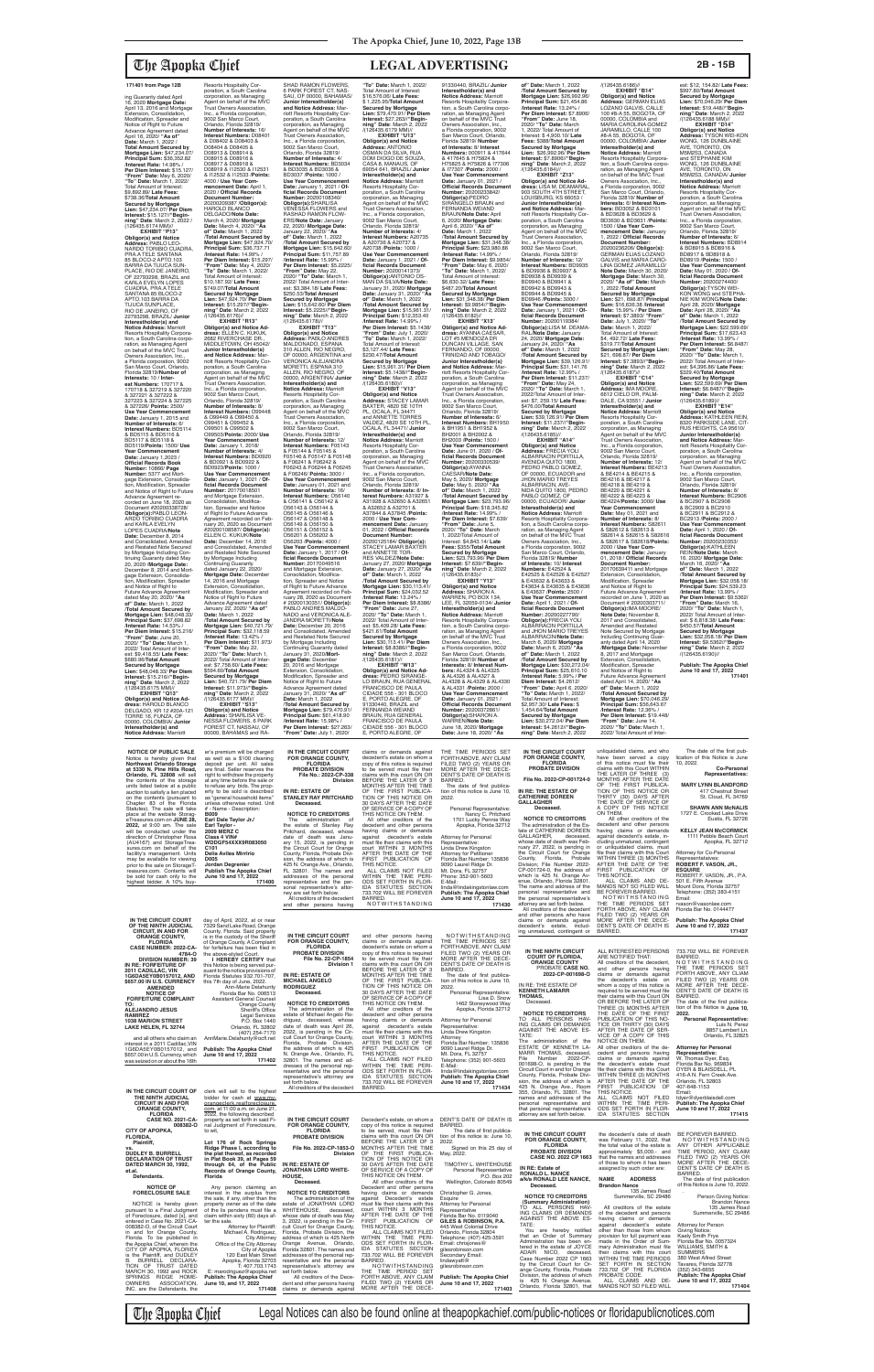**171401 from Page 12B**

ing Guaranty dated April 16, 2020 **Mortgage Date:** April 13, 2016 and Mortgage Extension, Consolidation, Modification, Spreader and Notice of Right to Future Advance Agreement dated April 16, 2020 **"As of" Date:** March 1, 2022 / **Total Amount Secured by Mortgage Lien:** $47,234.07/ **Principal Sum:** $36,352.82 /**Interest Rate:** 14.98% / **Per Diem Interest:** $15.127/ **"From" Date:** May 6, 2020/ **"To" Date:** March 1, 2022/ Total Amount of Interest: $1,5,126.71/ **Late Fees:** $738.36/**Total Amount Secured by Mortgage Lien:** $47,234.07/ **Per Diem Interest:** $15.1271/**"Beginning" Date:** March 2, 2022 / (126435.6174 MM)//

**EXHIBIT "F13"**

**Obligor(s) and Notice Address:** PABLO LEONARDO TORIBIO CUADRA, PRA A TELE SANTANA 85 BLOCO-2 APTO 103 BARRA DA TIJUCA SUN-PLACE, RIO DE JANEIRO, OF 22793308, BRAZIL and KARLA EVELYN LOPES CUADRA, PRA A TELE SANTANA 85 BLOCO-2 APTO 103 BARRA DA TIJUCA SUNPLACE, RIO DE JANEIRO, OF 22793308, BRAZIL/ **Junior Interestholder(s) and Notice Address:** Marriott Resorts Hospitality Corporation, a South Carolina corporation, as Managing Agent on behalf of the MVC Trust Owners Association, Inc., a Florida corporation, 9002 San Marco Court, Orlando, Florida 32819/**Number of Interests:** 10 / **Interest Numbers:** 170717 & 170718 & 327212 & 327220 & 327221 & 327222 & 327223 & 327224 & 327225 & 327226 /**Points:** 2500/ **Use Year Commencement Date:** January 1, 2015 and **Number of Interests:** 6/ **Interest Numbers:** BD5114 & BD5115 & BD5116 & BD5117 & BD5118 & BD5119/**Points:** 1500/ **Use Year Commencement Date:** January 1, 2023 / **Official Records Book Number:** 10892/ **Page Number:** 8777 and Mortgage Extension, Consolidation, Modification, Spreader and Notice of Right to Future Advance Agreement recorded on June 18, 2020 as Document #20200338728/ **Obligor(s):**PABLO LEONARDO TORIBIO CUADRA and KARLA EVELYN LOPES CUADRA/**Note Date:** December 8, 2014 and Consolidated, Amended and Restated Note Secured by Mortgage Including Continuing Guaranty dated May 20, 2020/ **Mortgage Date:** December 8, 2014 and Mortgage Extension, Consolidation, Modification, Spreader and Notice of Right to Future Advance Agreement dated May 20, 2020/ **"As of" Date:** March 1, 2022 /**Total Amount Secured by Mortgage Lien:** $46,048.33/ **Principal Sum:** $37,698.82 /**Interest Rate:** 14.53% / **Per Diem Interest:** $15.216/ **"From" Date:** June 20, 2020/ **"To" Date:** March 1, 2022/ Total Amount of Interest: $9,418.51/ **Late Fees:** $680.00/**Total Amount Secured by Mortgage Lien:** $48,048.33/ **Per Diem Interest:** $15.2161/**"Beginning" Date:** March 2, 2022 /(126435.6175 MM)//

**EXHIBIT "G13"**

**Obligor(s) and Notice Address:** HAROLD BLANCO DELGADO, KR 12 #20A-121 TORRE 16, FUNZA, OF 00000, COLOMBIA/ **Junior Interestholder(s) and Notice Address:** Marriott Resorts Hospitality Corporation, a South Carolina corporation, as Managing Agent on behalf of the MVC Trust Owners Association, Inc., a Florida corporation, 9002 San Marco Court, Orlando, Florida 32819/ **Number of Interests:** 16/ **Interest Numbers:** D08401 & D08402 & D08403 & D08404 & D08405 & D08913 & D08914 & D08915 & D08916 & D08917 & D08918 & D08919 & I12530 & I12531 & I12532 & I12533 /**Points:** 4000 / **Use Year Commencement Date:** April 1, 2020 / **Official Records Document Number:** 20200206387 /**Obligor(s):** HAROLD BLANCO DELGADO/**Note Date:** March 4, 2020/ **Mortgage Date:** March 4, 2020/ **"As of" Date:** March 1, 2022 /**Total Amount Secured by Mortgage Lien:** $47,924.70/ **Principal Sum:** $36,737.71 /**Interest Rate:** 14.99% / **Per Diem Interest:** $15.297/ **"From" Date:** May 4, 2020/ **"To" Date:** March 1, 2022/ Total Amount of Interest: $10,187.92/ **Late Fees:** $749.07/**Total Amount Secured by Mortgage Lien:** $47,924.70/ **Per Diem Interest:** $15.2970/**"Beginning" Date:** March 2, 2022 /(126435.6176)//

**EXHIBIT "H13"**

**Obligor(s) and Notice Address:** ELLEN C. KUKUK, 2882 RIVERCHASE DR., MIDDLETOWN, OH 45042/ **Junior Interestholder(s) and Notice Address:** Marriott Resorts Hospitality Corporation, a South Carolina corporation, as Managing Agent on behalf of the MVC Trust Owners Association, Inc., a Florida corporation, 9002 San Marco Court, Orlando, Florida 32819/ **Number of Interests:** 8/ **Interest Numbers:** D99448 & D99449 & D99450 & D99451 & D99452 & D99501 & D99502 & D99503/**Points:** 2000/ **Use Year Commencement Date:** January 1, 2018 and **Number of Interests:** 4/ **Interest Numbers:** BD0920 & BD0921 & BD0922 & BD0923/**Points:** 1000 / **Use Year Commencement Date:** January 1, 2021 / **Official Records Document Number:** 20170018501 and Mortgage Extension, Consolidation, Modification, Spreader and Notice of Right to Future Advance Agreement recorded on February 28, 2020 as Document #20200108587/ **Obligor(s):** ELLEN C. KUKUK/**Note Date:** December 14, 2016 and Consolidated, Amended and Restated Note Secured by Mortgage Including Continuing Guaranty dated January 22, 2020/ **Mortgage Date:** December 14, 2016 and Mortgage Extension, Consolidation, Modification, Spreader and Notice of Right to Future Advance Agreement dated January 22, 2020/ **"As of" Date:** March 1, 2022 /**Total Amount Secured by Mortgage Lien:** $40,721.79/ **Principal Sum:** $32,118.59 /**Interest Rate:** 13.42% / **Per Diem Interest:** $11.973/ **"From" Date:** May 22, 2020/ **"To" Date:** March 1, 2022/ Total Amount of Interest: $7,758.60/ **Late Fees:** $594.60/**Total Amount Secured by Mortgage Lien:** $40,721.79/ **Per Diem Interest:** $11.9731/**"Beginning" Date:** March 2, 2022 /(126435.6177 MM)//

**EXHIBIT "I13"**

**Obligor(s) and Notice Address:** SHARLISA VENESSA FLOWERS, 6 PARK FOREST CT, NASSAU, OF 00000, BAHAMAS and RASHAD RAMON FLOWERS, 6 PARK FOREST CT, NASSAU, OF 00000, BAHAMAS/ **Junior Interestholder(s) and Notice Address:** Marriott Resorts Hospitality Corporation, a South Carolina corporation, as Managing Agent on behalf of the MVC Trust Owners Association, Inc., a Florida corporation, 9002 San Marco Court, Orlando, Florida 32819/ **Number of Interests:** 4/ **Interest Numbers:** BD0034 & BD0035 & BD0036 & BD0037 /**Points:** 1000 / **Use Year Commencement Date:** January 1, 2021 / **Official Records Document Number:** 20200103840/ **Obligor(s):**SHARLISA VENESSA FLOWERS and RASHAD RAMON FLOWERS/**Note Date:** January 22, 2020/ **Mortgage Date:** January 22, 2020/ **"As of" Date:** March 1, 2022 /**Total Amount Secured by Mortgage Lien:** $15,642.60/ **Principal Sum:** $11,757.89 /**Interest Rate:** 15.99% / **Per Diem Interest:** $5.2225/ **"From" Date:** May 22, 2020/ **"To" Date:** March 1, 2022/ Total Amount of Interest: $3,384.18/ **Late Fees:** $250.53/**Total Amount Secured by Mortgage Lien:** $15,642.60/ **Per Diem Interest:** $5.2225/**"Beginning" Date:** March 2, 2022 /(126435.6178)//

**EXHIBIT "J13"**

**Obligor(s) and Notice Address:** PABLO ANDRES MALDONADO, ESPANA 310 ALLEN, RIO NEGRO, OF 00000, ARGENTINA and VERONICA ALEJANDRA MORETTI, ESPANA 310 ALLEN, RIO NEGRO, OF 00000, ARGENTINA/ **Junior Interestholder(s) and Notice Address:** Marriott Resorts Hospitality Corporation, a South Carolina corporation, as Managing Agent on behalf of the MVC Trust Owners Association, Inc., a Florida corporation, 9002 San Marco Court, Orlando, Florida 32819/ **Number of Interests:** 12/ **Interest Numbers:** F05143 & F05144 & F05145 & F05146 & F05147 & F05148 & F08241 & F08242 & F08243 & F08244 & F08245 & F08246/**Points:** 3000 / **Use Year Commencement Date:** January 01, 2021 and **Number of Interests:** 16/ **Interest Numbers:** O56140 & O56141 & O56142 & O56143 & O56144 & O56145 & O56146 & O56147 & O56148 & O56149 & O56150 & O56151 & O56152 & O56201 & O56202 & O56203 /**Points:** 4000 / **Use Year Commencement Date:** January 1, 2017 / **Official Records Document Number:** 20160285043 and Mortgage Extension, Consolidation, Modification, Spreader and Notice of Right to Future Advance Agreement recorded on February 28, 2020 as Document # 20200130530/**Obligor(s):** PABLO ANDRES MALDONADO and VERONICA ALEJANDRA MORETTI/**Note Date:** May 20, 2016 and Consolidated, Amended and Restated Note Secured by Mortgage Including Continuing Guaranty dated January 31, 2020/**Mortgage Date:** May 20, 2016 and Mortgage Extension, Consolidation, Modification, Spreader and Notice of Right to Future Advance Agreement dated January 31, 2020/ **"As of" Date:** March 1, 2022 /**Total Amount Secured by Mortgage Lien:** $79,470.91/ **Principal Sum:** $61,418.80 /**Interest Rate:** 15.99% / **Per Diem Interest:** $27.283/ **"From" Date:** July 1, 2020/ **"To" Date:** March 1, 2022/ Total Amount of Interest: $16,578.06/ **Late Fees:** $1,225.05/**Total Amount Secured by Mortgage Lien:** $79,470.91/ **Per Diem Interest:** $27.2803/**"Beginning" Date:** March 2, 2022 /(126435.6179 MM)//

**EXHIBIT "K13"**

**Obligor(s) and Notice Address:** ANTONIO OSMAN DA SILVA, RUA DOM DIOGO DE SOUZA, CASA 8, MANAUS, OF 69054-641, BRAZIL/ **Junior Interestholder(s) and Notice Address:** Marriott Resorts Hospitality Corporation, a South Carolina corporation, as Managing Agent on behalf of the MVC Trust Owners Association, Inc., a Florida corporation, 9002 San Marco Court, Orlando, Florida 32819/ **Number of Interests:** 4/ **Interest Numbers:** A20735 & A20736 & A20737 & A20738 /**Points:** 1000 / **Use Year Commencement Date:** January 1, 2021 / **Official Records Document Number:** 20200141373/ **Obligor(s):**ANTONIO OSMAN DA SILVA/**Note Date:** January 31, 2020/ **Mortgage Date:** January 31, 2020/ **"As of" Date:** March 1, 2022 /**Total Amount Secured by Mortgage Lien:** $15,961.31/ **Principal Sum:** $12,353.40 /**Interest Rate:** 14.99% / **Per Diem Interest:** $5.1438/ **"From" Date:** May 1, 2020/ **"To" Date:** March 1, 2022/ Total Amount of Interest: $3,127.44/ **Late Fees:** $230.47/**Total Amount Secured by Mortgage Lien:** $15,961.31/ **Per Diem Interest:** $5.1438/**"Beginning" Date:** March 2, 2022 /(126435.6180)//

**EXHIBIT "L13"**

**Obligor(s) and Notice Address:** STACEY LAMAR BAXTER, 4820 SE 10TH PL, OCALA, FL 34471/ and ANNETTE TORRES VALDEZ, 4820 SE 10TH PL, OCALA, FL 34471/ **Junior Interestholder(s) and Notice Address:** Marriott Resorts Hospitality Corporation, a South Carolina corporation, as Managing Agent on behalf of the MVC Trust Owners Association, Inc., a Florida corporation, 9002 San Marco Court, Orlando, Florida 32819/ **Number of Interests:** 8/ **Interest Numbers:** A31927 & A31928 & A32650 & A32651 & A32652 & A32701 & A37844 & A37845 /**Points:** 2000 / **Use Year Commencement Date:** January 01, 2022 / **Official Records Document Number:** 20200125184/ **Obligor(s):** STACEY LAMAR BAXTER and ANNETTE TORRES VALDEZ/**Note Date:** January 27, 2020/ **Mortgage Date:** January 27, 2020/ **"As of" Date:** March 1, 2022 /**Total Amount Secured by Mortgage Lien:** $30,113.41/ **Principal Sum:** $24,032.52 /**Interest Rate:** 13.24% / **Per Diem Interest:** $8.8386/ **"From" Date:** June 27, 2020/ **"To" Date:** March 1, 2022/ Total Amount of Interest: $5,409.28/ **Late Fees:** $421.61/**Total Amount Secured by Mortgage Lien:** $30,113.41/ **Per Diem Interest:** $8.8386/**"Beginning" Date:** March 2, 2022 /(126435.6181)//

**EXHIBIT "M13"**

**Obligor(s) and Notice Address:** PEDRO SPRANGE-LO BRAUN, RUA GENERAL FRANCISCO DE PAULA CIDADE 556 - 301 BLOCO E, PORTO ALEGRE, OF 91330440, BRAZIL and FERNANDA WEIAND BRAUN, RUA GENERAL FRANCISCO DE PAULA CIDADE 556 - 301 BLOCO E, PORTO ALEGRE, OF 91330440, BRAZIL/ **Junior Interestholder(s) and Notice Address:** Marriott Resorts Hospitality Corporation, a South Carolina corporation, as Managing Agent on behalf of the MVC Trust Owners Association, Inc., a Florida corporation, 9002 San Marco Court, Orlando, Florida 32819/ **Number of Interests:** 8/ **Interest Numbers:** A17644 & A17645 & A75824 & A75825 & I77305 & I77306 & I77307 /**Points:** 2000 / **Use Year Commencement Date:** January 01, 2021 / **Official Records Document Number:** 20200238432/ **Obligor(s):**PEDRO SPRANGELO BRAUN and FERNANDA WEIAND BRAUN/**Note Date:** April 6, 2020/ **Mortgage Date:** April 6, 2020/ **"As of" Date:** March 1, 2022 /**Total Amount Secured by Mortgage Lien:** $31,348.38/ **Principal Sum:** $23,980.86 /**Interest Rate:** 14.99% / **Per Diem Interest:** $9.9854/ **"From" Date:** May 6, 2020/ **"To" Date:** March 1, 2022/ Total Amount of Interest: $6,630.33/ **Late Fees:** $487.20/**Total Amount Secured by Mortgage Lien:** $31,348.38/ **Per Diem Interest:** $9.9854/**"Beginning" Date:** March 2, 2022 /(126435.6182)//

**EXHIBIT "N13"**

**Obligor(s) and Notice Address:** LISA M. DEAMARAL, 500 SOUTH 4TH STREET, LOUISBURG, KS 66053 / **Junior Interestholder(s) and Notice Address:** Marriott Resorts Hospitality Corporation, a South Carolina corporation, as Managing Agent on behalf of the MVC Trust Owners Association, Inc., a Florida corporation, 9002 San Marco Court, Orlando, Florida 32819/ **Number of Interests:** 12/ **Interest Numbers:** BD9935 & BD9936 & BD9937 & BD9938 & BD9939 & BD9940 & BD9941 & BD9942 & BD9943 & BD9944 & BD9945 & BD9946/**Points:** 3000 / **Use Year Commencement Date:** January 1, 2021 / **Official Records Document Number:** 20200155384/ **Obligor(s):**LISA M. DEAMARAL/**Note Date:** January 24, 2020/ **Mortgage Date:** January 24, 2020/ **"As of" Date:** March 1, 2022 /**Total Amount Secured by Mortgage Lien:** $39,126.91/ **Principal Sum:** $31,141.76 /**Interest Rate:** 12.99% / **Per Diem Interest:** $11.237/ **"From" Date:** May 24, 2020/ **"To" Date:** March 1, 2022/ Total Amount of Interest: $7,259.15/ **Late Fees:** $476.00/**Total Amount Secured by Mortgage Lien:** $39,126.91/ **Per Diem Interest:** $11.2371/**"Beginning" Date:** March 2, 2022 /(126435.6185)//

**EXHIBIT "O13"**

**Obligor(s) and Notice Address:** JOSE ALCAZAR, LOT #5 MENDOZA DR. DUNCAN VILLAGE, SAN FERNANDO, OF 00000, TRINIDAD AND TOBAGO/ **Junior Interestholder(s) and Notice Address:** Marriott Resorts Hospitality Corporation, a South Carolina corporation, as Managing Agent on behalf of the MVC Trust Owners Association, Inc., a Florida corporation, 9002 San Marco Court, Orlando, Florida 32819/ **Number of Interests:** 6/ **Interest Numbers:** BH1950 & BH1951 & BH1952 & BH2001 & BH2002 & BH2003 /**Points:** 1500 / **Use Year Commencement Date:** June 01, 2020 / **Official Records Document Number:** 20200335039/ **Obligor(s):**KARNA CATERINA OLIVIERI/**Note Date:** May 5, 2020/ **Mortgage Date:** May 5, 2020/ **"As of" Date:** March 1, 2022 /**Total Amount Secured by Mortgage Lien:** $23,793.96/ **Principal Sum:** $18,345.82 /**Interest Rate:** 14.99% / **Per Diem Interest:** $7.639/ **"From" Date:** June 5, 2020/ **"To" Date:** March 1, 2022/Total Amount of Interest: $4,943.14/ **Late Fees:** $355.79/**Total Amount Secured by Mortgage Lien:** $23,793.96/ **Per Diem Interest:** $7.6390/**"Beginning" Date:** March 2, 2022 /(126435.6186)//

**EXHIBIT "Y13"**

**Obligor(s) and Notice Address:** SHARON A. WARREN, PO BOX 134, LEE, FL 32059-0134/ **Junior Interestholder(s) and Notice Address:** Marriott Resorts Hospitality Corporation, a South Carolina corporation, as Managing Agent on behalf of the MVC Trust Owners Association, Inc., a Florida corporation, 9002 San Marco Court, Orlando, Florida 32819/ **Number of Interests:** 8/ **Interest Numbers:** AL4324 & AL4325 & AL4326 & AL4327 & AL4328 & AL4329 & AL4330 & AL4331 /**Points:** 2000 / **Use Year Commencement Date:** January 01, 2021 / **Official Records Document Number:** 20200172861/ **Obligor(s):**SHARON A. WARREN/**Note Date:** June 18, 2020/ **Mortgage Date:** June 18, 2020/ **"As of" Date:** March 1, 2022 /**Total Amount Secured by Mortgage Lien:** $26,662.96/ **Principal Sum:** $21,454.86 /**Interest Rate:** 13.24% / **Per Diem Interest:** $7.8906/ **"From" Date:** June 18, 2020/ **"To" Date:** March 1, 2022/ Total Amount of Interest: $ 4,900.10/ **Late Fees:** $388.00/**Total Amount Secured by Mortgage Lien:** $26,662.96/ **Per Diem Interest:** $7.8906/**"Beginning" Date:** March 2, 2022 /(126435.6184)//

**EXHIBIT "Z13"**

**Obligor(s) and Notice Address:** FRECIA YOLI ALBARRACIN PORTILLA, AVENIDA QUITO 1800, PEDRO PABLO GOMEZ, OF 00000, ECUADOR and JHON MARIO TREYES ALBARRACIN, AVENIDA QUITO 1800, PEDRO PABLO GOMEZ, OF 00000, ECUADOR/ **Junior Interestholder(s) and Notice Address:** Marriott Resorts Hospitality Corporation, a South Carolina corporation, as Managing Agent on behalf of the MVC Trust Owners Association, Inc., a Florida corporation, 9002 San Marco Court, Orlando, Florida 32819/ **Number of Interests:** 10/ **Interest Numbers:** E42524 & E42525 & E42526 & E42527 & E43632 & E43633 & E43634 & E43635 & E43636 & E43637 /**Points:** 2500 / **Use Year Commencement Date:** April 1, 2021 / **Official Records Document Number:** 20200227769/ **Obligor(s):**FRECIA YOLI ALBARRACIN PORTILLA and JHON MARIO TREYES ALBARRACIN/**Note Date:** March 6, 2020/ **Mortgage Date:** March 6, 2020/ **"As of" Date:** March 1, 2022 /**Total Amount Secured by Mortgage Lien:** $30,272.04/ **Principal Sum:** $25,610.10 /**Interest Rate:** 3.99% / **Per Diem Interest:** $4.2612/ **"From" Date:** April 6, 2020/ **"To" Date:** March 1, 2022/ Total Amount of Interest: $2,957.30/ **Late Fees:** $1,454.64/**Total Amount Secured by Mortgage Lien:** $30,272.04/ **Per Diem Interest:** $4.2612/**"Beginning" Date:** March 2, 2022 /(126435.6188)//

**EXHIBIT "A14"**

**Obligor(s) and Notice Address:** FRECIA YOLI ALBARRACIN PORTILLA, AVENIDA QUITO 1800, PEDRO PABLO GOMEZ, OF 00000, ECUADOR and JHON MARIO TREYES ALBARRACIN, AVENIDA QUITO 1800, PEDRO PABLO GOMEZ, OF 00000, ECUADOR/ **Junior Interestholder(s) and Notice Address:** Marriott Resorts Hospitality Corporation, a South Carolina corporation, as Managing Agent on behalf of the MVC Trust Owners Association, Inc., a Florida corporation, 9002 San Marco Court, Orlando, Florida 32819/ **Number of Interests:** 10/ **Interest Numbers:** ...

**EXHIBIT "B14"**

**Obligor(s) and Notice Address:** GERMAN ELIAS LOZANO GALVIS, CALLE 100 #8-A-55, BOGOTA, OF 00000, COLOMBIA and MARIA CAROLINA GOMEZ JARAMILLO, CALLE 100 #8-A-55, BOGOTA, OF 00000, COLOMBIA/ **Junior Interestholder(s) and Notice Address:** Marriott Resorts Hospitality Corporation, a South Carolina corporation, as Managing Agent on behalf of the MVC Trust Owners Association, Inc., a Florida corporation, 9002 San Marco Court, Orlando, Florida 32819/ **Number of Interests:** 6/ **Interest Numbers:** BD3052 & BD3101 & BD3828 & BD3829 & BD3830 & BD3831 /**Points:** 1500 / **Use Year Commencement Date:** January 1, 2022 / **Official Records Document Number:** 20200236206/ **Obligor(s):** GERMAN ELIAS LOZANO GALVIS and MARIA CAROLINA GOMEZ JARAMILLO/**Note Date:** March 30, 2020/ **Mortgage Date:** March 30, 2020/ **"As of" Date:** March 1, 2022 /**Total Amount Secured by Mortgage Lien:** $21,698.87/ **Principal Sum:** $16,636.35 /**Interest Rate:** 15.99% / **Per Diem Interest:** $7.3893/ **"From" Date:** July 1, 2020/ **"To" Date:** March 1, 2022/ Total Amount of Interest: $4,492.72/ **Late Fees:** $319.77/**Total Amount Secured by Mortgage Lien:** $21,698.87/ **Per Diem Interest:** $7.3893/**"Beginning" Date:** March 2, 2022 /(126435.6187)//

**EXHIBIT "C14"**

**Obligor(s) and Notice Address:** IMA MOORE, 8612 CIELO DR, PALMDALE, CA 93551 / **Junior Interestholder(s) and Notice Address:** Marriott Resorts Hospitality Corporation, a South Carolina corporation, as Managing Agent on behalf of the MVC Trust Owners Association, Inc., a Florida corporation, 9002 San Marco Court, Orlando, Florida 32819/ **Number of Interests:** 12/ **Interest Numbers:** BE4213 & BE4214 & BE4215 & BE4216 & BE4217 & BE4218 & BE4219 & BE4220 & BE4221 & BE4222 & BE4223 & BE4224/**Points:** 3000/ **Use Year Commencement Date:** May 01, 2021 and **Number of Interests:** 8/ **Interest Numbers:** S82612 & S82613 & S82614 & S82615 & S82616 & S82617 & S82618/**Points:** 2000 / **Use Year Commencement Date:** January 01, 2018 / **Official Records Document Number:** 20170639411 and Mortgage Extension, Consolidation, Modification, Spreader and Notice of Right to Future Advance Agreement recorded on June 1, 2020 as Document # 20200330711/ **Obligor(s):**IMA MOORE/**Note Date:** November 8, 2017 and Consolidated, Amended and Restated Note Secured by Mortgage Including Continuing Guaranty dated April 14, 2020/**Mortgage Date:** November 8, 2017 and Mortgage Extension, Consolidation, Modification, Spreader and Notice of Right to Future Advance Agreement dated April 14, 2020/ **"As of" Date:** March 1, 2022 /**Total Amount Secured by Mortgage Lien:** $70,046.29/ **Principal Sum:** $50,645.67 /**Interest Rate:** 12.36% / **Per Diem Interest:** $19.4149/ **"From" Date:** June 14, 2020/ **"To" Date:** March 1, 2022/ Total Amount of Interest: $12,154.82/ **Late Fees:** $937.80/**Total Amount Secured by Mortgage Lien:** $70,046.29/ **Per Diem Interest:** $19.4487/**"Beginning" Date:** March 2, 2022 /(126435.6188 MM)//

**EXHIBIT "D14"**

**Obligor(s) and Notice Address:** TYSON WEI-KON WONG, 126 DUNBLAINE AVE, TORONTO, ON M5M2S3, CANADA and STEPHANIE NIE WONG, 126 DUNBLAINE AVE, TORONTO, ON M5M2S3, CANADA/ **Junior Interestholder(s) and Notice Address:** Marriott Resorts Hospitality Corporation, a South Carolina corporation, as Managing Agent on behalf of the MVC Trust Owners Association, Inc., a Florida corporation, 9002 San Marco Court, Orlando, Florida 32819/ **Number of Interests:** 8/ **Interest Numbers:** BD8914 & BD8915 & BD8916 & BD8917 & BD8918 & BD8919 /**Points:** 1500 / **Use Year Commencement Date:** May 01, 2020 / **Official Records Document Number:** 20200274400/ **Obligor(s):**TYSON WEI-KON WONG and STEPHANIE NIE WONG/**Note Date:** April 28, 2020/ **Mortgage Date:** April 28, 2020/ **"As of" Date:** March 1, 2022 /**Total Amount Secured by Mortgage Lien:** $22,939.68/ **Principal Sum:** $17,708.51 /**Interest Rate:** 13.99% / **Per Diem Interest:** $6.8487/ **"From" Date:** May 1, 2020/ **"To" Date:** March 1, 2022/ Total Amount of Interest: $4,356.86/ **Late Fees:** $329.40/**Total Amount Secured by Mortgage Lien:** $22,939.68/ **Per Diem Interest:** $6.8487/**"Beginning" Date:** March 2, 2022 /(126435.6189)//

**EXHIBIT "E14"**

**Obligor(s) and Notice Address:** KATHLEEN REIN, 8332 E PASEO DEL CITRUS HEIGHTS, CA 95610/ **Junior Interestholder(s) and Notice Address:** Marriott Resorts Hospitality Corporation, a South Carolina corporation, as Managing Agent on behalf of the MVC Trust Owners Association, Inc., a Florida corporation, 9002 San Marco Court, Orlando, Florida 32819/ **Number of Interests:** 8/ **Interest Numbers:** BC2906 & BC2907 & BC2908 & BC2909 & BC2910 & BC2911 & BC2912 & BC2913 /**Points:** 2000 / **Use Year Commencement Date:** April 1, 2020 / **Official Records Document Number:** 20200253093/ **Obligor(s):**KATHLEEN REIN/**Note Date:** March 16, 2020/ **Mortgage Date:** March 16, 2020/ **"As of" Date:** March 1, 2022 /**Total Amount Secured by Mortgage Lien:** $32,058.18/ **Principal Sum:** $24,539.23 /**Interest Rate:** 13.99% / **Per Diem Interest:** $9.5363/ **"From" Date:** March 16, 2020/ **"To" Date:** March 1, 2022/ Total Amount of Interest: $ 6,818.38/ **Late Fees:** $450.57/**Total Amount Secured by Mortgage Lien:** $32,058.18/ **Per Diem Interest:** $9.5363/**"Beginning" Date:** March 2, 2022 /(126435.6190)//

**Publish: The Apopka Chief June 10 and 17, 2022**

**171401**

---

**NOTICE OF PUBLIC SALE**

Notice is hereby given that **Northwest Orlando Storage at 5330 N. Pine Hills Road, Orlando, FL 32808** will sell the contents of the storage units listed below at a public auction to satisfy a lien placed on the contents (pursuant to Chapter 83 of the Florida Statutes). The sale will take place at the website StorageTreasures.com on **JUNE 28, 2022, at 10:00 am**. The sale will be conducted under the direction of Christopher Rosa (AU4167) and StorageTreasures.com on behalf of the facility's management. Units may be available for viewing prior to the sale on StorageTreasures.com. Contents will be sold for cash only to the highest bidder. A 10% buyer's premium will be charged as well as a $100 cleaning deposit per unit. All sales are final. Seller reserves the right to withdraw the property at any time before the sale or to refuse any bids. The property to be sold is described as "general household items" unless otherwise noted. Unit # - Name - Description:

**B009**
**Earl Dale Taylor Jr./ Earl Taylor – Boat**
**D049**
**Jerry Moore C**
**Class 4 VIN# WDDGF54XX9R083050**
**C101**
**Della Aviles Mirriro**
**D005**
**Jordan Degrener**

**Publish The Apopka Chief June 10 and 17, 2022**
**171400**

---

**IN THE CIRCUIT COURT FOR ORANGE COUNTY, FLORIDA PROBATE DIVISION**
**File No. 2022-CP-338 Division**

**IN RE: ESTATE OF STANLEY RAY PRITCHARD Deceased.**

**NOTICE TO CREDITORS**

The administration of the estate of Stanley Ray Pritchard, deceased, whose date of death was January 15, 2022, is pending in the Circuit Court for Orange County, Florida, Probate Division, the address of which is 425 N. Orange Ave., Orlando, FL 32801. The names and addresses of the personal representative and the personal representative's attorney are set forth below.

All creditors of the decedent and other persons having claims or demands against decedent's estate on whom a copy of this notice is required to be served must file their claims with this court ON OR BEFORE THE LATER OF 3 MONTHS AFTER THE TIME OF THE FIRST PUBLICATION OF THIS NOTICE OR 30 DAYS AFTER THE DATE OF SERVICE OF A COPY OF THIS NOTICE ON THEM.

All other creditors of the decedent and other persons having claims or demands against decedent's estate must file their claims with this court WITHIN 3 MONTHS AFTER THE DATE OF THE FIRST PUBLICATION OF THIS NOTICE.

ALL CLAIMS NOT FILED WITHIN THE TIME PERIODS SET FORTH IN FLORIDA STATUTES SECTION 733.702 WILL BE FOREVER BARRED.

NOTWITHSTANDING THE TIME PERIODS SET FORTH ABOVE, ANY CLAIM FILED TWO (2) YEARS OR MORE AFTER THE DECEDENT'S DATE OF DEATH IS BARRED.

The date of first publication of this notice is June 10, 2022.

Personal Representative:
Nancy C. Pritchard
1701 Lucky Pennie Way
Apopka, Florida 32712

Attorney for Personal Representative:
Linda Drew Kingston
Attorney for Petitioner
Florida Bar Number: 126836
3800 Laurel Ridge Dr.
Mt. Dora, FL 32757
Phone: 352-901-5603
E-Mail: linda@lindakingstonlaw.com

**Publish The Apopka Chief June 10 and 17, 2022**
**171430**

---

**IN THE CIRCUIT COURT FOR ORANGE COUNTY, FLORIDA PROBATE DIVISION**
**File No. 2022-CP-001724-O**

**IN RE: THE ESTATE OF CATHERINE DOREEN GALLAGHER Deceased.**

**NOTICE TO CREDITORS**

The administration of the Estate of CATHERINE DOREEN GALLAGHER, deceased, whose date of death was February 27, 2022, is pending in the Circuit Court for Orange County, Florida, Probate Division, File Number 2022-CP-001724-O, the address of which is 425 N. Orange Avenue, Orlando, Florida 32801. The name and address of the personal representative and the personal representative's attorney are set forth below.

All creditors of the decedent and other persons who have claims or demands against decedent's estate, including unmatured, contingent or unliquidated claims, and who have been served a copy of this notice must file their claims with this Court WITHIN THE LATER OF THREE (3) MONTHS AFTER THE DATE OF THE FIRST PUBLICATION OF THIS NOTICE OR THIRTY (30) DAYS AFTER THE DATE OF SERVICE OF A COPY OF THIS NOTICE ON THEM.

All other creditors of the decedent and other persons having claims or demands against decedent's estate, including unmatured, contingent or unliquidated claims, must file their claims with this court WITHIN THREE (3) MONTHS AFTER THE DATE OF THE FIRST PUBLICATION OF THIS NOTICE.

ALL CLAIMS AND DEMANDS NOT SO FILED WILL BE FOREVER BARRED.

NOTWITHSTANDING THE TIME PERIOD SET FORTH ABOVE, ANY CLAIM FILED TWO (2) YEARS OR MORE AFTER THE DECEDENT'S DATE OF DEATH IS BARRED.

The date of the first publication of this Notice is June 10, 2022.

**Co-Personal Representatives:**

**MARY LYNN BLANDFORD**
417 Chestnut Street
St. Cloud, FL 34769

**SHAWN ANN McNALS**
1727 E. Crooked Lake Drive
Eustis, FL 32726

**KELLY JEAN DROMMACK**
1111 Pebble Beach Court
Apopka, FL 32712

Attorney for Co-Personal Representatives:
**ROBERT F. VASON, JR., ESQUIRE**
ROBERT F. VASON, JR., P.A.
541 E. Fifth Avenue
Mount Dora, Florida 32757
Telephone: (352) 383-4151
Email:
rvason@vasonlaw.com
Florida Bar No. 0144477

**Publish: The Apopka Chief June 10 and 17, 2022**
**171437**

---

**IN THE CIRCUIT COURT OF THE NINTH JUDICIAL CIRCUIT, IN AND FOR ORANGE COUNTY, FLORIDA CASE NUMBER: 2022-CA-4784-O DIVISION NUMBER: 39**

**IN RE: FORFEITURE OF 2011 CADILLAC, VIN 1G6DA5EY0B0157012, AND $657.00 IN U.S. CURRENCY AMENDED NOTICE OF FORFEITURE COMPLAINT**

**TO: ALEJANDRO JESUS RAMIREZ 1038 MARION STREET LAKE HELEN, FL 32744**

and all others who claim an interest in a 2011 Cadillac, VIN 1G6DA5EY0B0157012, and $657.00 in U.S. Currency, which was seized on or about the 16th day of April, 2022, at or near 7329 Sand Lake Road, Orange County, Florida. Said property is in the custody of the Sheriff of Orange County. A Complaint for forfeiture has been filed in the above-styled Court.

**I HEREBY CERTIFY** that this Notice is being served pursuant to the notice provisions of Florida Statutes 932.701-707, this 7th day of June, 2022.

Ann-Marie Delahunty
Florida Bar No. 006513
Assistant General Counsel
Orange County
Sheriff's Office
Legal Services
P.O. Box 1440
Orlando, FL 32802
(407) 254-7170
AnnMarie.Delahunty@ocfl.net

**Publish: The Apopka Chief June 10 and 17, 2022**
**171402**

---

**IN THE CIRCUIT COURT FOR ORANGE COUNTY, FLORIDA PROBATE DIVISION**
**File No. 2022-CP-1854 Division 1**

**IN RE: ESTATE OF MICHAEL ANGELO RODRIGUEZ Deceased.**

**NOTICE TO CREDITORS**

The administration of the estate of Michael Angelo Rodriguez, deceased, whose date of death was April 26, 2022, is pending in the Circuit Court for Orange County, Florida, Probate Division, the address of which is 425 N. Orange Ave., Orlando, FL 32801. The names and addresses of the personal representative and the personal representative's attorney are set forth below.

All creditors of the decedent and other persons having claims or demands against decedent's estate on whom a copy of this notice is required to be served must file their claims with this court ON OR BEFORE THE LATER OF 3 MONTHS AFTER THE TIME OF THE FIRST PUBLICATION OF THIS NOTICE OR 30 DAYS AFTER THE DATE OF SERVICE OF A COPY OF THIS NOTICE ON THEM.

All other creditors of the decedent and other persons having claims or demands against decedent's estate must file their claims with this court WITHIN 3 MONTHS AFTER THE DATE OF THE FIRST PUBLICATION OF THIS NOTICE.

ALL CLAIMS NOT FILED WITHIN THE TIME PERIODS SET FORTH IN FLORIDA STATUTES SECTION 733.702 WILL BE FOREVER BARRED.

NOTWITHSTANDING THE TIME PERIODS SET FORTH ABOVE, ANY CLAIM FILED TWO (2) YEARS OR MORE AFTER THE DECEDENT'S DATE OF DEATH IS BARRED.

The date of first publication of this notice is June 10, 2022.

Personal Representative:
Lisa D. Smith
1462 Stoneywood Way
Apopka, Florida 32712

Attorney for Personal Representative:
Linda Drew Kingston
Attorney for Petitioner
Florida Bar Number: 126836
3800 Laurel Ridge Dr.
Mt. Dora, FL 32757
Telephone: (352) 901-5603
E-Mail: linda@lindakingstonlaw.com

**Publish: The Apopka Chief June 10 and 17, 2022**
**171434**

---

**IN THE NINTH CIRCUIT COURT OF FLORIDA, ORANGE COUNTY PROBATE CASE NO. 2022-CP-001698-O**

**IN RE: THE ESTATE OF KENNETH LAMARR THOMAS, Deceased.**

**NOTICE TO CREDITORS**

TO ALL PERSONS HAVING CLAIMS OR DEMANDS AGAINST THE ABOVE ESTATE:

The administration of the ESTATE OF KENNETH LAMARR THOMAS, deceased, File Number 2022-CP-001698-O, is pending in the Circuit Court for Orange County, Florida, Probate Division, the address of which is 425 N. Orange Ave., Room 355, Orlando, FL 32801. The names and addresses of the personal representative and the personal representative's attorney are set forth below.

ALL INTERESTED PERSONS ARE NOTIFIED THAT:

All creditors of the decedent, and other persons having claims or demands against decedent's estate on whom a copy of this notice is required to be served must file their claims with this Court ON OR BEFORE THE LATER OF THREE (3) MONTHS AFTER THE DATE OF THE FIRST PUBLICATION OF THIS NOTICE OR THIRTY (30) DAYS AFTER THE DATE OF SERVICE OF A COPY OF THIS NOTICE ON THEM.

All other creditors of the decedent and other persons having claims or demands against the decedent's estate must file their claims with this court WITHIN THREE (3) MONTHS AFTER THE DATE OF THE FIRST PUBLICATION OF THIS NOTICE.

ALL CLAIMS NOT FILED WITHIN THE TIME PERIODS SET FORTH IN FLORIDA STATUTES SECTION 733.702 WILL BE FOREVER BARRED.

NOTWITHSTANDING ANY OTHER APPLICABLE TIME PERIOD, ANY CLAIM FILED TWO (2) YEARS OR MORE AFTER THE DECEDENT'S DATE OF DEATH IS BARRED.

The date of first publication of this Notice is June 10, 2022.

**Personal Representative:**
Luis M. Perez
8857 Lambert Ln.
Orlando, FL 32825

**Attorney for Personal Representative:**
W. Thomas Dyer, Esq.
Florida Bar No. 959634
DYER & BLADELL, PL
416-A N. Fern Creek Ave.
Orlando, FL 32803
407-648-1153
Email:
tdyer@dyerbladell.com

**Publish: The Apopka Chief June 10 and 17, 2022**
**171415**

---

**IN THE CIRCUIT COURT OF THE NINTH JUDICIAL CIRCUIT IN AND FOR ORANGE COUNTY, FLORIDA CASE NO. 2021-CA-008382-O**

**CITY OF APOPKA, FLORIDA, Plaintiff,**

**vs.**

**DUDLEY B. BURRELL, DECLARATION OF TRUST DATED MARCH 30, 1992, et al. Defendants.**

**NOTICE OF FORECLOSURE SALE**

NOTICE IS HEREBY given pursuant to a Final Judgment of Foreclosure, dated [s], and entered in Case No. 2021-CA-008382-O, of the Circuit Court in and for Orange County, Florida. To be published in the Apopka Chief, wherein the CITY OF APOPKA, FLORIDA is the Plaintiff, and DUDLEY B. BURRELL DECLARATION OF TRUST DATED MARCH 30, 1992 and ROCK SPRINGS RIDGE HOMEOWNERS ASSOCIATION, INC. are the Defendants, the clerk will sell to the highest bidder for cash at www.myorangeclerk.realforeclose.com, at 11:00 a.m. on June 21, 2022, the following described property as set forth in said Final Judgment of Foreclosure, to wit:

**Lot 176 of Rock Springs Ridge Phase I, according to the plat thereof, as recorded in Plat Book 39, at Pages 59 through 64, of the Public Records of Orange County, Florida**

Any person claiming an interest in the surplus from the sale, if any, other than the property owner as of the date of the lis pendens must file a claim within sixty (60) days after the sale.

Attorney for Plaintiff:
Michael A. Rodriguez,
City Attorney
Office of the City Attorney
City of Apopka
120 East Main Street
Apopka, Florida 32703
T: 407.703.1743
E: marodriguez@apopka.net

**Publish: The Apopka Chief June 10 and 17, 2022**
**171408**

---

**IN THE CIRCUIT COURT FOR ORANGE COUNTY, FLORIDA PROBATE DIVISION**
**File No. 2022-CP-1853-O Division**

**IN RE: ESTATE OF JONATHAN LORD WHITEHOUSE, Deceased.**

**NOTICE TO CREDITORS**

The administration of the estate of JONATHAN LORD WHITEHOUSE, deceased, whose date of death was May 3, 2022, is pending in the Circuit Court for Orange County, Florida, Probate Division, the address of which is 425 North Orange Avenue, Orlando, Florida 32801. The names and addresses of the personal representative and the personal representative's attorney are set forth below.

All creditors of the Decedent and other persons having claims or demands against Decedent's estate, on whom a copy of this notice is required to be served, must file their claims with this court ON OR BEFORE THE LATER OF 3 MONTHS AFTER THE TIME OF THE FIRST PUBLICATION OF THIS NOTICE OR 30 DAYS AFTER THE DATE OF SERVICE OF A COPY OF THIS NOTICE ON THEM.

All other creditors of the Decedent and other persons having claims or demands against Decedent's estate must file their claims with this court WITHIN 3 MONTHS AFTER THE DATE OF THE FIRST PUBLICATION OF THIS NOTICE.

ALL CLAIMS NOT FILED WITHIN THE TIME PERIODS SET FORTH IN FLORIDA STATUTES SECTION 733.702 WILL BE FOREVER BARRED.

NOTWITHSTANDING THE TIME PERIOD SET FORTH ABOVE, ANY CLAIM FILED TWO (2) YEARS OR MORE AFTER THE DECEDENT'S DATE OF DEATH IS BARRED.

The date of first publication of this notice is June 10, 2022.

Signed on this 25 day of May, 2022.

TIMOTHY L. WHITEHOUSE
Personal Representative
P.O. Box 202
Wellington, Colorado 80549

Christopher G. Jones,
Esquire
Attorney for Personal Representative
Florida Bar No. 0119040
GILES & ROBINSON, P.A.
445 West Colonial Drive
Orlando, Florida 32804
Telephone: (407) 425-3591
Email: cjones@gilesrobinson.com
Secondary Email:
bsaez@gilesrobinson.com

**Publish: The Apopka Chief June 10 and 17, 2022**
**171436**

---

**IN THE CIRCUIT COURT FOR ORANGE COUNTY, FLORIDA PROBATE DIVISION CASE NO. 2022 CP 1663**

**IN RE: Estate of RONALD L. NANCE a/k/a RONALD LEE NANCE, Deceased.**

**NOTICE TO CREDITORS (Summary Administration)**

TO ALL PERSONS HAVING CLAIMS OR DEMANDS AGAINST THE ABOVE ESTATE:

You are hereby notified that an Order of Summary Administration has been entered in the estate of JOYCE ADAIR NICO, deceased, Case Number 2022 CP 1663 by the Circuit Court for Orange County, Florida, Probate Division, the address of which is 425 N. Orange Avenue, Orlando, Florida 32801; that the decedent's date of death was February 11, 2022; that the total value of the estate is approximately $5,000.- and that the names and addresses of those to whom it has been assigned by such order are:

| NAME | ADDRESS |
|---|---|
| **Brandon Nance** | 135 James Road Summerville, SC 29486 |

All creditors of the estate of the decedent and persons having claims or demands against decedent's estate other than those from whom provision for full payment was made in the Order of Summary Administration must file their claims with this court WITHIN THE TIME PERIODS SET FORTH IN SECTION 733.702 OF THE FLORIDA PROBATE CODE.

ALL CLAIMS AND DEMANDS NOT SO FILED WILL BE FOREVER BARRED.

NOTWITHSTANDING ANY OTHER APPLICABLE TIME PERIOD, ANY CLAIM FILED TWO (2) YEARS OR MORE AFTER THE DECEDENT'S DATE OF DEATH IS BARRED.

The date of first publication of this Notice is June 10, 2022.

Person Giving Notice:
Brandon Nance
135 James Road
Summerville, SC 29486

Attorney for Person Giving Notice
Kelly Smith Frye
Florida Bar No. 0857324
WILLIAMS, SMITH & SUMMERS
380 West Alfred Street
Tavares, Florida 32778
(352) 343-6853

**Publish: The Apopka Chief June 10 and 17, 2022**
**171404**

---

Legal Notices can also be found online at theapopkachief.com/public-notices or floridapublicnotices.com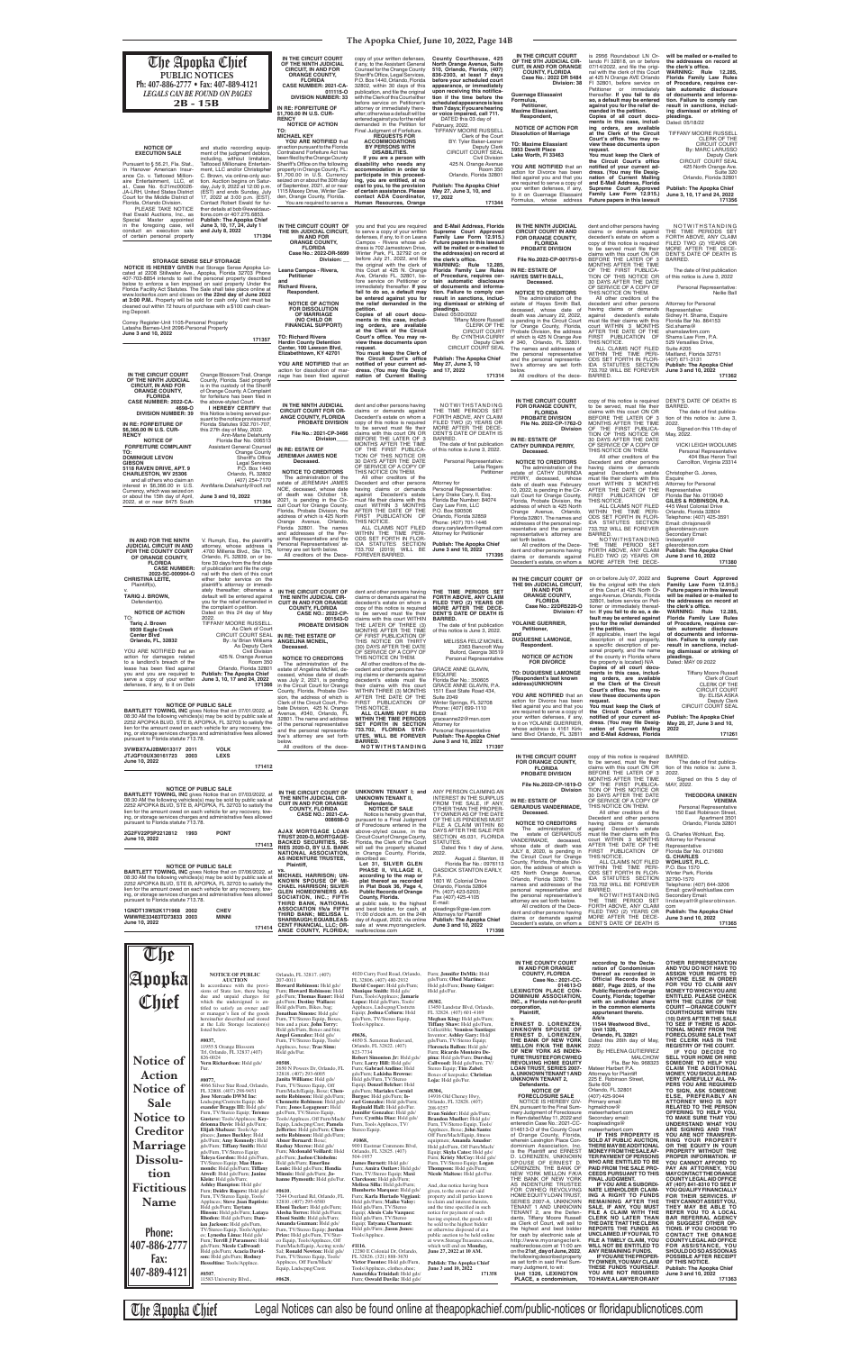# The Apopka Chief

**PUBLIC NOTICES**
Ph: 407-886-2777 • Fax: 407-889-4121
*LEGALS CAN BE FOUND ON PAGES 2B - 15B*

**NOTICE OF EXECUTION SALE**

Pursuant to § 56.21, Fla. Stat., in Hanover American Insurance Co. v. Tattooed Millionaire Entertainment, LLC, et al., Case No. 6:21mc00026-JA-LRH, United States District Court for the Middle District of Florida, Orlando Division.

PLEASE TAKE NOTICE that Exalt Auctions, Inc., as Special Master appointed in the foregoing case, will conduct an execution sale of certain personal property and studio recording equipment of the judgment debtors, including, without limitation, Tattooed Millionaire Entertainment, LLC and/or Christopher C. Brown, via online-only auction. Auction begins on Saturday, July 9, 2022 at 12:00 p.m. (EST) and ends Sunday, July 17, 2022 at 3:00 p.m. (EST). Contact Robert Ewald for further details at bob@exaltauctions.com or 407.275.0853.

**Publish: The Apopka Chief June 3, 10, 17, 24, July 1 and July 8, 2022**
**171394**

**STORAGE SENSE SELF STORAGE**

NOTICE IS HEREBY GIVEN that Storage Sense Apopka Located at 2208 Stillwater Ave., Apopka, Florida 32703 Phone 407-703-8854 intends to sell the personal property described below to enforce a lien imposed on said property Under the Florida Facility Act Statutes. The Sale will take place online at www.lockerfox.com and closes on **the 22nd day of June 2022 at 3:00 P.M.**. Property will be sold for cash only. Unit must be cleaned out within 72 hours of purchase with a $100 cash cleaning Deposit.

Corney Register-Unit 1105-Personal Property
Latasha Barnes-Unit 2086-Personal Property
**June 3 and 10, 2022**
**171357**

**IN THE CIRCUIT COURT OF THE NINTH JUDICIAL CIRCUIT IN AND FOR ORANGE COUNTY, FLORIDA**
**CASE NUMBER: 2022-CA-4698-O**
**DIVISION NUMBER: 39**

**IN RE: FORFEITURE OF $6,366.00 IN U.S. CURRENCY**

**NOTICE OF FORFEITURE COMPLAINT**

**TO: DOMINIQUE LEVON GIBSON**
**5118 RAVEN DRIVE, APT. 9**
**CHARLESTON, WV 25306**

and all others who claim an interest in $6,366.00 in U.S. Currency, which was seized on or about the 15th day of April, 2022, at or near 8475 South Orange Blossom Trail, Orange County, Florida. Said property is in the custody of the Sheriff of Orange County. A Complaint for forfeiture has been filed in the above-styled Court.

**I HEREBY CERTIFY** that this Notice is being served pursuant to the notice provisions of Florida Statutes 932.701-707, this 27th day of May, 2022.

Ann-Marie Delahunty
Florida Bar No. 006513
Assistant General Counsel
Orange County
Sheriff's Office
Legal Services
P.O. Box 1440
Orlando, FL 32802
(407) 254-7170
AnnMarie.Delahunty@ocfl.net

**June 3 and 10, 2022**
**171364**

**IN AND FOR THE NINTH JUDICIAL CIRCUIT IN AND FOR THE COUNTY COURT OF ORANGE COUNTY, FLORIDA**
**CASE NUMBER: 2022-SC-000904-O**

**CHRISTINA LEITE,**
Plaintiff(s),
v.
**TARIQ J. BROWN,**
Defendant(s).

**NOTICE OF ACTION**

**TO: Tariq J. Brown**
**9939 Eagle Creek Center Blvd**
**Orlando, FL, 32832**

YOU ARE NOTIFIED that an action for damages related to a landlord's breach of the lease has been filed against you and you are required to serve a copy of your written defenses, if any, to it on Deb V. Rumph, Esq., the plaintiff's attorney, whose address is 4700 Millenia Blvd., Ste 175, Orlando, FL 32839, on or before 30 days from the first date of publication and file the original with the clerk of this court either before service on the plaintiff's attorney or immediately thereafter; otherwise a default will be entered against you for the relief demanded in the complaint or petition.

Dated on this 24 day of May 2022.

TIFFANY MOORE RUSSELL
As Clerk of Court
CIRCUIT COURT SEAL
By: /s/ Brian Williams
As Deputy Clerk
Civil Division
425 N. Orange Avenue
Room 350
Orlando, Florida 32801

**Publish: The Apopka Chief June 3, 10, 17 and 24, 2022**
**171366**

**NOTICE OF PUBLIC SALE**

**BARTLETT TOWING, INC** gives Notice that on 07/01/2022, at 08:30 AM the following vehicles(s) may be sold by public sale at 2252 APOPKA BLVD, STE B, APOPKA, FL 32703 to satisfy the lien for the amount owed on each vehicle for any recovery, towing, or storage services charges and administrative fees allowed pursuant to Florida statute 713.78.

3VWBX7AJ2BM013317 2011 VOLK
JTJGF10UX30161723 2003 LEXS
**June 10, 2022**
**171412**

**NOTICE OF PUBLIC SALE**

**BARTLETT TOWING, INC** gives Notice that on 07/03/2022, at 08:30 AM the following vehicles(s) may be sold by public sale at 2252 APOPKA BLVD, STE B, APOPKA, FL 32703 to satisfy the lien for the amount owed on each vehicle for any recovery, towing, or storage services charges and administrative fees allowed pursuant to Florida statute 713.78.

2G2FV22P5P2221812 1993 PONT
**June 10, 2022**
**171413**

**NOTICE OF PUBLIC SALE**

**BARTLETT TOWING, INC** gives Notice that on 07/06/2022, at 08:30 AM the following vehicles(s) may be sold by public sale at 2252 APOPKA BLVD, STE B, APOPKA, FL 32703 to satisfy the lien for the amount owed on each vehicle for any recovery, towing, or storage services charges and administrative fees allowed pursuant to Florida statute 713.78.

1GNDT13W52K171968 2002 CHEV
WMWRE33483TD73833 2003 MINN
**June 10, 2022**
**171414**

**IN THE CIRCUIT COURT OF THE NINTH JUDICIAL CIRCUIT IN AND FOR ORANGE COUNTY, FLORIDA**
**CASE NUMBER: 2021-CA-011115-O**
**DIVISION NUMBER: 33**

**IN RE: FORFEITURE OF $1,700.00 IN U.S. CURRENCY**

**NOTICE OF ACTION**

**TO: MICHAEL KEY**

**YOU ARE NOTIFIED** that an action pursuant to the Florida Contraband Forfeiture Act has been filed by the Orange County Sheriff's Office on the following property in Orange County, FL: $1,700.00 in U.S. Currency seized on or about the 20th day of September, 2021 at or near 1115 Maxey Drive, Winter Garden, Orange County, Florida. You are required to serve a copy of your written defenses, if any, to the Assistant General Counsel for the Orange County Sheriff's Office, Legal Services, P.O. Box 1440, Orlando, Florida 32802, within 20 days of this publication, and file the original with the Clerk of this Court either before service on Petitioner's attorney or immediately thereafter; otherwise a default will be entered against you for the relief demanded in the Petition for Final Judgment of Forfeiture.

**REQUESTS FOR ACCOMMODATIONS BY PERSONS WITH DISABILITIES.**

**If you are a person with disability who needs any accommodation in order to participate in this proceeding, you are entitled, at no cost to you, to the provision of certain assistance. Please contact ADA Coordinator, Human Resources, Orange County Courthouse, 425 North Orange Avenue, Suite 510, Orlando, Florida, (407) 836-2303, at least 7 days before your scheduled court appearance, or immediately upon receiving this notification if the time before the scheduled appearance is less than 7 days; if you are hearing or voice impaired, call 711.**

DATED this 03 day of February, 2022.

TIFFANY MOORE RUSSELL
Clerk of the Court
BY: Tyler Baker-Leaner
Deputy Clerk
CIRCUIT COURT SEAL
Civil Division
425 N. Orange Avenue
Room 350
Orlando, Florida 32801

**Publish: The Apopka Chief May 27, June 3, 10, and 17, 2022**
**171344**

**IN THE CIRCUIT COURT OF THE 9th JUDICIAL CIRCUIT, IN AND FOR ORANGE COUNTY, FLORIDA**
**Case No.: 2022-DR-5699**
**Division:**

**Leana Campos - Rivera,**
Petitioner
and
**Richard Rivera,**
Respondent.

**NOTICE OF ACTION FOR DISSOLUTION OF MARRIAGE (NO CHILD OR FINANCIAL SUPPORT)**

**TO: Richard Rivera**
**Hardin County Detention Center, 100 Lawson Blvd. Elizabethtown, KY 42701**

**YOU ARE NOTIFIED** that an action for dissolution of marriage has been filed against you and that you are required to serve a copy of your written defenses, if any, to it on Leana Campos - Rivera whose address is 702 Jamestown Drive, Winter Park, FL 32792 on or before July 21, 2022, and file the original with the clerk of this Court at 425 N. Orange Ave, Orlando, FL 32801, before service on Petitioner or immediately thereafter. **If you fail to do so, a default may be entered against you for the relief demanded in the petition.**

**Copies of all court documents in this case, including orders, are available at the Clerk of the Circuit Court's office. You may review these documents upon request.**

**You must keep the Clerk of the Circuit Court's office notified of your current address. (You may file Designation of Current Mailing and E-Mail Address, Florida Supreme Court Approved Family Law Form 12.915.) Future papers in this lawsuit will be mailed or e-mailed to the address(es) on record at the clerk's office.**

**WARNING: Rule 12.285, Florida Family Law Rules of Procedure, requires certain automatic disclosure of documents and information. Failure to comply can result in sanctions, including dismissal or striking of pleadings.**

Dated: 05/26/2022

Tiffany Moore Russell
CLERK OF THE CIRCUIT COURT
By: CYNTHIA CURRY
Deputy Clerk
CIRCUIT COURT SEAL

**Publish: The Apopka Chief May 27, June 3, 10 and 17, 2022**
**171314**

**IN THE NINTH JUDICIAL CIRCUIT COURT FOR ORANGE COUNTY, FLORIDA PROBATE DIVISION**
**File No.: 2022-CP-3466**
**Division**

**IN RE: ESTATE OF JEREMIAH JAMES NOE**
Deceased.

**NOTICE TO CREDITORS**

The administration of the estate of JEREMIAH JAMES NOE, deceased, whose date of death was October 18, 2021, is pending in the Circuit Court for Orange County, Florida, Probate Division, the address of which is 425 N. Orange Avenue, Orlando, Florida 32801. The names and addresses of the Personal Representative and the Personal Representative's attorney are set forth below.

All creditors of the Decedent and other persons having claims or demands against Decedent's estate on whom a copy of this notice is required to be served must file their claims with this court ON OR BEFORE THE LATER OF 3 MONTHS AFTER THE TIME OF THE FIRST PUBLICATION OF THIS NOTICE OR 30 DAYS AFTER THE DATE OF SERVICE OF A COPY OF THIS NOTICE ON THEM.

All other creditors of the Decedent and other persons having claims or demands against Decedent's estate must file their claims with this court WITHIN 3 MONTHS AFTER THE DATE OF THE FIRST PUBLICATION OF THIS NOTICE.

ALL CLAIMS NOT FILED WITHIN THE TIME PERIODS SET FORTH IN FLORIDA STATUTES SECTION 733.702 (2019) WILL BE FOREVER BARRED.

NOTWITHSTANDING THE TIME PERIODS SET FORTH ABOVE, ANY CLAIM FILED TWO (2) YEARS OR MORE AFTER THE DECEDENT'S DATE OF DEATH IS BARRED.

The date of first publication of this notice is June 3, 2022.

Personal Representative:
Lelia Rogers
Petitioner

Attorney for
Personal Representative:
Larry Drake Cary, II, Esq.
Florida Bar Number: 84074
Cary Law Firm, LLC
P.O. Box 580006
Orlando, Florida 32859
Phone: (407) 701-1446
dcary.carylawfirm@gmail.com
Attorney for Petitioner

**Publish: The Apopka Chief June 3 and 10, 2022**
**171395**

**IN THE NINTH JUDICIAL CIRCUIT COURT IN AND FOR ORANGE COUNTY, FLORIDA**
**CASE NO.: 2022-CP-001543-O**
**PROBATE DIVISION**

**IN RE: THE ESTATE OF ANGELINA MCNEIL,**
Deceased.

**NOTICE TO CREDITORS**

The administration of the estate of Angelina McNeil, deceased, whose date of death was July 23, 2021, is pending in the Circuit Court for Orange County, Florida, Probate Division, the address of which is Clerk of the Circuit Court, Probate Division, 425 N. Orange Avenue, #340, Orlando, FL 32801. The names and addresses of the personal representative and the personal representative's attorney are set forth below.

All creditors of the decedent and other persons having claims or demands against the decedent's estate on whom a copy of this notice is required to be served must file their claims with this court WITHIN THE LATER OF THREE (3) MONTHS AFTER THE TIME OF THE FIRST PUBLICATION OF THIS NOTICE OR THIRTY (30) DAYS AFTER THE DATE OF SERVICE OF A COPY OF THIS NOTICE ON THEM.

All other creditors of the decedent and other persons having claims or demands against the decedent's estate must file their claims with this court WITHIN THREE (3) MONTHS AFTER THE DATE OF THE FIRST PUBLICATION OF THIS NOTICE.

**ALL CLAIMS NOT FILED WITHIN THE TIME PERIODS SET FORTH IN SECTION 733.702, FLORIDA STATUTES, WILL BE FOREVER BARRED.**

**NOTWITHSTANDING THE TIME PERIODS SET FORTH ABOVE, ANY CLAIM FILED TWO (2) YEARS OR MORE AFTER THE DECEDENT'S DATE OF DEATH IS BARRED.**

The date of first publication of this notice is June 3, 2022.

MELISSA WILLCOCKS
2363 Barcroft Way
Buford, Georgia 30519
Personal Representative

GRACE ANNE GLAVIN, ESQUIRE
Florida Bar No.: 350605
GRACE ANNE GLAVIN, P.A.
1511 East State Road 434,
Suite 2049
Winter Springs, FL 32708
Phone: (407) 699-1110
Email:
graceanne2@mac.com
Attorney for
Personal Representative

**Publish: The Apopka Chief June 3 and 10, 2022**
**171397**

**IN THE CIRCUIT COURT OF THE NINTH JUDICIAL CIRCUIT IN AND FOR ORANGE COUNTY, FLORIDA**
**CASE NO.: 2021-CA-006698-O**

**AJAX MORTGAGE LOAN TRUST 2020-D, MORTGAGE-BACKED SECURITIES, SERIES 2020-D, BY U.S. BANK NATIONAL ASSOCIATION, AS INDENTURE TRUSTEE,**
Plaintiff,
vs.
**MICHAEL HARRISON; UNKNOWN SPOUSE OF MICHAEL HARRISON; SILVER GLEN HOMEOWNERS ASSOCIATION, INC.; FIFTH THIRD BANK, NATIONAL ASSOCIATION f/k/a FIFTH THIRD BANK; MELISSA L. SHAW; MIDLAND CREDIT MANAGEMENT, INC.; DISCOVER BANK; SUNTRUST BANK; ORANGE COUNTY, FLORIDA; UNKNOWN TENANT I, UNKNOWN TENANT II,**
Defendants.

**NOTICE OF SALE**

Notice is hereby given that, pursuant to a Final Judgment of Foreclosure entered in the above-styled cause, in the Circuit Court of Orange County, Florida, the Clerk of the Court will sell the property situated in Orange County, Florida, described as:

**Lot 31, SILVER GLEN PHASE II VILLAGE II, according to the map or plat thereof as recorded in Plat Book 36, Page 4, Public Records of Orange County, Florida.**

at public sale, to the highest and best bidder, for cash, at 11:00 o'clock a.m. on the 24th day of August, 2022, via online sale at www.myorangeclerk.realforeclose.com

ANY PERSON CLAIMING AN INTEREST IN THE SURPLUS FROM THE SALE, IF ANY, OTHER THAN THE PROPERTY OWNER AS OF THE DATE OF THE LIS PENDENS MUST FILE A CLAIM WITHIN 60 DAYS AFTER THE SALE PER SECTION 45.031, FLORIDA STATUTES.

Dated this 1 day of June, 2022.

August J. Stanton, III
Florida Bar No.: 0976113
GASDICK STANTON EARLY, P.A.
1601 W. Colonial Drive
Orlando, Florida 32804
Ph. (407) 423-5203;
Fax (407) 425-4105
E-mail:
pleadings@gse-law.com
Attorneys for Plaintiff

**Publish: The Apopka Chief June 3 and 10, 2022**
**171358**

**IN THE CIRCUIT COURT OF THE 9TH JUDICIAL CIRCUIT, IN AND FOR ORANGE COUNTY, FLORIDA**
**Case No.: 2022 DR 5484**
**Division: 38**

**Guernage Elassaint Formulus,**
Petitioner,
and
**Maxime Elassaint,**
Respondent,

**NOTICE OF ACTION FOR Dissolution of Marriage**

**TO: Maxime Elassaint**
**5953 Dewitt Place**
**Lake Worth, Fl 33463**

**YOU ARE NOTIFIED** that an action for Divorce has been filed against you and that you are required to serve a copy of your written defenses, if any, to it on Guernage Elassaint Formulus, whose address is 2956 Roundabout LN Orlando Fl 32818, on or before 07/14/2022, and file the original with the clerk of this Court at 425 N Orange AVE Orlando Fl 32801, before service on Petitioner or immediately thereafter. **If you fail to do so, a default may be entered against you for the relief demanded in the petition.**

**Copies of all court documents in this case, including orders, are available at the Clerk of the Circuit Court's office. You may review these documents upon request.**

**You must keep the Clerk of the Circuit Court's office notified of your current address. (You may file Designation of Current Mailing and E-Mail Address, Florida Supreme Court Approved Family Law Form 12.915.) Future papers in this lawsuit will be mailed or e-mailed to the addresses on record at the clerk's office.**

**WARNING: Rule 12.285, Florida Family Law Rules of Procedure, requires certain automatic disclosure of documents and information. Failure to comply can result in sanctions, including dismissal or striking of pleadings.**

Dated: 05/18/22

TIFFANY MOORE RUSSELL
CLERK OF THE CIRCUIT COURT
By: MARC LAROUSSO
Deputy Clerk
CIRCUIT COURT SEAL
425 North Orange Ave.
Suite 320
Orlando, Florida 32801

**Publish: The Apopka Chief June 3, 10, 17 and 24, 2022**
**171356**

**IN THE NINTH JUDICIAL CIRCUIT COURT IN AND FOR ORANGE COUNTY, FLORIDA PROBATE DIVISION**
**File No.2022-CP-001751-O**

**IN RE: ESTATE OF HAYES SMITH BALL,**
Deceased.

**NOTICE TO CREDITORS**

The administration of the estate of Hayes Smith Ball, deceased, whose date of death was January 22, 2022, is pending in the Circuit Court for Orange County, Florida, Probate Division, the address of which is 425 N Orange Ave # 340, Orlando, FL 32801. The names and addresses of the personal representative and the personal representative's attorney are set forth below.

All creditors of the decedent and other persons having claims or demands against decedent's estate on whom a copy of this notice is required to be served must file their claims with this court ON OR BEFORE THE LATER OF 3 MONTHS AFTER THE TIME OF THE FIRST PUBLICATION OF THIS NOTICE OR 30 DAYS AFTER THE DATE OF SERVICE OF A COPY OF THIS NOTICE ON THEM.

All other creditors of the decedent and other persons having claims or demands against decedent's estate must file their claims with this court WITHIN 3 MONTHS AFTER THE DATE OF THE FIRST PUBLICATION OF THIS NOTICE.

ALL CLAIMS NOT FILED WITHIN THE TIME PERIODS SET FORTH IN FLORIDA STATUTES SECTION 733.702 WILL BE FOREVER BARRED.

NOTWITHSTANDING THE TIME PERIODS SET FORTH ABOVE, ANY CLAIM FILED TWO (2) YEARS OR MORE AFTER THE DECEDENT'S DATE OF DEATH IS BARRED.

The date of first publication of this notice is June 3, 2022.

Personal Representative:
Nelle Ball

Attorney for Personal Representative:
Sameer H. Shams, Esquire
Florida Bar No. 864153
Sid.shams@shamslawfirm.com
Shams Law Firm, P.A.
529 Versailles Drive,
Suite #205
Maitland, Florida 32751
(407) 677-3131

**Publish: The Apopka Chief June 3 and 10, 2022**
**171362**

**IN THE CIRCUIT COURT FOR ORANGE COUNTY, FLORIDA PROBATE DIVISION**
**File No. 2022-CP-1762-O**
**Division**

**IN RE: ESTATE OF CATHY DURINDA PERRY,**
Deceased.

**NOTICE TO CREDITORS**

The administration of the estate of CATHY DURINDA PERRY, deceased, whose date of death was February 10, 2022, is pending in the Circuit Court for Orange County, Florida, Probate Division, the address of which is 425 North Orange Avenue, Orlando, Florida 32801. The names and addresses of the personal representative and the personal representative's attorney are set forth below.

All creditors of the decedent and other persons having claims or demands against Decedent's estate, on whom a copy of this notice is required to be served must file their claims with this court ON OR BEFORE THE LATER OF 3 MONTHS AFTER THE TIME OF THE FIRST PUBLICATION OF THIS NOTICE OR 30 DAYS AFTER THE DATE OF SERVICE OF A COPY OF THIS NOTICE ON THEM.

All other creditors of the Decedent and other persons having claims or demands against Decedent's estate must file their claims with this court WITHIN 3 MONTHS AFTER THE DATE OF THE FIRST PUBLICATION OF THIS NOTICE.

ALL CLAIMS NOT FILED WITHIN THE TIME PERIODS SET FORTH IN FLORIDA STATUTES SECTION 733.702 WILL BE FOREVER BARRED.

NOTWITHSTANDING THE TIME PERIOD SET FORTH ABOVE, ANY CLAIM FILED TWO (2) YEARS OR MORE AFTER THE DECEDENT'S DATE OF DEATH IS BARRED.

The date of first publication of this notice is: June 3, 2022.

Signed on this 11th day of May, 2022.

VICKI LEIGH WOOLUMS
Personal Representative
404 Blue Heron Trail
Carrollton, Virginia 23314

Christopher G. Jones,
Esquire
Attorney for
Personal Representative
Florida Bar No. 0119040
**GILES & ROBINSON, P.A.**
445 West Colonial Drive
Orlando, Florida 32804
Telephone: (407) 425-3591
Email: chrisjones@gilesrobinson.com
Secondary Email:
lmdawson@gilesrobinson.com

**Publish: The Apopka Chief June 3 and 10, 2022**
**171380**

**IN THE CIRCUIT COURT OF THE 9th JUDICIAL CIRCUIT, IN AND FOR ORANGE COUNTY, FLORIDA**
**Case No.: 22DR3220-O**
**Division: 47**

**YOLAINE GUERRIER,**
Petitioner,
and
**DUQUESNE LAMONGE,**
Respondent.

**NOTICE OF ACTION FOR DIVORCE**

**TO: DUQUESNE LAMONGE (Respondent's last known address)UNKNOWN**

**YOU ARE NOTIFIED** that an action for Divorce has been filed against you and that you are required to serve a copy of your written defenses, if any, to it on YOLAINE GUERRIER, whose address is 4161 Kirkland Blvd Orlando, FL 32811 on or before July 07, 2022, and file the original with the clerk of this Court at 425 North Orange Avenue, Orlando, Florida 32801, before service on Petitioner or immediately thereafter. **If you fail to do so, a default may be entered against you for the relief demanded in the petition.**

{If applicable, insert the legal description of real property, a specific description of personal property, and the name of the county in Florida where the property is located} N/A

**Copies of all court documents in this case, including orders, are available at the Clerk of the Circuit Court's office. You may review these documents upon request.**

**You must keep the Clerk of the Circuit Court's office notified of your current address. (You may file Designation of Current Mailing and E-Mail Address, Florida Supreme Court Approved Family Law Form 12.915.) Future papers in this lawsuit will be mailed or e-mailed to the address(es) on record at the clerk's office.**

**WARNING: Rule 12.285, Florida Family Law Rules of Procedure, requires certain automatic disclosure of documents and information. Failure to comply can result in sanctions, including dismissal or striking of pleadings.**

Dated: MAY 18 2022

Tiffany Moore Russell
Clerk of Court
CLERK OF THE CIRCUIT COURT
By: ELISA ASKA
Deputy Clerk
CIRCUIT COURT SEAL

**Publish: The Apopka Chief May 20, 27, June 3 and 10, 2022**
**171261**

**IN THE CIRCUIT COURT FOR ORANGE COUNTY, FLORIDA PROBATE DIVISION**
**File No. 2022-CP-1619-O**
**Division**

**IN RE: ESTATE OF GERARDUS VANDERMADE,**
Deceased.

**NOTICE TO CREDITORS**

The administration of the estate of GERARDUS VANDERMADE, deceased, whose date of death was JULY 8, 2020, is pending in the Circuit Court for Orange County, Florida, Probate Division, the address of which is 425 North Orange Avenue, Orlando, Florida 32801. The names and addresses of the personal representative and the personal representative's attorney are set forth below.

All creditors of the decedent and other persons having claims or demands against Decedent's estate, on whom a copy of this notice is required to be served must file their claims with this court ON OR BEFORE THE LATER OF 3 MONTHS AFTER THE TIME OF THE FIRST PUBLICATION OF THIS NOTICE OR 30 DAYS AFTER THE DATE OF SERVICE OF A COPY OF THIS NOTICE ON THEM.

All other creditors of the Decedent and other persons having claims or demands against Decedent's estate must file their claims with this court WITHIN 3 MONTHS AFTER THE DATE OF THE FIRST PUBLICATION OF THIS NOTICE.

ALL CLAIMS NOT FILED WITHIN THE TIME PERIODS SET FORTH IN FLORIDA STATUTES SECTION 733.702 WILL BE FOREVER BARRED.

NOTWITHSTANDING THE TIME PERIOD SET FORTH ABOVE, ANY CLAIM FILED TWO (2) YEARS OR MORE AFTER THE DECEDENT'S DATE OF DEATH IS BARRED.

The date of first publication of this notice is: June 3, 2022.

Signed on this 5 day of MAY, 2022.

**THEODORA UNIKEN VENEMA**
Personal Representative
150 East Robinson Street,
Unit 3501
Orlando, Florida 32801

G. Charles Wohlust, Esq.
Attorney for
Personal Representative
Florida Bar No. 0121660
**WOHLUST, P.L.L.C.**
P.O. Box 1570
Winter Park, Florida 32790-1570
Telephone: (407) 644-3206
Email: gcw@wohlustlaw.com
Secondary Email:
lmdawson@gilesrobinson.com

**Publish: The Apopka Chief June 3 and 10, 2022**
**171365**

# The Apopka Chief

**Notice of Action**
**Notice of Sale**
**Notice to Creditor**
**Marriage Dissolution**
**Fictitious Name**

**Phone: 407-886-2777**
**Fax: 407-889-4121**

**NOTICE OF PUBLIC AUCTION**

In accordance with the provisions of State law, there being due and unpaid charges for which the undersigned is entitled to satisfy an owner and/or manager's lien of the goods hereinafter described and stored at the Life Storage location(s) listed below.

**#8037,**
11955 S Orange Blossom Trl, Orlando, FL 32837 (407) 826-0024
**Vera Richardson:** Hold gds/ Fur.

**#8077,**
4066 Silver Star Road, Orlando, FL 32808, (407) 298-5651
**Jose Mercado DWM Inc:** Lndscpng/Cnstrctn Equip; **Alexander Braggs III:** Hold gds/ Furn, TV/Stereo Equip; **Terrence Gustave:** Tools/Appliances; **Kaydrionna Davis:** Hold gds/Furn; **Elijah Shabazz:** Tools/Appliances; **James Buckley:** Hold gds/Furn; **Amy Kennedy:** Hold gds/Furn; **Tiffany Smith:** Hold gds/Furn, TV/Stereo Equip; **Teleyo Gordon:** Hold gds/Furn, TV/Stereo Equip; **Mae Hammonds:** Hold gds/Furn; **Tiffany Atwell:** Hold gds/Furn; **Janine Klein:** Hold gds/Furn; **Ashley Hampton:** Hold gds/Furn; **Deidre Rogers:** Hold gds/Furn, TV/Stereo Equip, Tools/Appliances; **Steve Jean Baptiste:** Hold gds/Furn; **Taytiana Hinson:** Hold gds/Furn; **Latoya Rhodes:** Hold gds/Furn; **Damian Jackson:** Hold gds/Furn, TV/Stereo Equip, Tools/Appliances; **Lynesha Lloyd:** Hold gds/Furn; **Terrill J Paramore:** Hold gds/Furn; **Nicole Caldwood:** Hold gds/Furn; **Acacia Davidson:** Hold gds/Furn; **Rodney Hesseltine:** Tools/Appliance.

**#8507**
11503 University Blvd., Orlando, FL 32817, (407) 207-9911
**Howard Robinson:** Hold gds/Furn; **Howard Robinson:** Hold gds/Furn; **Thomas Moore:** Hold gds/Furn; **Jordan Wallace:** Hold gds/Furn, Boxes, bins and a piano; **Jonathan Simons:** Hold gds/Furn, TV/Stereo Equip, Boxes, bins and a piano; **John Terry:** Hold gds/Furn, Boxes and bin; **Angel Gonzalez:** Hold gds/Furn, TV/Stereo Equip, Tools/Appliances, boxes; **Tras Sims:** Hold gds/Fur.

**#8508,**
2650 N Powers Dr, Orlando, FL 32818, (407) 293-8005
**Janita Williams:** Hold gds/Furn, TV/Stereo Equip, Off Furn/Mach/Equip, Boxe; **Chonnette Robinson:** Hold gds/Furn; **Nakia Williams:** Hold gds/Furn; **Jesse Lopasner:** Hold gds/Furn, TV/Stereo Equip, Tools/Appliances, Off Furn/Mach/Equip, Lndscpng/Cnst; **Pamela Jefferies:** Hold gds/Furn; **Chaunette Robinson:** Hold gds/Furn; **Abner Bernard:** Hold gds/Furn; **Rasheer Mosley:** Hold gds/Furn; **Mcdonald Veillard:** Hold gds/Furn; **Jadore Chisholm:** Hold gds/Furn; **Emerline Louis:** Hold gds/Furn; **Bonfin Mimin:** Hold gds/Furn; **Jerome Pizzarelli:** Hold gds/Fur.

**#8610,**
7244 Overland Rd, Orlando, FL 32810, (407) 293-6590
**Ebonni Becker:** Hold gds/Furn; **Alesha Torres:** Hold gds/Furn; **Elwad Smith:** Hold gds/Furn; **Amanda Guzman:** Hold gds/Furn, TV/Stereo Equip; **Jordan Pierce:** Hold gds/Furn, TV/Stereo Equip, Off Furn/Mach/Equip, Acctng rcrds/; **Ed Ronald Norton:** Hold gds/Furn, TV/Stereo Equip, Tools/Appliances, Off Furn/Mach/Equip, Lndscpng/Cnstr.

**#8628,**
4020 Curry Ford Road, Orlando, FL 32806, (407) 480-2932
**David Cooper:** Hold gds/Furn; **Jeffery Hart:** Hold gds/Furn, Tools/Appliances; **Jamaris Lopez:** Hold gds/Furn, Tools/Appliances, Lndscpng/Cnstrctn Equip; **Joshua Coburn:** Hold gds/Furn, TV/Stereo Equip, Tools/Applianc.

**#8636,**
4495 S. Semoran Boulevard, Orlando, FL 32822, (407) 823-7734
**Robert Simonton Jr:** Hold gds/Furn; **Larry Hill:** Hold gds/Furn; **Gabriel Andino:** Hold gds/Furn; **Latisha Browne:** Hold gds/Furn, TV/Stereo Equip; **Kevin Belcher:** Hold gds/Furn; **Marialen Conrad Falcon:** Hold gds/Furn; **Isrrael Gonzalez:** Hold gds/Furn; **Reginald Hall:** Hold gds/Furn; **Jennifer Gonzalez:** Hold gds/Furn; **Cynthia Diaz:** Hold gds/Furn, Tools/Appliances, TV/Stereo Equip.

**#8868,**
8001 Kenmar Commons Blvd, Orlando, FL 32825, (407) 904-1937
**James Burnett:** Hold gds/Furn; **Andrea Outlaw:** Hold gds/Furn, TV/Stereo Equip; **Marci Claribaux:** Hold gds/Furn; **Melissa Silla:** Hold gds/Furn; **Humberto Marquez:** Hold gds/Furn; **Karla Hurtado Virginiani:** Hold gds/Furn; **Malika Voley:** Hold gds/Furn; **Alexis Cole Vasquez:** Hold gds/Furn, TV/Stereo Equip; **Tatyana Charmant:** Hold gds/Furn; **Ada Jones:** Hold gds/Furn.

**#1116,**
12280 E Colonial Dr, Orlando, FL 32826, (321) 888-3650
**Victor Fuentes:** Hold gds/Furn, Tools/Appliances, clothes shoe; **Annerlicia Trinidad:** Hold gds/Furn; **Oswald Davila:** Hold gds/Furn; **Jennifer DeMilt:** Hold gds/Furn; **Obed Martinez:** Hold gds/Furn; **Donny Geiger:** Hold gds/Furn.

**#6302,**
13450 Landstar Blvd, Orlando, FL 32824, (407) 601-4169
**Meghan King:** Hold gds/Furn; **Tiffany Shaw:** Hold gds/Furn, Collectibles; **Yesenia Santiago Inocencio:** Ashley Gary: Hold gds/Furn, TV/Stereo Equip; **Florencia Roldan:** Hold gds/Furn; **Ricardo Montero Delpino:** Hold gds/Furn; **Darohaj LaRond:** Hold gds/Furn, TV/Stereo Equip; **Tim Zabel:** Boxes of keepsake; **Christian Lajas:** Hold gds/Fur.

**#6304,**
14910-OM Cheney Hwy, Orlando, FL 32828, (407) 298-5375
**Evan Snider:** Hold gds/Furn; **Brandon Mueller:** Hold gds/Furn, TV/Stereo Equip, Tools/Appliances, Boxe; **John Santo:** Off Furn/Mach/Equip, fitness equipment; **Amanda Amador:** Hold gds/Furn, TV/Stereo Equip; **Skyla Cofoe:** Hold gds/Furn; **Kelsey McCoy:** Hold gds/Furn, TV/Stereo Equip; **Logan Thompson:** Hold gds/Furn; **Nicole Maltese:** Hold gds/Fur.

And, due notice having been given, to the owner of said property and all parties known to claim and interest therein, and the time specified in such notice for payment of such having expired, the goods will be sold to the highest bidder or otherwise disposed of at a public auction on the date and time listed below. Auction to be held online at www.StorageTreasures.com, which will end on **Monday, June 27, 2022 at 10 AM.**

**Publish: The Apopka Chief June 3 and 10, 2022**
**171358**

**IN THE CIRCUIT COURT IN AND FOR ORANGE COUNTY, FLORIDA**
**Case No.: 2021-CC-014613-O**

**LEXINGTON PLACE CONDOMINIUM ASSOCIATION, INC., a Florida not-for-profit corporation,**
Plaintiff,
v.
**ERNEST D. LORENZEN, UNKNOWN SPOUSE OF ERNEST D. LORENZEN, THE BANK OF NEW YORK MELLON F/K/A THE BANK OF NEW YORK AS INDENTURE TRUSTEE FOR CWHEQ REVOLVING HOME EQUITY LOAN TRUST, SERIES 2007-A, UNKNOWN TENANT I AND UNKNOWN TENANT 2,**
Defendants.

**NOTICE OF FORECLOSURE SALE**

NOTICE IS HEREBY GIVEN, pursuant to the Final Summary Judgment of Foreclosure in Rem dated May 11, 2022 and entered in Case No.: 2021-CC-014613-O of the County Court of Orange County, Florida, wherein Lexington Place Condominium Association, Inc. is the Plaintiff and ERNEST D. LORENZEN, UNKNOWN SPOUSE OF ERNEST D. LORENZEN, THE BANK OF NEW YORK MELLON F/K/A THE BANK OF NEW YORK AS INDENTURE TRUSTEE FOR CWHEQ REVOLVING HOME EQUITY LOAN TRUST, SERIES 2007-A, UNKNOWN TENANT 1 AND UNKNOWN TENANT 2, are the Defendants, Tiffany Moore Russell as Clerk of Court, will sell to the highest and best bidder for cash by electronic sale at http://www.myorangeclerk.realforeclose.com at 11:00 am on the **21st day of June, 2022**, the following described property as set forth in said Final Summary Judgment, to wit:

**Unit 1326, LEXINGTON PLACE, a condominium,** according to the Declaration of Condominium thereof as recorded in Official Records Book 8607, Page 2025, of the Public Records of Orange County, Florida; together with an undivided share in the common elements appurtenant thereto.

A/k/a
**11544 Westwood Blvd., Unit 1326,**
**Orlando, FL 32821**

Dated this 26th day of May 2022.

By: HELENA GUTIERREZ MALCHOW
Fla. Bar No. 968323
Mateer Harbert P.A.
Attorneys for Plaintiff
225 E. Robinson Street,
Suite 600
Orlando, FL 32801
(407) 425-9044
Primary email:
hgmalchow@mateerharbert.com
Secondary email:
hoaplead@mateerharbert.com

**IF THIS PROPERTY IS SOLD AT PUBLIC AUCTION, THERE MAY BE ADDITIONAL MONEY FROM THE SALE AFTER PAYMENT OF PERSONS WHO ARE ENTITLED TO BE PAID FROM THE SALE PROCEEDS PURSUANT TO THIS FINAL JUDGMENT.**

**IF YOU ARE A SUBORDINATE LIENHOLDER CLAIMING A RIGHT TO FUNDS REMAINING AFTER THE SALE, IF ANY, YOU MUST FILE A CLAIM WITH THE CLERK NO LATER THAN THE DATE THAT THE CLERK REPORTS THE FUNDS AS UNCLAIMED. IF YOU FAIL TO FILE A TIMELY CLAIM, YOU WILL NOT BE ENTITLED TO ANY REMAINING FUNDS.**

**IF YOU ARE THE PROPERTY OWNER, YOU MAY CLAIM THESE FUNDS YOURSELF. YOU ARE NOT REQUIRED TO HAVE A LAWYER OR ANY OTHER REPRESENTATION AND YOU DO NOT HAVE TO ASSIGN YOUR RIGHTS TO ANYONE ELSE IN ORDER FOR YOU TO CLAIM ANY MONEY TO WHICH YOU ARE ENTITLED. PLEASE CHECK WITH THE CLERK OF THE COURT – ORANGE COUNTY COURTHOUSE WITHIN TEN (10) DAYS AFTER THE SALE TO SEE IF THERE IS ADDITIONAL MONEY FROM THE FORECLOSURE SALE THAT THE CLERK HAS IN THE REGISTRY OF THE COURT.**

**IF YOU DECIDE TO SELL YOUR HOME OR HIRE SOMEONE TO HELP YOU CLAIM THE ADDITIONAL MONEY, YOU SHOULD READ VERY CAREFULLY ALL PAPERS YOU ARE REQUIRED TO SIGN, ASK SOMEONE ELSE, PREFERABLY AN ATTORNEY WHO IS NOT RELATED TO THE PERSON OFFERING TO HELP YOU, TO MAKE SURE THAT YOU UNDERSTAND WHAT YOU ARE SIGNING AND THAT YOU ARE NOT TRANSFERRING YOUR PROPERTY OR THE EQUITY IN YOUR PROPERTY WITHOUT THE PROPER INFORMATION. IF YOU CANNOT AFFORD TO PAY AN ATTORNEY, YOU MAY CONTACT THE ORANGE COUNTY LEGAL AID OFFICE AT (407) 841-8310 TO SEE IF YOU QUALIFY FINANCIALLY FOR THEIR SERVICES. IF THEY CANNOT ASSIST YOU, THEY MAY BE ABLE TO REFER YOU TO A LOCAL BAR REFERRAL AGENCY OR SUGGEST OTHER OPTIONS. IF YOU CHOOSE TO CONTACT THE ORANGE COUNTY LEGAL AID OFFICE FOR ASSISTANCE, YOU SHOULD DO SO AS SOON AS POSSIBLE AFTER RECEIPT OF THIS NOTICE.**

**Publish: The Apopka Chief June 3 and 10, 2022**
**171359**

Legal Notices also can be found online at theapopkachief.com/public-notices or floridapublicnotices.com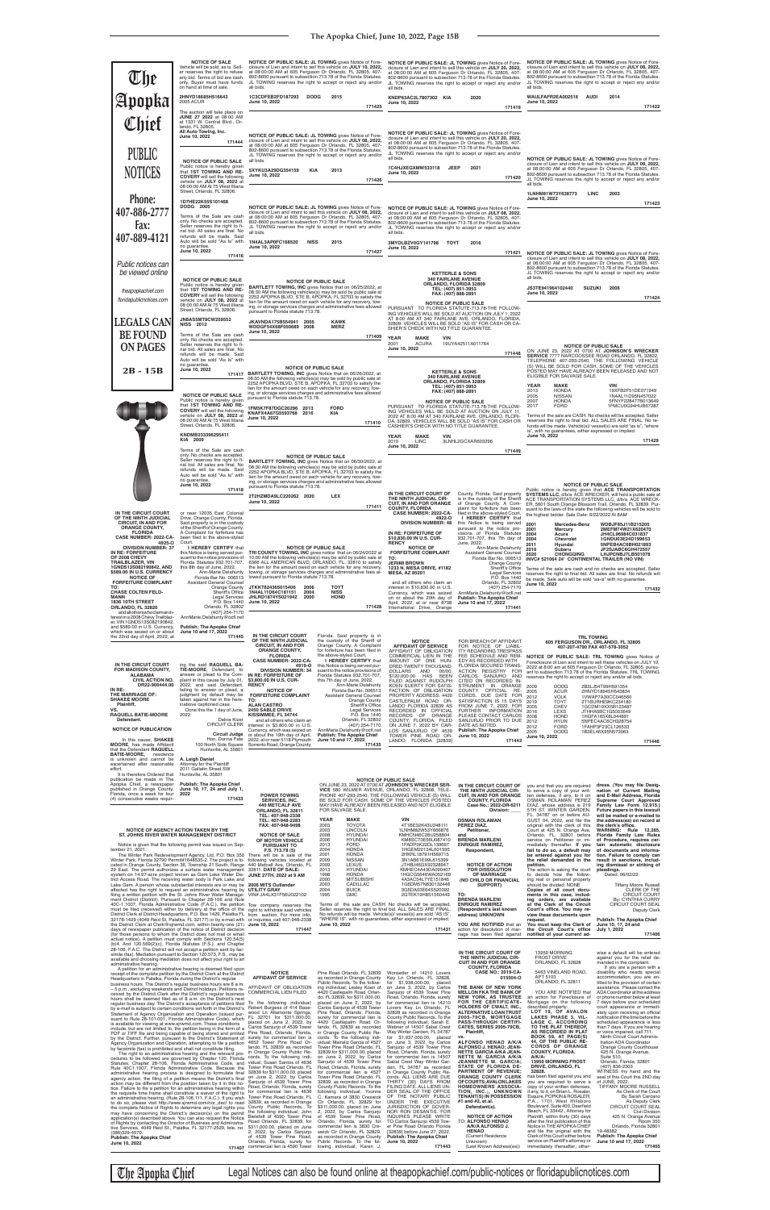# The Apopka Chief

# PUBLIC NOTICES

Phone: 407-886-2777
Fax: 407-889-4121

*Public notices can be viewed online*

theapopkachief.com
floridapublicnotices.com

## LEGALS CAN BE FOUND ON PAGES

## 2B - 15B

---

**NOTICE OF SALE**

Vehicle will be sold, as is. Seller reserves the right to refuse any bid. Terms of bid are cash only. Buyer must have funds on hand at time of sale.

**2HNYD18685H516843**
2005 ACUR

The auction will take place on **JUNE 27 2022** at 08:00 AM at 1331 W. Central Blvd., Orlando, FL 32805.
**All Auto Towing, Inc.**
**June 10, 2022** **171444**

---

**NOTICE OF PUBLIC SALE**

Public notice is hereby given that **1ST TOWING AND RECOVERY** will sell the following vehicle on **JULY 08, 2022** at 08:00:00 AM at 75 West Illiana Street, Orlando, FL 32806.

**1D7HE22K55S101468**
**DODG 2005**

Terms of the Sale are cash only. No checks are accepted. Seller reserves the right to final bid. All sales are final. No refunds will be made. Said Auto will be sold "As Is" with no guarantee.
**June 10, 2022** **171416**

---

**NOTICE OF PUBLIC SALE**

Public notice is hereby given that **1ST TOWING AND RECOVERY** will sell the following vehicle on **JULY 08, 2022** at 08:00:00 AM at 75 West Illiana Street, Orlando, FL 32806.

**JN8AS5MT8CW259552**
**NISS 2012**

Terms of the Sale are cash only. No checks are accepted. Seller reserves the right to final bid. All sales are final. No refunds will be made. Said Auto will be sold "As Is" with no guarantee.
**June 10, 2022** **171417**

---

**NOTICE OF PUBLIC SALE**

Public notice is hereby given that **1ST TOWING AND RECOVERY** will sell the following vehicle on **JULY 08, 2022** at 08:00:00 AM at 75 West Illiana Street, Orlando, FL 32806.

**KNDMB233396295411**
**KIA 2009**

Terms of the Sale are cash only. No checks are accepted. Seller reserves the right to final bid. All sales are final. No refunds will be made. Said Auto will be sold "As Is" with no guarantee.
**June 10, 2022** **171418**

---

**NOTICE OF PUBLIC SALE: JL TOWING** gives Notice of Foreclosure of Lien and intent to sell this vehicle on **JULY 10, 2022**, at 08:00:00 AM at 605 Ferguson Dr Orlando, FL 32805. 407-802-8600 pursuant to subsection 713.78 of the Florida Statutes. JL TOWING reserves the right to accept or reject any and/or all bids.

**1C3CDFEB2FD187293 DODG 2015**
**June 10, 2022** **171425**

---

**NOTICE OF PUBLIC SALE: JL TOWING** gives Notice of Foreclosure of Lien and intent to sell this vehicle on **JULY 08, 2022**, at 08:00:00 AM at 605 Ferguson Dr Orlando, FL 32805. 407-802-8600 pursuant to subsection 713.78 of the Florida Statutes. JL TOWING reserves the right to accept or reject any and/or all bids.

**5XYKU3A29DG354159 KIA 2013**
**June 10, 2022** **171426**

---

**NOTICE OF PUBLIC SALE: JL TOWING** gives Notice of Foreclosure of Lien and intent to sell this vehicle on **JULY 08, 2022**, at 08:00:00 AM at 605 Ferguson Dr Orlando, FL 32805. 407-802-8600 pursuant to subsection 713.78 of the Florida Statutes. JL TOWING reserves the right to accept or reject any and/or all bids.

**1N4AL3AP0FC168520 NISS 2015**
**June 10, 2022** **171427**

---

**NOTICE OF PUBLIC SALE**

**BARTLETT TOWING, INC** gives Notice that on 06/25/2022, at 08:30 AM the following vehicles(s) may be sold by public sale at 2252 APOPKA BLVD, STE B, APOPKA, FL 32703 to satisfy the lien for the amount owed on each vehicle for any recovery, towing, or storage services charges and administrative fees allowed pursuant to Florida statute 713.78.

**JKAVNDA175B554941 2005 KAWK**
**WDDGF54X88F050689 2008 MERZ**
**June 10, 2022** **171409**

---

**NOTICE OF PUBLIC SALE**

**BARTLETT TOWING, INC** gives Notice that on 06/26/2022, at 08:30 AM the following vehicles(s) may be sold by public sale at 2252 APOPKA BLVD, STE B, APOPKA, FL 32703 to satisfy the lien for the amount owed on each vehicle for any recovery, towing, or storage services charges and administrative fees allowed pursuant to Florida statute 713.78.

**1FM5K7F87DGC20296 2013 FORD**
**KNAFX4A61D5593768 2016 KIA**
**June 10, 2022** **171410**

---

**NOTICE OF PUBLIC SALE**

**BARTLETT TOWING, INC** gives Notice that on 06/30/2022, at 08:30 AM the following vehicles(s) may be sold by public sale at 2252 APOPKA BLVD, STE B, APOPKA, FL 32703 to satisfy the lien for the amount owed on each vehicle for any recovery, towing, or storage services charges and administrative fees allowed pursuant to Florida statute 713.78.

**2T2HZMDA5LC220262 2020 LEX**
**June 10, 2022** **171411**

---

**NOTICE OF PUBLIC SALE**

**TRI COUNTY TOWING, INC** gives Notice that on 06/24/2022 at 10:00 AM the following vehicles(s) may be sold by public sale at 5300 ALL AMERICAN BLVD, ORLANDO, FL 32810 to satisfy the lien for the amount owed on each vehicle for any recovery, towing, or storage services charges and administrative fees allowed pursuant to Florida statute 713.78.

**JTKKT624X65015405 2006 TOYT**
**1N4AL11D64C181151 2004 NISS**
**JHLRD1874YS021942 2000 HOND**
**June 10, 2022** **171428**

---

**NOTICE OF PUBLIC SALE: JL TOWING** gives Notice of Foreclosure of Lien and intent to sell this vehicle on **JULY 20, 2022**, at 08:00:00 AM at 605 Ferguson Dr Orlando, FL 32805. 407-802-8600 pursuant to subsection 713.78 of the Florida Statutes. JL TOWING reserves the right to accept or reject any and/or all bids.

**KNDP6CAC2L7807302 KIA 2020**
**June 10, 2022** **171419**

---

**NOTICE OF PUBLIC SALE: JL TOWING** gives Notice of Foreclosure of Lien and intent to sell this vehicle on **JULY 20, 2022**, at 08:00:00 AM at 605 Ferguson Dr Orlando, FL 32805. 407-802-8600 pursuant to subsection 713.78 of the Florida Statutes. JL TOWING reserves the right to accept or reject any and/or all bids.

**1C4HJXEGXMW533118 JEEP 2021**
**June 10, 2022** **171420**

---

**NOTICE OF PUBLIC SALE: JL TOWING** gives Notice of Foreclosure of Lien and intent to sell this vehicle on **JULY 08, 2022**, at 08:00:00 AM at 605 Ferguson Dr Orlando, FL 32805. 407-802-8600 pursuant to subsection 713.78 of the Florida Statutes. JL TOWING reserves the right to accept or reject any and/or all bids.

**3MYDLBZV0GY141798 TOYT 2016**
**June 10, 2022** **171421**

---

**KETTERLE & SONS**
**340 FAIRLANE AVENUE**
**ORLANDO, FLORIDA 32809**
**TEL: (407) 851-3953**
**FAX: (407) 888-2891**

**NOTICE OF PUBLIC SALE**

PURSUANT TO FLORIDA STATUTE-713.78-THE FOLLOWING VEHICLES WILL BE SOLD AT AUCTION ON JULY 1, 2022 AT 8:00 AM AT 340 FAIRLANE AVE. ORLANDO, FLORIDA, 32809. VEHICLES WILL BE SOLD "AS IS" FOR CASH OR CASHIER'S CHECK WITH NO TITLE GUARANTEE.

| YEAR | MAKE | VIN |
|---|---|---|
| 2001 | ACURA | 19UYA42511A011764 |

**June 10, 2022** **171448**

---

**KETTERLE & SONS**
**340 FAIRLANE AVENUE**
**ORLANDO, FLORIDA 32809**
**TEL: (407) 851-3953**
**FAX: (407) 888-2891**

**NOTICE OF PUBLIC SALE**

PURSUANT TO FLORIDA STATUTE-713.78-THE FOLLOWING VEHICLES WILL BE SOLD AT AUCTION ON JULY 11, 2022 AT 8:00 AM AT 340 FAIRLANE AVE. ORLANDO, FLORIDA, 32809. VEHICLES WILL BE SOLD "AS IS" FOR CASH OR CASHIER'S CHECK WITH NO TITLE GUARANTEE.

| YEAR | MAKE | VIN |
|---|---|---|
| 2010 | LINC | 3LNHL2GCXAR603296 |

**June 10, 2022** **171449**

---

**NOTICE OF PUBLIC SALE: JL TOWING** gives Notice of Foreclosure of Lien and intent to sell this vehicle on **JULY 08, 2022**, at 08:00:00 AM at 605 Ferguson Dr Orlando, FL 32805. 407-802-8600 pursuant to subsection 713.78 of the Florida Statutes. JL TOWING reserves the right to accept or reject any and/or all bids.

**WAULFAFR2EA002516 AUDI 2014**
**June 10, 2022** **171422**

---

**NOTICE OF PUBLIC SALE: JL TOWING** gives Notice of Foreclosure of Lien and intent to sell this vehicle on **JULY 09, 2022**, at 08:00:00 AM at 605 Ferguson Dr Orlando, FL 32805. 407-802-8600 pursuant to subsection 713.78 of the Florida Statutes. JL TOWING reserves the right to accept or reject any and/or all bids.

**1LNHM81W73Y638773 LINC 2003**
**June 10, 2022** **171423**

---

**NOTICE OF PUBLIC SALE: JL TOWING** gives Notice of Foreclosure of Lien and intent to sell this vehicle on **JULY 08, 2022**, at 08:00:00 AM at 605 Ferguson Dr Orlando, FL 32805. 407-802-8600 pursuant to subsection 713.78 of the Florida Statutes. JL TOWING reserves the right to accept or reject any and/or all bids.

**JS3TE941964102440 SUZUKI 2006**
**June 10, 2022** **171424**

---

**NOTICE OF PUBLIC SALE**

ON JUNE 23, 2022 AT 0700 AT **JOHNSON'S WRECKER SERVICE** 7777 NARCOOSSEE ROAD ORLANDO, FL 32822. TELEPHONE 407-293-2540. THE FOLLOWING VEHICLE (S) WILL BE SOLD FOR CASH. SOME OF THE VEHICLES POSTED MAY HAVE ALREADY BEEN RELEASED AND NOT ELIGIBLE FOR SALVAGE SALE.

| YEAR | MAKE | VIN |
|---|---|---|
| 2013 | HONDA | 19XFB2F51DE071949 |
| 2005 | NISSAN | 1N4AL11D95N457022 |
| 2007 | HONDA | 5FNYF28447B019649 |
| 2017 | FORD | 1FMCU0G94HUB67287 |

Terms of the sale are CASH. No checks will be accepted. Seller reserves the right to final bid. ALL SALES ARE FINAL. No refunds will be made. Vehicle(s)/ vessel(s) are sold "as is", "where is", with no guarantees, either expressed or implied.
**June 10, 2022** **171429**

---

**NOTICE OF PUBLIC SALE**

Public notice is hereby given that **ACE TRANSPORTATION SYSTEMS LLC,** d/b/a ACE WRECKER, will hold a public sale at ACE TRANSPORTATION SYSTEMS LLC, d/b/a ACE WRECKER, 5601 South Orange Blossom Trail, Orlando, FL 32809. Pursuant to the laws of the state the following vehicles will be sold to the highest bidder. Sale Date: 6/22/2022 At 8AM

| | | |
|---|---|---|
| 2001 | Mercedes-Benz | WDBJF65J11B215205 |
| 2001 | Mercury | 2MEFM74W21X626470 |
| 2004 | Acura | JH4CL96984C011937 |
| 2004 | Chevrolet | 1GNDX03E04D199553 |
| 2011 | Hyundai | 5NPEB4AC6BH021693 |
| 2016 | Subaru | JF2SJAHC6GH472557 |
| 2020 | CHONGQING | L1JHCNBJ7LB501078 |
| INVC# 521064 24' CONTINENTAL TRAILER (NO VIN) | | |

Terms of the sale are cash and no checks are accepted. Seller reserves the right to final bid. All sales are final. No refunds will be made. Sale auto will be sold "as-is" with no guarantee.
**June 10, 2022** **171432**

---

**TRL TOWING**
**605 FERGUSON DR., ORLANDO, FL 32805**
**407-207-4790 FAX 407-578-3052**

**NOTICE OF PUBLIC SALE: TRL TOWING** gives Notice of Foreclosure of Lien and intent to sell these vehicles on JULY 10, 2022 at 8:00 am at 605 Ferguson Dr Orlando, FL 32805, pursuant to subsection 713.78 of the Florida Statutes. TRL TOWING reserves the right to accept or reject any and/or all bids.

| | | |
|---|---|---|
| 2009 | DODG | 2B3LJ54T99H591354 |
| 2005 | ACUR | 2HNYD18845H543834 |
| 2012 | VOLK | 1VWAP7A30CC046560 |
| 2019 | TOYT | 2T1BURHE6KC234180 |
| 2005 | CHEV | 1G1ZS58F1SOF)134487 |
| 2016 | LEXS | 2T2ZZMCA5GC143860 |
| 2006 | HOND | 1HGFA16558L049891 |
| 2012 | HYUN | 5NPEC4AC8CH335754 |
| 2012 | FORD | 1FAHP3F23CL126533 |
| 2005 | DODG | 1B3EL46X05N573063 |

**June 10, 2022** **171446**

---

**IN THE CIRCUIT COURT OF THE NINTH JUDICIAL CIRCUIT, IN AND FOR ORANGE COUNTY, FLORIDA**
**CASE NUMBER: 2022-CA-4925-O**
**DIVISION NUMBER: 37**

**IN RE: FORFEITURE OF 2008 CHEVY TRAILBLAZER, VIN 1GNDS13S082190842, AND $589.00 IN U.S. CURRENCY**

**NOTICE OF FORFEITURE COMPLAINT**

**TO:**
**CHASE COLTEN FELD-MANN**
**1836 10TH STREET**
**ORLANDO, FL 32820**

and all others who claim an interest in a 2008 Chevy Trailblazer, VIN 1GNDS13S082190842, and $589.00 in U.S. Currency, which was seized on or about the 22nd day of April, 2022, at or near 12035 East Colonial Drive, Orange County, Florida. Said property is in the custody of the Sheriff of Orange County. A Complaint for forfeiture has been filed in the above-styled Court.

**I HEREBY CERTIFY** that this Notice is being served pursuant to the notice provisions of Florida Statutes 932.701-707, this 8th day of June, 2022.

Ann-Marie Delahunty
Florida Bar No. 006513
Assistant General Counsel
Orange County
Sheriff's Office
Legal Services
P.O. Box 1440
Orlando, FL 32802
(407) 254-7170
AnnMarie.Delahunty@ocfl.net

**Publish: The Apopka Chief**
**June 10 and 17, 2022** **171445**

---

**IN THE CIRCUIT COURT OF THE NINTH JUDICIAL CIRCUIT, IN AND FOR ORANGE COUNTY, FLORIDA**
**CASE NUMBER: 2022-CA-4915-O**
**DIVISION NUMBER: 34**

**IN RE: FORFEITURE OF $3,800.00 IN U.S. CURRENCY**

**NOTICE OF FORFEITURE COMPLAINT**

**TO:**
**ALAN CASTRO**
**2955 SABLE DRIVE**
**KISSIMMEE, FL 34744**

and all others who claim an interest in $3,800.00 in U.S. Currency, which was seized on or about the 19th day of April, 2022, at or near 5118 Plymouth Sorrento Road, Orange County, Florida. Said property is in the custody of the Sheriff of Orange County. A Complaint for forfeiture has been filed in the above-styled Court.

**I HEREBY CERTIFY** that this Notice is being served pursuant to the notice provisions of Florida Statutes 932.701-707, this 7th day of June, 2022.

Ann-Marie Delahunty
Florida Bar No. 006513
Assistant General Counsel
Orange County
Sheriff's Office
Legal Services
P.O. Box 1440
Orlando, FL 32802
(407) 254-7170
AnnMarie.Delahunty@ocfl.net

**Publish: The Apopka Chief**
**June 10 and 17, 2022** **171435**

---

**IN THE CIRCUIT COURT OF THE NINTH JUDICIAL CIRCUIT, IN AND FOR ORANGE COUNTY, FLORIDA**
**CASE NUMBER: 2022-CA-4922-O**
**DIVISION NUMBER: 48**

**IN RE: FORFEITURE OF $10,830.00 IN U.S. CURRENCY**

**NOTICE OF FORFEITURE COMPLAINT**

**TO:**
**JERIMI BROWN**
**1233 N. MESA DRIVE, #1162**
**MESA, AZ 85201**

and all others who claim an interest in $10,830.00 in U.S. Currency, which was seized on or about the 20th day of April, 2022, at or near 8738 International Drive, Orange County, Florida. Said property is in the custody of the Sheriff of Orange County. A Complaint for forfeiture has been filed in the above-styled Court.

**I HEREBY CERTIFY** that this Notice is being served pursuant to the notice provisions of Florida Statutes 932.701-707, this 7th day of June, 2022.

Ann-Marie Delahunty
Assistant General Counsel
Florida Bar No. 006513
Orange County
Sheriff's Office
Legal Services
P.O. Box 1440
Orlando, FL 32802
(407) 254-7170
AnnMarie.Delahunty@ocfl.net

**Publish: The Apopka Chief**
**June 10 and 17, 2022** **171441**

---

**NOTICE**
**AFFIDAVIT OF SERVICE**

AFFIDAVIT OF OBLIGATION COMMERCIAL LIEN IN THE AMOUNT OF ONE HUNDRED TWENTY THOUSAND DOLLARS AND 00/00. $120,000.00 HAS BEEN FILED AGAINST RUDOLPH KOEN SUERTY FOR SATISFACTION OF OBLIGATION PROPERTY ADDRESS: 4420 CASTLEPALM ROAD ORLANDO FLORIDA 32808 AS RECORDED IN THE OFFICIAL RECORDS OF ORANGE COUNTY, FLORIDA. FILED ON JUNE 7, 2022 BY CARLOS SANJURJO OF 4539 TOWER PINE ROAD ORLANDO, FLORIDA [32839] FOR BREACH OF AFFIDAVIT FOR NOTICE OF LIABILITY REGARDING TRESPASS FEE SCHEDULE AND REMEDY AS RECORDED WITH FLORIDA SECURED TRANSACTION REGISTRY FOR CARLOS SANJURO AND CITED ON RECORDED INSTRUMENT IN ORANGE COUNTY OFFICIAL RECORDS. DUE DATE FOR SATISFACTION IS 15 DAYS FROM JUNE 7, 2022. FOR FURTHER INFORMATION PLEASE CONTACT CARLOS SANJURJO PRIOR TO DUE DATE AS NOTED.
**Publish: The Apopka Chief**
**June 10, 2022** **171442**

---

**IN THE CIRCUIT COURT FOR MADISON COUNTY, ALABAMA**
**CIVIL ACTION NO. DR22-900044.00**

**IN RE:**
**THE MARRIAGE OF: SHAKEE MOORE**
**Plaintiff,**
**VS.**
**RAQUELL BATIE-MOORE**
**Defendant.**

**NOTICE OF PUBLICATION**

In this cause, **SHAKEE MOORE**, has made Affidavit that the Defendant **RAQUELL BATIE-MOORE**, residence is unknown and cannot be ascertained after reasonable effort.

It is therefore Ordered that publication be made in The Apopka Chief, a newspaper published in Orange County, Florida, once a week for four (4) consecutive weeks requiring the said **RAQUELL BATIE-MOORE**, Defendant, to answer or plead to the Complaint in this cause by July 01, 2022, and said Defendant, failing to answer or plead, a judgment by default may be taken against her in the hereinabove captioned case.

Done this the 1 day of June, 2022.

Debra Kizer
CIRCUIT CLERK

**Circuit Judge**
Hon. Donna Pate
100 North Side Square
Huntsville, AL 35801

**A. Leigh Daniel**
Attorney for the Plaintiff
2011 Gallatin Street SW
Huntsville, AL 35801

**Publish: The Apopka Chief**
**June 10, 17, 24 and July 1, 2022** **171433**

---

**NOTICE OF AGENCY ACTION TAKEN BY THE ST. JOHNS RIVER WATER MANAGEMENT DISTRICT**

Notice is given that the following permit was issued on September 21, 2021:

The Winter Park Redevelopment Agency, Ltd, P.O. Box 350 Winter Park, Florida 32790 Permit#164853-2. The project is located in Orange County, Section 36, Township 21 South, Range 29 East. The permit authorizes a surface water management system on 14.27-acre project known as Gem Lake Water Storage Tank Road. The receiving water body is Park Lake and Lake Gem. A person whose substantial interests are or may be affected has the right to request an administrative hearing by filing a written petition with the St. Johns River Water Management District (District). Pursuant to Chapter 28-106 and Rule 40C-1.1007, Florida Administrative Code (F.A.C.), the petition must be filed (received) either by delivery at the office of the District Clerk at District Headquarters, P.O. Box 1429, Palatka FL 32178-1429 (4049 Reid St, Palatka, FL 32177) or by e-mail with the District Clerk at Clerk@sjrwmd.com, within twenty-one (21) days of newspaper publication of the notice of District decision (for those persons to whom the District does not mail or email actual notice). A petition must comply with Sections 120.54(5)(b)4. And 120.569(2)(c), Florida Statutes (F.S.), and Chapter 28-106, F.A.C. The District will not accept a petition sent by facsimile (fax). Mediation pursuant to Section 120.573, F.S., may be available and choosing mediation does not affect your right to an administrative hearing.

A petition for an administrative hearing is deemed filed upon receipt of the complete petition by the District Clerk at the District Headquarters in Palatka, Florida during the District's regular business hours. The District's regular business hours are 8 a.m. – 5 p.m., excluding weekends and District holidays. Petitions received by the District Clerk after the District's regular business hours shall be deemed filed as of 8 a.m. on the District's next regular business day. The District's acceptance of petitions filed by e-mail is subject to certain conditions set forth in the District's Statement of Agency Organization and Operation (issued pursuant to Rule 28-101.001, Florida Administrative Code), which is available for viewing at www.sjrwmd.com. These conditions include, but are not limited to, the petition being in the form of a PDF or TIFF file and being capable of being stored and printed by the District. Further, pursuant to the District's Statement of Agency Organization and Operation, attempting to file a petition by facsimile (fax) is prohibited and shall not constitute filing.

The right to an administrative hearing and the relevant procedures to be followed are governed by Chapter 120, Florida Statutes, Chapter 28-106, Florida Administrative Code, and Rule 40C-1.1007, Florida Administrative Code. Because the administrative hearing process is designed to formulate final agency action, the filing of a petition means the District's final action may be different from the position taken by it in this notice. Failure to file a petition for an administrative hearing within the requisite time frame shall constitute a waiver of the right to an administrative hearing. (Rule 28-106.111, F.A.C.). If you wish to do so, please visit http://www.sjrwmd.com/nor_dec/ to read the complete Notice of Rights to determine any legal rights you may have concerning the District's decision(s) on the permit application(s) described above. You can also request the Notice of Rights by contacting the Director of Business and Administrative Services, 4049 Reid St., Palatka, FL 32177-2529, tele. no. (386)329-4570.
**Publish: The Apopka Chief**
**June 10, 2022** **171407**

---

**POWER TOWING SERVICES, INC.**
**440 METCALF AVE**
**ORLANDO, FL 32811**
**TEL: 407-948-2338**
**TEL: 407-948-2283**
**FAX: 407-948-9498**

**NOTICE OF SALE OF MOTOR VEHICLE PURSUANT TO F.S. 713.78 (5)**

There will be a sale of the following vehicles located at 440 Metcalf Ave, Orlando, FL 32811.
**DATE OF SALE JUNE 27TH, 2022 at 9 AM**

**2006 MITS Outlander UTILITY GRAY**
VIN# JA4LX31F56U022102

Tow company reserves the right to withdraw said vehicles from auction. For more info, or inquiries, call 407-948-2338
**June 10, 2022** **171447**

---

**NOTICE OF PUBLIC SALE**

ON JUNE 23, 2022 AT 0700 AT **JOHNSON'S WRECKER SERVICE** 580 WILMER AVENUE ORLANDO, FL 32808. TELEPHONE 407-293-2540. THE FOLLOWING VEHICLE (S) WILL BE SOLD FOR CASH. SOME OF THE VEHICLES POSTED MAY HAVE ALREADY BEEN RELEASED AND NOT ELIGIBLE FOR SALVAGE SALE.

| YEAR | MAKE | VIN |
|---|---|---|
| 2003 | TOYOTA | 4T1BE32K43U248111 |
| 2003 | LINCOLN | 1LNHM82W53Y668676 |
| 2008 | HYUNDAI | KMHCN46C28U286860 |
| 2006 | HYUNDAI | KMBSC73E56U087410 |
| 2013 | FORD | 1FADP3K22DL139697 |
| 2004 | HONDA | 1HGEM22134L001935 |
| 2001 | HONDA | 2HKRL1879YH569715 |
| 2009 | NISSAN | 3N1AB61E99L615299 |
| 2008 | LEXUS | JTHBJ46G082238847 |
| 2013 | HYUNDAI | KMHCU4AE2DU482096 |
| 1998 | HONDA | 1HGCG5646WA052169 |
| 2000 | MITSUBISHI | 4A3AC44G1YE151846 |
| 2003 | CADILLAC | 1GEEK67N803132448 |
| 2004 | BUICK | 3G5DA03E64S530592 |
| 1995 | GMC | 2GTEK19H8S1560449 |

Terms of the sale are CASH. No checks will be accepted. Seller reserves the right to final bid. ALL SALES ARE FINAL. No refunds will be made. Vehicle(s)/ vessel(s) are sold "as is", "WHERE IS", with no guarantees, either expressed or implied.
**June 10, 2022** **171431**

---

**NOTICE**
**AFFIDAVIT OF SERVICE**

AFFIDAVIT OF OBLIGATION COMMERCIAL LIEN FILED

To the following individual; Robert Burgess of 414 Basswood Ln. Altamonte Springs, FL 32701 for $311,000.00, placed on June 2, 2022, by Carlos Sanjurjo of 4539 Tower Pine Road, Orlando, Florida, 32839 as recorded in Orange County Public Records. To the following individual; Cory Sohn of 4652 Tower Pine Road Orlando, FL 32839 for $311,000.00, placed on June 2, 2022, by Carlos Sanjurjo of 4539 Tower Pine Road, Orlando, Florida, 32839 as recorded in Orange County Public Records. To the following individual; Susan Santos of 4636 Tower Pine Road Orlando, FL 32839 for $311,000.00, placed on June 2, 2022, by Carlos Sanjurjo of 4539 Tower Pine Road, Orlando, Florida, 32839 as recorded in Orange County Public Records. To the following individual; Joan Gronet of 4662 Tower Pine Road Orlando, FL 32839 for $311,000.00, placed on June 2, 2022, by Carlos Sanjurjo of 4539 Tower Pine Road, Orlando, Florida, 32839 as recorded in Orange County Public Records. To the following individual; John Batelfali of 4630 Tower Pine Road Orlando, FL 32839, for $311,000.00, placed on June 2, 2022, by Carlos Sanjurjo of 4539 Tower Pine Road, Orlando, Florida, 32839 as recorded in Orange County Public Records. To the following individual; Lesley Koen of 4420 Castlepalm Road, Orlando, FL 32808, for $311,000.00, placed on June 2, 2022, by Carlos Sanjurjo of 4539 Tower Pine Road, Orlando, Florida, 32839 as recorded in Orange County Public Records. To the following individual; Rudolph Koen of 4420 Castlepalm Road, Orlando, FL 32808 for $311,000.00, placed on June 2, 2022, by Carlos Sanjurjo of 4539 Tower Pine Road, Orlando, Florida, 32839 as recorded in Orange County Public Records. To the following individual; Bernard Garcia of 4527 Tower Pine Road Orlando, FL 32839 for $311,000.00, placed on June 2, 2022, by Carlos Sanjurjo of 4539 Tower Pine Road, Orlando, Florida, surety for commercial lien is 4527 Tower Pine Road Orlando, FL 32839, as recorded in Orange County Public Records. To the following individual; Yvonne C. Kamara of 3830 Crewsick Cir Orlando, FL 32839 for $311,000.00, placed on June 2, 2022, by Carlos Sanjurjo of 4539 Tower Pine Road, Orlando, Florida, surety for commercial lien is 3830 Crewsick Cir Orlando, FL 32839, as recorded in Orange County Public Records. To the following individual; Karen J. Wonsetler of 14210 Lovers Key Ln Orlando, FL 32828, for $1,808,000.00, placed on June 2, 2022, by Carlos Sanjurjo of 4539 Tower Pine Road, Orlando, Florida, surety for commercial lien is 14210 Lovers Key Ln Orlando, FL 32828, as recorded in Orange County Public Records. To the following individual; Sarah E. Widmer of 14507 Sabal Crest Way Winter Garden, FL 34787 for $1,807,000.00, placed on June 3, 2022, by Carlos Sanjurjo of 4539 Tower Pine Road, Orlando, Florida, surety for commercial lien is 14507 Sabal Crest Way Winter Garden, FL 34787 as recorded in Orange County Public Records. ALL LIENS ARE DUE THIRTY (30) DAYS FROM FILING DATE. ALL LIENS UNDER SEAL OF THE OFFICE OF THE NOTARY PUBLIC UNDER THE EXECUTIVE JURISDICTION OF GOVERNOR RON DESANTIS. FOR INQUIRIES PLEASE WRITE: TO Carlos Sanjurjo 4539 Tower Pine Road Orlando Florida [32839] before June 27, 2022.
**Publish: The Apopka Chief**
**June 10, 2022** **171443**

---

**IN THE CIRCUIT COURT OF THE NINTH JUDICIAL CIRCUIT, IN AND FOR ORANGE COUNTY, FLORIDA**
**Case No.: 2022-DR-5211**
**Division:**

**OSMAN ROLAMAN PEREZ DIAZ,**
**Petitioner,**
and
**BRENDA MARLENI ENRIQUE RAMIREZ,**
**Respondent,**

**NOTICE OF ACTION FOR DISSOLUTION OF MARRIAGE (NO CHILD OR FINANCIAL SUPPORT)**

**TO:**
**BRENDA MARLENI ENRIQUE RAMIREZ**
**(Respondent's last known address) UNKNOWN**

**YOU ARE NOTIFIED** that an action for dissolution of marriage has been filed against you and that you are required to serve a copy of your written defenses, if any, to it on OSMAN ROLAMAN PEREZ DIAZ, whose address is 219 5TH ST. WINTER GARDEN, FL 34787 on or before AUGUST 04, 2022, and file the original with the clerk of this Court at 425 N. Orange Ave, Orlando, FL 32801 before service on Petitioner or immediately thereafter. **If you fail to do so, a default may be entered against you for the relief demanded in the petition.**

The action is asking the court to decide how the following real or personal property should be divided: NONE

**Copies of all court documents in this case, including orders, are available at the Clerk of the Circuit Court's office. You may review these documents upon request.**

**You must keep the Clerk of the Circuit Court's office notified of your current address. (You may file Designation of Current Mailing and E-Mail Address, Florida Supreme Court Approved Family Law Form 12.915.) Future papers in this lawsuit will be mailed or e-mailed to the address(es) on record at the clerk's office.**

**WARNING: Rule 12.285, Florida Family Law Rules of Procedure, requires certain automatic disclosure of documents and information. Failure to comply can result in sanctions, including dismissal or striking of pleadings.**

Dated: 06/02/22

Tiffany Moore Russell
CLERK OF THE CIRCUIT COURT
By: CYNTHIA CURRY
CIRCUIT COURT SEAL
Deputy Clerk

**Publish: The Apopka Chief**
**June 10, 17, 24 and July 1, 2022** **171406**

---

**IN THE CIRCUIT COURT OF THE NINTH JUDICIAL CIRCUIT IN AND FOR ORANGE COUNTY, FLORIDA**
**CASE NO.: 2019-CA-015504-O**

**THE BANK OF NEW YORK MELLON FKA THE BANK OF NEW YORK, AS TRUSTEE FOR THE CERTIFICATEHOLDERS OF CWALT, INC., ALTERNATIVE LOAN TRUST 2005-79CB, MORTGAGE PASS-THROUGH CERTIFICATES, SERIES 2005-79CB,**
**Plaintiff,**
**vs.**
**ALFONSO HENAO A/K/A ALFONSO J. HENAO; JEANNETTE GARCIA A/K/A JEANNETTE M. GARCIA A/K/A JEANNETTE M. GARCIA; STATE OF FLORIDA DEPARTMENT OF REVENUE; ORANGE COUNTY CLERK OF COURTS; AVALON LAKES HOMEOWNERS ASSOCIATION, INC.; UNKNOWN TENANT(S) IN POSSESSION #1 and #2, et.al.**
**Defendant(s).**

**NOTICE OF ACTION**
**TO: ALFONSO HENAO A/K/A ALFONSO J. HENAO**
(Current Residence Unknown)
(Last Known Address(es)) 13950 MORNING FROST DRIVE ORLANDO, FL 32828
5463 VINELAND ROAD, APT 5103
ORLANDO, FL 32811

YOU ARE NOTIFIED that an action for Foreclosure of Mortgage on the following described property:

**LOT 19, OF AVALON LAKES PHASE 3, VILLAGE C, ACCORDING TO THE PLAT THEREOF, AS RECORDED IN PLAT BOOK 59, AT PAGE(S) 44, OF THE PUBLIC RECORDS OF ORANGE COUNTY, FLORIDA.**
**A/K/A: 13950 MORNING FROST DRIVE, ORLANDO, FL 32828.**

has been filed against you and you are required to serve a copy of your written defenses, if any, to it, on Brian L. Rosaler, Esquire, POPKIN & ROSALER, P.A., 1701 West Hillsboro Boulevard, Suite 400, Deerfield Beach, FL 33442., Attorney for Plaintiff, within thirty (30) days after the first publication of this Notice in THE APOPKA CHIEF and file the original with the Clerk of this Court either before service on Plaintiff's attorney or immediately thereafter; otherwise a default will be entered against you for the relief demanded in the complaint.

If you are a person with a disability who needs special accommodation, you are entitled to the provision of certain assistance. Please contact the ADA Coordinator at least 7 days before your scheduled court appearance or immediately upon receiving an official notification if the time before the scheduled appearance is less than 7 days. If you are hearing or voice impaired, call 711.

Ninth Circuit Court Administration ADA Coordinator
Orange County Courthouse
425 N. Orange Avenue, Suite 510
Orlando, Florida, 32801
(407) 836-2303

WITNESS my hand and the seal of this Court this 2ND day of JUNE, 2022.

TIFFANY MOORE RUSSELL
As Clerk of the Court
By Sarah Carcano
As Deputy Clerk
CIRCUIT COURT SEAL
Civil Division
425 N. Orange Avenue
Room 350
Orlando, Florida 32801

19-48382
**Publish: The Apopka Chief**
**June 10 and 17, 2022** **171405**

---

Legal Notices can also be found online at theapopkachief.com/public-notices or floridapublicnotices.com